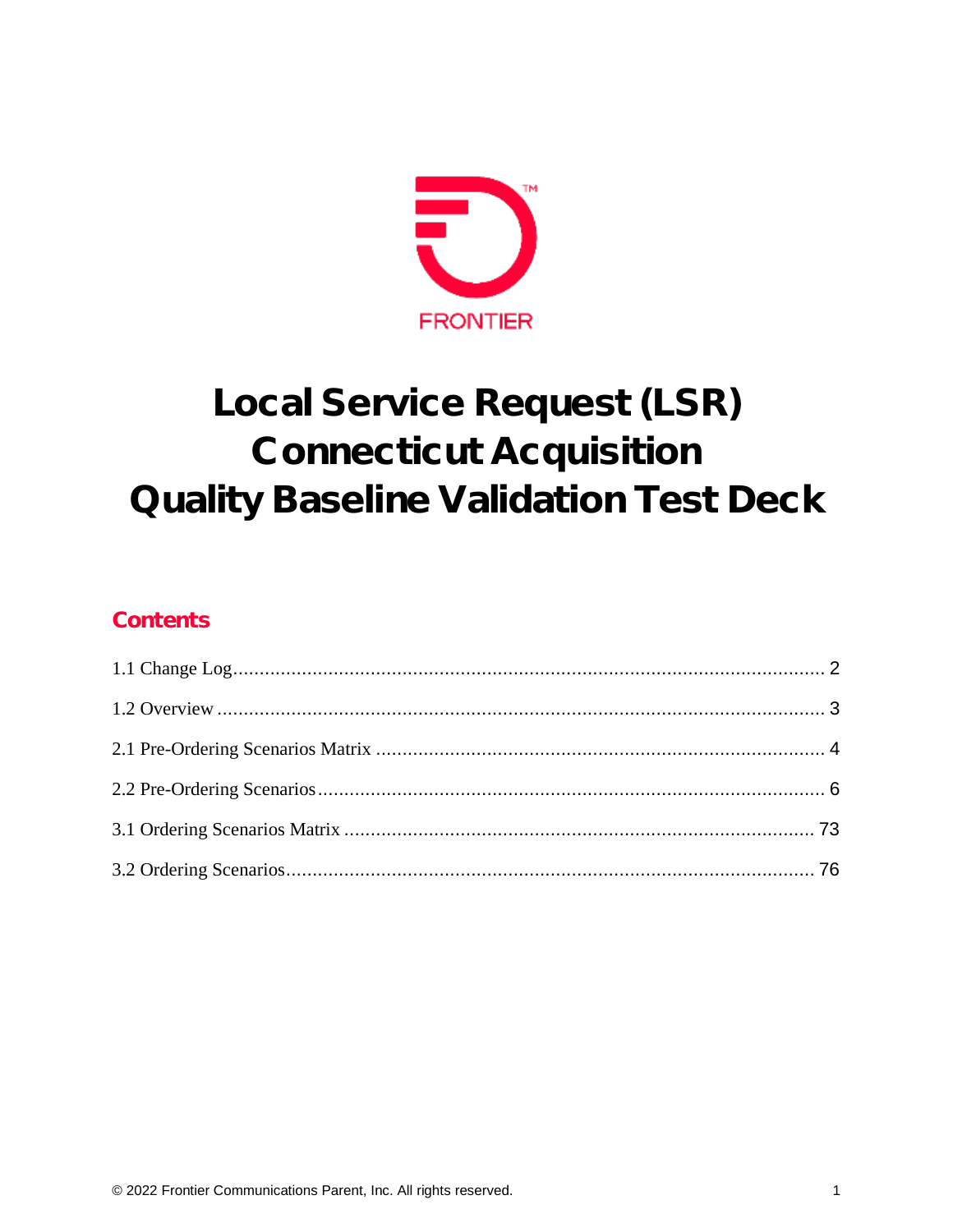FRONTIER

# Local Service Request (LSR) Connecticut Acquisition Quality Baseline Validation Test Deck

## Contents

1.1 Change Log .................................................................................................. 2

1.2 Overview ..................................................................................................... 3

2.1 Pre-Ordering Scenarios Matrix ...................................................................... 4

2.2 Pre-Ordering Scenarios .................................................................................. 6

3.1 Ordering Scenarios Matrix ........................................................................... 73

3.2 Ordering Scenarios ...................................................................................... 76

© 2022 Frontier Communications Parent, Inc. All rights reserved.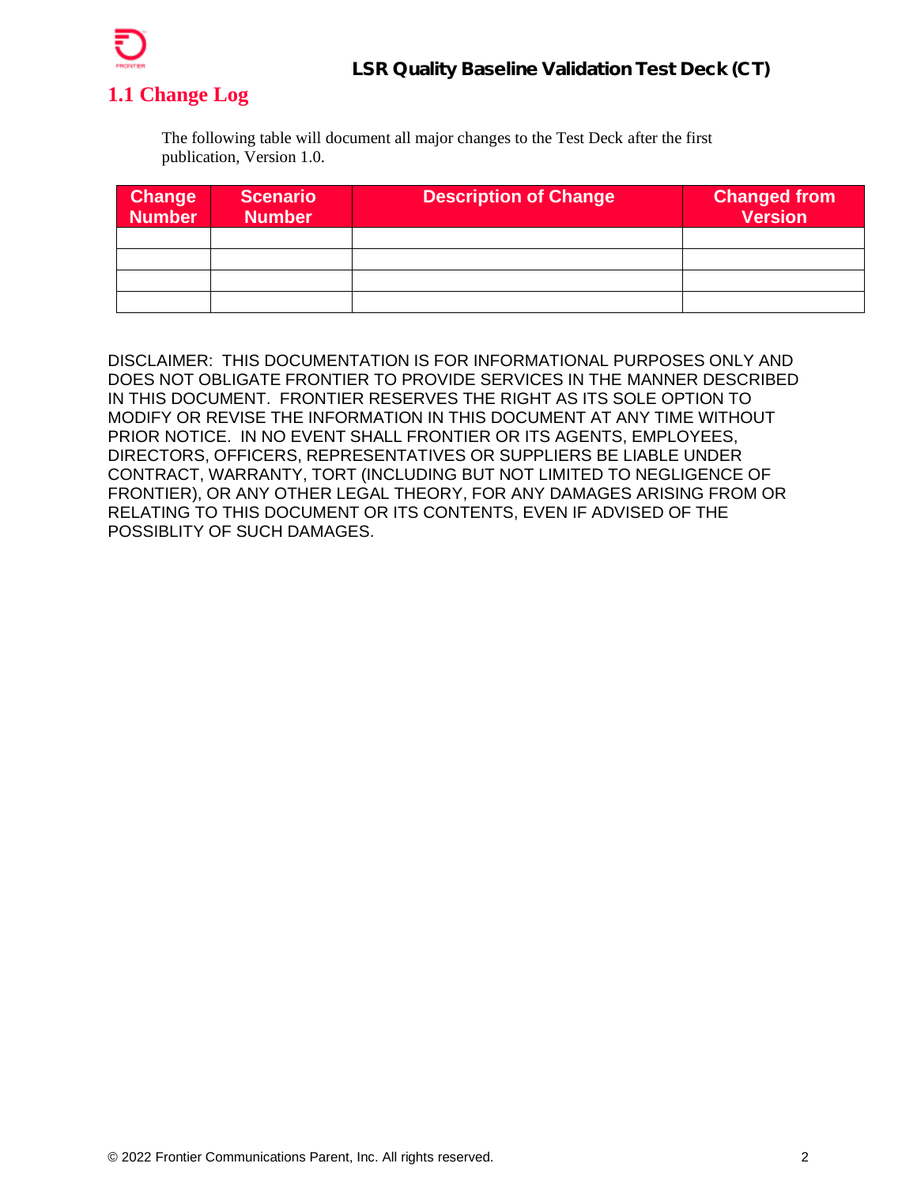## 1.1 Change Log

The following table will document all major changes to the Test Deck after the first publication, Version 1.0.

| Change Number | Scenario Number | Description of Change | Changed from Version |
|---|---|---|---|
| | | | |
| | | | |
| | | | |
| | | | |

DISCLAIMER: THIS DOCUMENTATION IS FOR INFORMATIONAL PURPOSES ONLY AND DOES NOT OBLIGATE FRONTIER TO PROVIDE SERVICES IN THE MANNER DESCRIBED IN THIS DOCUMENT. FRONTIER RESERVES THE RIGHT AS ITS SOLE OPTION TO MODIFY OR REVISE THE INFORMATION IN THIS DOCUMENT AT ANY TIME WITHOUT PRIOR NOTICE. IN NO EVENT SHALL FRONTIER OR ITS AGENTS, EMPLOYEES, DIRECTORS, OFFICERS, REPRESENTATIVES OR SUPPLIERS BE LIABLE UNDER CONTRACT, WARRANTY, TORT (INCLUDING BUT NOT LIMITED TO NEGLIGENCE OF FRONTIER), OR ANY OTHER LEGAL THEORY, FOR ANY DAMAGES ARISING FROM OR RELATING TO THIS DOCUMENT OR ITS CONTENTS, EVEN IF ADVISED OF THE POSSIBLITY OF SUCH DAMAGES.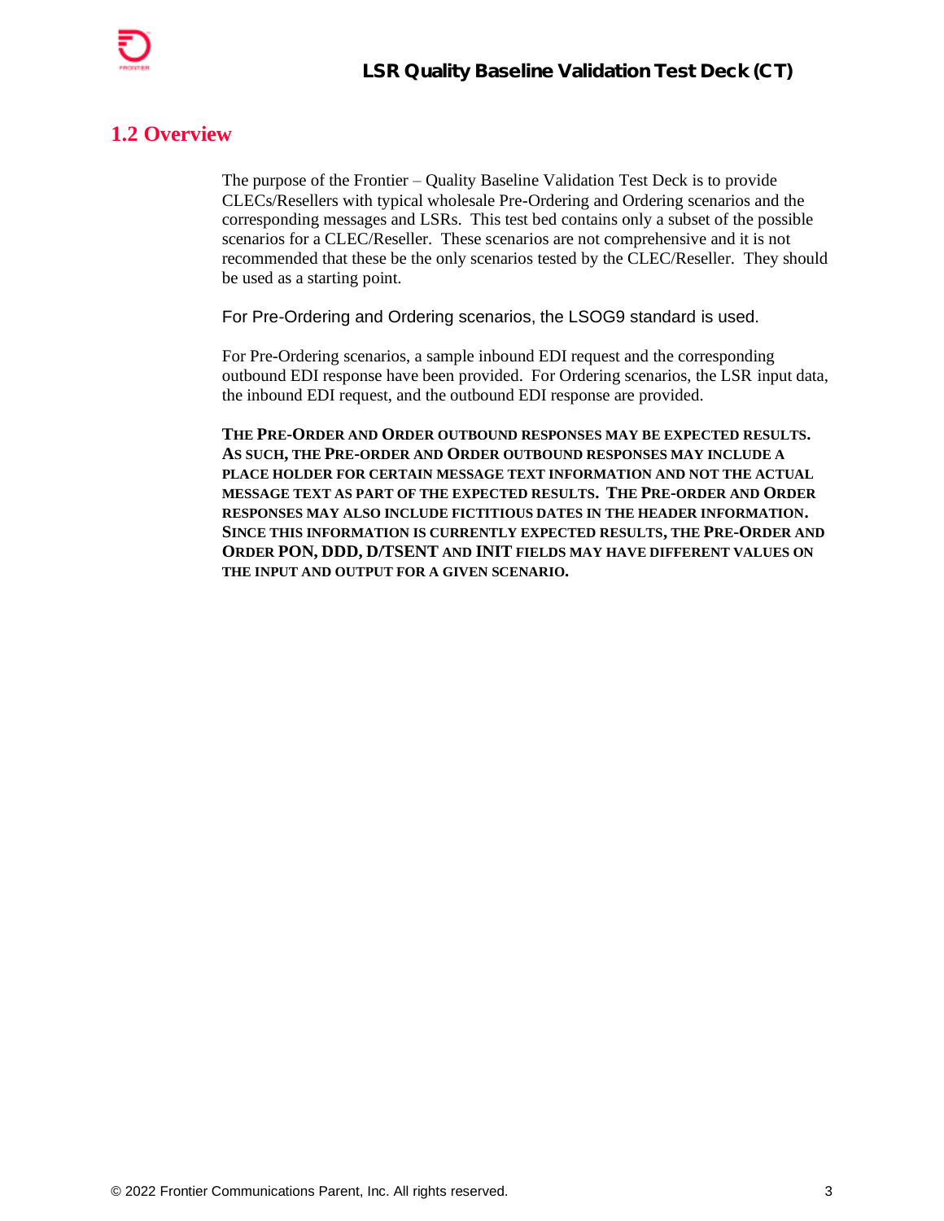## 1.2 Overview

The purpose of the Frontier – Quality Baseline Validation Test Deck is to provide CLECs/Resellers with typical wholesale Pre-Ordering and Ordering scenarios and the corresponding messages and LSRs. This test bed contains only a subset of the possible scenarios for a CLEC/Reseller. These scenarios are not comprehensive and it is not recommended that these be the only scenarios tested by the CLEC/Reseller. They should be used as a starting point.

For Pre-Ordering and Ordering scenarios, the LSOG9 standard is used.

For Pre-Ordering scenarios, a sample inbound EDI request and the corresponding outbound EDI response have been provided. For Ordering scenarios, the LSR input data, the inbound EDI request, and the outbound EDI response are provided.

**THE PRE-ORDER AND ORDER OUTBOUND RESPONSES MAY BE EXPECTED RESULTS. AS SUCH, THE PRE-ORDER AND ORDER OUTBOUND RESPONSES MAY INCLUDE A PLACE HOLDER FOR CERTAIN MESSAGE TEXT INFORMATION AND NOT THE ACTUAL MESSAGE TEXT AS PART OF THE EXPECTED RESULTS. THE PRE-ORDER AND ORDER RESPONSES MAY ALSO INCLUDE FICTITIOUS DATES IN THE HEADER INFORMATION. SINCE THIS INFORMATION IS CURRENTLY EXPECTED RESULTS, THE PRE-ORDER AND ORDER PON, DDD, D/TSENT AND INIT FIELDS MAY HAVE DIFFERENT VALUES ON THE INPUT AND OUTPUT FOR A GIVEN SCENARIO.**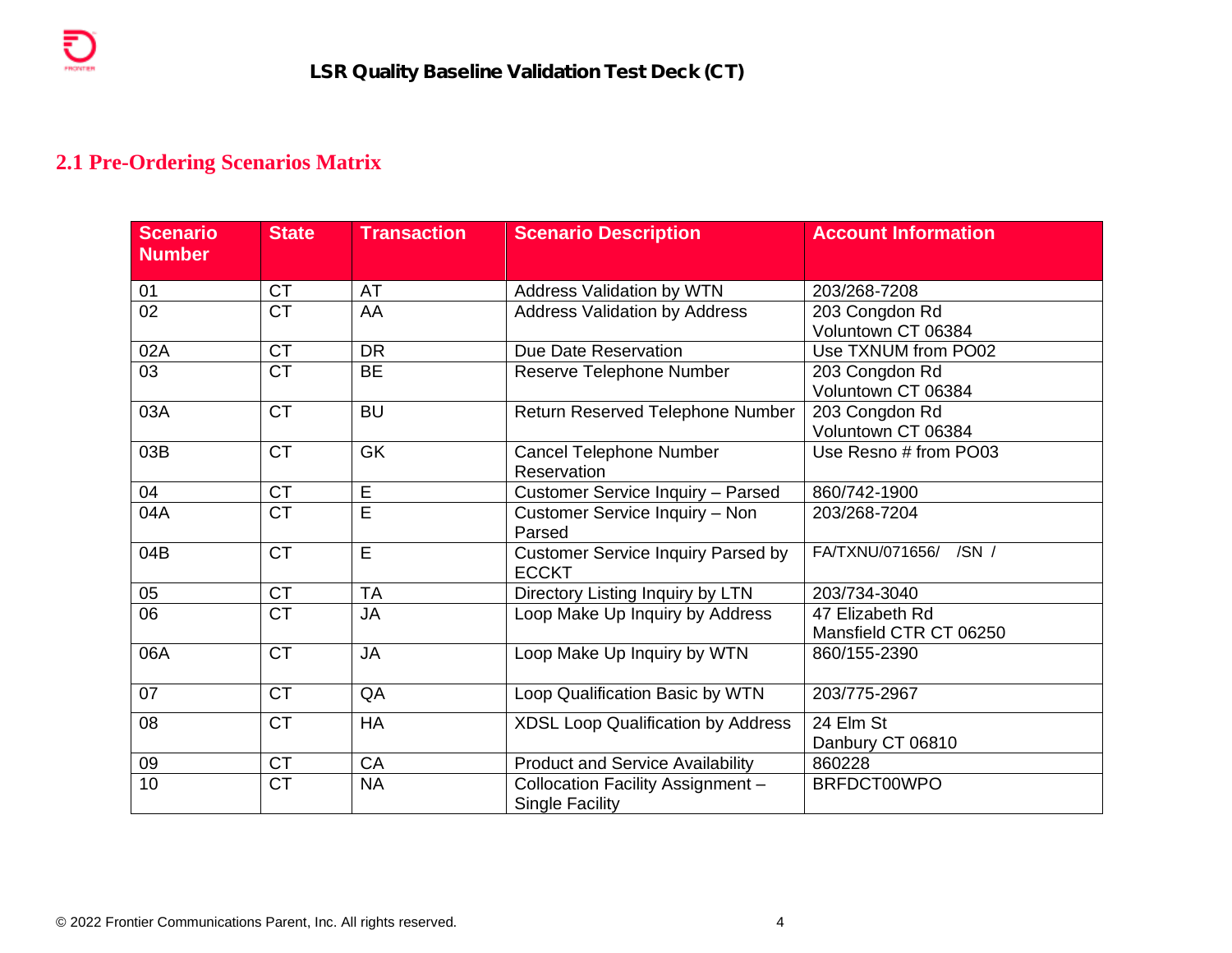## 2.1 Pre-Ordering Scenarios Matrix

| Scenario Number | State | Transaction | Scenario Description | Account Information |
|---|---|---|---|---|
| 01 | CT | AT | Address Validation by WTN | 203/268-7208 |
| 02 | CT | AA | Address Validation by Address | 203 Congdon Rd Voluntown CT 06384 |
| 02A | CT | DR | Due Date Reservation | Use TXNUM from PO02 |
| 03 | CT | BE | Reserve Telephone Number | 203 Congdon Rd Voluntown CT 06384 |
| 03A | CT | BU | Return Reserved Telephone Number | 203 Congdon Rd Voluntown CT 06384 |
| 03B | CT | GK | Cancel Telephone Number Reservation | Use Resno # from PO03 |
| 04 | CT | E | Customer Service Inquiry – Parsed | 860/742-1900 |
| 04A | CT | E | Customer Service Inquiry – Non Parsed | 203/268-7204 |
| 04B | CT | E | Customer Service Inquiry Parsed by ECCKT | FA/TXNU/071656/ /SN / |
| 05 | CT | TA | Directory Listing Inquiry by LTN | 203/734-3040 |
| 06 | CT | JA | Loop Make Up Inquiry by Address | 47 Elizabeth Rd Mansfield CTR CT 06250 |
| 06A | CT | JA | Loop Make Up Inquiry by WTN | 860/155-2390 |
| 07 | CT | QA | Loop Qualification Basic by WTN | 203/775-2967 |
| 08 | CT | HA | XDSL Loop Qualification by Address | 24 Elm St Danbury CT 06810 |
| 09 | CT | CA | Product and Service Availability | 860228 |
| 10 | CT | NA | Collocation Facility Assignment – Single Facility | BRFDCT00WPO |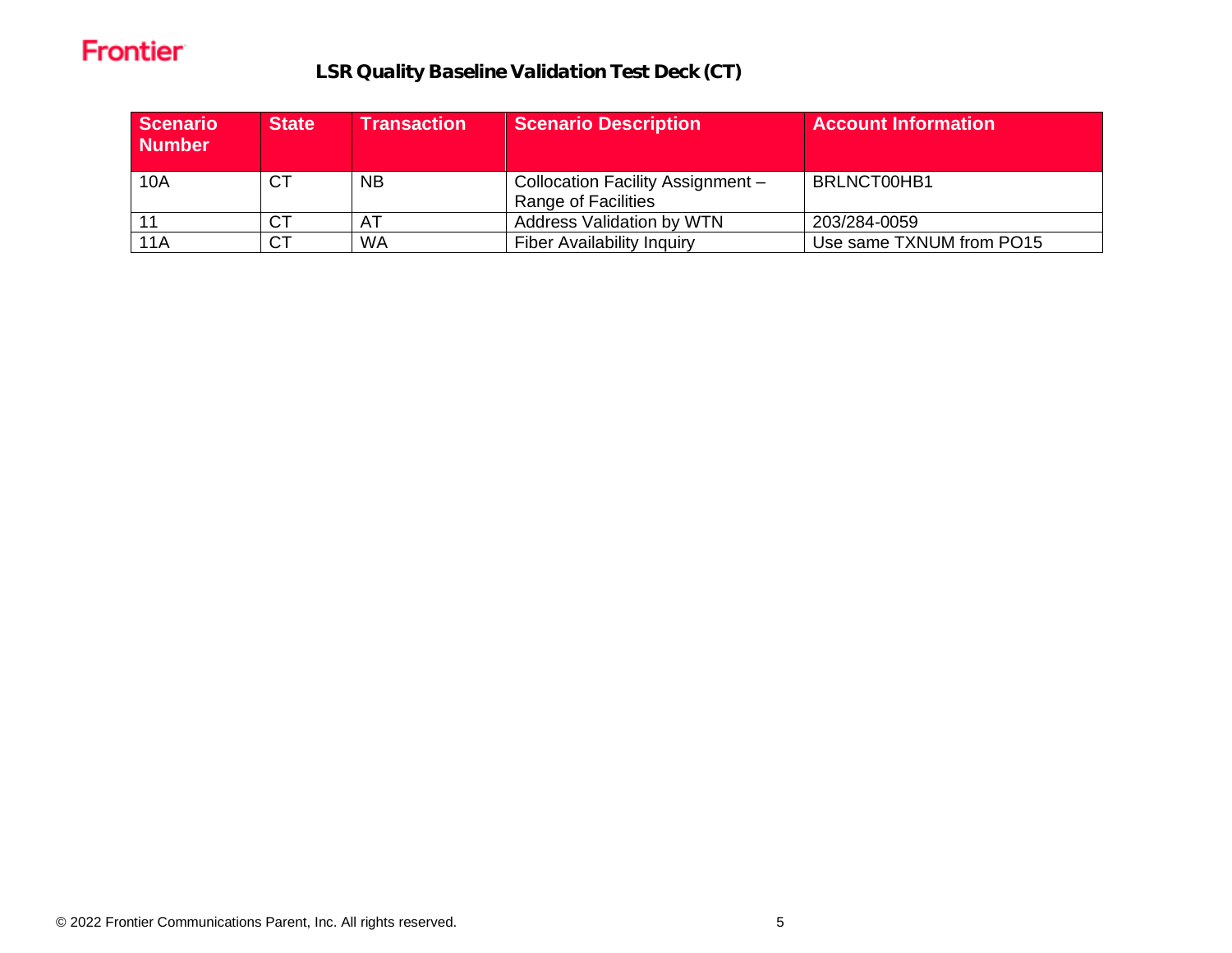# LSR Quality Baseline Validation Test Deck (CT)

| Scenario Number | State | Transaction | Scenario Description | Account Information |
|---|---|---|---|---|
| 10A | CT | NB | Collocation Facility Assignment – Range of Facilities | BRLNCT00HB1 |
| 11 | CT | AT | Address Validation by WTN | 203/284-0059 |
| 11A | CT | WA | Fiber Availability Inquiry | Use same TXNUM from PO15 |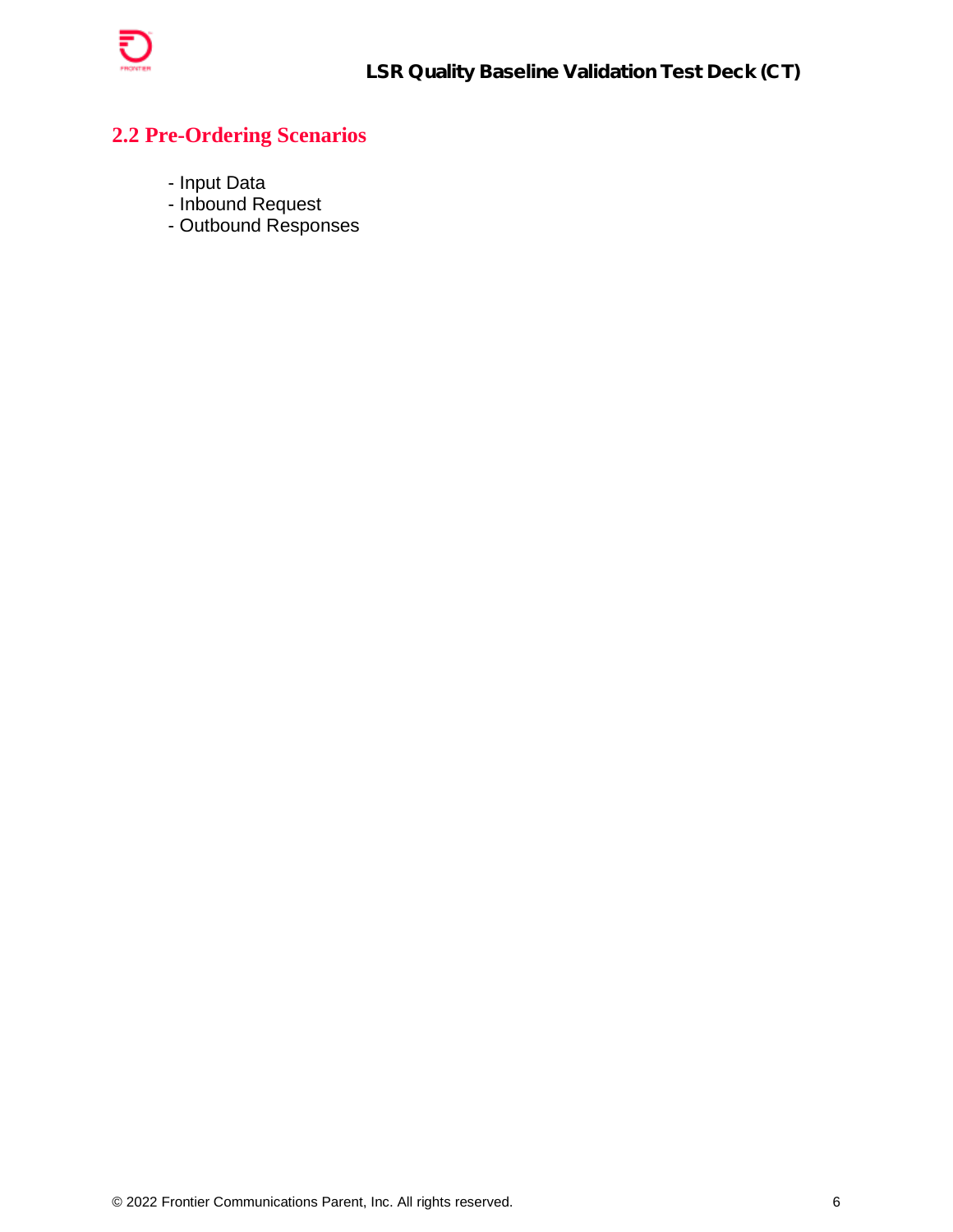## 2.2 Pre-Ordering Scenarios

- Input Data
- Inbound Request
- Outbound Responses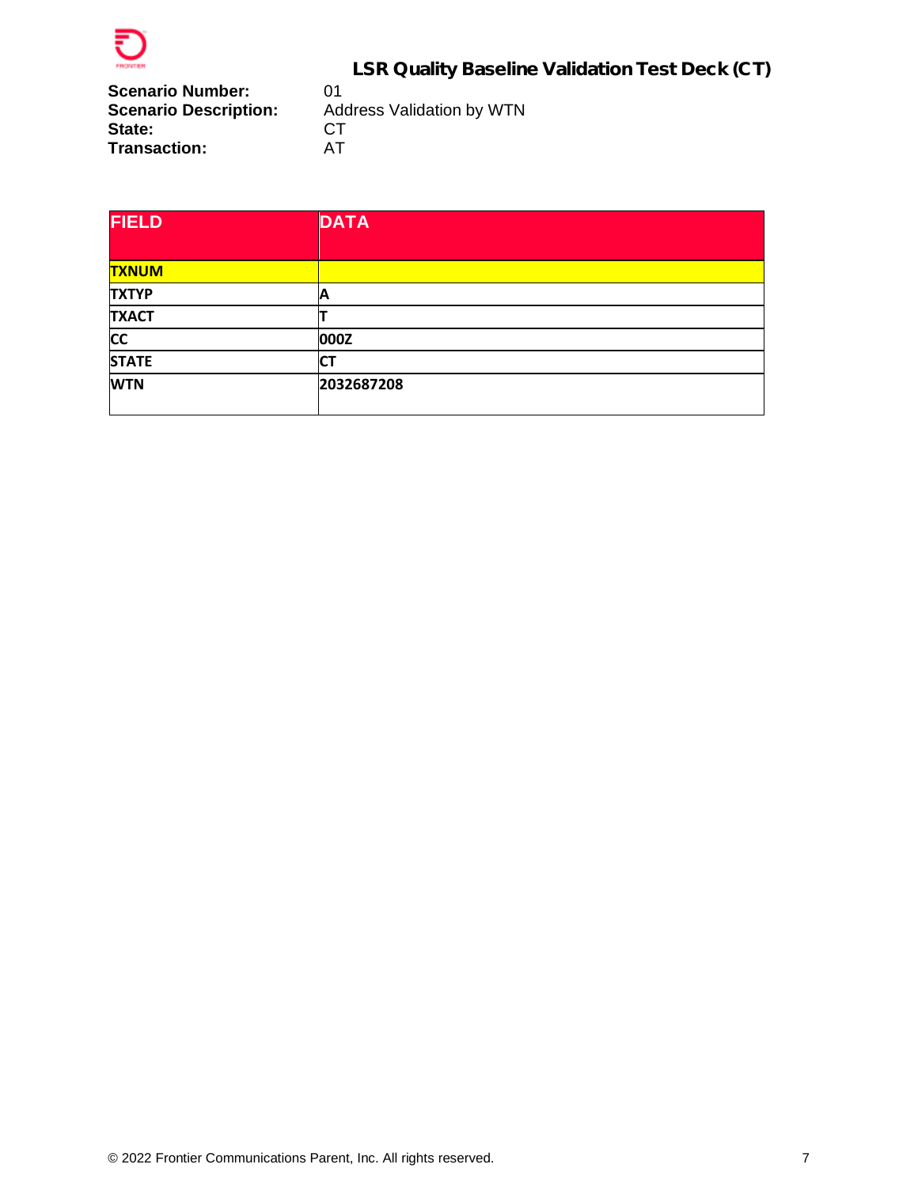## LSR Quality Baseline Validation Test Deck (CT)

**Scenario Number:** 01
**Scenario Description:** Address Validation by WTN
**State:** CT
**Transaction:** AT

| FIELD | DATA |
|---|---|
| TXNUM | |
| TXTYP | A |
| TXACT | T |
| CC | 000Z |
| STATE | CT |
| WTN | 2032687208 |

© 2022 Frontier Communications Parent, Inc. All rights reserved.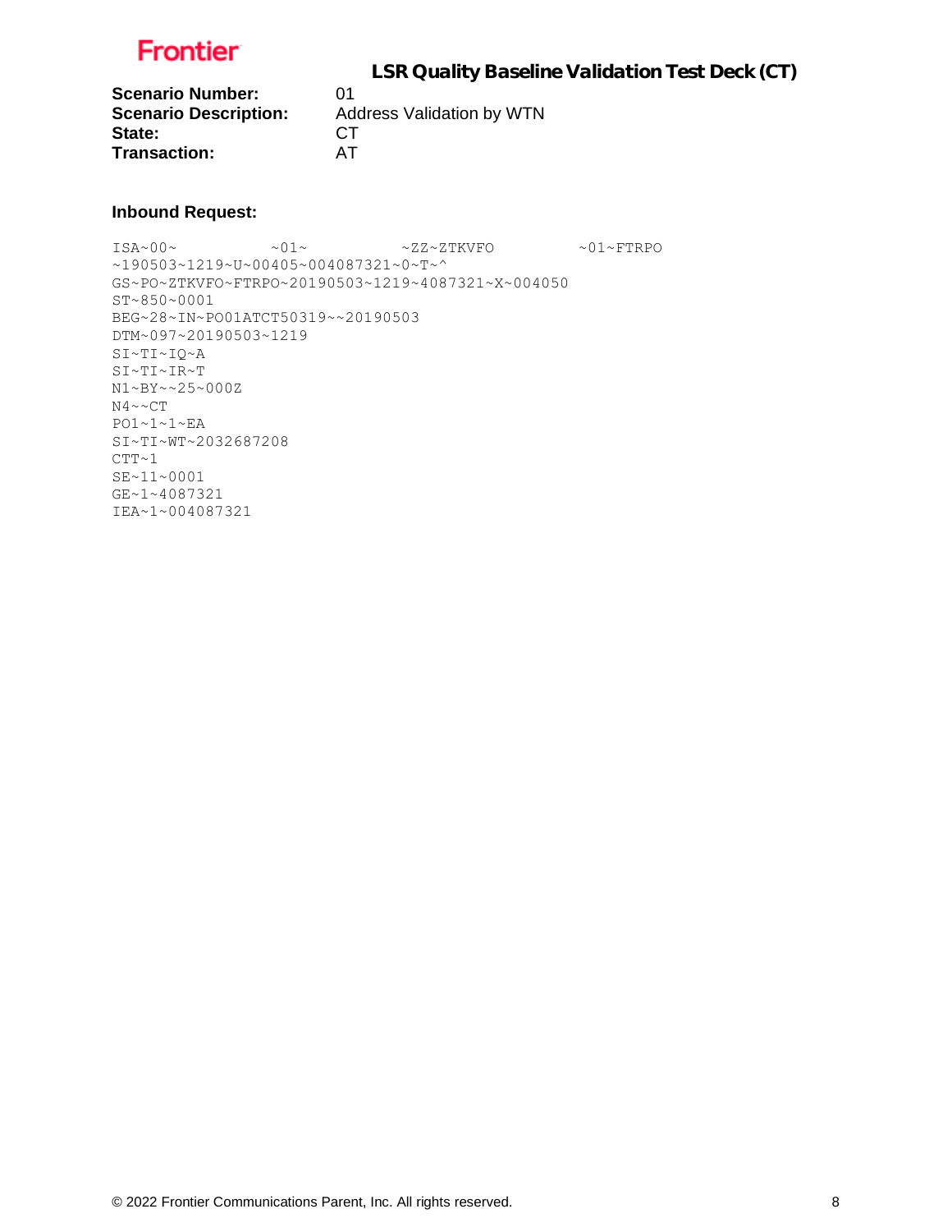**Scenario Number:** 01
**Scenario Description:** Address Validation by WTN
**State:** CT
**Transaction:** AT

**Inbound Request:**

```
ISA~00~          ~01~          ~ZZ~ZTKVFO         ~01~FTRPO
~190503~1219~U~00405~004087321~0~T~^
GS~PO~ZTKVFO~FTRPO~20190503~1219~4087321~X~004050
ST~850~0001
BEG~28~IN~PO01ATCT50319~~20190503
DTM~097~20190503~1219
SI~TI~IQ~A
SI~TI~IR~T
N1~BY~~25~000Z
N4~~CT
PO1~1~1~EA
SI~TI~WT~2032687208
CTT~1
SE~11~0001
GE~1~4087321
IEA~1~004087321
```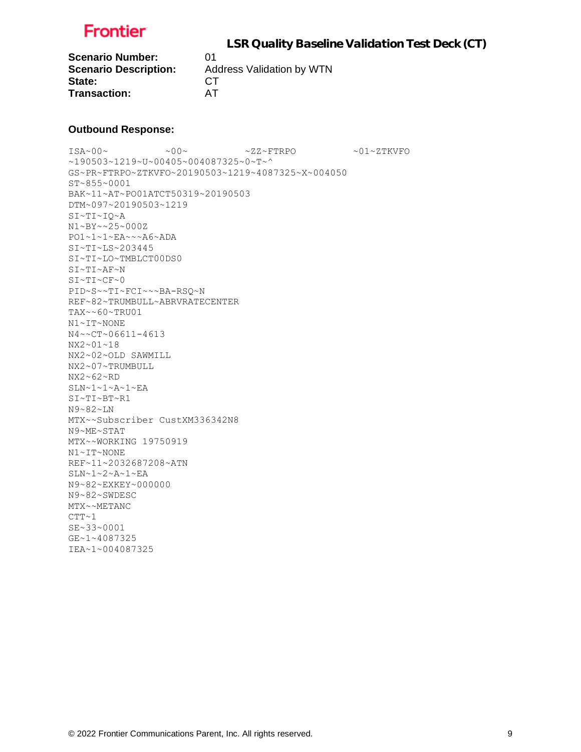# LSR Quality Baseline Validation Test Deck (CT)

**Scenario Number:** 01
**Scenario Description:** Address Validation by WTN
**State:** CT
**Transaction:** AT

**Outbound Response:**

```
ISA~00~          ~00~          ~ZZ~FTRPO          ~01~ZTKVFO
~190503~1219~U~00405~004087325~0~T~^
GS~PR~FTRPO~ZTKVFO~20190503~1219~4087325~X~004050
ST~855~0001
BAK~11~AT~PO01ATCT50319~20190503
DTM~097~20190503~1219
SI~TI~IQ~A
N1~BY~~25~000Z
PO1~1~1~EA~~~A6~ADA
SI~TI~LS~203445
SI~TI~LO~TMBLCT00DS0
SI~TI~AF~N
SI~TI~CF~0
PID~S~~TI~FCI~~~BA-RSQ~N
REF~82~TRUMBULL~ABRVRATECENTER
TAX~~60~TRU01
N1~IT~NONE
N4~~CT~06611-4613
NX2~01~18
NX2~02~OLD SAWMILL
NX2~07~TRUMBULL
NX2~62~RD
SLN~1~1~A~1~EA
SI~TI~BT~R1
N9~82~LN
MTX~~Subscriber CustXM336342N8
N9~ME~STAT
MTX~~WORKING 19750919
N1~IT~NONE
REF~11~2032687208~ATN
SLN~1~2~A~1~EA
N9~82~EXKEY~000000
N9~82~SWDESC
MTX~~METANC
CTT~1
SE~33~0001
GE~1~4087325
IEA~1~004087325
```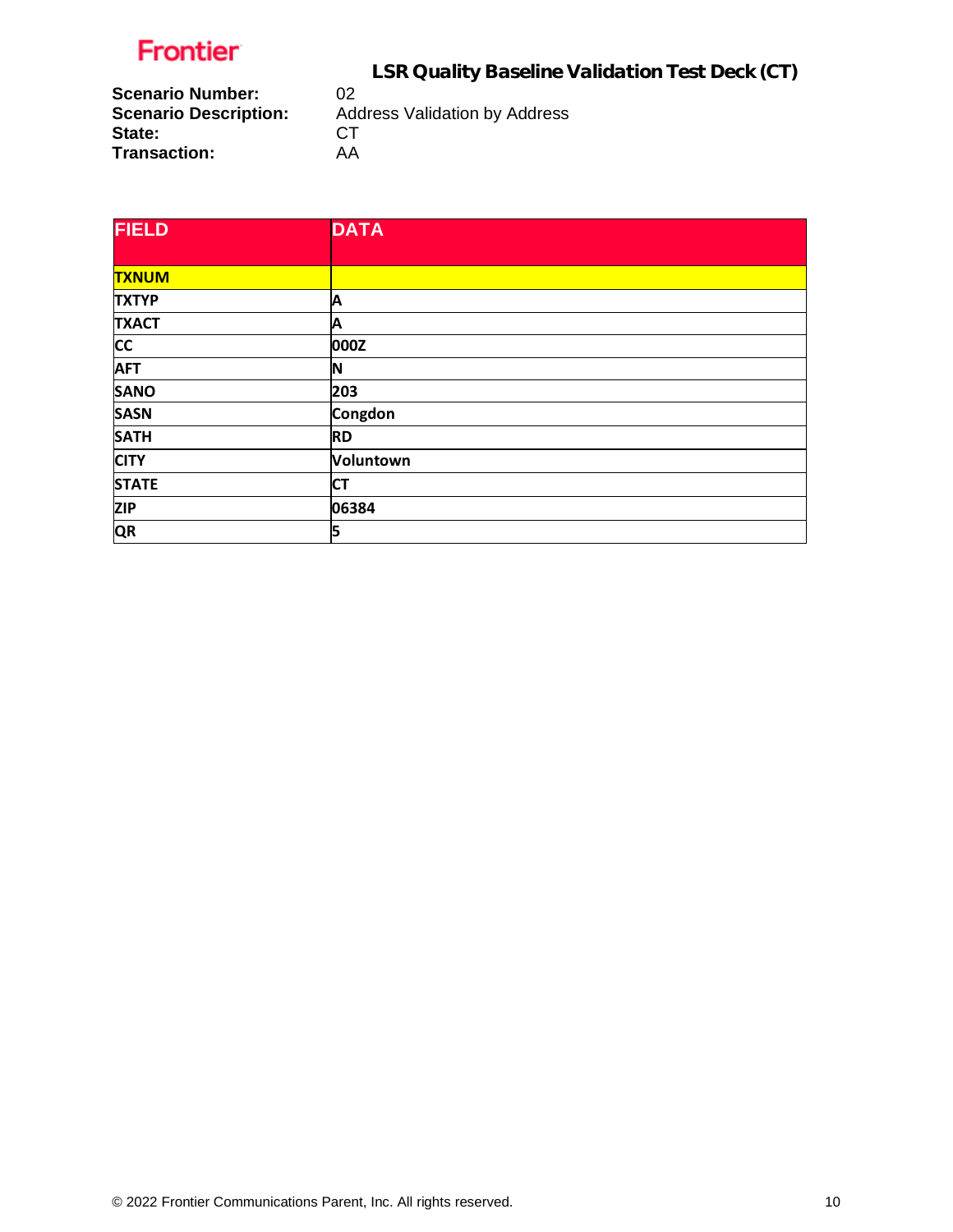Frontier

## LSR Quality Baseline Validation Test Deck (CT)

**Scenario Number:** 02
**Scenario Description:** Address Validation by Address
**State:** CT
**Transaction:** AA

| FIELD | DATA |
| --- | --- |
| **TXNUM** | |
| **TXTYP** | A |
| **TXACT** | A |
| **CC** | 000Z |
| **AFT** | N |
| **SANO** | 203 |
| **SASN** | Congdon |
| **SATH** | RD |
| **CITY** | Voluntown |
| **STATE** | CT |
| **ZIP** | 06384 |
| **QR** | 5 |

© 2022 Frontier Communications Parent, Inc. All rights reserved.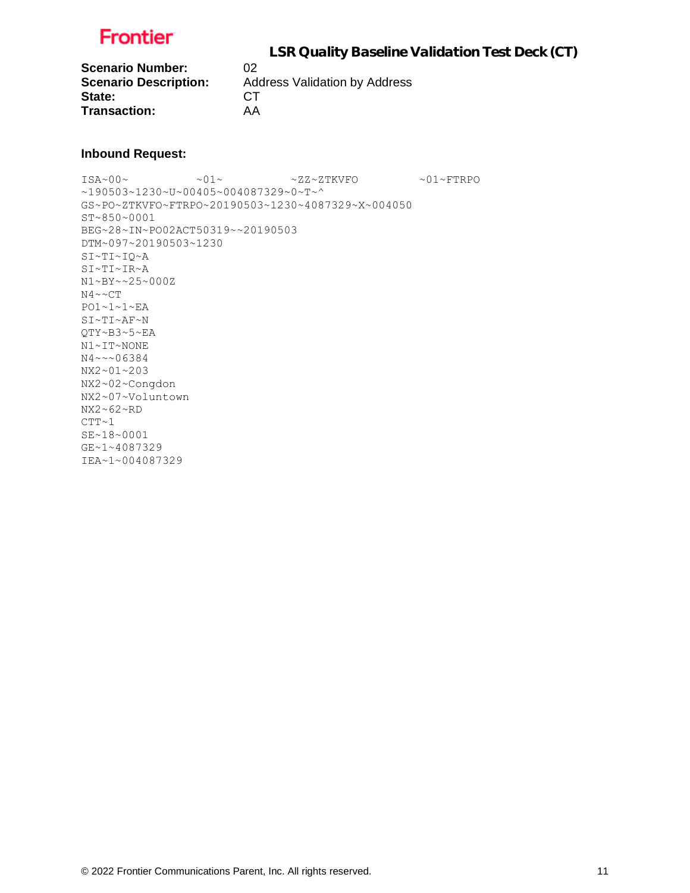**Scenario Number:** 02
**Scenario Description:** Address Validation by Address
**State:** CT
**Transaction:** AA

**Inbound Request:**

```
ISA~00~          ~01~          ~ZZ~ZTKVFO         ~01~FTRPO
~190503~1230~U~00405~004087329~0~T~^
GS~PO~ZTKVFO~FTRPO~20190503~1230~4087329~X~004050
ST~850~0001
BEG~28~IN~PO02ACT50319~~20190503
DTM~097~20190503~1230
SI~TI~IQ~A
SI~TI~IR~A
N1~BY~~25~000Z
N4~~CT
PO1~1~1~EA
SI~TI~AF~N
QTY~B3~5~EA
N1~IT~NONE
N4~~~06384
NX2~01~203
NX2~02~Congdon
NX2~07~Voluntown
NX2~62~RD
CTT~1
SE~18~0001
GE~1~4087329
IEA~1~004087329
```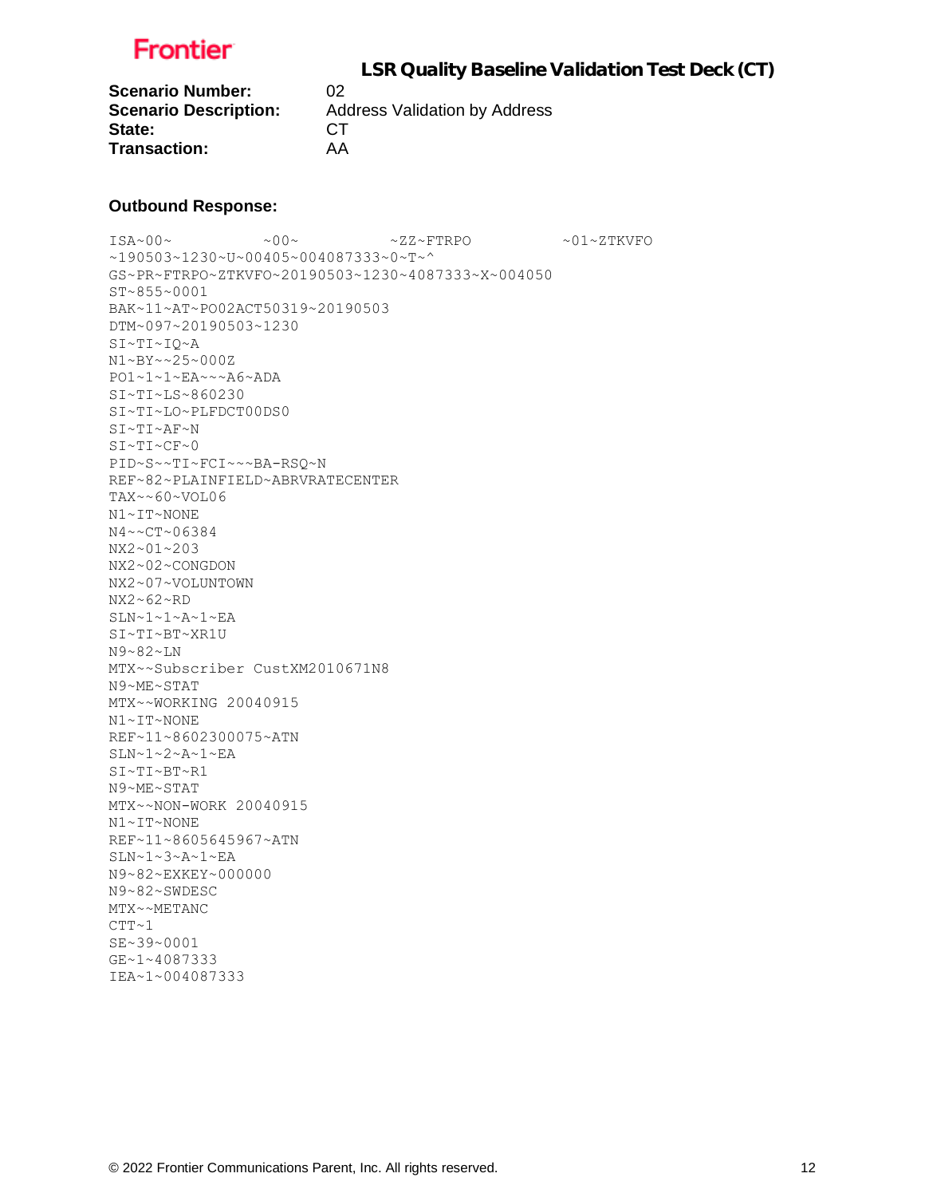**Frontier**

## LSR Quality Baseline Validation Test Deck (CT)

**Scenario Number:** 02
**Scenario Description:** Address Validation by Address
**State:** CT
**Transaction:** AA

**Outbound Response:**

```
ISA~00~          ~00~          ~ZZ~FTRPO          ~01~ZTKVFO
~190503~1230~U~00405~004087333~0~T~^
GS~PR~FTRPO~ZTKVFO~20190503~1230~4087333~X~004050
ST~855~0001
BAK~11~AT~PO02ACT50319~20190503
DTM~097~20190503~1230
SI~TI~IQ~A
N1~BY~~25~000Z
PO1~1~1~EA~~~A6~ADA
SI~TI~LS~860230
SI~TI~LO~PLFDCT00DS0
SI~TI~AF~N
SI~TI~CF~0
PID~S~~TI~FCI~~~BA-RSQ~N
REF~82~PLAINFIELD~ABRVRATECENTER
TAX~~60~VOL06
N1~IT~NONE
N4~~CT~06384
NX2~01~203
NX2~02~CONGDON
NX2~07~VOLUNTOWN
NX2~62~RD
SLN~1~1~A~1~EA
SI~TI~BT~XR1U
N9~82~LN
MTX~~Subscriber CustXM2010671N8
N9~ME~STAT
MTX~~WORKING 20040915
N1~IT~NONE
REF~11~8602300075~ATN
SLN~1~2~A~1~EA
SI~TI~BT~R1
N9~ME~STAT
MTX~~NON-WORK 20040915
N1~IT~NONE
REF~11~8605645967~ATN
SLN~1~3~A~1~EA
N9~82~EXKEY~000000
N9~82~SWDESC
MTX~~METANC
CTT~1
SE~39~0001
GE~1~4087333
IEA~1~004087333
```

© 2022 Frontier Communications Parent, Inc. All rights reserved.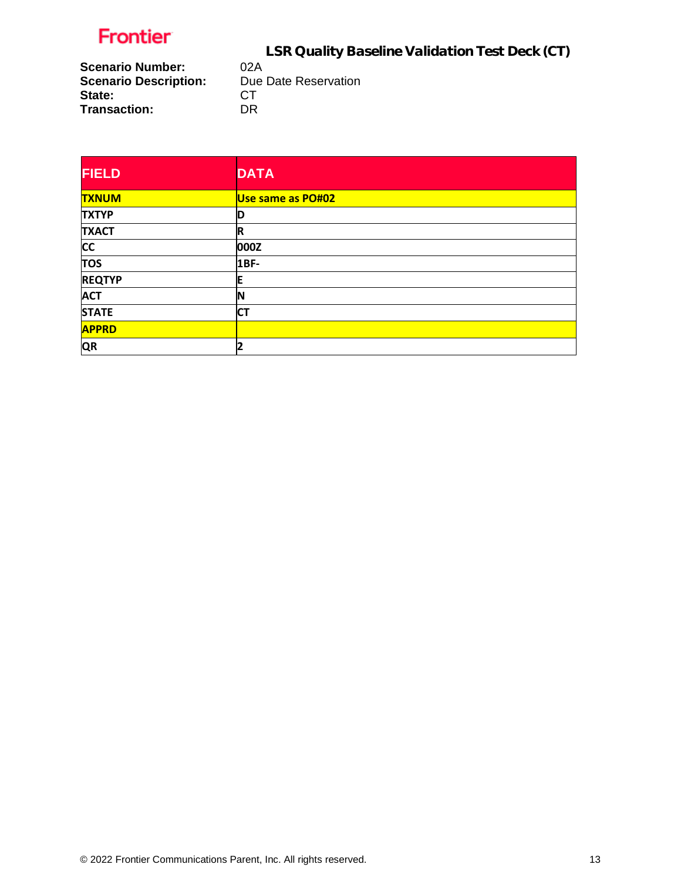Frontier

## LSR Quality Baseline Validation Test Deck (CT)

**Scenario Number:** 02A
**Scenario Description:** Due Date Reservation
**State:** CT
**Transaction:** DR

| FIELD | DATA |
|---|---|
| TXNUM | Use same as PO#02 |
| TXTYP | D |
| TXACT | R |
| CC | 000Z |
| TOS | 1BF- |
| REQTYP | E |
| ACT | N |
| STATE | CT |
| APPRD | |
| QR | 2 |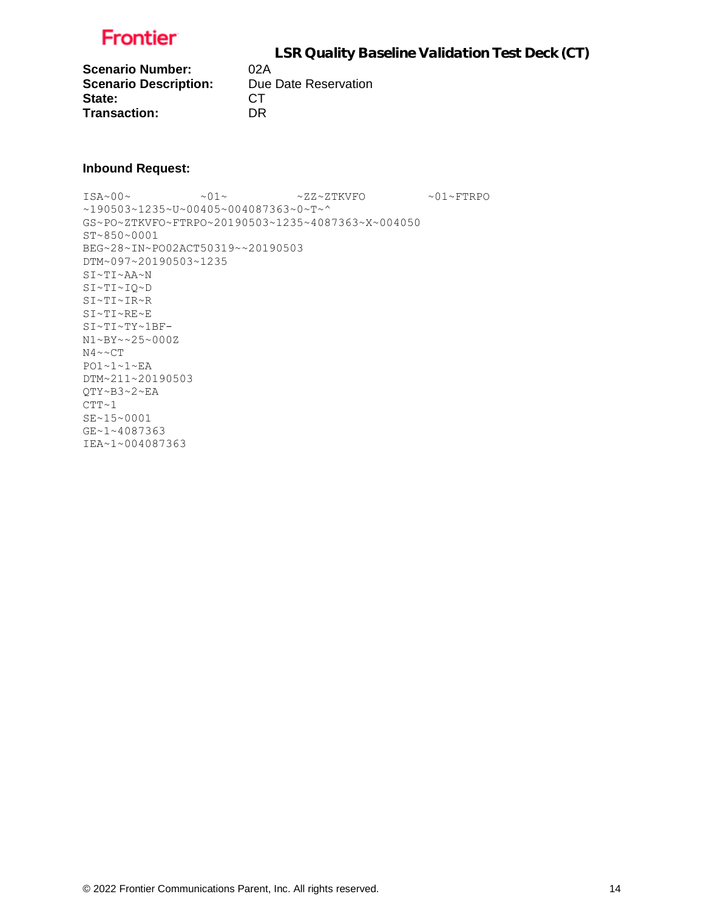**Scenario Number:** 02A
**Scenario Description:** Due Date Reservation
**State:** CT
**Transaction:** DR

### Inbound Request:

```
ISA~00~          ~01~          ~ZZ~ZTKVFO          ~01~FTRPO
~190503~1235~U~00405~004087363~0~T~^
GS~PO~ZTKVFO~FTRPO~20190503~1235~4087363~X~004050
ST~850~0001
BEG~28~IN~PO02ACT50319~~20190503
DTM~097~20190503~1235
SI~TI~AA~N
SI~TI~IQ~D
SI~TI~IR~R
SI~TI~RE~E
SI~TI~TY~1BF-
N1~BY~~25~000Z
N4~~CT
PO1~1~1~EA
DTM~211~20190503
QTY~B3~2~EA
CTT~1
SE~15~0001
GE~1~4087363
IEA~1~004087363
```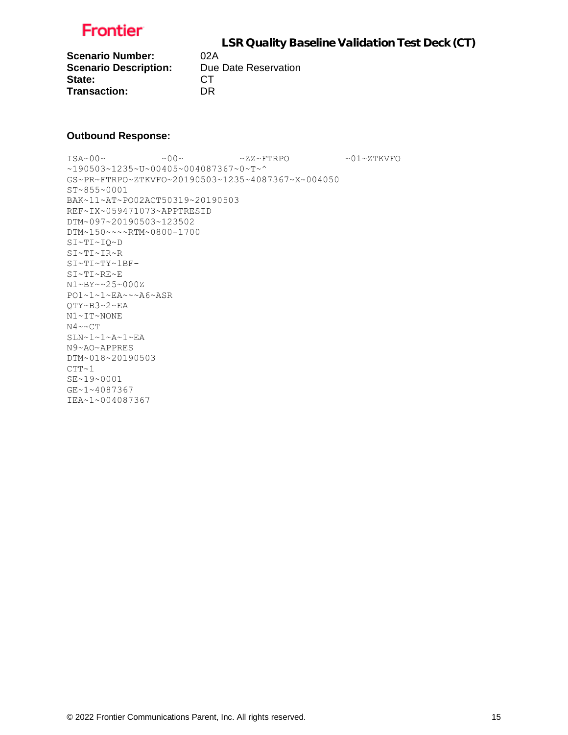**LSR Quality Baseline Validation Test Deck (CT)**

| | |
|---|---|
| **Scenario Number:** | 02A |
| **Scenario Description:** | Due Date Reservation |
| **State:** | CT |
| **Transaction:** | DR |

**Outbound Response:**

```
ISA~00~          ~00~          ~ZZ~FTRPO          ~01~ZTKVFO
~190503~1235~U~00405~004087367~0~T~^
GS~PR~FTRPO~ZTKVFO~20190503~1235~4087367~X~004050
ST~855~0001
BAK~11~AT~PO02ACT50319~20190503
REF~IX~059471073~APPTRESID
DTM~097~20190503~123502
DTM~150~~~~RTM~0800-1700
SI~TI~IQ~D
SI~TI~IR~R
SI~TI~TY~1BF-
SI~TI~RE~E
N1~BY~~25~000Z
PO1~1~1~EA~~~A6~ASR
QTY~B3~2~EA
N1~IT~NONE
N4~~CT
SLN~1~1~A~1~EA
N9~AO~APPRES
DTM~018~20190503
CTT~1
SE~19~0001
GE~1~4087367
IEA~1~004087367
```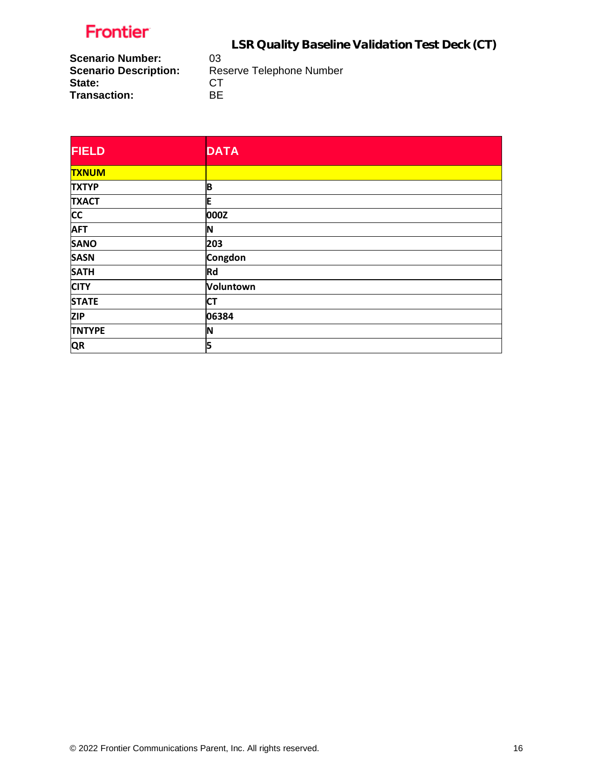**Scenario Number:** 03
**Scenario Description:** Reserve Telephone Number
**State:** CT
**Transaction:** BE

| FIELD | DATA |
|---|---|
| TXNUM | |
| TXTYP | B |
| TXACT | E |
| CC | 000Z |
| AFT | N |
| SANO | 203 |
| SASN | Congdon |
| SATH | Rd |
| CITY | Voluntown |
| STATE | CT |
| ZIP | 06384 |
| TNTYPE | N |
| QR | 5 |

© 2022 Frontier Communications Parent, Inc. All rights reserved.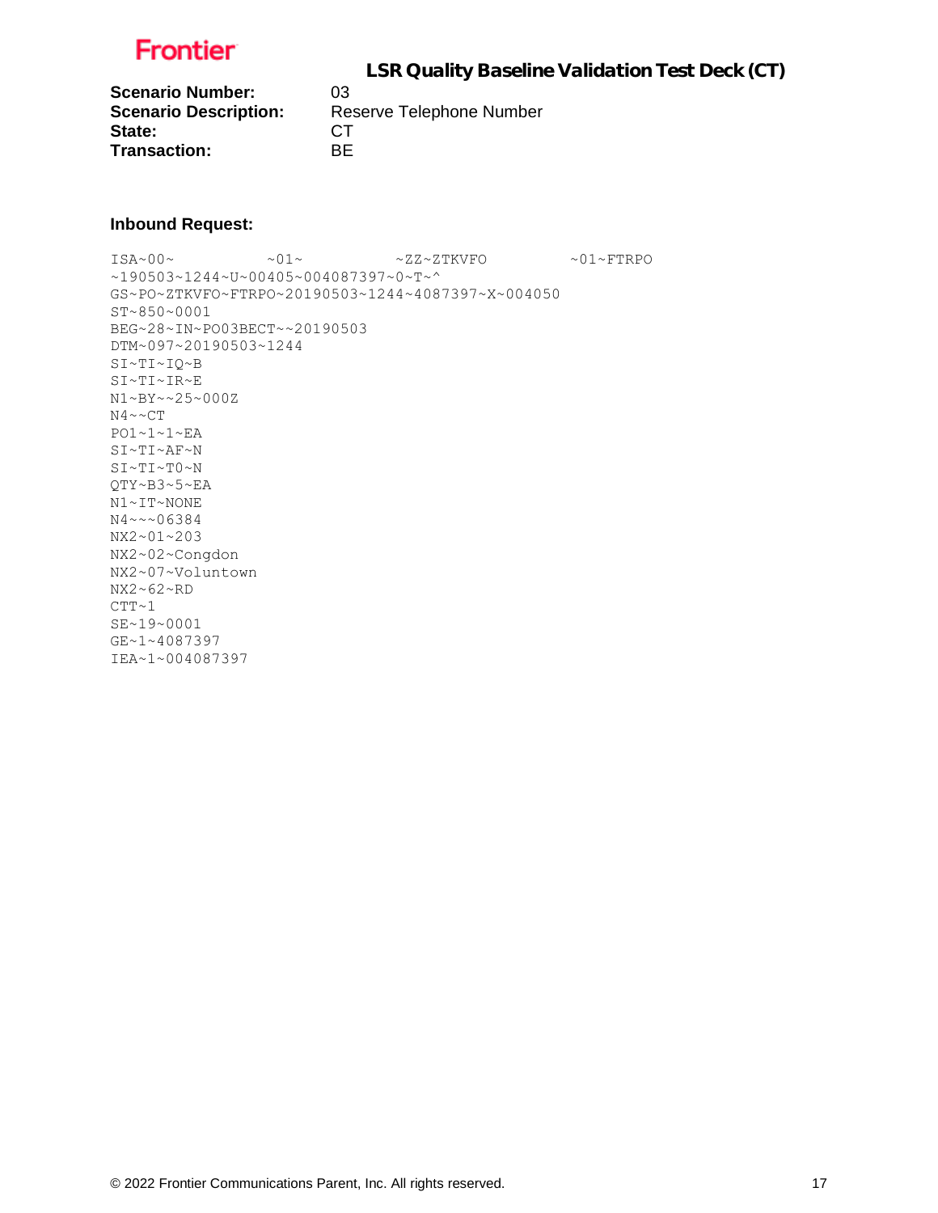**Scenario Number:** 03
**Scenario Description:** Reserve Telephone Number
**State:** CT
**Transaction:** BE

**Inbound Request:**

```
ISA~00~          ~01~          ~ZZ~ZTKVFO         ~01~FTRPO
~190503~1244~U~00405~004087397~0~T~^
GS~PO~ZTKVFO~FTRPO~20190503~1244~4087397~X~004050
ST~850~0001
BEG~28~IN~PO03BECT~~20190503
DTM~097~20190503~1244
SI~TI~IQ~B
SI~TI~IR~E
N1~BY~~25~000Z
N4~~CT
PO1~1~1~EA
SI~TI~AF~N
SI~TI~T0~N
QTY~B3~5~EA
N1~IT~NONE
N4~~~06384
NX2~01~203
NX2~02~Congdon
NX2~07~Voluntown
NX2~62~RD
CTT~1
SE~19~0001
GE~1~4087397
IEA~1~004087397
```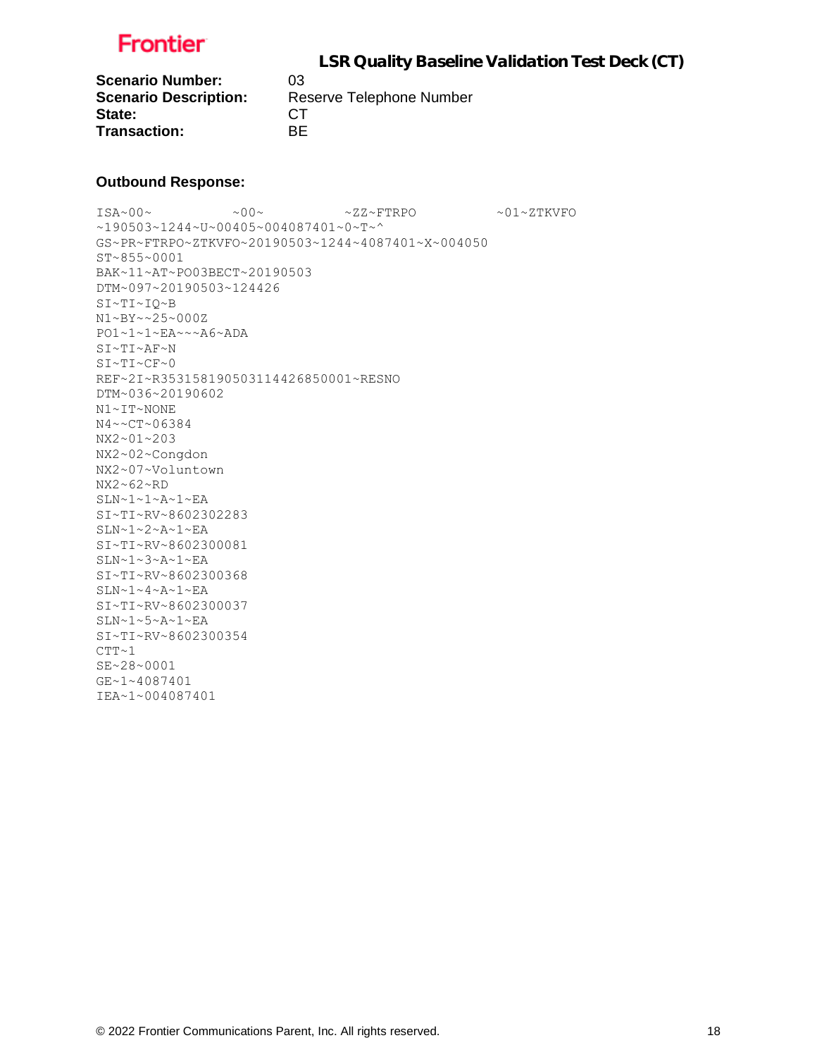**Scenario Number:** 03
**Scenario Description:** Reserve Telephone Number
**State:** CT
**Transaction:** BE

**Outbound Response:**

```
ISA~00~          ~00~          ~ZZ~FTRPO          ~01~ZTKVFO
~190503~1244~U~00405~004087401~0~T~^
GS~PR~FTRPO~ZTKVFO~20190503~1244~4087401~X~004050
ST~855~0001
BAK~11~AT~PO03BECT~20190503
DTM~097~20190503~124426
SI~TI~IQ~B
N1~BY~~25~000Z
PO1~1~1~EA~~~A6~ADA
SI~TI~AF~N
SI~TI~CF~0
REF~2I~R35315819050311442685 0001~RESNO
DTM~036~20190602
N1~IT~NONE
N4~~CT~06384
NX2~01~203
NX2~02~Congdon
NX2~07~Voluntown
NX2~62~RD
SLN~1~1~A~1~EA
SI~TI~RV~8602302283
SLN~1~2~A~1~EA
SI~TI~RV~8602300081
SLN~1~3~A~1~EA
SI~TI~RV~8602300368
SLN~1~4~A~1~EA
SI~TI~RV~8602300037
SLN~1~5~A~1~EA
SI~TI~RV~8602300354
CTT~1
SE~28~0001
GE~1~4087401
IEA~1~004087401
```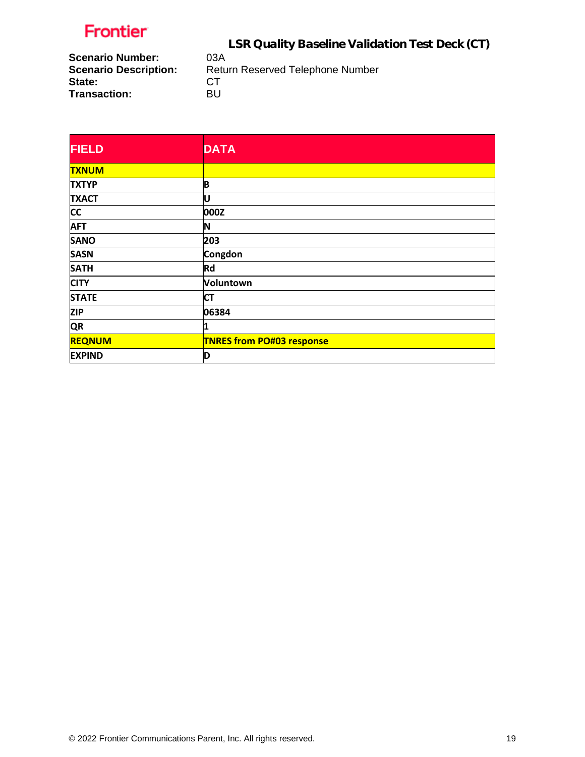**Scenario Number:** 03A
**Scenario Description:** Return Reserved Telephone Number
**State:** CT
**Transaction:** BU

| FIELD | DATA |
|---|---|
| TXNUM | |
| TXTYP | B |
| TXACT | U |
| CC | 000Z |
| AFT | N |
| SANO | 203 |
| SASN | Congdon |
| SATH | Rd |
| CITY | Voluntown |
| STATE | CT |
| ZIP | 06384 |
| QR | 1 |
| REQNUM | TNRES from PO#03 response |
| EXPIND | D |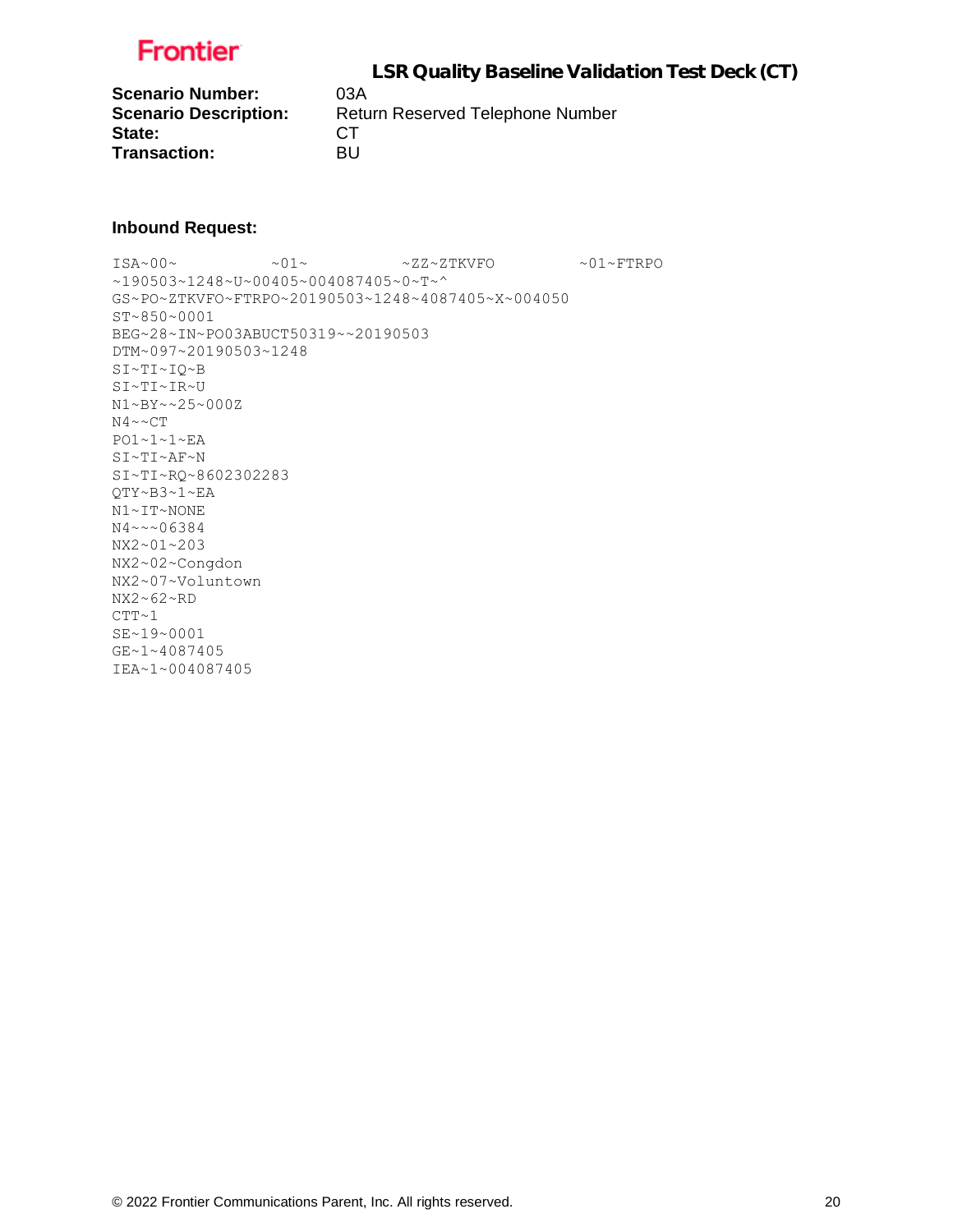Frontier

**LSR Quality Baseline Validation Test Deck (CT)**

**Scenario Number:** 03A
**Scenario Description:** Return Reserved Telephone Number
**State:** CT
**Transaction:** BU

**Inbound Request:**

```
ISA~00~          ~01~          ~ZZ~ZTKVFO          ~01~FTRPO
~190503~1248~U~00405~004087405~0~T~^
GS~PO~ZTKVFO~FTRPO~20190503~1248~4087405~X~004050
ST~850~0001
BEG~28~IN~PO03ABUCT50319~~20190503
DTM~097~20190503~1248
SI~TI~IQ~B
SI~TI~IR~U
N1~BY~~25~000Z
N4~~CT
PO1~1~1~EA
SI~TI~AF~N
SI~TI~RQ~8602302283
QTY~B3~1~EA
N1~IT~NONE
N4~~~06384
NX2~01~203
NX2~02~Congdon
NX2~07~Voluntown
NX2~62~RD
CTT~1
SE~19~0001
GE~1~4087405
IEA~1~004087405
```

© 2022 Frontier Communications Parent, Inc. All rights reserved.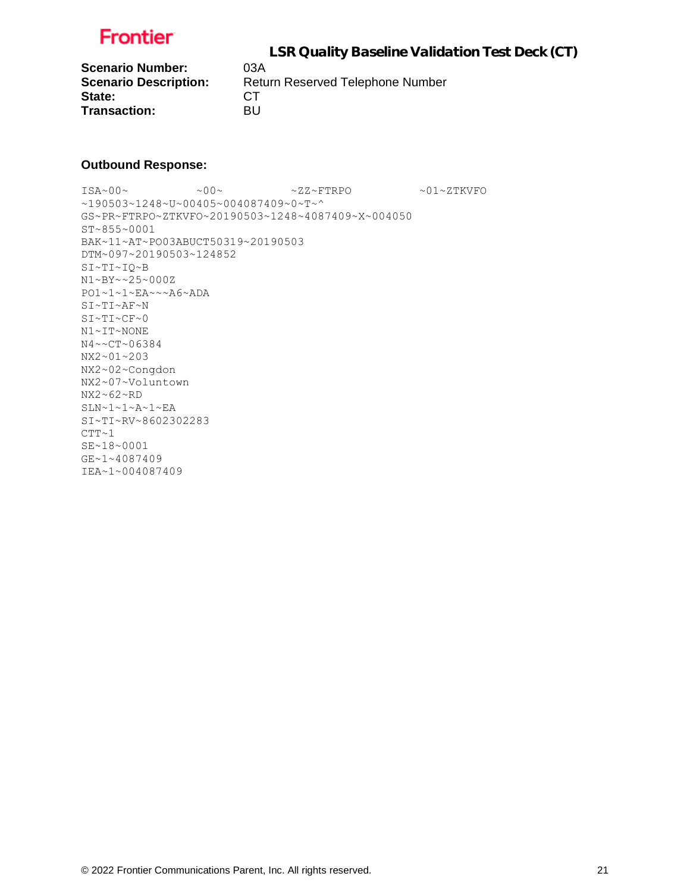**Scenario Number:** 03A
**Scenario Description:** Return Reserved Telephone Number
**State:** CT
**Transaction:** BU

**Outbound Response:**

```
ISA~00~          ~00~          ~ZZ~FTRPO          ~01~ZTKVFO
~190503~1248~U~00405~004087409~0~T~^
GS~PR~FTRPO~ZTKVFO~20190503~1248~4087409~X~004050
ST~855~0001
BAK~11~AT~PO03ABUCT50319~20190503
DTM~097~20190503~124852
SI~TI~IQ~B
N1~BY~~25~000Z
PO1~1~1~EA~~~A6~ADA
SI~TI~AF~N
SI~TI~CF~0
N1~IT~NONE
N4~~CT~06384
NX2~01~203
NX2~02~Congdon
NX2~07~Voluntown
NX2~62~RD
SLN~1~1~A~1~EA
SI~TI~RV~8602302283
CTT~1
SE~18~0001
GE~1~4087409
IEA~1~004087409
```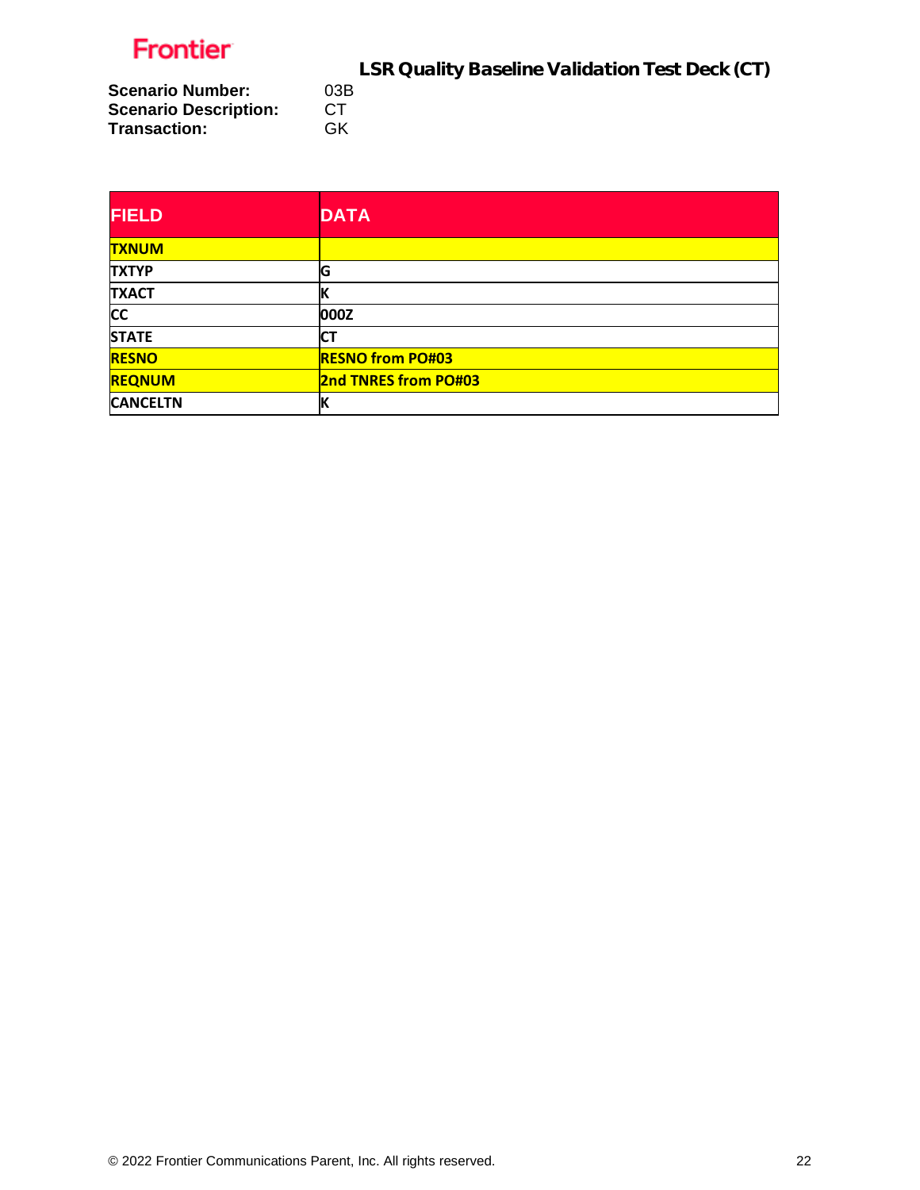Frontier

# LSR Quality Baseline Validation Test Deck (CT)

**Scenario Number:** 03B
**Scenario Description:** CT
**Transaction:** GK

| FIELD | DATA |
|---|---|
| TXNUM | |
| TXTYP | G |
| TXACT | K |
| CC | 000Z |
| STATE | CT |
| RESNO | RESNO from PO#03 |
| REQNUM | 2nd TNRES from PO#03 |
| CANCELTN | K |

© 2022 Frontier Communications Parent, Inc. All rights reserved.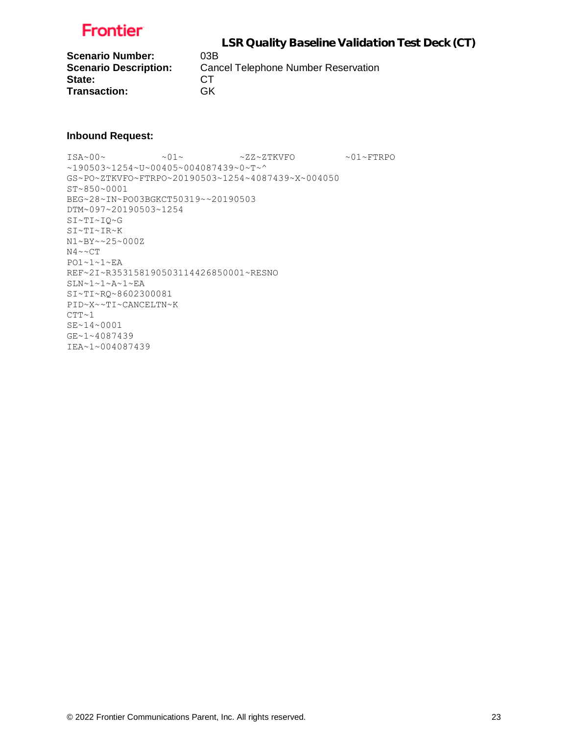**LSR Quality Baseline Validation Test Deck (CT)**

**Scenario Number:** 03B
**Scenario Description:** Cancel Telephone Number Reservation
**State:** CT
**Transaction:** GK

**Inbound Request:**

```
ISA~00~          ~01~          ~ZZ~ZTKVFO         ~01~FTRPO
~190503~1254~U~00405~004087439~0~T~^
GS~PO~ZTKVFO~FTRPO~20190503~1254~4087439~X~004050
ST~850~0001
BEG~28~IN~PO03BGKCT50319~~20190503
DTM~097~20190503~1254
SI~TI~IQ~G
SI~TI~IR~K
N1~BY~~25~000Z
N4~~CT
PO1~1~1~EA
REF~2I~R353158190503114426850001~RESNO
SLN~1~1~A~1~EA
SI~TI~RQ~8602300081
PID~X~~TI~CANCELTN~K
CTT~1
SE~14~0001
GE~1~4087439
IEA~1~004087439
```

© 2022 Frontier Communications Parent, Inc. All rights reserved.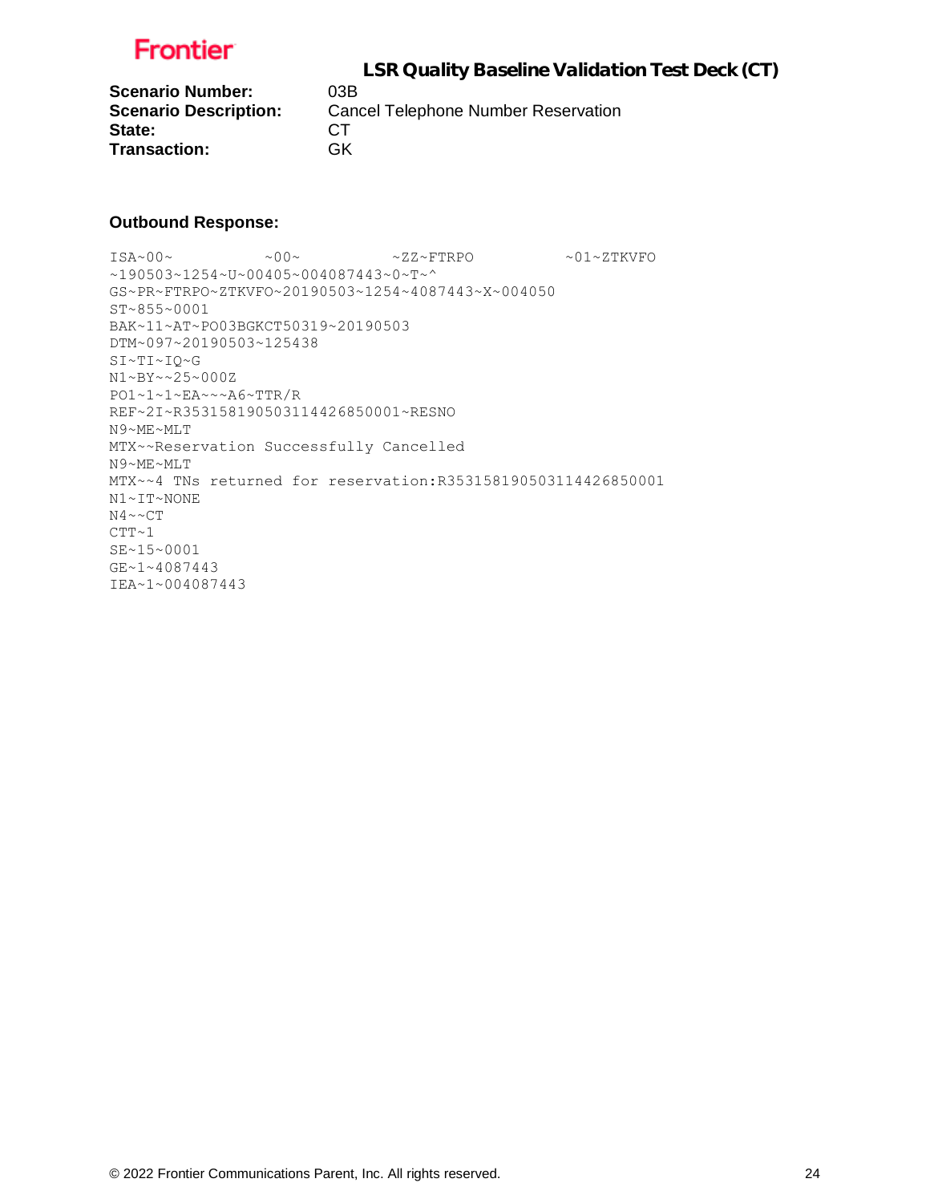Frontier

**LSR Quality Baseline Validation Test Deck (CT)**

**Scenario Number:** 03B
**Scenario Description:** Cancel Telephone Number Reservation
**State:** CT
**Transaction:** GK

**Outbound Response:**

```
ISA~00~          ~00~          ~ZZ~FTRPO          ~01~ZTKVFO
~190503~1254~U~00405~004087443~0~T~^
GS~PR~FTRPO~ZTKVFO~20190503~1254~4087443~X~004050
ST~855~0001
BAK~11~AT~PO03BGKCT50319~20190503
DTM~097~20190503~125438
SI~TI~IQ~G
N1~BY~~25~000Z
PO1~1~1~EA~~~A6~TTR/R
REF~2I~R353158190503114426850001~RESNO
N9~ME~MLT
MTX~~Reservation Successfully Cancelled
N9~ME~MLT
MTX~~4 TNs returned for reservation:R353158190503114426850001
N1~IT~NONE
N4~~CT
CTT~1
SE~15~0001
GE~1~4087443
IEA~1~004087443
```

© 2022 Frontier Communications Parent, Inc. All rights reserved.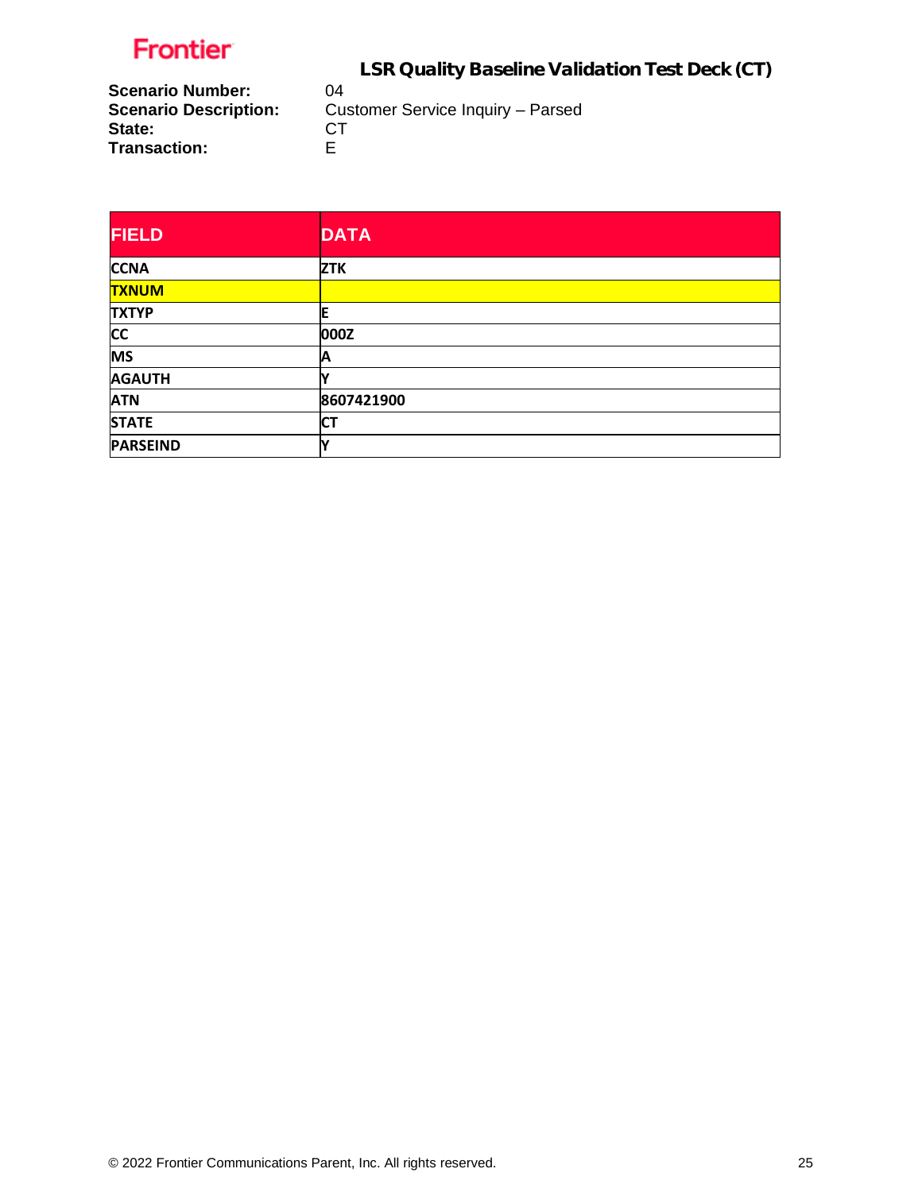**Scenario Number:** 04
**Scenario Description:** Customer Service Inquiry – Parsed
**State:** CT
**Transaction:** E

| FIELD | DATA |
|---|---|
| CCNA | ZTK |
| TXNUM | |
| TXTYP | E |
| CC | 000Z |
| MS | A |
| AGAUTH | Y |
| ATN | 8607421900 |
| STATE | CT |
| PARSEIND | Y |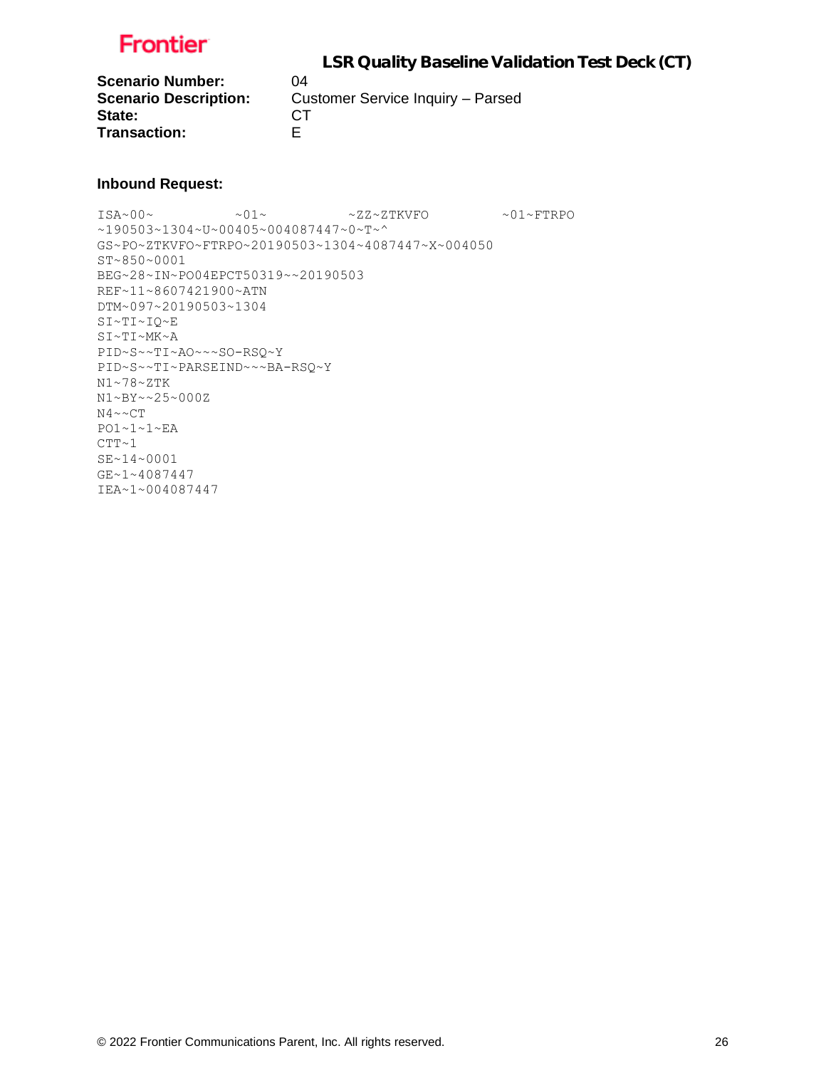**Frontier**

# LSR Quality Baseline Validation Test Deck (CT)

**Scenario Number:** 04
**Scenario Description:** Customer Service Inquiry – Parsed
**State:** CT
**Transaction:** E

**Inbound Request:**

```
ISA~00~          ~01~          ~ZZ~ZTKVFO         ~01~FTRPO
~190503~1304~U~00405~004087447~0~T~^
GS~PO~ZTKVFO~FTRPO~20190503~1304~4087447~X~004050
ST~850~0001
BEG~28~IN~PO04EPCT50319~~20190503
REF~11~8607421900~ATN
DTM~097~20190503~1304
SI~TI~IQ~E
SI~TI~MK~A
PID~S~~TI~AO~~~SO-RSQ~Y
PID~S~~TI~PARSEIND~~~BA-RSQ~Y
N1~78~ZTK
N1~BY~~25~000Z
N4~~CT
PO1~1~1~EA
CTT~1
SE~14~0001
GE~1~4087447
IEA~1~004087447
```

© 2022 Frontier Communications Parent, Inc. All rights reserved.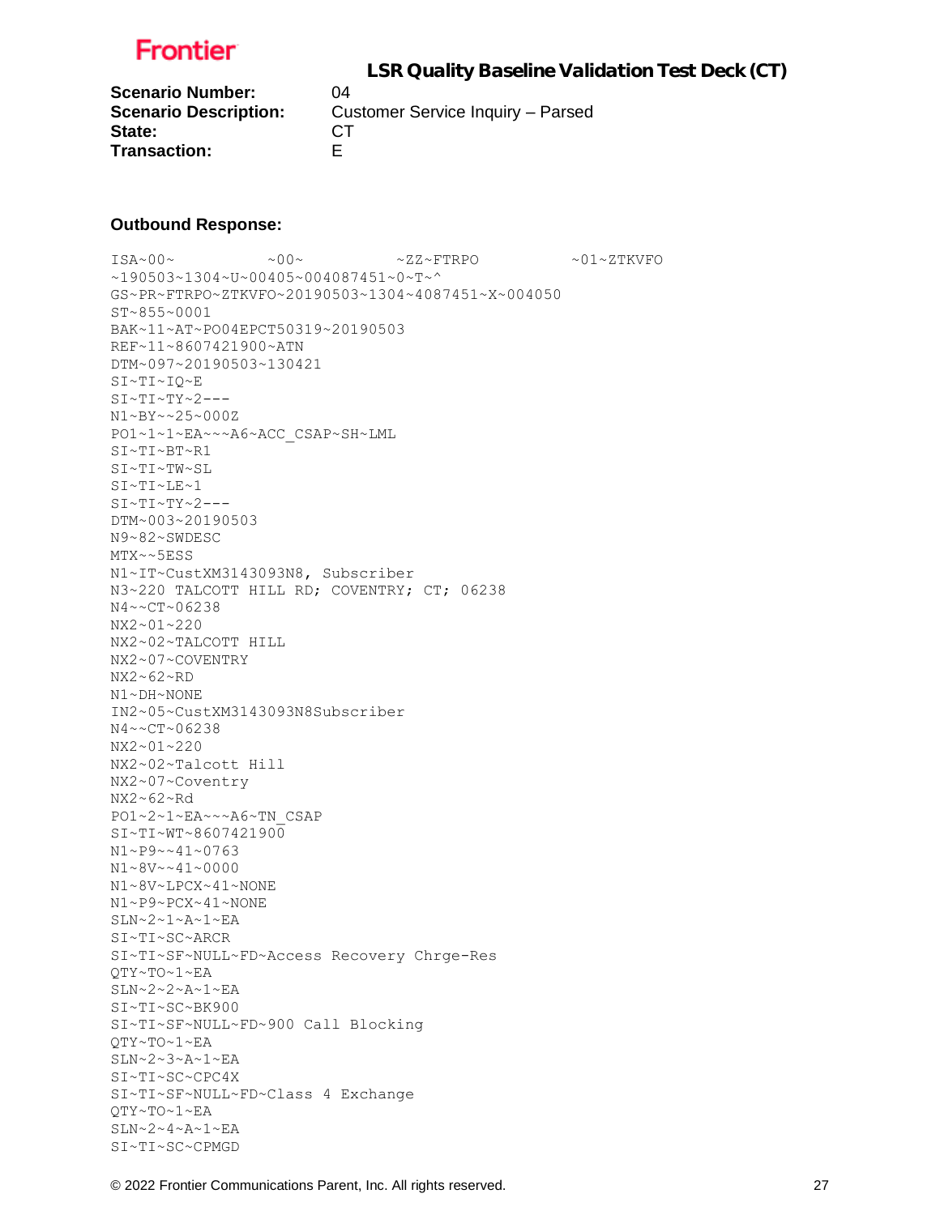Frontier

## LSR Quality Baseline Validation Test Deck (CT)

**Scenario Number:** 04
**Scenario Description:** Customer Service Inquiry – Parsed
**State:** CT
**Transaction:** E

**Outbound Response:**

```
ISA~00~          ~00~          ~ZZ~FTRPO          ~01~ZTKVFO
~190503~1304~U~00405~004087451~0~T~^
GS~PR~FTRPO~ZTKVFO~20190503~1304~4087451~X~004050
ST~855~0001
BAK~11~AT~PO04EPCT50319~20190503
REF~11~8607421900~ATN
DTM~097~20190503~130421
SI~TI~IQ~E
SI~TI~TY~2---
N1~BY~~25~000Z
PO1~1~1~EA~~~A6~ACC_CSAP~SH~LML
SI~TI~BT~R1
SI~TI~TW~SL
SI~TI~LE~1
SI~TI~TY~2---
DTM~003~20190503
N9~82~SWDESC
MTX~~5ESS
N1~IT~CustXM3143093N8, Subscriber
N3~220 TALCOTT HILL RD; COVENTRY; CT; 06238
N4~~CT~06238
NX2~01~220
NX2~02~TALCOTT HILL
NX2~07~COVENTRY
NX2~62~RD
N1~DH~NONE
IN2~05~CustXM3143093N8Subscriber
N4~~CT~06238
NX2~01~220
NX2~02~Talcott Hill
NX2~07~Coventry
NX2~62~Rd
PO1~2~1~EA~~~A6~TN_CSAP
SI~TI~WT~8607421900
N1~P9~~41~0763
N1~8V~~41~0000
N1~8V~LPCX~41~NONE
N1~P9~PCX~41~NONE
SLN~2~1~A~1~EA
SI~TI~SC~ARCR
SI~TI~SF~NULL~FD~Access Recovery Chrge-Res
QTY~TO~1~EA
SLN~2~2~A~1~EA
SI~TI~SC~BK900
SI~TI~SF~NULL~FD~900 Call Blocking
QTY~TO~1~EA
SLN~2~3~A~1~EA
SI~TI~SC~CPC4X
SI~TI~SF~NULL~FD~Class 4 Exchange
QTY~TO~1~EA
SLN~2~4~A~1~EA
SI~TI~SC~CPMGD
```

© 2022 Frontier Communications Parent, Inc. All rights reserved.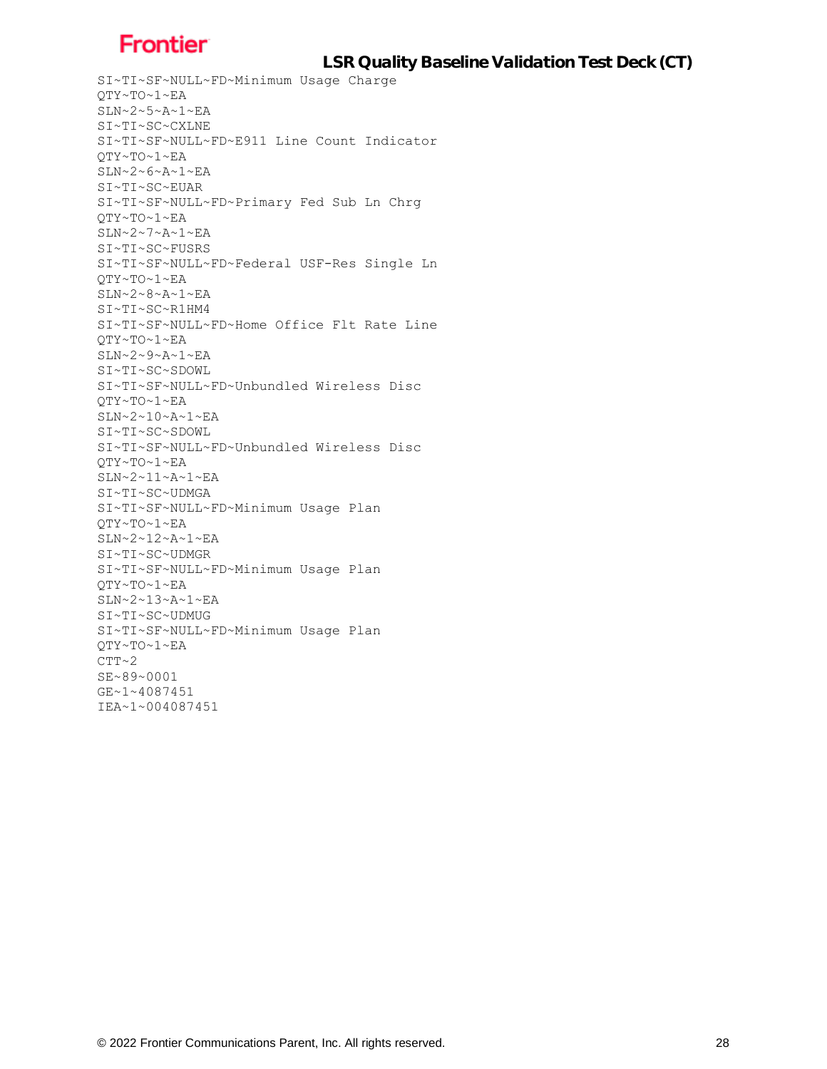```
SI~TI~SF~NULL~FD~Minimum Usage Charge
QTY~TO~1~EA
SLN~2~5~A~1~EA
SI~TI~SC~CXLNE
SI~TI~SF~NULL~FD~E911 Line Count Indicator
QTY~TO~1~EA
SLN~2~6~A~1~EA
SI~TI~SC~EUAR
SI~TI~SF~NULL~FD~Primary Fed Sub Ln Chrg
QTY~TO~1~EA
SLN~2~7~A~1~EA
SI~TI~SC~FUSRS
SI~TI~SF~NULL~FD~Federal USF-Res Single Ln
QTY~TO~1~EA
SLN~2~8~A~1~EA
SI~TI~SC~R1HM4
SI~TI~SF~NULL~FD~Home Office Flt Rate Line
QTY~TO~1~EA
SLN~2~9~A~1~EA
SI~TI~SC~SDOWL
SI~TI~SF~NULL~FD~Unbundled Wireless Disc
QTY~TO~1~EA
SLN~2~10~A~1~EA
SI~TI~SC~SDOWL
SI~TI~SF~NULL~FD~Unbundled Wireless Disc
QTY~TO~1~EA
SLN~2~11~A~1~EA
SI~TI~SC~UDMGA
SI~TI~SF~NULL~FD~Minimum Usage Plan
QTY~TO~1~EA
SLN~2~12~A~1~EA
SI~TI~SC~UDMGR
SI~TI~SF~NULL~FD~Minimum Usage Plan
QTY~TO~1~EA
SLN~2~13~A~1~EA
SI~TI~SC~UDMUG
SI~TI~SF~NULL~FD~Minimum Usage Plan
QTY~TO~1~EA
CTT~2
SE~89~0001
GE~1~4087451
IEA~1~004087451
```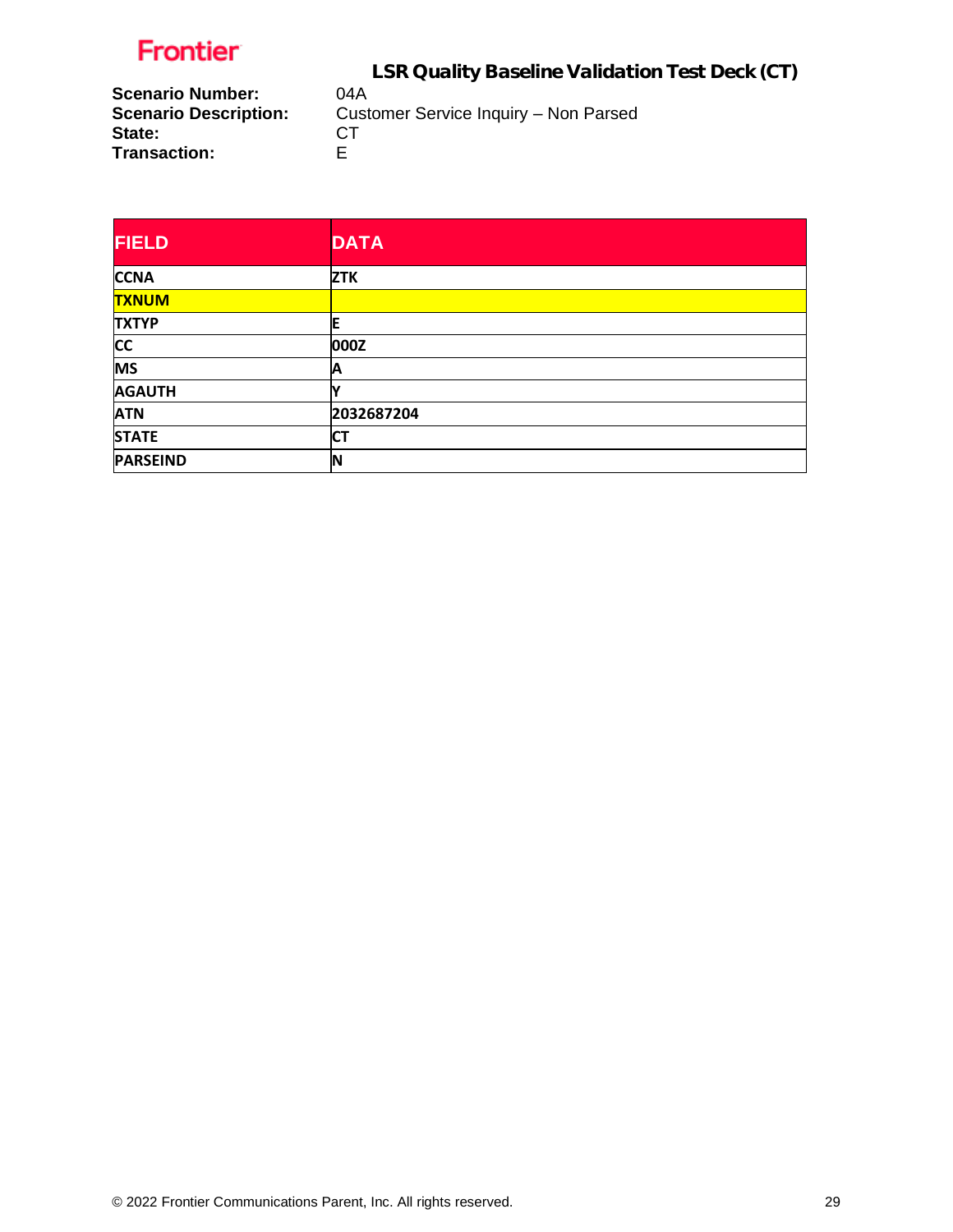Frontier

## LSR Quality Baseline Validation Test Deck (CT)

**Scenario Number:** 04A
**Scenario Description:** Customer Service Inquiry – Non Parsed
**State:** CT
**Transaction:** E

| FIELD | DATA |
|---|---|
| CCNA | ZTK |
| TXNUM | |
| TXTYP | E |
| CC | 000Z |
| MS | A |
| AGAUTH | Y |
| ATN | 2032687204 |
| STATE | CT |
| PARSEIND | N |

© 2022 Frontier Communications Parent, Inc. All rights reserved.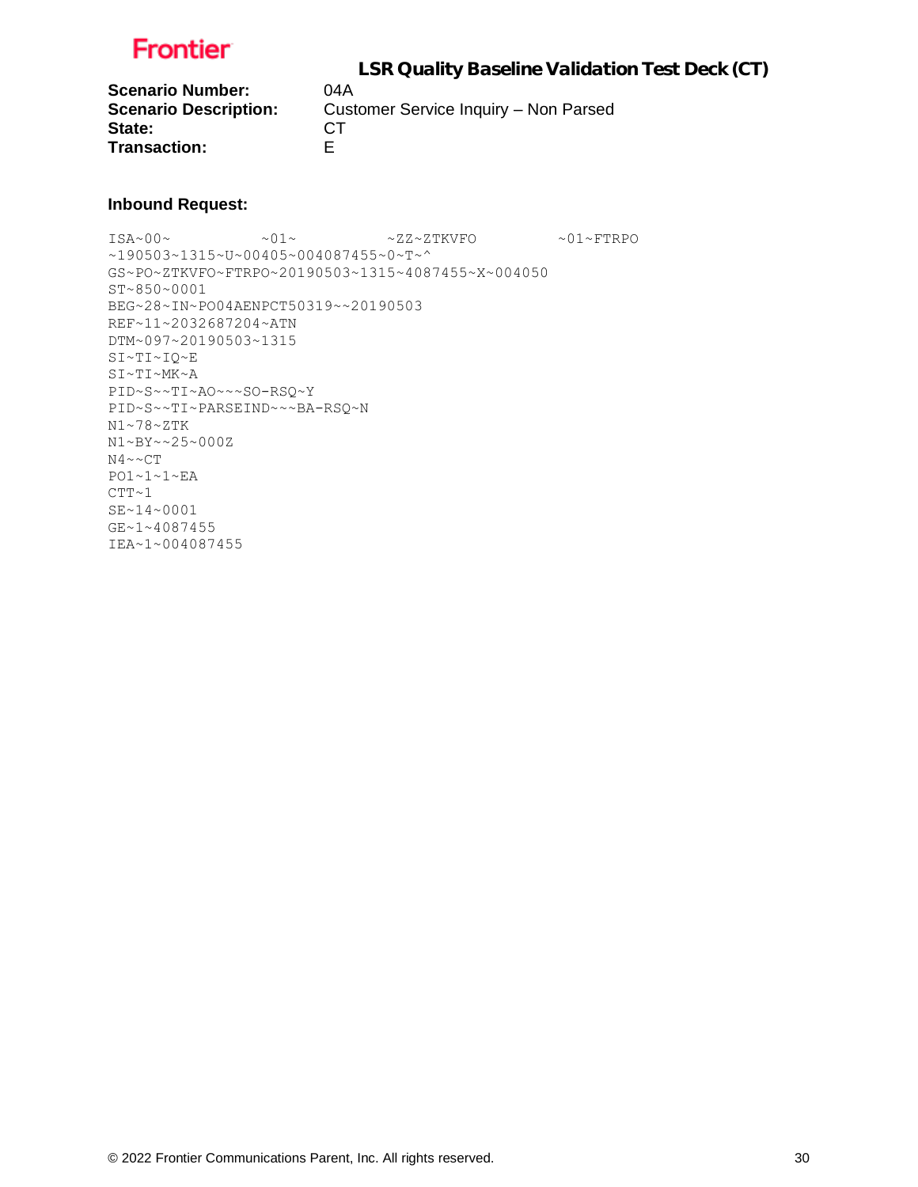**Scenario Number:** 04A
**Scenario Description:** Customer Service Inquiry – Non Parsed
**State:** CT
**Transaction:** E

**Inbound Request:**

```
ISA~00~          ~01~          ~ZZ~ZTKVFO          ~01~FTRPO
~190503~1315~U~00405~004087455~0~T~^
GS~PO~ZTKVFO~FTRPO~20190503~1315~4087455~X~004050
ST~850~0001
BEG~28~IN~PO04AENPCT50319~~20190503
REF~11~2032687204~ATN
DTM~097~20190503~1315
SI~TI~IQ~E
SI~TI~MK~A
PID~S~~TI~AO~~~SO-RSQ~Y
PID~S~~TI~PARSEIND~~~BA-RSQ~N
N1~78~ZTK
N1~BY~~25~000Z
N4~~CT
PO1~1~1~EA
CTT~1
SE~14~0001
GE~1~4087455
IEA~1~004087455
```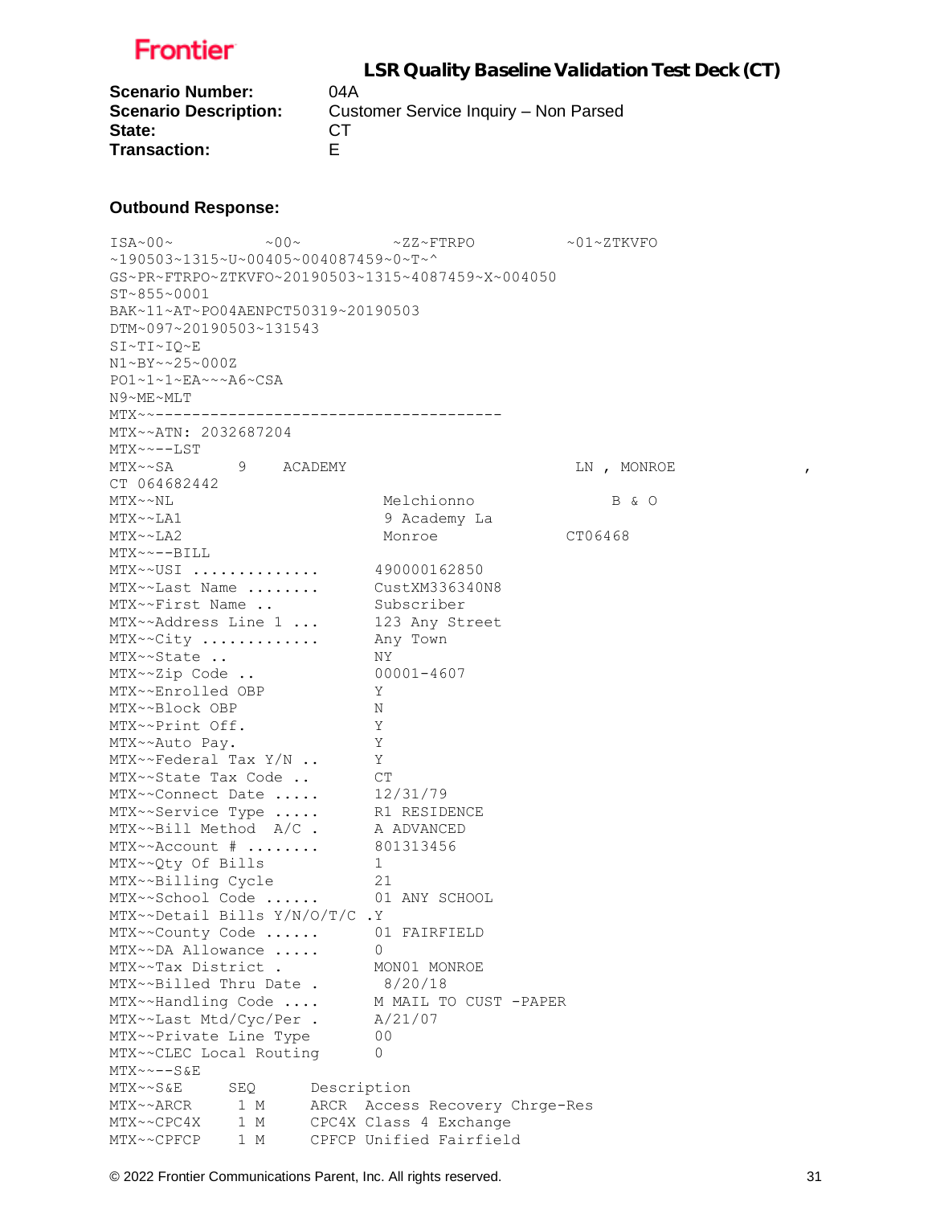**Frontier**

## LSR Quality Baseline Validation Test Deck (CT)

**Scenario Number:** 04A
**Scenario Description:** Customer Service Inquiry – Non Parsed
**State:** CT
**Transaction:** E

### Outbound Response:

```
ISA~00~          ~00~          ~ZZ~FTRPO          ~01~ZTKVFO
~190503~1315~U~00405~004087459~0~T~^
GS~PR~FTRPO~ZTKVFO~20190503~1315~4087459~X~004050
ST~855~0001
BAK~11~AT~PO04AENPCT50319~20190503
DTM~097~20190503~131543
SI~TI~IQ~E
N1~BY~~25~000Z
PO1~1~1~EA~~~A6~CSA
N9~ME~MLT
MTX~~-----------------------------------------
MTX~~ATN: 2032687204
MTX~~---LST
MTX~~SA        9    ACADEMY                         LN , MONROE                ,
CT 064682442
MTX~~NL                       Melchionno                B & O
MTX~~LA1                      9 Academy La
MTX~~LA2                      Monroe                CT06468
MTX~~---BILL
MTX~~USI ..............      490000162850
MTX~~Last Name ........      CustXM336340N8
MTX~~First Name ..           Subscriber
MTX~~Address Line 1 ...      123 Any Street
MTX~~City .............      Any Town
MTX~~State ..                NY
MTX~~Zip Code ..             00001-4607
MTX~~Enrolled OBP            Y
MTX~~Block OBP               N
MTX~~Print Off.              Y
MTX~~Auto Pay.               Y
MTX~~Federal Tax Y/N ..      Y
MTX~~State Tax Code ..       CT
MTX~~Connect Date .....      12/31/79
MTX~~Service Type .....      R1 RESIDENCE
MTX~~Bill Method  A/C .      A ADVANCED
MTX~~Account # ........      801313456
MTX~~Qty Of Bills            1
MTX~~Billing Cycle           21
MTX~~School Code ......      01 ANY SCHOOL
MTX~~Detail Bills Y/N/O/T/C .Y
MTX~~County Code ......      01 FAIRFIELD
MTX~~DA Allowance .....      0
MTX~~Tax District .          MON01 MONROE
MTX~~Billed Thru Date .       8/20/18
MTX~~Handling Code ....      M MAIL TO CUST -PAPER
MTX~~Last Mtd/Cyc/Per .      A/21/07
MTX~~Private Line Type       00
MTX~~CLEC Local Routing      0
MTX~~---S&E
MTX~~S&E      SEQ      Description
MTX~~ARCR      1 M     ARCR  Access Recovery Chrge-Res
MTX~~CPC4X     1 M     CPC4X Class 4 Exchange
MTX~~CPFCP     1 M     CPFCP Unified Fairfield
```

© 2022 Frontier Communications Parent, Inc. All rights reserved.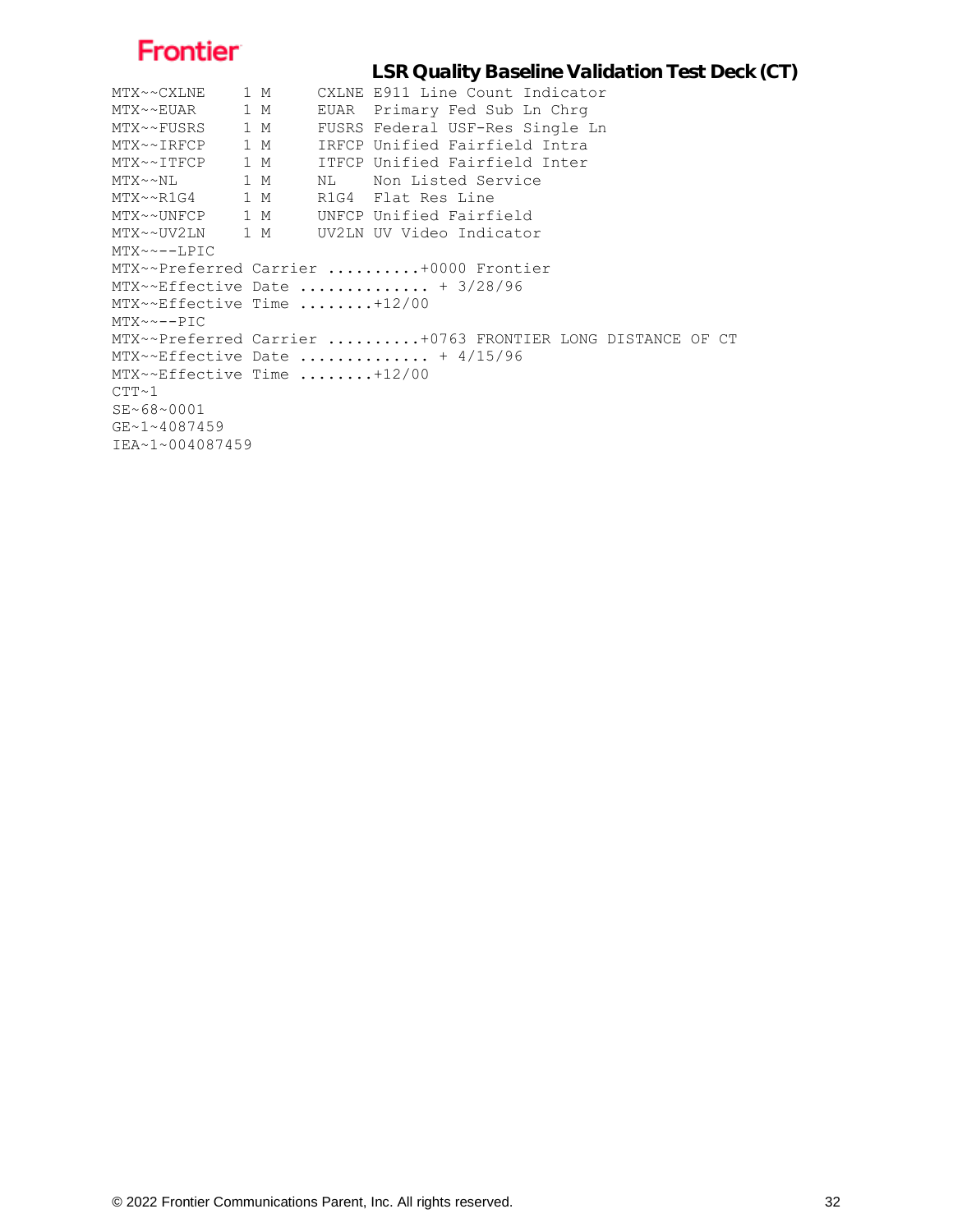```
MTX~~CXLNE    1 M     CXLNE E911 Line Count Indicator
MTX~~EUAR     1 M     EUAR  Primary Fed Sub Ln Chrg
MTX~~FUSRS    1 M     FUSRS Federal USF-Res Single Ln
MTX~~IRFCP    1 M     IRFCP Unified Fairfield Intra
MTX~~ITFCP    1 M     ITFCP Unified Fairfield Inter
MTX~~NL       1 M     NL    Non Listed Service
MTX~~R1G4     1 M     R1G4  Flat Res Line
MTX~~UNFCP    1 M     UNFCP Unified Fairfield
MTX~~UV2LN    1 M     UV2LN UV Video Indicator
MTX~~--LPIC
MTX~~Preferred Carrier ..........+0000 Frontier
MTX~~Effective Date ............. + 3/28/96
MTX~~Effective Time ........+12/00
MTX~~--PIC
MTX~~Preferred Carrier ..........+0763 FRONTIER LONG DISTANCE OF CT
MTX~~Effective Date ............. + 4/15/96
MTX~~Effective Time ........+12/00
CTT~1
SE~68~0001
GE~1~4087459
IEA~1~004087459
```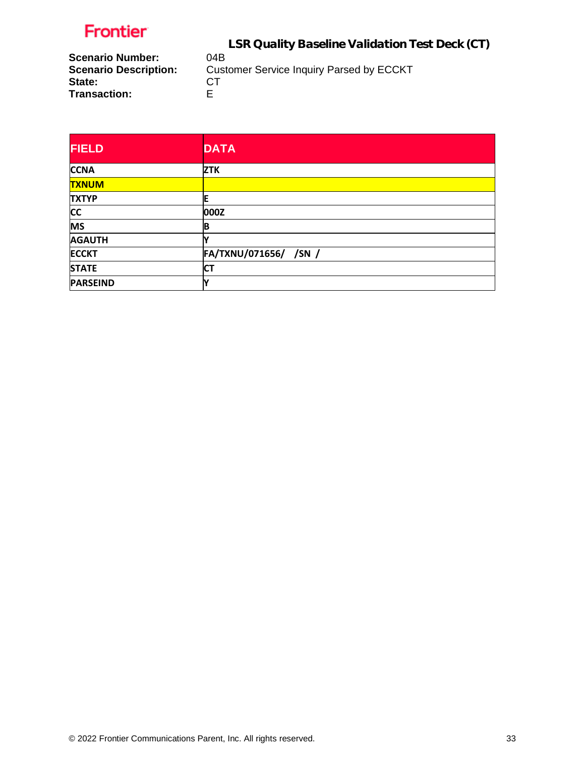# LSR Quality Baseline Validation Test Deck (CT)

**Scenario Number:** 04B
**Scenario Description:** Customer Service Inquiry Parsed by ECCKT
**State:** CT
**Transaction:** E

| FIELD | DATA |
|---|---|
| CCNA | ZTK |
| TXNUM | |
| TXTYP | E |
| CC | 000Z |
| MS | B |
| AGAUTH | Y |
| ECCKT | FA/TXNU/071656/ /SN / |
| STATE | CT |
| PARSEIND | Y |

© 2022 Frontier Communications Parent, Inc. All rights reserved.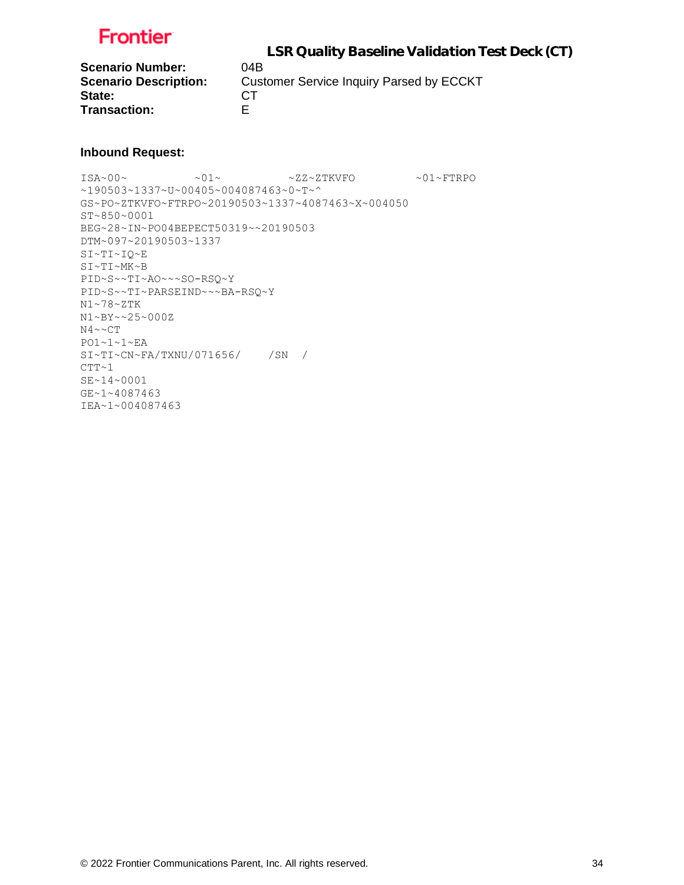## LSR Quality Baseline Validation Test Deck (CT)

**Scenario Number:** 04B
**Scenario Description:** Customer Service Inquiry Parsed by ECCKT
**State:** CT
**Transaction:** E

**Inbound Request:**

```
ISA~00~          ~01~          ~ZZ~ZTKVFO         ~01~FTRPO
~190503~1337~U~00405~004087463~0~T~^
GS~PO~ZTKVFO~FTRPO~20190503~1337~4087463~X~004050
ST~850~0001
BEG~28~IN~PO04BEPECT50319~~20190503
DTM~097~20190503~1337
SI~TI~IQ~E
SI~TI~MK~B
PID~S~~TI~AO~~~SO-RSQ~Y
PID~S~~TI~PARSEIND~~~BA-RSQ~Y
N1~78~ZTK
N1~BY~~25~000Z
N4~~CT
PO1~1~1~EA
SI~TI~CN~FA/TXNU/071656/    /SN  /
CTT~1
SE~14~0001
GE~1~4087463
IEA~1~004087463
```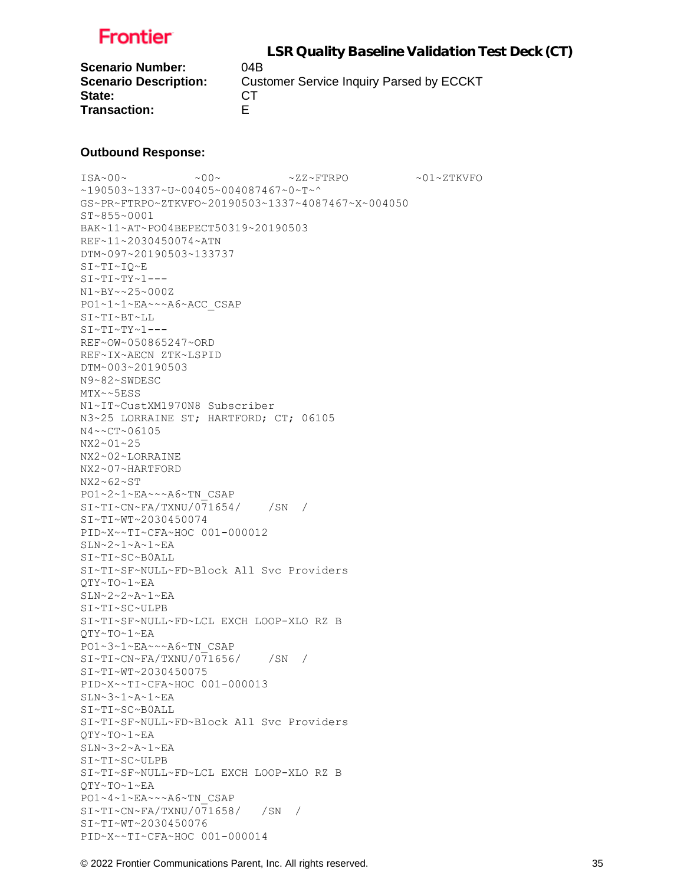**LSR Quality Baseline Validation Test Deck (CT)**

**Scenario Number:** 04B
**Scenario Description:** Customer Service Inquiry Parsed by ECCKT
**State:** CT
**Transaction:** E

**Outbound Response:**

```
ISA~00~          ~00~          ~ZZ~FTRPO          ~01~ZTKVFO
~190503~1337~U~00405~004087467~0~T~^
GS~PR~FTRPO~ZTKVFO~20190503~1337~4087467~X~004050
ST~855~0001
BAK~11~AT~PO04BEPECT50319~20190503
REF~11~2030450074~ATN
DTM~097~20190503~133737
SI~TI~IQ~E
SI~TI~TY~1---
N1~BY~~25~000Z
PO1~1~1~EA~~~A6~ACC_CSAP
SI~TI~BT~LL
SI~TI~TY~1---
REF~OW~050865247~ORD
REF~IX~AECN ZTK~LSPID
DTM~003~20190503
N9~82~SWDESC
MTX~~5ESS
N1~IT~CustXM1970N8 Subscriber
N3~25 LORRAINE ST; HARTFORD; CT; 06105
N4~~CT~06105
NX2~01~25
NX2~02~LORRAINE
NX2~07~HARTFORD
NX2~62~ST
PO1~2~1~EA~~~A6~TN_CSAP
SI~TI~CN~FA/TXNU/071654/    /SN  /
SI~TI~WT~2030450074
PID~X~~TI~CFA~HOC 001-000012
SLN~2~1~A~1~EA
SI~TI~SC~B0ALL
SI~TI~SF~NULL~FD~Block All Svc Providers
QTY~TO~1~EA
SLN~2~2~A~1~EA
SI~TI~SC~ULPB
SI~TI~SF~NULL~FD~LCL EXCH LOOP-XLO RZ B
QTY~TO~1~EA
PO1~3~1~EA~~~A6~TN_CSAP
SI~TI~CN~FA/TXNU/071656/    /SN  /
SI~TI~WT~2030450075
PID~X~~TI~CFA~HOC 001-000013
SLN~3~1~A~1~EA
SI~TI~SC~B0ALL
SI~TI~SF~NULL~FD~Block All Svc Providers
QTY~TO~1~EA
SLN~3~2~A~1~EA
SI~TI~SC~ULPB
SI~TI~SF~NULL~FD~LCL EXCH LOOP-XLO RZ B
QTY~TO~1~EA
PO1~4~1~EA~~~A6~TN_CSAP
SI~TI~CN~FA/TXNU/071658/   /SN  /
SI~TI~WT~2030450076
PID~X~~TI~CFA~HOC 001-000014
```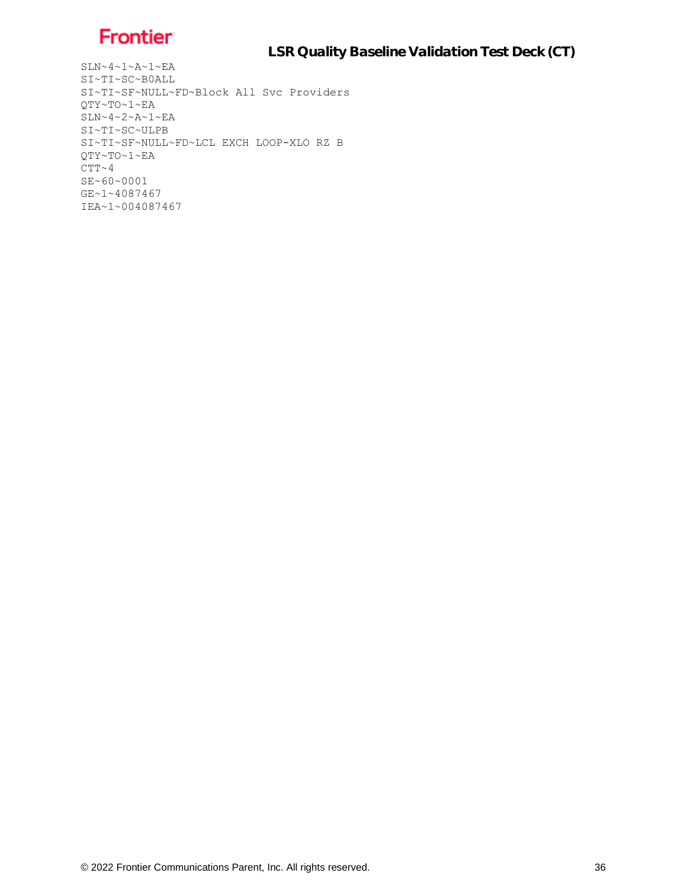```
SLN~4~1~A~1~EA
SI~TI~SC~B0ALL
SI~TI~SF~NULL~FD~Block All Svc Providers
QTY~TO~1~EA
SLN~4~2~A~1~EA
SI~TI~SC~ULPB
SI~TI~SF~NULL~FD~LCL EXCH LOOP-XLO RZ B
QTY~TO~1~EA
CTT~4
SE~60~0001
GE~1~4087467
IEA~1~004087467
```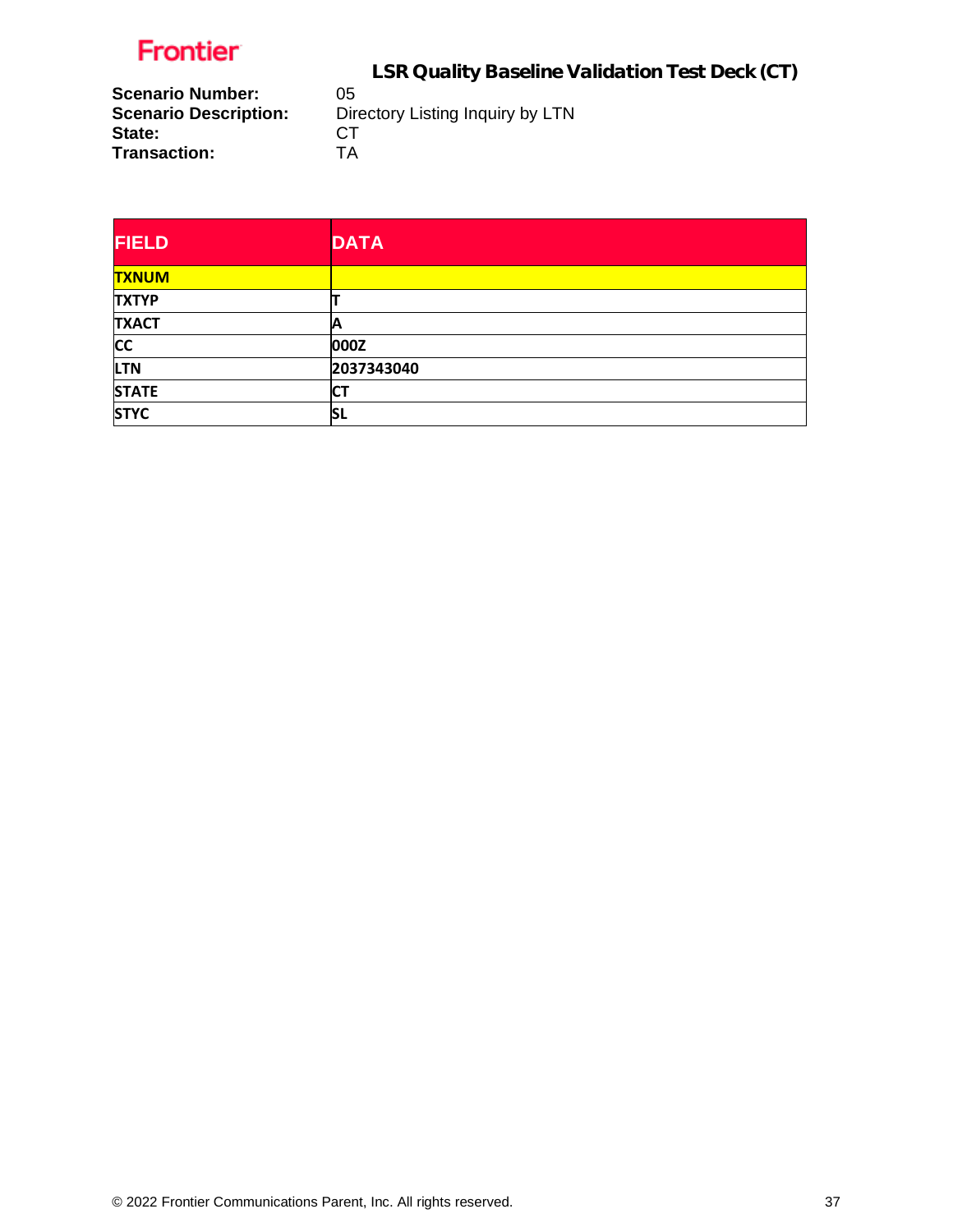Frontier

## LSR Quality Baseline Validation Test Deck (CT)

**Scenario Number:** 05
**Scenario Description:** Directory Listing Inquiry by LTN
**State:** CT
**Transaction:** TA

| FIELD | DATA |
|---|---|
| TXNUM | |
| TXTYP | T |
| TXACT | A |
| CC | 000Z |
| LTN | 2037343040 |
| STATE | CT |
| STYC | SL |

© 2022 Frontier Communications Parent, Inc. All rights reserved.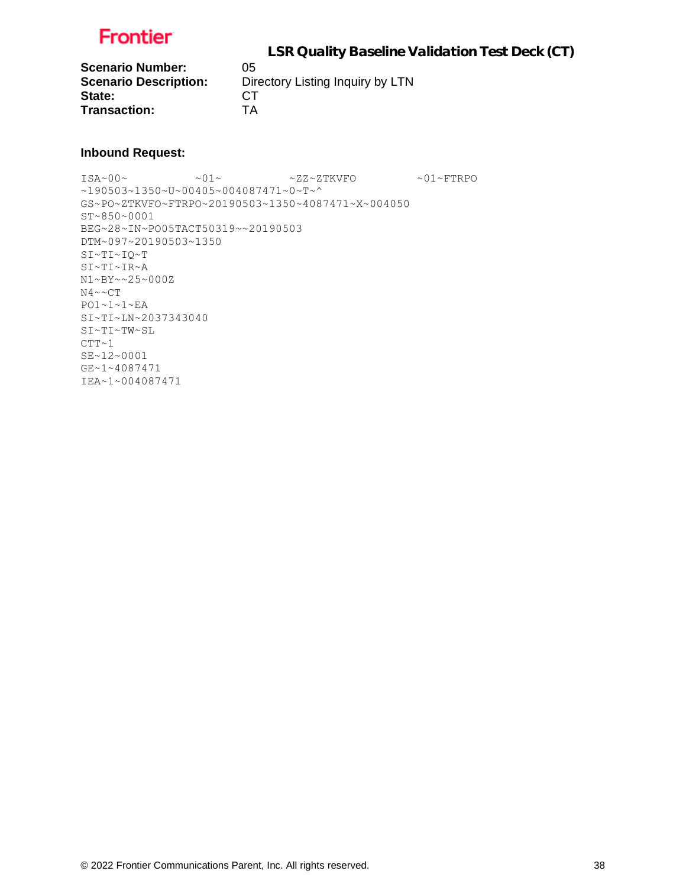Frontier

## LSR Quality Baseline Validation Test Deck (CT)

**Scenario Number:** 05
**Scenario Description:** Directory Listing Inquiry by LTN
**State:** CT
**Transaction:** TA

**Inbound Request:**

```
ISA~00~          ~01~          ~ZZ~ZTKVFO          ~01~FTRPO
~190503~1350~U~00405~004087471~0~T~^
GS~PO~ZTKVFO~FTRPO~20190503~1350~4087471~X~004050
ST~850~0001
BEG~28~IN~PO05TACT50319~~20190503
DTM~097~20190503~1350
SI~TI~IQ~T
SI~TI~IR~A
N1~BY~~25~000Z
N4~~CT
PO1~1~1~EA
SI~TI~LN~2037343040
SI~TI~TW~SL
CTT~1
SE~12~0001
GE~1~4087471
IEA~1~004087471
```

© 2022 Frontier Communications Parent, Inc. All rights reserved.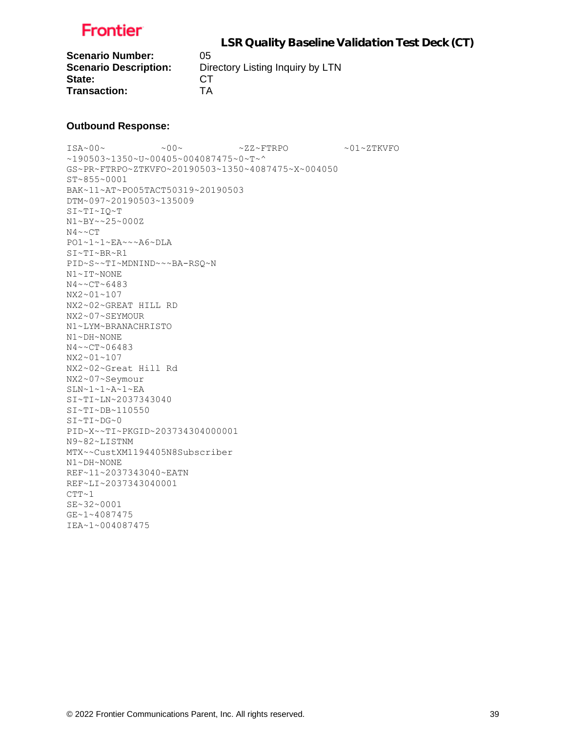**Scenario Number:** 05
**Scenario Description:** Directory Listing Inquiry by LTN
**State:** CT
**Transaction:** TA

**Outbound Response:**

```
ISA~00~          ~00~          ~ZZ~FTRPO          ~01~ZTKVFO
~190503~1350~U~00405~004087475~0~T~^
GS~PR~FTRPO~ZTKVFO~20190503~1350~4087475~X~004050
ST~855~0001
BAK~11~AT~PO05TACT50319~20190503
DTM~097~20190503~135009
SI~TI~IQ~T
N1~BY~~25~000Z
N4~~CT
PO1~1~1~EA~~~A6~DLA
SI~TI~BR~R1
PID~S~~TI~MDNIND~~~BA-RSQ~N
N1~IT~NONE
N4~~CT~6483
NX2~01~107
NX2~02~GREAT HILL RD
NX2~07~SEYMOUR
N1~LYM~BRANACHRISTO
N1~DH~NONE
N4~~CT~06483
NX2~01~107
NX2~02~Great Hill Rd
NX2~07~Seymour
SLN~1~1~A~1~EA
SI~TI~LN~2037343040
SI~TI~DB~110550
SI~TI~DG~0
PID~X~~TI~PKGID~203734304000001
N9~82~LISTNM
MTX~~CustXM1194405N8Subscriber
N1~DH~NONE
REF~11~2037343040~EATN
REF~LI~2037343040001
CTT~1
SE~32~0001
GE~1~4087475
IEA~1~004087475
```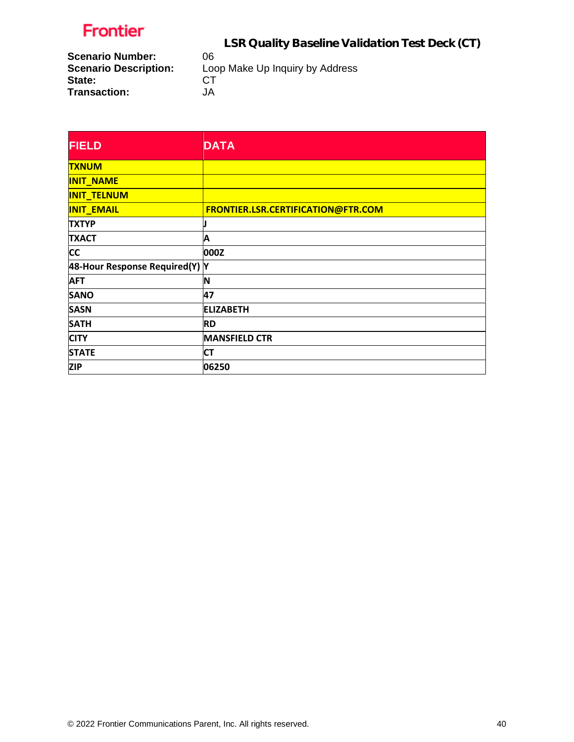Frontier

## LSR Quality Baseline Validation Test Deck (CT)

**Scenario Number:** 06
**Scenario Description:** Loop Make Up Inquiry by Address
**State:** CT
**Transaction:** JA

| FIELD | DATA |
|---|---|
| TXNUM | |
| INIT_NAME | |
| INIT_TELNUM | |
| INIT_EMAIL | FRONTIER.LSR.CERTIFICATION@FTR.COM |
| TXTYP | J |
| TXACT | A |
| CC | 000Z |
| 48-Hour Response Required(Y) | Y |
| AFT | N |
| SANO | 47 |
| SASN | ELIZABETH |
| SATH | RD |
| CITY | MANSFIELD CTR |
| STATE | CT |
| ZIP | 06250 |

© 2022 Frontier Communications Parent, Inc. All rights reserved.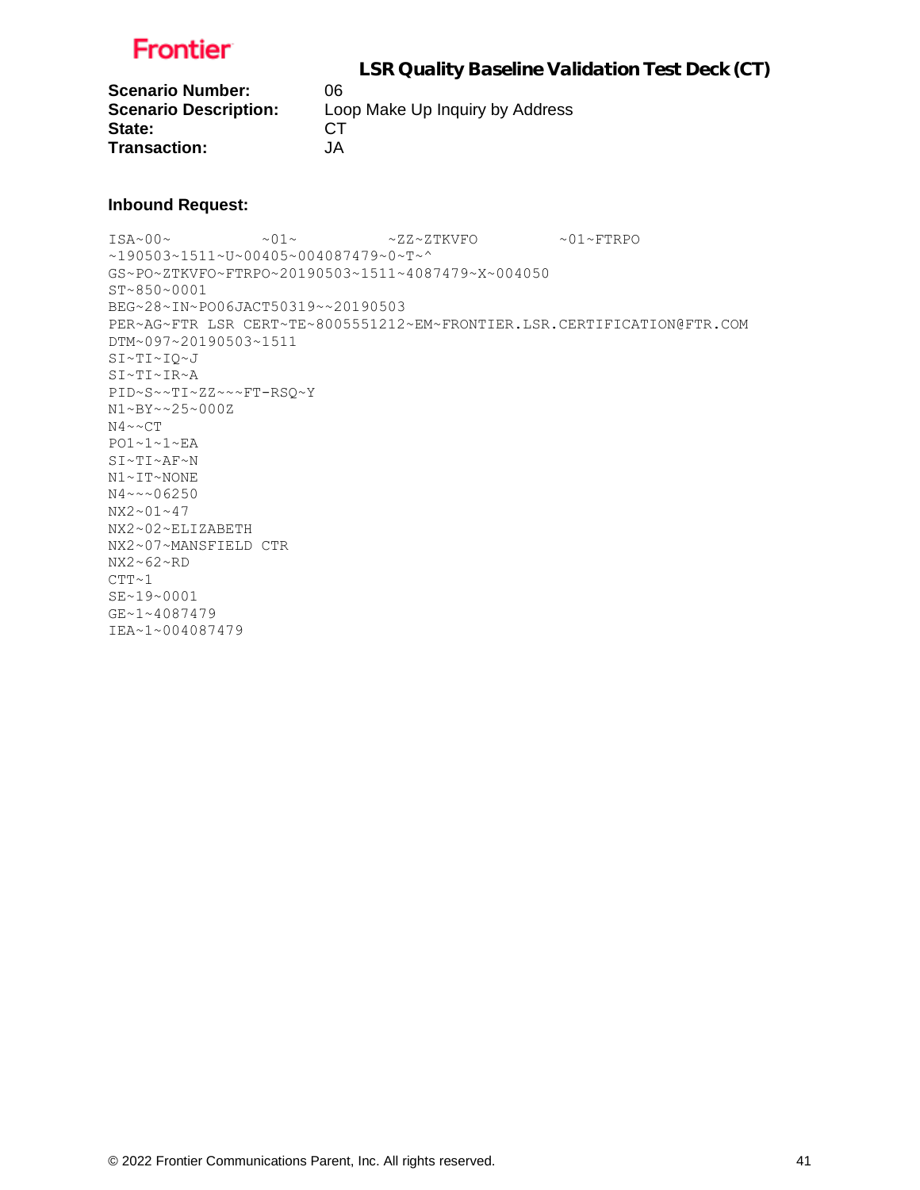**LSR Quality Baseline Validation Test Deck (CT)**

**Scenario Number:** 06
**Scenario Description:** Loop Make Up Inquiry by Address
**State:** CT
**Transaction:** JA

**Inbound Request:**

```
ISA~00~          ~01~          ~ZZ~ZTKVFO         ~01~FTRPO
~190503~1511~U~00405~004087479~0~T~^
GS~PO~ZTKVFO~FTRPO~20190503~1511~4087479~X~004050
ST~850~0001
BEG~28~IN~PO06JACT50319~~20190503
PER~AG~FTR LSR CERT~TE~8005551212~EM~FRONTIER.LSR.CERTIFICATION@FTR.COM
DTM~097~20190503~1511
SI~TI~IQ~J
SI~TI~IR~A
PID~S~~TI~ZZ~~~FT-RSQ~Y
N1~BY~~25~000Z
N4~~CT
PO1~1~1~EA
SI~TI~AF~N
N1~IT~NONE
N4~~~06250
NX2~01~47
NX2~02~ELIZABETH
NX2~07~MANSFIELD CTR
NX2~62~RD
CTT~1
SE~19~0001
GE~1~4087479
IEA~1~004087479
```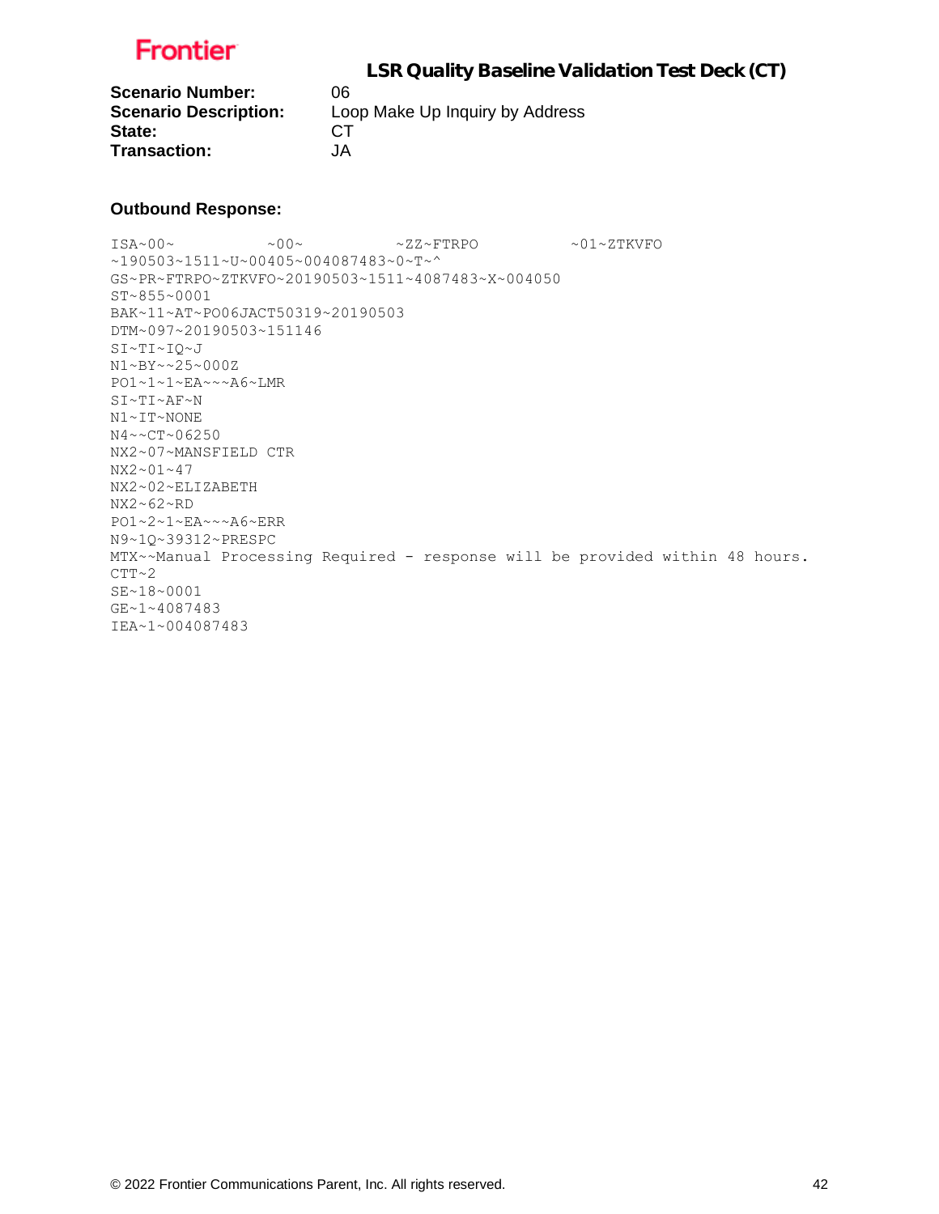**LSR Quality Baseline Validation Test Deck (CT)**

**Scenario Number:** 06
**Scenario Description:** Loop Make Up Inquiry by Address
**State:** CT
**Transaction:** JA

**Outbound Response:**

```
ISA~00~          ~00~          ~ZZ~FTRPO          ~01~ZTKVFO
~190503~1511~U~00405~004087483~0~T~^
GS~PR~FTRPO~ZTKVFO~20190503~1511~4087483~X~004050
ST~855~0001
BAK~11~AT~PO06JACT50319~20190503
DTM~097~20190503~151146
SI~TI~IQ~J
N1~BY~~25~000Z
PO1~1~1~EA~~~A6~LMR
SI~TI~AF~N
N1~IT~NONE
N4~~CT~06250
NX2~07~MANSFIELD CTR
NX2~01~47
NX2~02~ELIZABETH
NX2~62~RD
PO1~2~1~EA~~~A6~ERR
N9~1Q~39312~PRESPC
MTX~~Manual Processing Required - response will be provided within 48 hours.
CTT~2
SE~18~0001
GE~1~4087483
IEA~1~004087483
```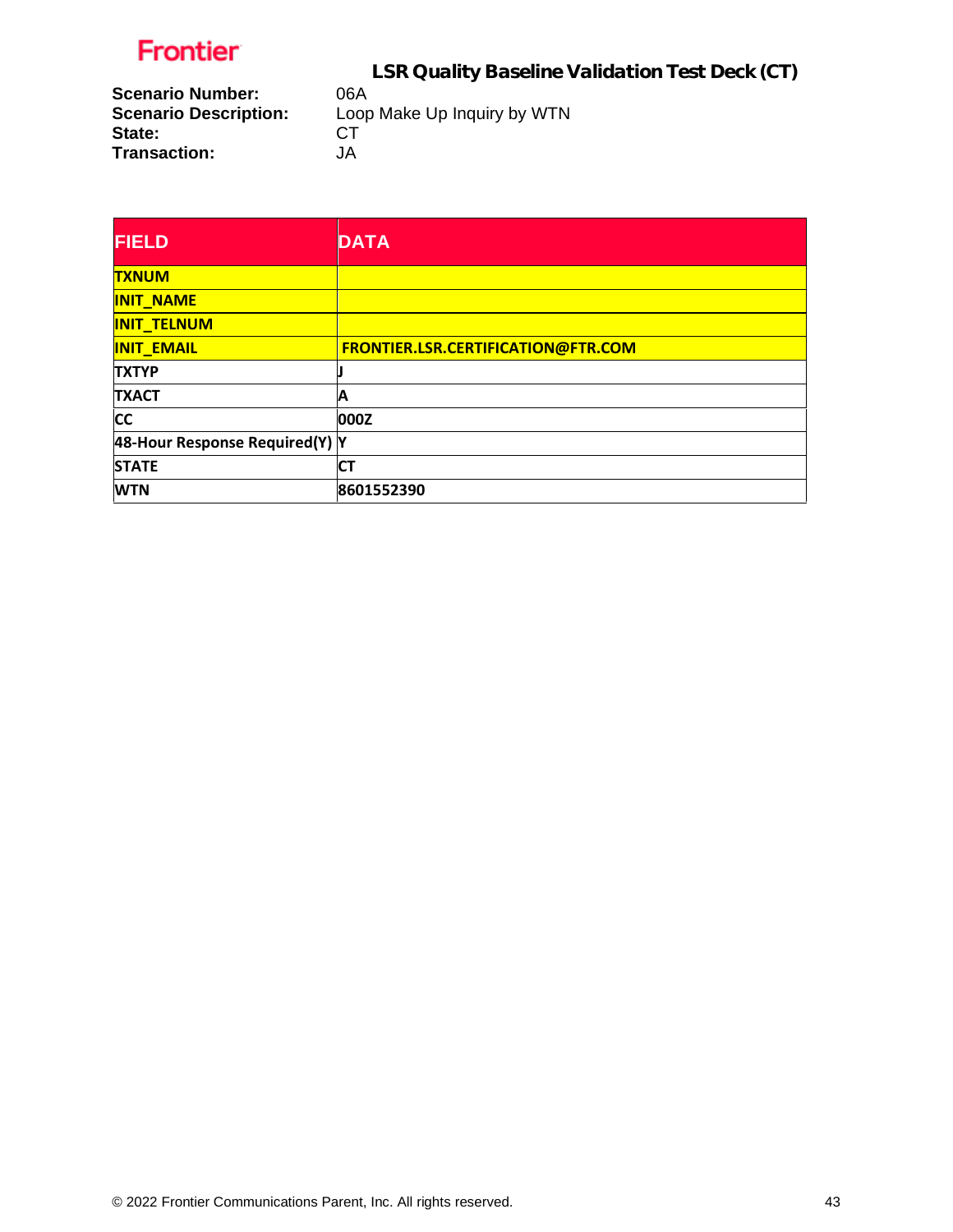Frontier

## LSR Quality Baseline Validation Test Deck (CT)

**Scenario Number:** 06A
**Scenario Description:** Loop Make Up Inquiry by WTN
**State:** CT
**Transaction:** JA

| FIELD | DATA |
|---|---|
| TXNUM | |
| INIT_NAME | |
| INIT_TELNUM | |
| INIT_EMAIL | FRONTIER.LSR.CERTIFICATION@FTR.COM |
| TXTYP | J |
| TXACT | A |
| CC | 000Z |
| 48-Hour Response Required(Y) | Y |
| STATE | CT |
| WTN | 8601552390 |

© 2022 Frontier Communications Parent, Inc. All rights reserved.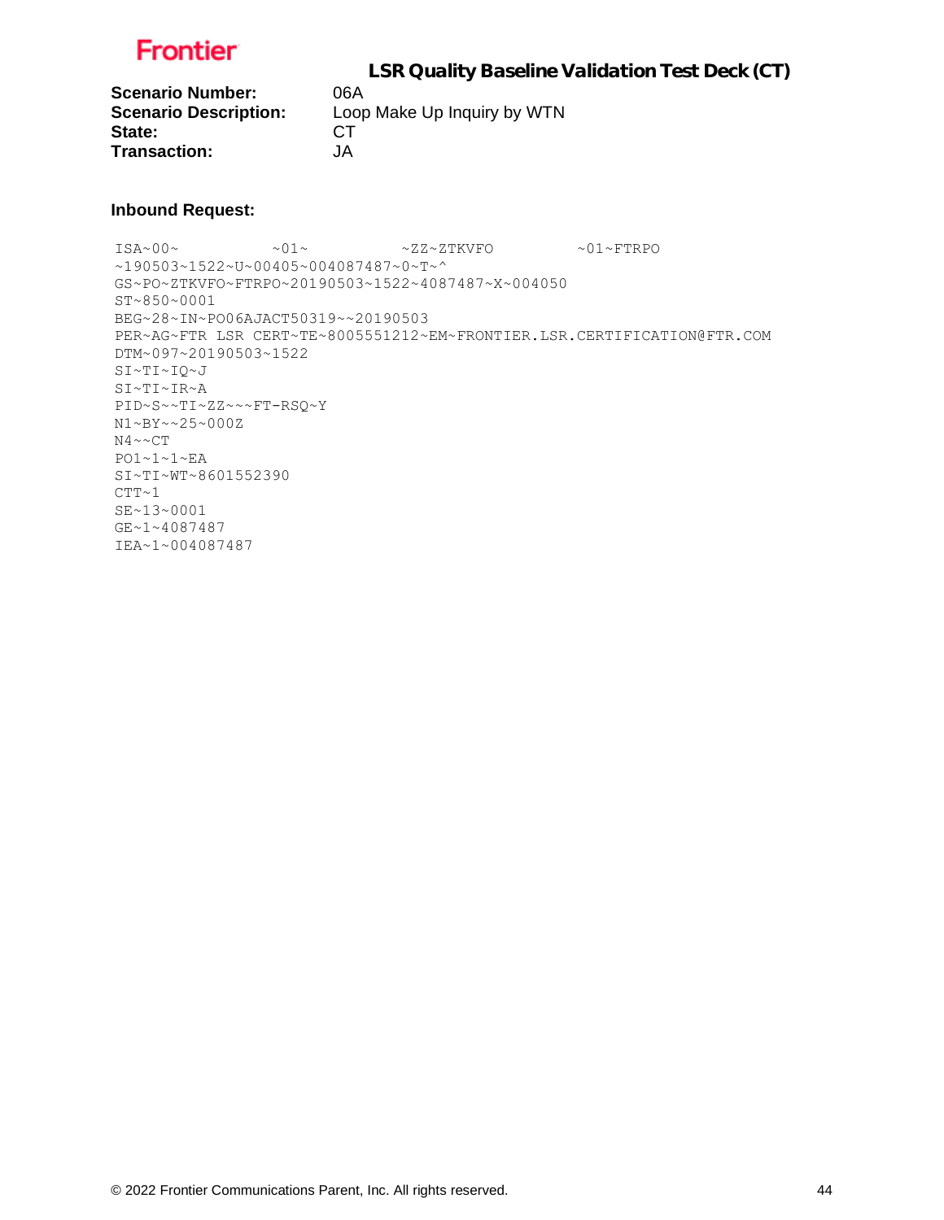**Scenario Number:** 06A
**Scenario Description:** Loop Make Up Inquiry by WTN
**State:** CT
**Transaction:** JA

**Inbound Request:**

```
ISA~00~          ~01~          ~ZZ~ZTKVFO         ~01~FTRPO
~190503~1522~U~00405~004087487~0~T~^
GS~PO~ZTKVFO~FTRPO~20190503~1522~4087487~X~004050
ST~850~0001
BEG~28~IN~PO06AJACT50319~~20190503
PER~AG~FTR LSR CERT~TE~8005551212~EM~FRONTIER.LSR.CERTIFICATION@FTR.COM
DTM~097~20190503~1522
SI~TI~IQ~J
SI~TI~IR~A
PID~S~~TI~ZZ~~~FT-RSQ~Y
N1~BY~~25~000Z
N4~~CT
PO1~1~1~EA
SI~TI~WT~8601552390
CTT~1
SE~13~0001
GE~1~4087487
IEA~1~004087487
```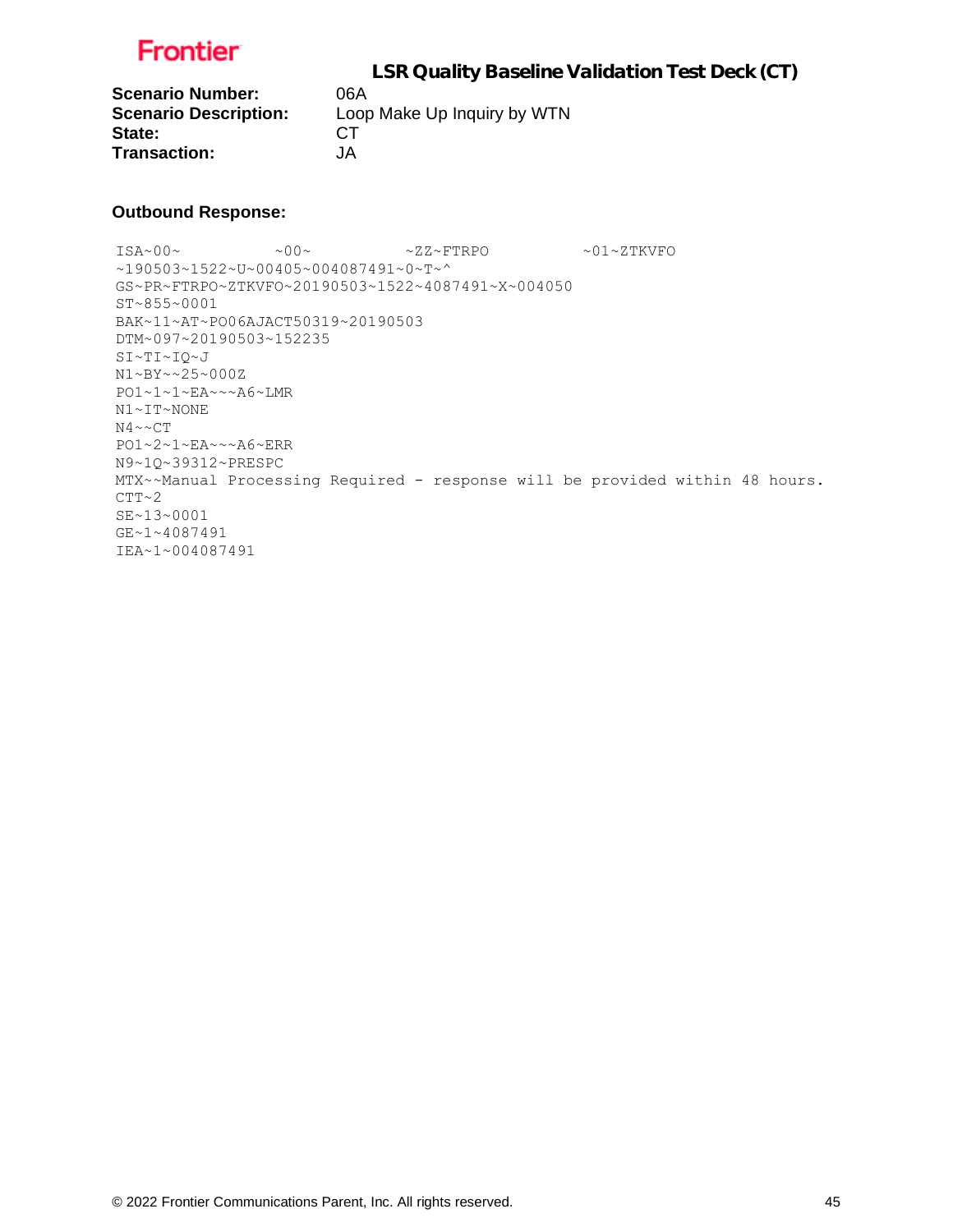**Frontier**

## LSR Quality Baseline Validation Test Deck (CT)

**Scenario Number:** 06A
**Scenario Description:** Loop Make Up Inquiry by WTN
**State:** CT
**Transaction:** JA

**Outbound Response:**

```
ISA~00~          ~00~          ~ZZ~FTRPO          ~01~ZTKVFO
~190503~1522~U~00405~004087491~0~T~^
GS~PR~FTRPO~ZTKVFO~20190503~1522~4087491~X~004050
ST~855~0001
BAK~11~AT~PO06AJACT50319~20190503
DTM~097~20190503~152235
SI~TI~IQ~J
N1~BY~~25~000Z
PO1~1~1~EA~~~A6~LMR
N1~IT~NONE
N4~~CT
PO1~2~1~EA~~~A6~ERR
N9~1Q~39312~PRESPC
MTX~~Manual Processing Required - response will be provided within 48 hours.
CTT~2
SE~13~0001
GE~1~4087491
IEA~1~004087491
```

© 2022 Frontier Communications Parent, Inc. All rights reserved.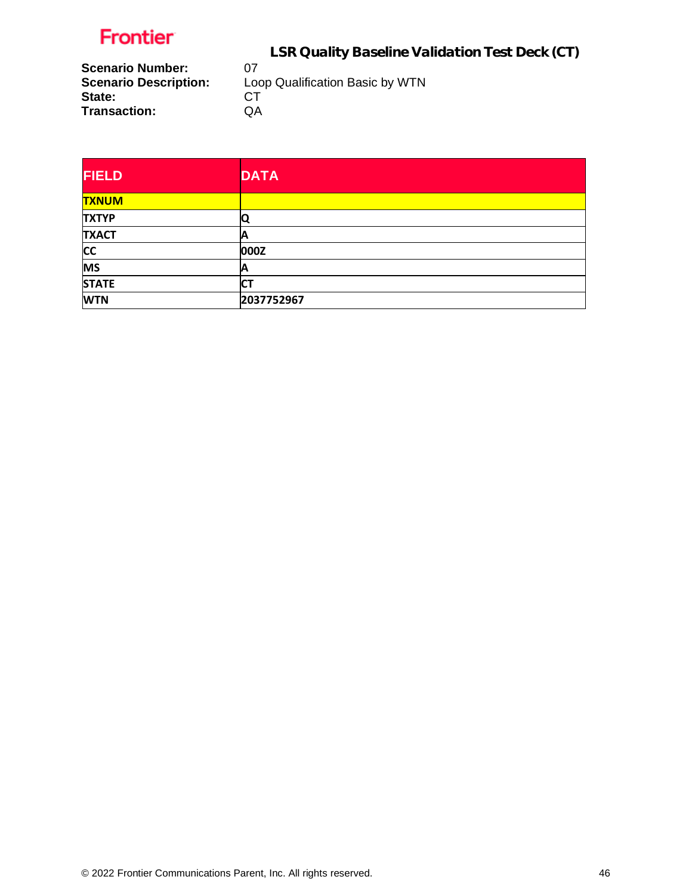Frontier

## LSR Quality Baseline Validation Test Deck (CT)

**Scenario Number:** 07
**Scenario Description:** Loop Qualification Basic by WTN
**State:** CT
**Transaction:** QA

| FIELD | DATA |
|---|---|
| **TXNUM** | |
| **TXTYP** | **Q** |
| **TXACT** | **A** |
| **CC** | **000Z** |
| **MS** | **A** |
| **STATE** | **CT** |
| **WTN** | **2037752967** |

© 2022 Frontier Communications Parent, Inc. All rights reserved.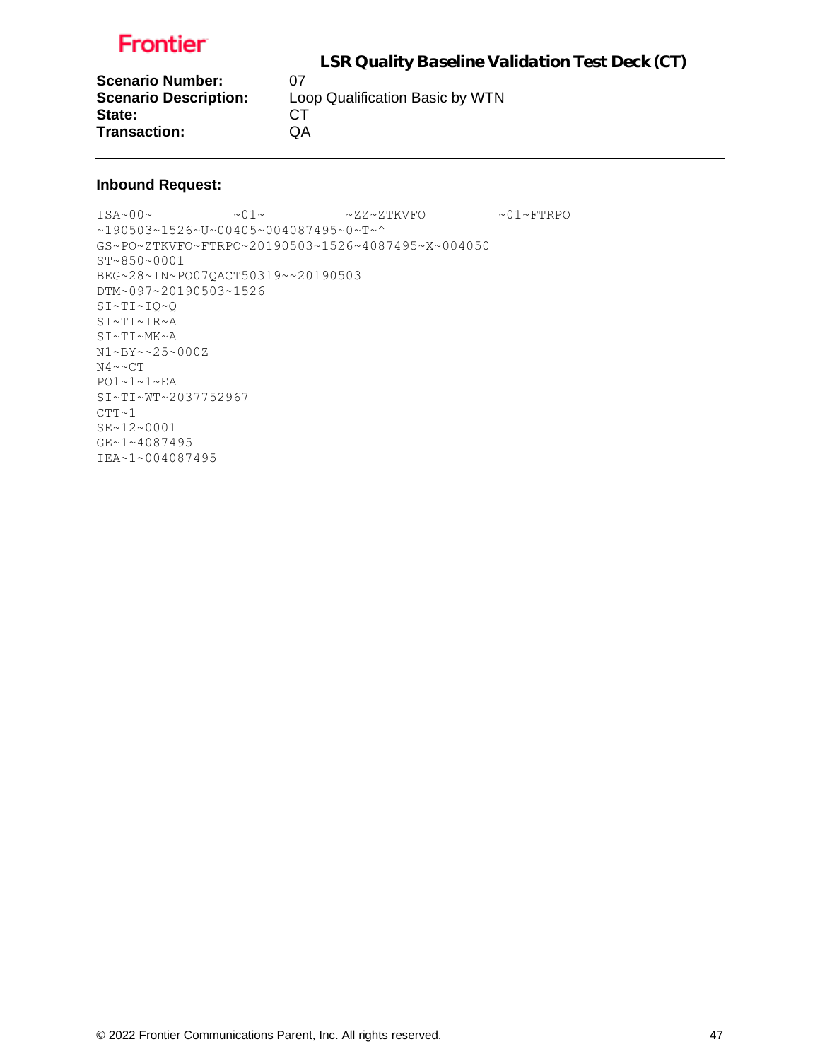**LSR Quality Baseline Validation Test Deck (CT)**

**Scenario Number:** 07
**Scenario Description:** Loop Qualification Basic by WTN
**State:** CT
**Transaction:** QA

---

**Inbound Request:**

```
ISA~00~          ~01~          ~ZZ~ZTKVFO         ~01~FTRPO
~190503~1526~U~00405~004087495~0~T~^
GS~PO~ZTKVFO~FTRPO~20190503~1526~4087495~X~004050
ST~850~0001
BEG~28~IN~PO07QACT50319~~20190503
DTM~097~20190503~1526
SI~TI~IQ~Q
SI~TI~IR~A
SI~TI~MK~A
N1~BY~~25~000Z
N4~~CT
PO1~1~1~EA
SI~TI~WT~2037752967
CTT~1
SE~12~0001
GE~1~4087495
IEA~1~004087495
```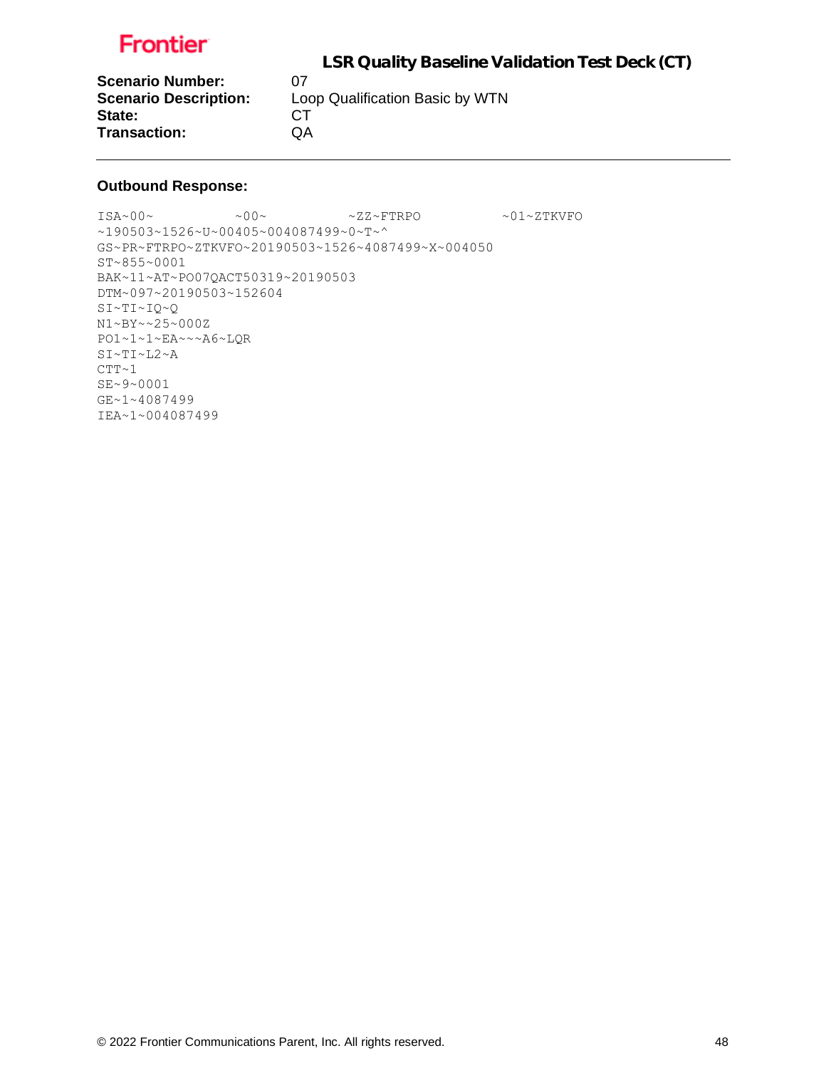**Scenario Number:** 07
**Scenario Description:** Loop Qualification Basic by WTN
**State:** CT
**Transaction:** QA

---

### Outbound Response:

```
ISA~00~          ~00~          ~ZZ~FTRPO          ~01~ZTKVFO
~190503~1526~U~00405~004087499~0~T~^
GS~PR~FTRPO~ZTKVFO~20190503~1526~4087499~X~004050
ST~855~0001
BAK~11~AT~PO07QACT50319~20190503
DTM~097~20190503~152604
SI~TI~IQ~Q
N1~BY~~25~000Z
PO1~1~1~EA~~~A6~LQR
SI~TI~L2~A
CTT~1
SE~9~0001
GE~1~4087499
IEA~1~004087499
```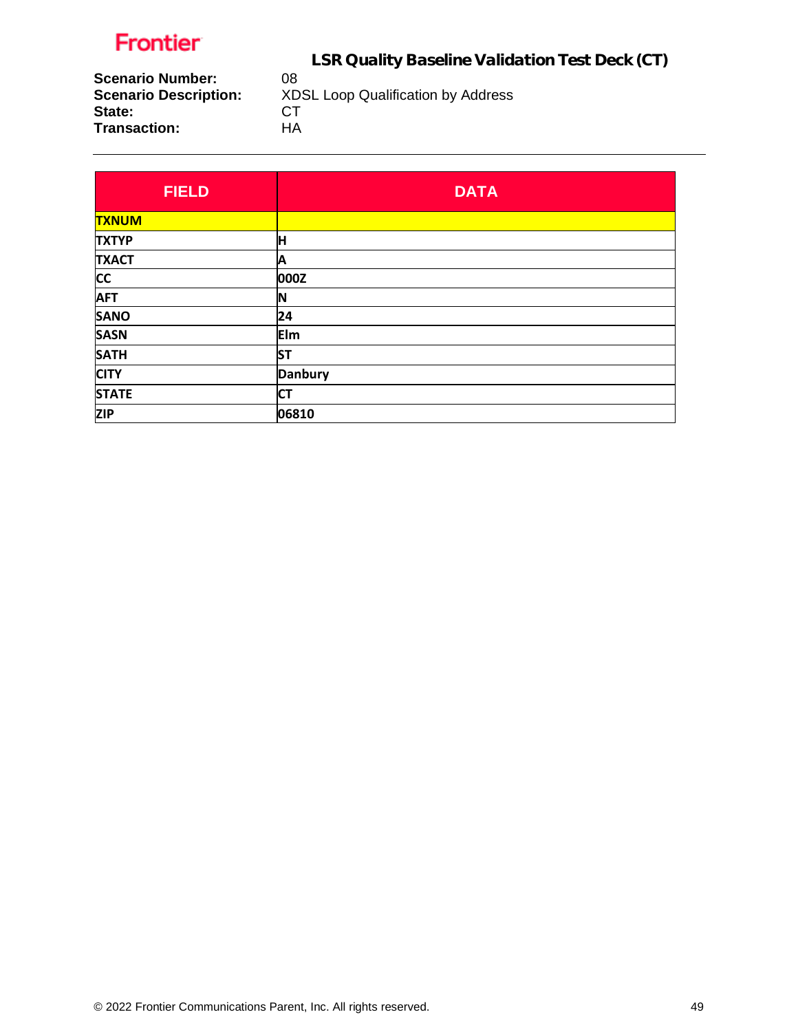**Frontier**

## LSR Quality Baseline Validation Test Deck (CT)

**Scenario Number:** 08
**Scenario Description:** XDSL Loop Qualification by Address
**State:** CT
**Transaction:** HA

| FIELD | DATA |
|---|---|
| TXNUM | |
| TXTYP | H |
| TXACT | A |
| CC | 000Z |
| AFT | N |
| SANO | 24 |
| SASN | Elm |
| SATH | ST |
| CITY | Danbury |
| STATE | CT |
| ZIP | 06810 |

© 2022 Frontier Communications Parent, Inc. All rights reserved.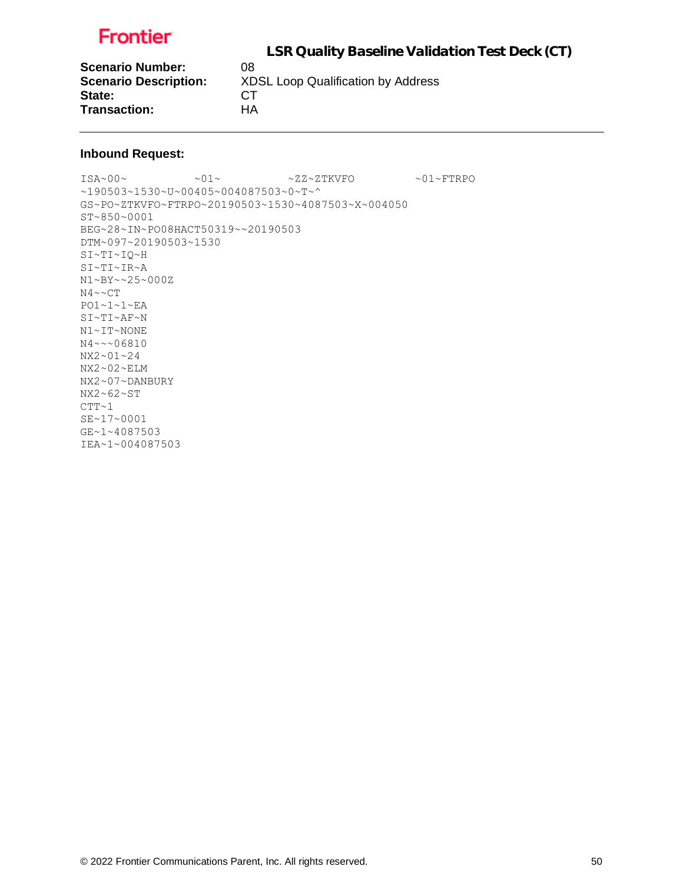**Scenario Number:** 08
**Scenario Description:** XDSL Loop Qualification by Address
**State:** CT
**Transaction:** HA

---

### Inbound Request:

```
ISA~00~          ~01~          ~ZZ~ZTKVFO          ~01~FTRPO
~190503~1530~U~00405~004087503~0~T~^
GS~PO~ZTKVFO~FTRPO~20190503~1530~4087503~X~004050
ST~850~0001
BEG~28~IN~PO08HACT50319~~20190503
DTM~097~20190503~1530
SI~TI~IQ~H
SI~TI~IR~A
N1~BY~~25~000Z
N4~~CT
PO1~1~1~EA
SI~TI~AF~N
N1~IT~NONE
N4~~~06810
NX2~01~24
NX2~02~ELM
NX2~07~DANBURY
NX2~62~ST
CTT~1
SE~17~0001
GE~1~4087503
IEA~1~004087503
```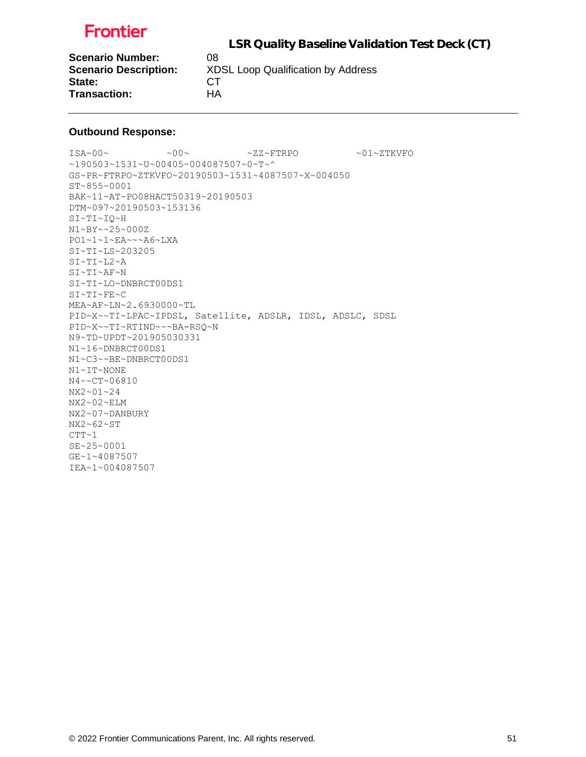**Scenario Number:** 08
**Scenario Description:** XDSL Loop Qualification by Address
**State:** CT
**Transaction:** HA

---

**Outbound Response:**

```
ISA~00~          ~00~          ~ZZ~FTRPO          ~01~ZTKVFO
~190503~1531~U~00405~004087507~0~T~^
GS~PR~FTRPO~ZTKVFO~20190503~1531~4087507~X~004050
ST~855~0001
BAK~11~AT~PO08HACT50319~20190503
DTM~097~20190503~153136
SI~TI~IQ~H
N1~BY~~25~000Z
PO1~1~1~EA~~~A6~LXA
SI~TI~LS~203205
SI~TI~L2~A
SI~TI~AF~N
SI~TI~LO~DNBRCT00DS1
SI~TI~FE~C
MEA~AF~LN~2.6930000~TL
PID~X~~TI~LPAC~IPDSL, Satellite, ADSLR, IDSL, ADSLC, SDSL
PID~X~~TI~RTIND~~~BA-RSQ~N
N9~TD~UPDT~201905030331
N1~16~DNBRCT00DS1
N1~C3~~BE~DNBRCT00DS1
N1~IT~NONE
N4~~CT~06810
NX2~01~24
NX2~02~ELM
NX2~07~DANBURY
NX2~62~ST
CTT~1
SE~25~0001
GE~1~4087507
IEA~1~004087507
```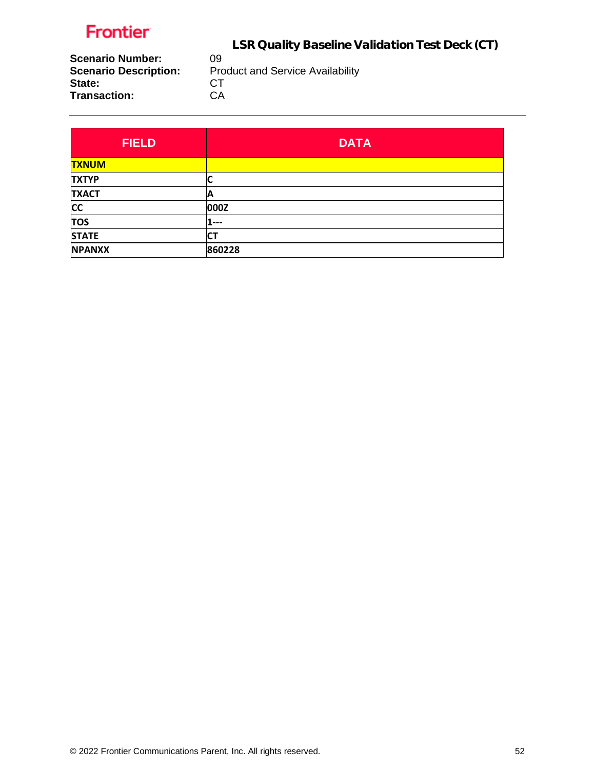Frontier

## LSR Quality Baseline Validation Test Deck (CT)

**Scenario Number:** 09
**Scenario Description:** Product and Service Availability
**State:** CT
**Transaction:** CA

| FIELD | DATA |
|---|---|
| TXNUM | |
| TXTYP | C |
| TXACT | A |
| CC | 000Z |
| TOS | 1--- |
| STATE | CT |
| NPANXX | 860228 |

© 2022 Frontier Communications Parent, Inc. All rights reserved.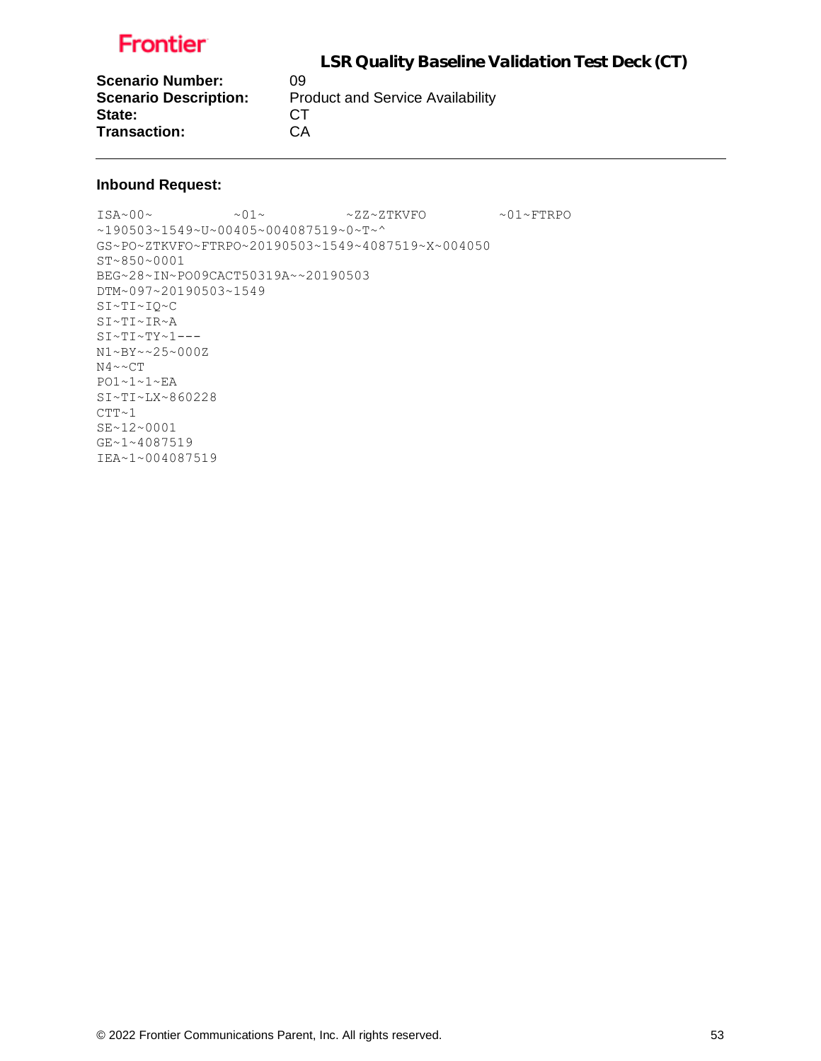**LSR Quality Baseline Validation Test Deck (CT)**

**Scenario Number:** 09
**Scenario Description:** Product and Service Availability
**State:** CT
**Transaction:** CA

---

**Inbound Request:**

```
ISA~00~          ~01~          ~ZZ~ZTKVFO         ~01~FTRPO
~190503~1549~U~00405~004087519~0~T~^
GS~PO~ZTKVFO~FTRPO~20190503~1549~4087519~X~004050
ST~850~0001
BEG~28~IN~PO09CACT50319A~~20190503
DTM~097~20190503~1549
SI~TI~IQ~C
SI~TI~IR~A
SI~TI~TY~1---
N1~BY~~25~000Z
N4~~CT
PO1~1~1~EA
SI~TI~LX~860228
CTT~1
SE~12~0001
GE~1~4087519
IEA~1~004087519
```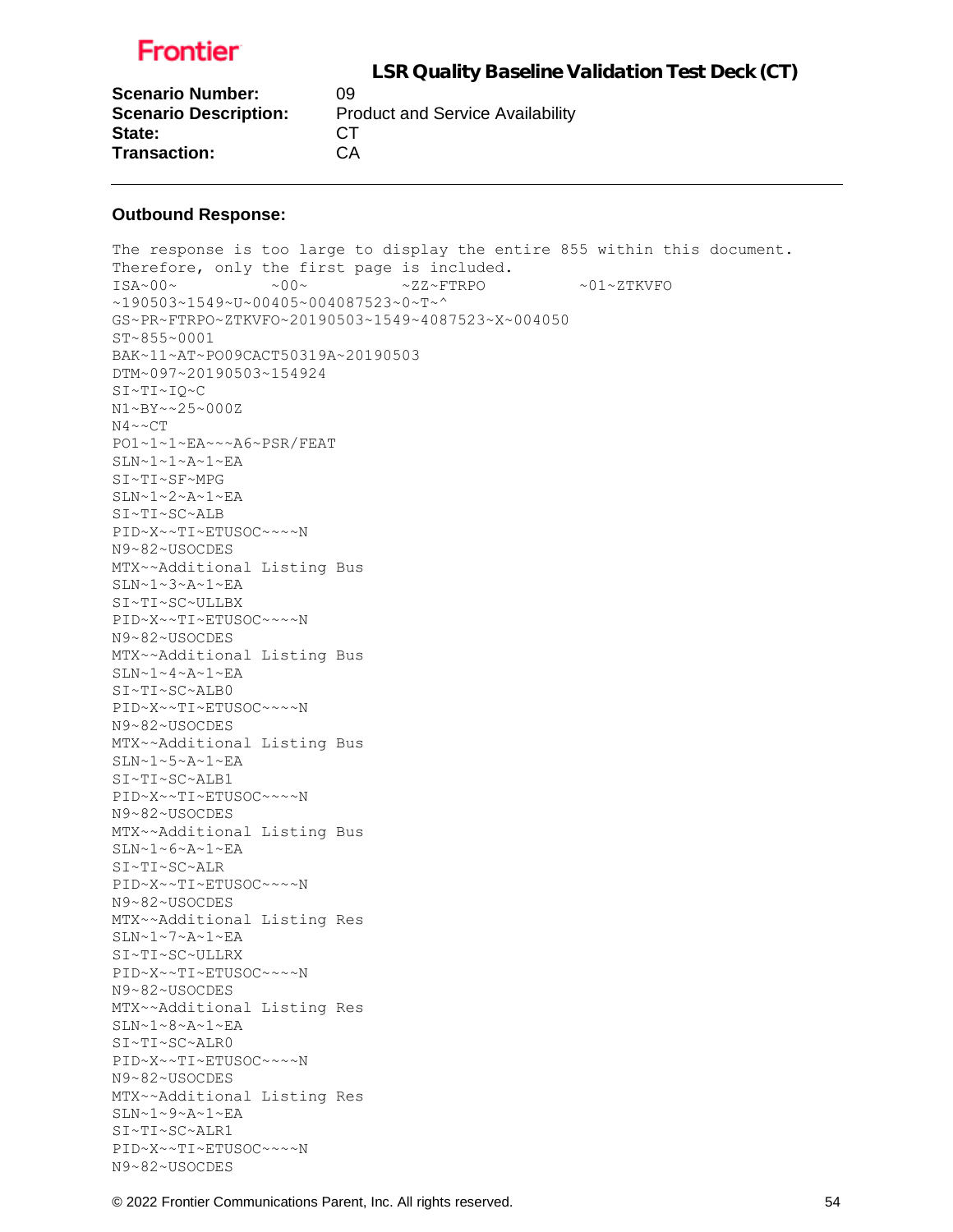**Scenario Number:** 09
**Scenario Description:** Product and Service Availability
**State:** CT
**Transaction:** CA

---

**Outbound Response:**

```
The response is too large to display the entire 855 within this document.
Therefore, only the first page is included.
ISA~00~          ~00~          ~ZZ~FTRPO          ~01~ZTKVFO
~190503~1549~U~00405~004087523~0~T~^
GS~PR~FTRPO~ZTKVFO~20190503~1549~4087523~X~004050
ST~855~0001
BAK~11~AT~PO09CACT50319A~20190503
DTM~097~20190503~154924
SI~TI~IQ~C
N1~BY~~25~000Z
N4~~CT
PO1~1~1~EA~~~A6~PSR/FEAT
SLN~1~1~A~1~EA
SI~TI~SF~MPG
SLN~1~2~A~1~EA
SI~TI~SC~ALB
PID~X~~TI~ETUSOC~~~~N
N9~82~USOCDES
MTX~~Additional Listing Bus
SLN~1~3~A~1~EA
SI~TI~SC~ULLBX
PID~X~~TI~ETUSOC~~~~N
N9~82~USOCDES
MTX~~Additional Listing Bus
SLN~1~4~A~1~EA
SI~TI~SC~ALB0
PID~X~~TI~ETUSOC~~~~N
N9~82~USOCDES
MTX~~Additional Listing Bus
SLN~1~5~A~1~EA
SI~TI~SC~ALB1
PID~X~~TI~ETUSOC~~~~N
N9~82~USOCDES
MTX~~Additional Listing Bus
SLN~1~6~A~1~EA
SI~TI~SC~ALR
PID~X~~TI~ETUSOC~~~~N
N9~82~USOCDES
MTX~~Additional Listing Res
SLN~1~7~A~1~EA
SI~TI~SC~ULLRX
PID~X~~TI~ETUSOC~~~~N
N9~82~USOCDES
MTX~~Additional Listing Res
SLN~1~8~A~1~EA
SI~TI~SC~ALR0
PID~X~~TI~ETUSOC~~~~N
N9~82~USOCDES
MTX~~Additional Listing Res
SLN~1~9~A~1~EA
SI~TI~SC~ALR1
PID~X~~TI~ETUSOC~~~~N
N9~82~USOCDES
```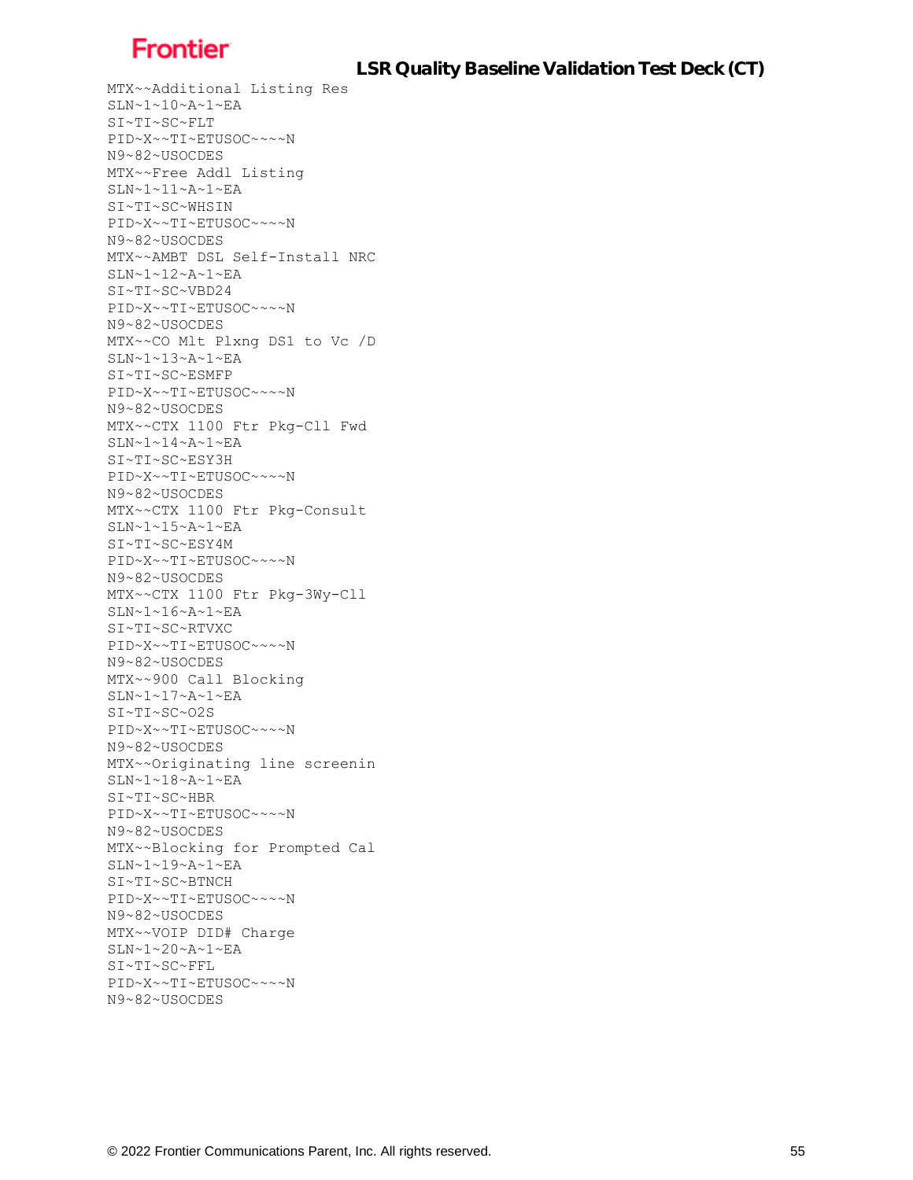```
MTX~~Additional Listing Res
SLN~1~10~A~1~EA
SI~TI~SC~FLT
PID~X~~TI~ETUSOC~~~~N
N9~82~USOCDES
MTX~~Free Addl Listing
SLN~1~11~A~1~EA
SI~TI~SC~WHSIN
PID~X~~TI~ETUSOC~~~~N
N9~82~USOCDES
MTX~~AMBT DSL Self-Install NRC
SLN~1~12~A~1~EA
SI~TI~SC~VBD24
PID~X~~TI~ETUSOC~~~~N
N9~82~USOCDES
MTX~~CO Mlt Plxng DS1 to Vc /D
SLN~1~13~A~1~EA
SI~TI~SC~ESMFP
PID~X~~TI~ETUSOC~~~~N
N9~82~USOCDES
MTX~~CTX 1100 Ftr Pkg-Cll Fwd
SLN~1~14~A~1~EA
SI~TI~SC~ESY3H
PID~X~~TI~ETUSOC~~~~N
N9~82~USOCDES
MTX~~CTX 1100 Ftr Pkg-Consult
SLN~1~15~A~1~EA
SI~TI~SC~ESY4M
PID~X~~TI~ETUSOC~~~~N
N9~82~USOCDES
MTX~~CTX 1100 Ftr Pkg-3Wy-Cll
SLN~1~16~A~1~EA
SI~TI~SC~RTVXC
PID~X~~TI~ETUSOC~~~~N
N9~82~USOCDES
MTX~~900 Call Blocking
SLN~1~17~A~1~EA
SI~TI~SC~O2S
PID~X~~TI~ETUSOC~~~~N
N9~82~USOCDES
MTX~~Originating line screenin
SLN~1~18~A~1~EA
SI~TI~SC~HBR
PID~X~~TI~ETUSOC~~~~N
N9~82~USOCDES
MTX~~Blocking for Prompted Cal
SLN~1~19~A~1~EA
SI~TI~SC~BTNCH
PID~X~~TI~ETUSOC~~~~N
N9~82~USOCDES
MTX~~VOIP DID# Charge
SLN~1~20~A~1~EA
SI~TI~SC~FFL
PID~X~~TI~ETUSOC~~~~N
N9~82~USOCDES
```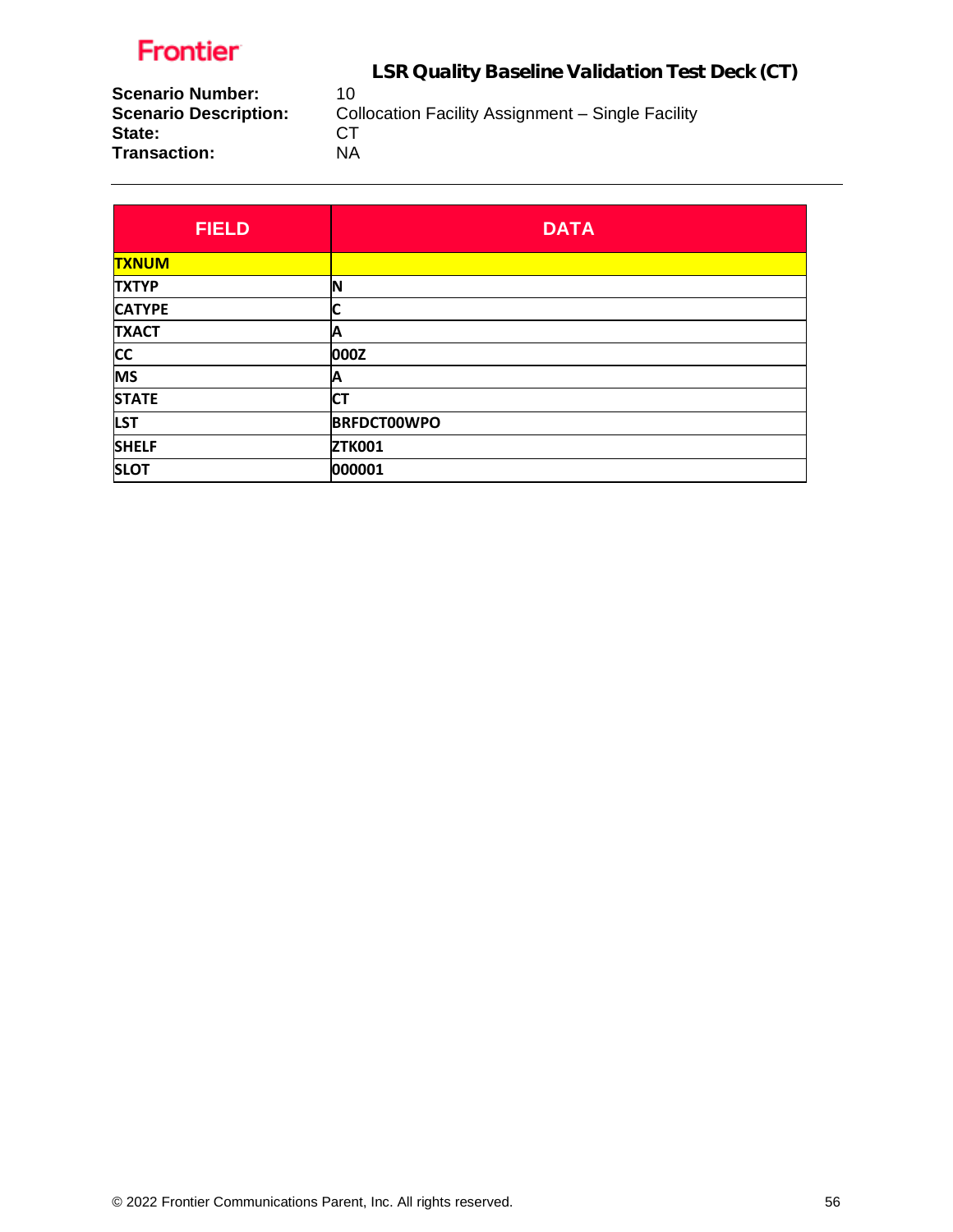**Scenario Number:** 10
**Scenario Description:** Collocation Facility Assignment – Single Facility
**State:** CT
**Transaction:** NA

| FIELD | DATA |
|---|---|
| TXNUM | |
| TXTYP | N |
| CATYPE | C |
| TXACT | A |
| CC | 000Z |
| MS | A |
| STATE | CT |
| LST | BRFDCT00WPO |
| SHELF | ZTK001 |
| SLOT | 000001 |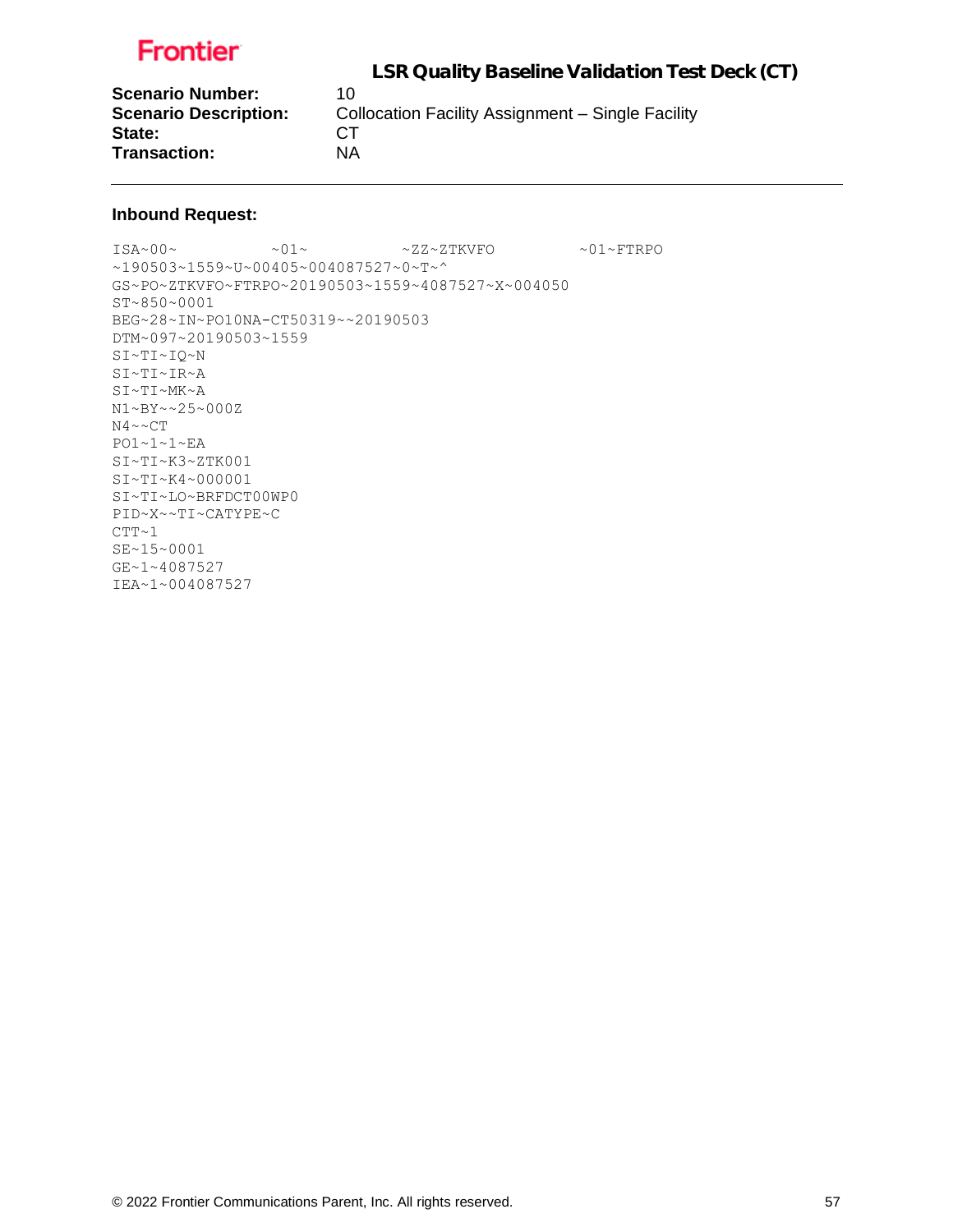**Scenario Number:** 10
**Scenario Description:** Collocation Facility Assignment – Single Facility
**State:** CT
**Transaction:** NA

---

**Inbound Request:**

```
ISA~00~          ~01~          ~ZZ~ZTKVFO         ~01~FTRPO
~190503~1559~U~00405~004087527~0~T~^
GS~PO~ZTKVFO~FTRPO~20190503~1559~4087527~X~004050
ST~850~0001
BEG~28~IN~PO10NA-CT50319~~20190503
DTM~097~20190503~1559
SI~TI~IQ~N
SI~TI~IR~A
SI~TI~MK~A
N1~BY~~25~000Z
N4~~CT
PO1~1~1~EA
SI~TI~K3~ZTK001
SI~TI~K4~000001
SI~TI~LO~BRFDCT00WP0
PID~X~~TI~CATYPE~C
CTT~1
SE~15~0001
GE~1~4087527
IEA~1~004087527
```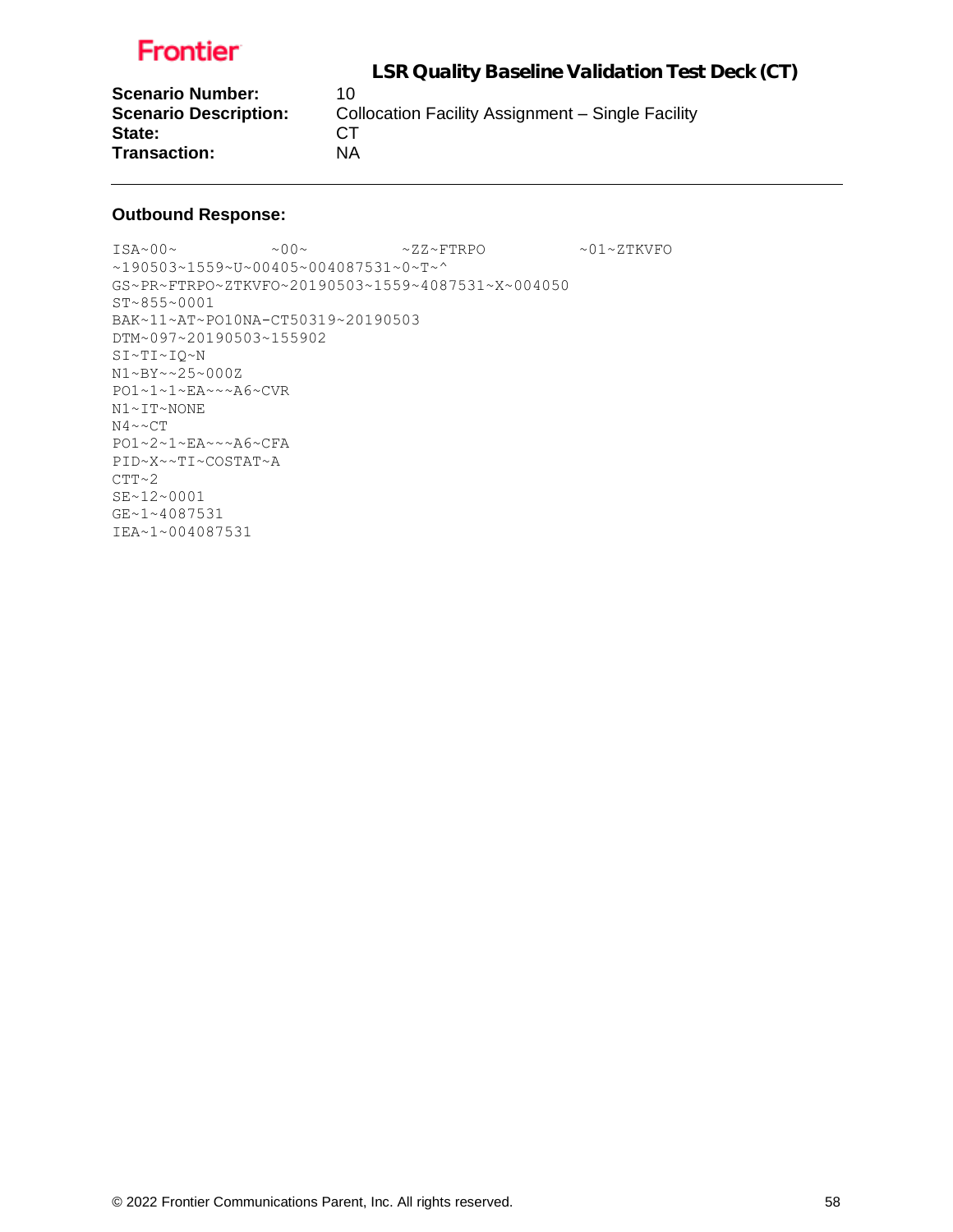**Frontier**

# LSR Quality Baseline Validation Test Deck (CT)

**Scenario Number:** 10
**Scenario Description:** Collocation Facility Assignment – Single Facility
**State:** CT
**Transaction:** NA

---

**Outbound Response:**

```
ISA~00~          ~00~          ~ZZ~FTRPO          ~01~ZTKVFO
~190503~1559~U~00405~004087531~0~T~^
GS~PR~FTRPO~ZTKVFO~20190503~1559~4087531~X~004050
ST~855~0001
BAK~11~AT~PO10NA-CT50319~20190503
DTM~097~20190503~155902
SI~TI~IQ~N
N1~BY~~25~000Z
PO1~1~1~EA~~~A6~CVR
N1~IT~NONE
N4~~CT
PO1~2~1~EA~~~A6~CFA
PID~X~~TI~COSTAT~A
CTT~2
SE~12~0001
GE~1~4087531
IEA~1~004087531
```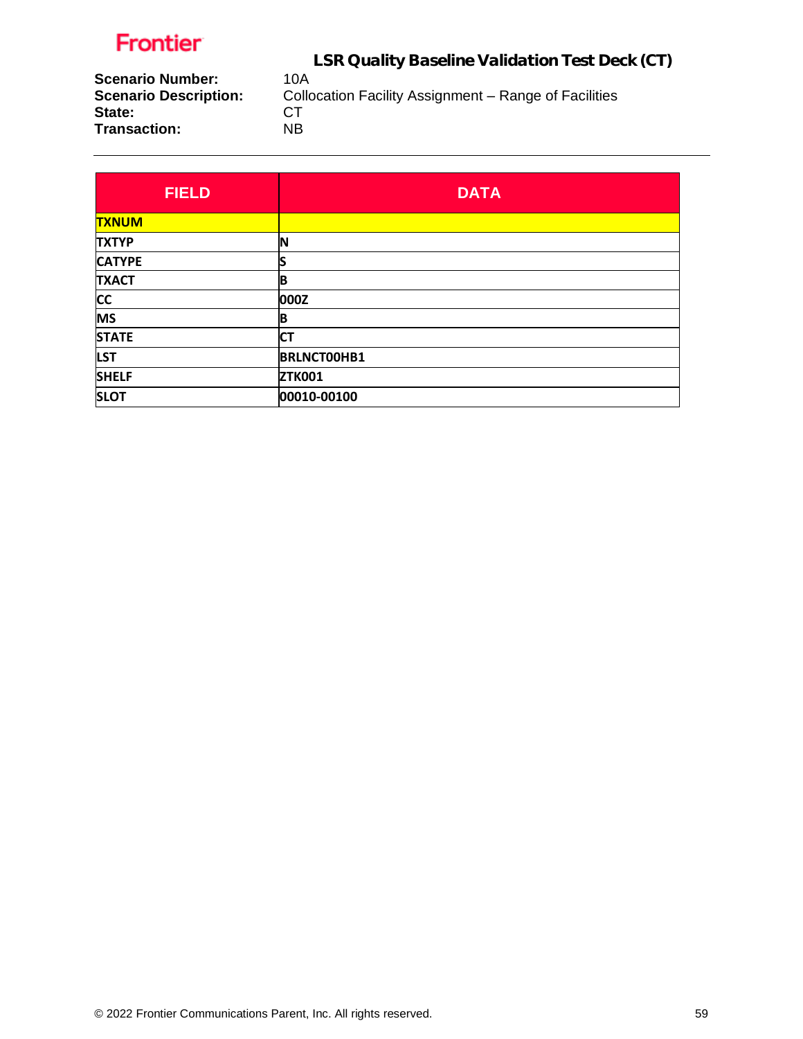**Scenario Number:** 10A
**Scenario Description:** Collocation Facility Assignment – Range of Facilities
**State:** CT
**Transaction:** NB

| FIELD | DATA |
|---|---|
| TXNUM | |
| TXTYP | N |
| CATYPE | S |
| TXACT | B |
| CC | 000Z |
| MS | B |
| STATE | CT |
| LST | BRLNCT00HB1 |
| SHELF | ZTK001 |
| SLOT | 00010-00100 |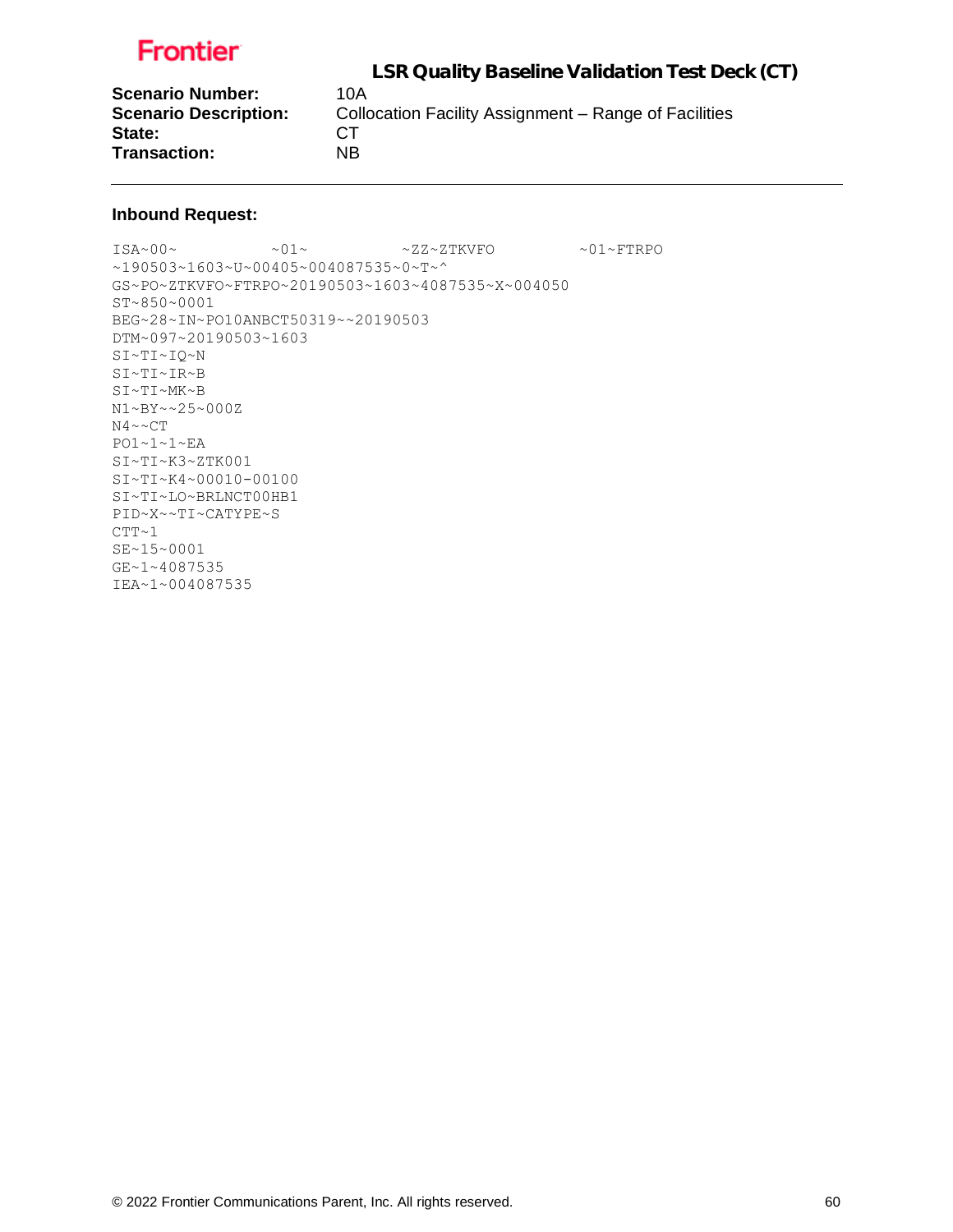**Frontier**

## LSR Quality Baseline Validation Test Deck (CT)

**Scenario Number:** 10A
**Scenario Description:** Collocation Facility Assignment – Range of Facilities
**State:** CT
**Transaction:** NB

---

### Inbound Request:

```
ISA~00~          ~01~          ~ZZ~ZTKVFO         ~01~FTRPO
~190503~1603~U~00405~004087535~0~T~^
GS~PO~ZTKVFO~FTRPO~20190503~1603~4087535~X~004050
ST~850~0001
BEG~28~IN~PO10ANBCT50319~~20190503
DTM~097~20190503~1603
SI~TI~IQ~N
SI~TI~IR~B
SI~TI~MK~B
N1~BY~~25~000Z
N4~~CT
PO1~1~1~EA
SI~TI~K3~ZTK001
SI~TI~K4~00010-00100
SI~TI~LO~BRLNCT00HB1
PID~X~~TI~CATYPE~S
CTT~1
SE~15~0001
GE~1~4087535
IEA~1~004087535
```

© 2022 Frontier Communications Parent, Inc. All rights reserved.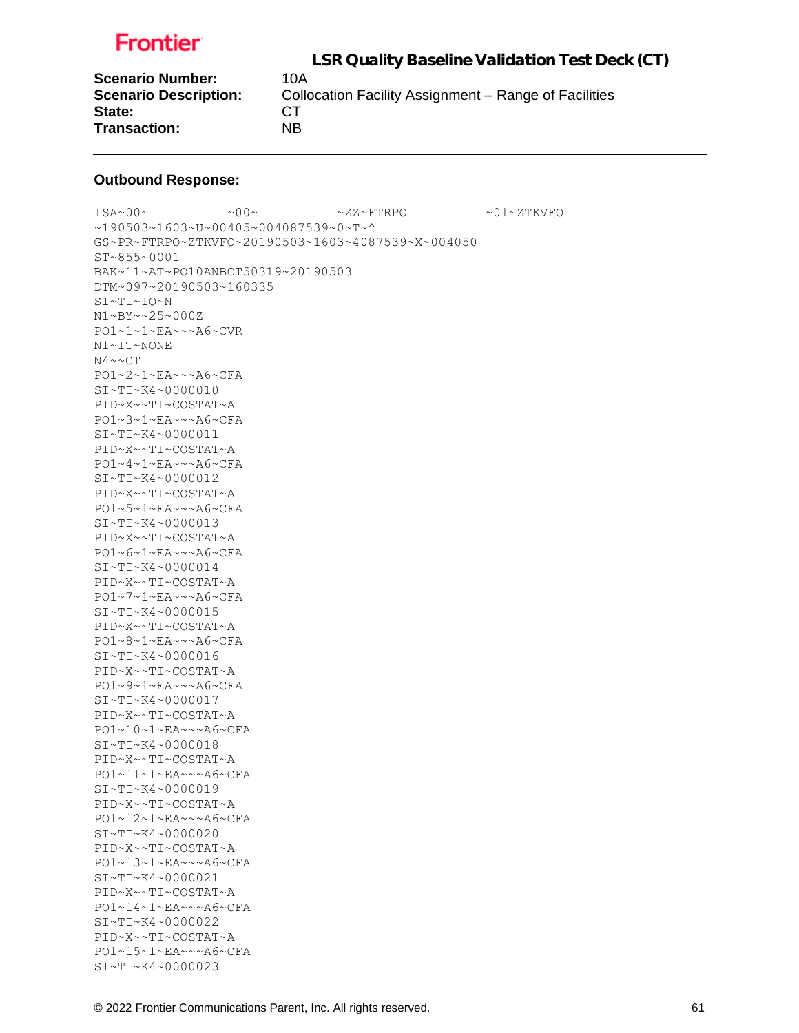**Scenario Number:** 10A
**Scenario Description:** Collocation Facility Assignment – Range of Facilities
**State:** CT
**Transaction:** NB

---

**Outbound Response:**

```
ISA~00~          ~00~          ~ZZ~FTRPO          ~01~ZTKVFO
~190503~1603~U~00405~004087539~0~T~^
GS~PR~FTRPO~ZTKVFO~20190503~1603~4087539~X~004050
ST~855~0001
BAK~11~AT~PO10ANBCT50319~20190503
DTM~097~20190503~160335
SI~TI~IQ~N
N1~BY~~25~000Z
PO1~1~1~EA~~~A6~CVR
N1~IT~NONE
N4~~CT
PO1~2~1~EA~~~A6~CFA
SI~TI~K4~0000010
PID~X~~TI~COSTAT~A
PO1~3~1~EA~~~A6~CFA
SI~TI~K4~0000011
PID~X~~TI~COSTAT~A
PO1~4~1~EA~~~A6~CFA
SI~TI~K4~0000012
PID~X~~TI~COSTAT~A
PO1~5~1~EA~~~A6~CFA
SI~TI~K4~0000013
PID~X~~TI~COSTAT~A
PO1~6~1~EA~~~A6~CFA
SI~TI~K4~0000014
PID~X~~TI~COSTAT~A
PO1~7~1~EA~~~A6~CFA
SI~TI~K4~0000015
PID~X~~TI~COSTAT~A
PO1~8~1~EA~~~A6~CFA
SI~TI~K4~0000016
PID~X~~TI~COSTAT~A
PO1~9~1~EA~~~A6~CFA
SI~TI~K4~0000017
PID~X~~TI~COSTAT~A
PO1~10~1~EA~~~A6~CFA
SI~TI~K4~0000018
PID~X~~TI~COSTAT~A
PO1~11~1~EA~~~A6~CFA
SI~TI~K4~0000019
PID~X~~TI~COSTAT~A
PO1~12~1~EA~~~A6~CFA
SI~TI~K4~0000020
PID~X~~TI~COSTAT~A
PO1~13~1~EA~~~A6~CFA
SI~TI~K4~0000021
PID~X~~TI~COSTAT~A
PO1~14~1~EA~~~A6~CFA
SI~TI~K4~0000022
PID~X~~TI~COSTAT~A
PO1~15~1~EA~~~A6~CFA
SI~TI~K4~0000023
```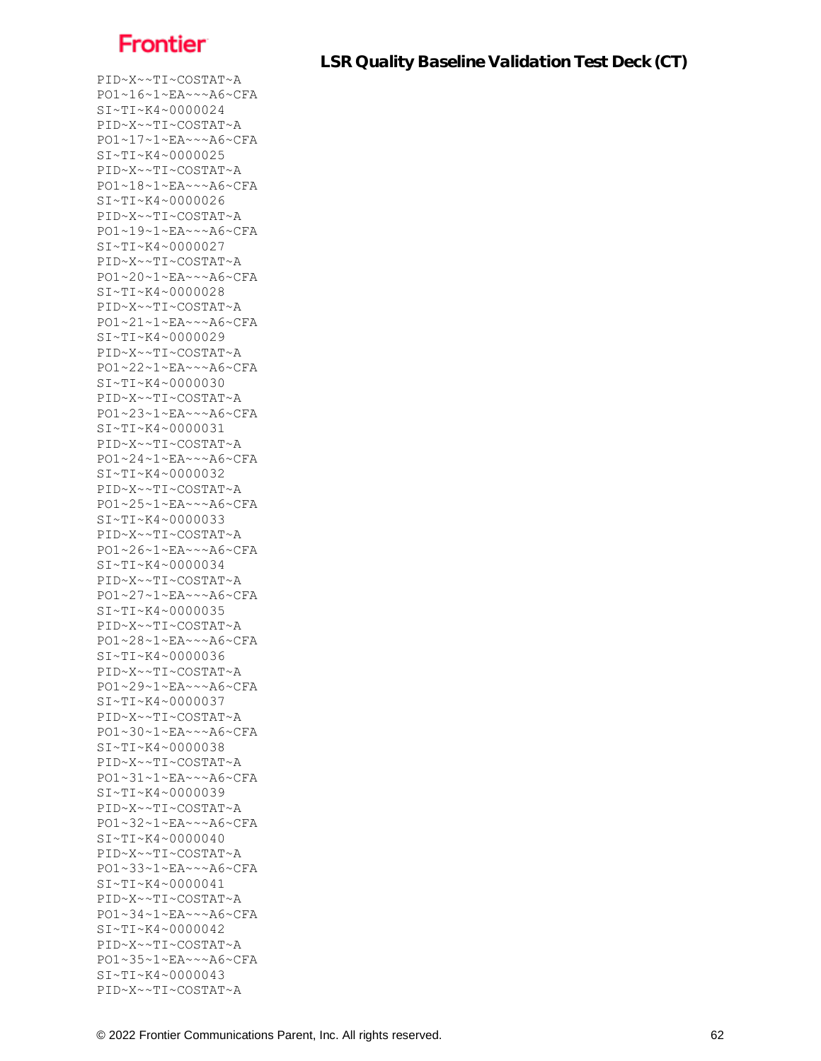```
PID~X~~TI~COSTAT~A
PO1~16~1~EA~~~A6~CFA
SI~TI~K4~0000024
PID~X~~TI~COSTAT~A
PO1~17~1~EA~~~A6~CFA
SI~TI~K4~0000025
PID~X~~TI~COSTAT~A
PO1~18~1~EA~~~A6~CFA
SI~TI~K4~0000026
PID~X~~TI~COSTAT~A
PO1~19~1~EA~~~A6~CFA
SI~TI~K4~0000027
PID~X~~TI~COSTAT~A
PO1~20~1~EA~~~A6~CFA
SI~TI~K4~0000028
PID~X~~TI~COSTAT~A
PO1~21~1~EA~~~A6~CFA
SI~TI~K4~0000029
PID~X~~TI~COSTAT~A
PO1~22~1~EA~~~A6~CFA
SI~TI~K4~0000030
PID~X~~TI~COSTAT~A
PO1~23~1~EA~~~A6~CFA
SI~TI~K4~0000031
PID~X~~TI~COSTAT~A
PO1~24~1~EA~~~A6~CFA
SI~TI~K4~0000032
PID~X~~TI~COSTAT~A
PO1~25~1~EA~~~A6~CFA
SI~TI~K4~0000033
PID~X~~TI~COSTAT~A
PO1~26~1~EA~~~A6~CFA
SI~TI~K4~0000034
PID~X~~TI~COSTAT~A
PO1~27~1~EA~~~A6~CFA
SI~TI~K4~0000035
PID~X~~TI~COSTAT~A
PO1~28~1~EA~~~A6~CFA
SI~TI~K4~0000036
PID~X~~TI~COSTAT~A
PO1~29~1~EA~~~A6~CFA
SI~TI~K4~0000037
PID~X~~TI~COSTAT~A
PO1~30~1~EA~~~A6~CFA
SI~TI~K4~0000038
PID~X~~TI~COSTAT~A
PO1~31~1~EA~~~A6~CFA
SI~TI~K4~0000039
PID~X~~TI~COSTAT~A
PO1~32~1~EA~~~A6~CFA
SI~TI~K4~0000040
PID~X~~TI~COSTAT~A
PO1~33~1~EA~~~A6~CFA
SI~TI~K4~0000041
PID~X~~TI~COSTAT~A
PO1~34~1~EA~~~A6~CFA
SI~TI~K4~0000042
PID~X~~TI~COSTAT~A
PO1~35~1~EA~~~A6~CFA
SI~TI~K4~0000043
PID~X~~TI~COSTAT~A
```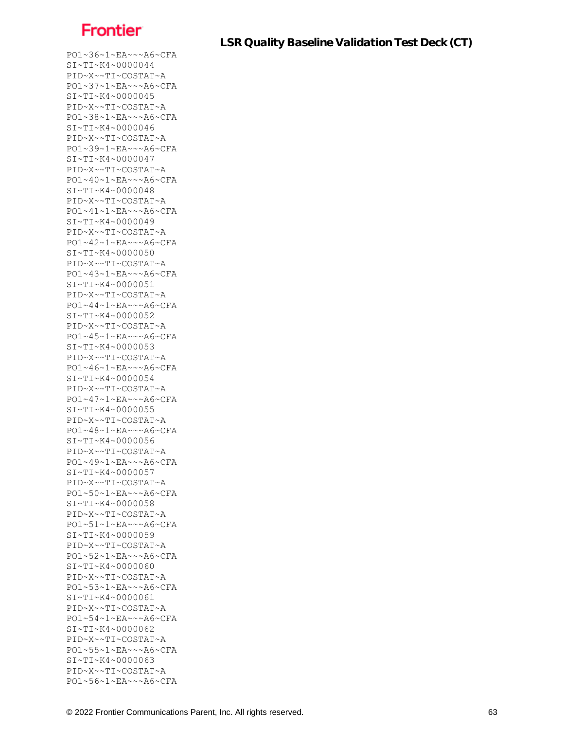```
PO1~36~1~EA~~~A6~CFA
SI~TI~K4~0000044
PID~X~~TI~COSTAT~A
PO1~37~1~EA~~~A6~CFA
SI~TI~K4~0000045
PID~X~~TI~COSTAT~A
PO1~38~1~EA~~~A6~CFA
SI~TI~K4~0000046
PID~X~~TI~COSTAT~A
PO1~39~1~EA~~~A6~CFA
SI~TI~K4~0000047
PID~X~~TI~COSTAT~A
PO1~40~1~EA~~~A6~CFA
SI~TI~K4~0000048
PID~X~~TI~COSTAT~A
PO1~41~1~EA~~~A6~CFA
SI~TI~K4~0000049
PID~X~~TI~COSTAT~A
PO1~42~1~EA~~~A6~CFA
SI~TI~K4~0000050
PID~X~~TI~COSTAT~A
PO1~43~1~EA~~~A6~CFA
SI~TI~K4~0000051
PID~X~~TI~COSTAT~A
PO1~44~1~EA~~~A6~CFA
SI~TI~K4~0000052
PID~X~~TI~COSTAT~A
PO1~45~1~EA~~~A6~CFA
SI~TI~K4~0000053
PID~X~~TI~COSTAT~A
PO1~46~1~EA~~~A6~CFA
SI~TI~K4~0000054
PID~X~~TI~COSTAT~A
PO1~47~1~EA~~~A6~CFA
SI~TI~K4~0000055
PID~X~~TI~COSTAT~A
PO1~48~1~EA~~~A6~CFA
SI~TI~K4~0000056
PID~X~~TI~COSTAT~A
PO1~49~1~EA~~~A6~CFA
SI~TI~K4~0000057
PID~X~~TI~COSTAT~A
PO1~50~1~EA~~~A6~CFA
SI~TI~K4~0000058
PID~X~~TI~COSTAT~A
PO1~51~1~EA~~~A6~CFA
SI~TI~K4~0000059
PID~X~~TI~COSTAT~A
PO1~52~1~EA~~~A6~CFA
SI~TI~K4~0000060
PID~X~~TI~COSTAT~A
PO1~53~1~EA~~~A6~CFA
SI~TI~K4~0000061
PID~X~~TI~COSTAT~A
PO1~54~1~EA~~~A6~CFA
SI~TI~K4~0000062
PID~X~~TI~COSTAT~A
PO1~55~1~EA~~~A6~CFA
SI~TI~K4~0000063
PID~X~~TI~COSTAT~A
PO1~56~1~EA~~~A6~CFA
```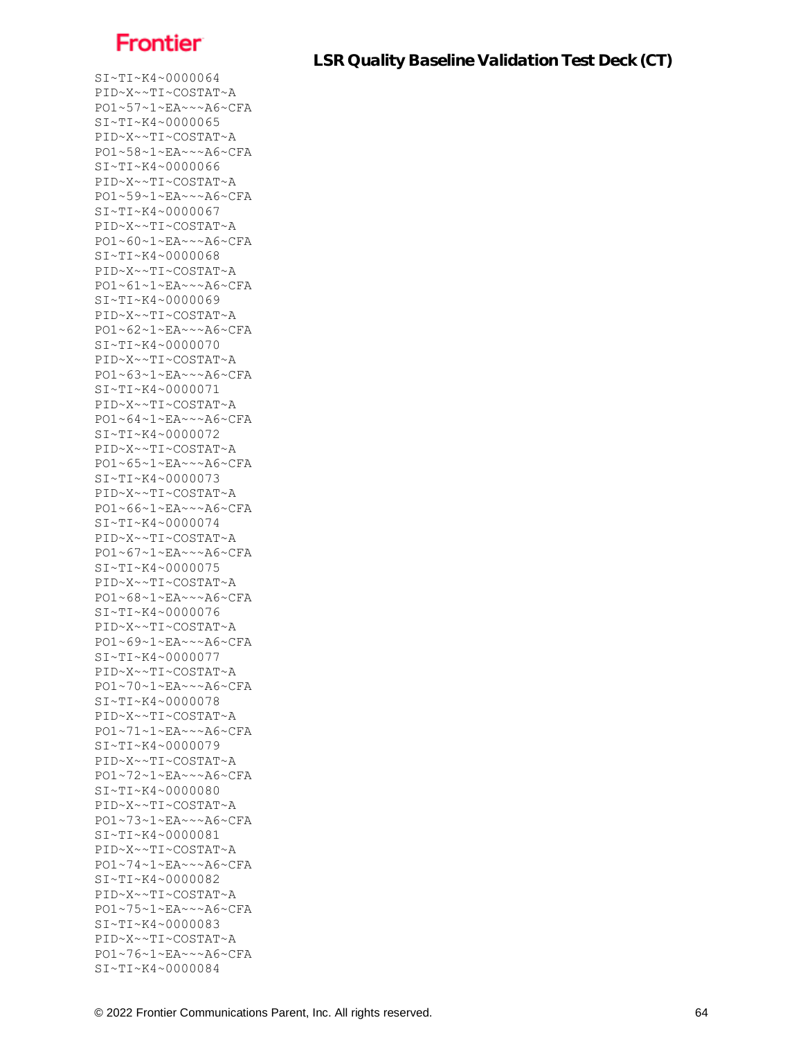```
SI~TI~K4~0000064
PID~X~~TI~COSTAT~A
PO1~57~1~EA~~~A6~CFA
SI~TI~K4~0000065
PID~X~~TI~COSTAT~A
PO1~58~1~EA~~~A6~CFA
SI~TI~K4~0000066
PID~X~~TI~COSTAT~A
PO1~59~1~EA~~~A6~CFA
SI~TI~K4~0000067
PID~X~~TI~COSTAT~A
PO1~60~1~EA~~~A6~CFA
SI~TI~K4~0000068
PID~X~~TI~COSTAT~A
PO1~61~1~EA~~~A6~CFA
SI~TI~K4~0000069
PID~X~~TI~COSTAT~A
PO1~62~1~EA~~~A6~CFA
SI~TI~K4~0000070
PID~X~~TI~COSTAT~A
PO1~63~1~EA~~~A6~CFA
SI~TI~K4~0000071
PID~X~~TI~COSTAT~A
PO1~64~1~EA~~~A6~CFA
SI~TI~K4~0000072
PID~X~~TI~COSTAT~A
PO1~65~1~EA~~~A6~CFA
SI~TI~K4~0000073
PID~X~~TI~COSTAT~A
PO1~66~1~EA~~~A6~CFA
SI~TI~K4~0000074
PID~X~~TI~COSTAT~A
PO1~67~1~EA~~~A6~CFA
SI~TI~K4~0000075
PID~X~~TI~COSTAT~A
PO1~68~1~EA~~~A6~CFA
SI~TI~K4~0000076
PID~X~~TI~COSTAT~A
PO1~69~1~EA~~~A6~CFA
SI~TI~K4~0000077
PID~X~~TI~COSTAT~A
PO1~70~1~EA~~~A6~CFA
SI~TI~K4~0000078
PID~X~~TI~COSTAT~A
PO1~71~1~EA~~~A6~CFA
SI~TI~K4~0000079
PID~X~~TI~COSTAT~A
PO1~72~1~EA~~~A6~CFA
SI~TI~K4~0000080
PID~X~~TI~COSTAT~A
PO1~73~1~EA~~~A6~CFA
SI~TI~K4~0000081
PID~X~~TI~COSTAT~A
PO1~74~1~EA~~~A6~CFA
SI~TI~K4~0000082
PID~X~~TI~COSTAT~A
PO1~75~1~EA~~~A6~CFA
SI~TI~K4~0000083
PID~X~~TI~COSTAT~A
PO1~76~1~EA~~~A6~CFA
SI~TI~K4~0000084
```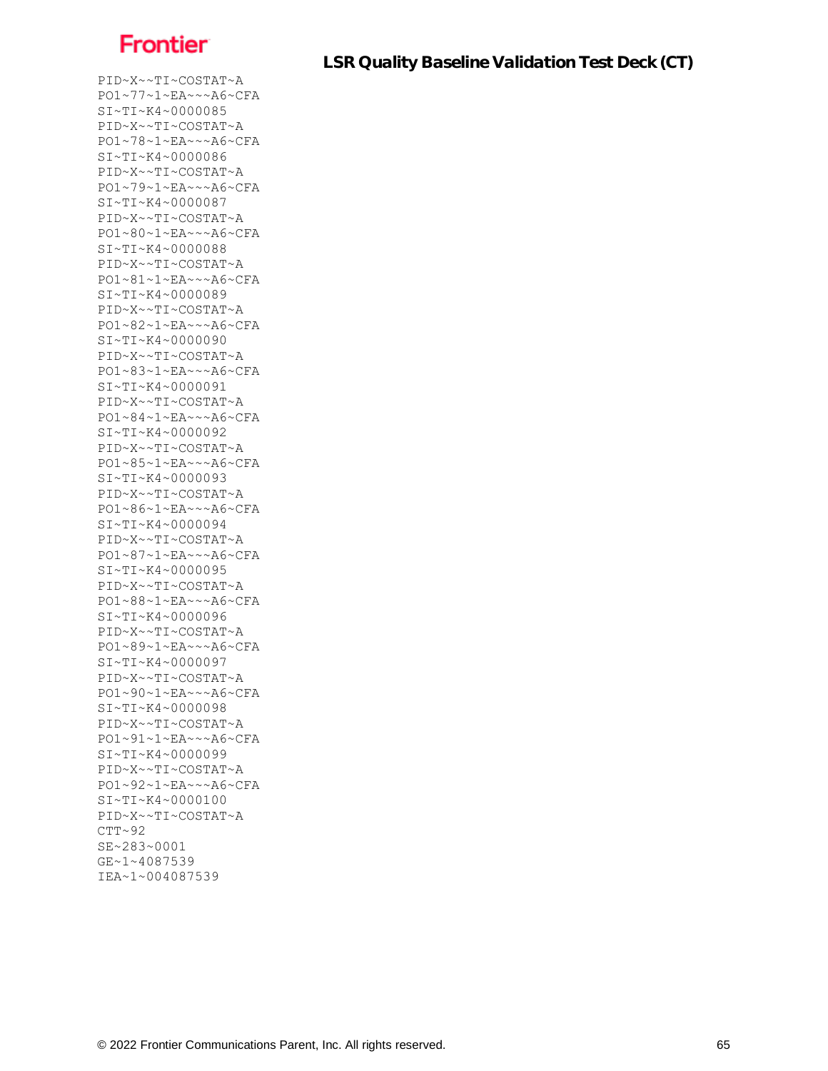```
PID~X~~TI~COSTAT~A
PO1~77~1~EA~~~A6~CFA
SI~TI~K4~0000085
PID~X~~TI~COSTAT~A
PO1~78~1~EA~~~A6~CFA
SI~TI~K4~0000086
PID~X~~TI~COSTAT~A
PO1~79~1~EA~~~A6~CFA
SI~TI~K4~0000087
PID~X~~TI~COSTAT~A
PO1~80~1~EA~~~A6~CFA
SI~TI~K4~0000088
PID~X~~TI~COSTAT~A
PO1~81~1~EA~~~A6~CFA
SI~TI~K4~0000089
PID~X~~TI~COSTAT~A
PO1~82~1~EA~~~A6~CFA
SI~TI~K4~0000090
PID~X~~TI~COSTAT~A
PO1~83~1~EA~~~A6~CFA
SI~TI~K4~0000091
PID~X~~TI~COSTAT~A
PO1~84~1~EA~~~A6~CFA
SI~TI~K4~0000092
PID~X~~TI~COSTAT~A
PO1~85~1~EA~~~A6~CFA
SI~TI~K4~0000093
PID~X~~TI~COSTAT~A
PO1~86~1~EA~~~A6~CFA
SI~TI~K4~0000094
PID~X~~TI~COSTAT~A
PO1~87~1~EA~~~A6~CFA
SI~TI~K4~0000095
PID~X~~TI~COSTAT~A
PO1~88~1~EA~~~A6~CFA
SI~TI~K4~0000096
PID~X~~TI~COSTAT~A
PO1~89~1~EA~~~A6~CFA
SI~TI~K4~0000097
PID~X~~TI~COSTAT~A
PO1~90~1~EA~~~A6~CFA
SI~TI~K4~0000098
PID~X~~TI~COSTAT~A
PO1~91~1~EA~~~A6~CFA
SI~TI~K4~0000099
PID~X~~TI~COSTAT~A
PO1~92~1~EA~~~A6~CFA
SI~TI~K4~0000100
PID~X~~TI~COSTAT~A
CTT~92
SE~283~0001
GE~1~4087539
IEA~1~004087539
```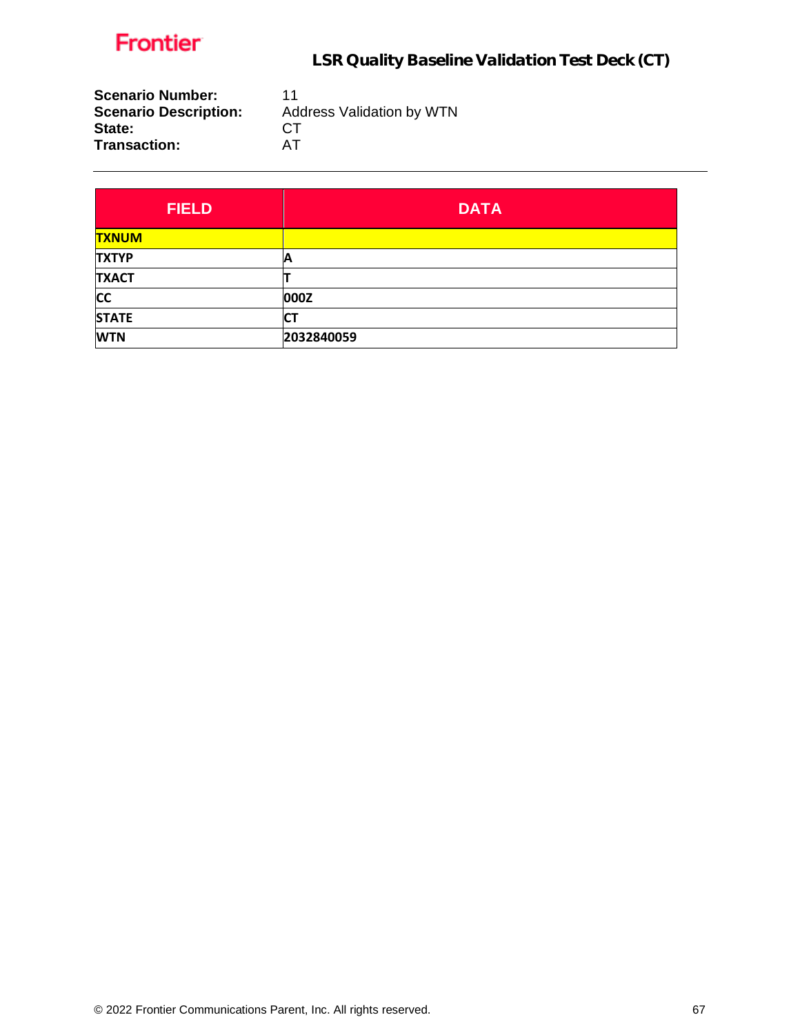**Scenario Number:** 11
**Scenario Description:** Address Validation by WTN
**State:** CT
**Transaction:** AT

| FIELD | DATA |
|---|---|
| TXNUM | |
| TXTYP | A |
| TXACT | T |
| CC | 000Z |
| STATE | CT |
| WTN | 2032840059 |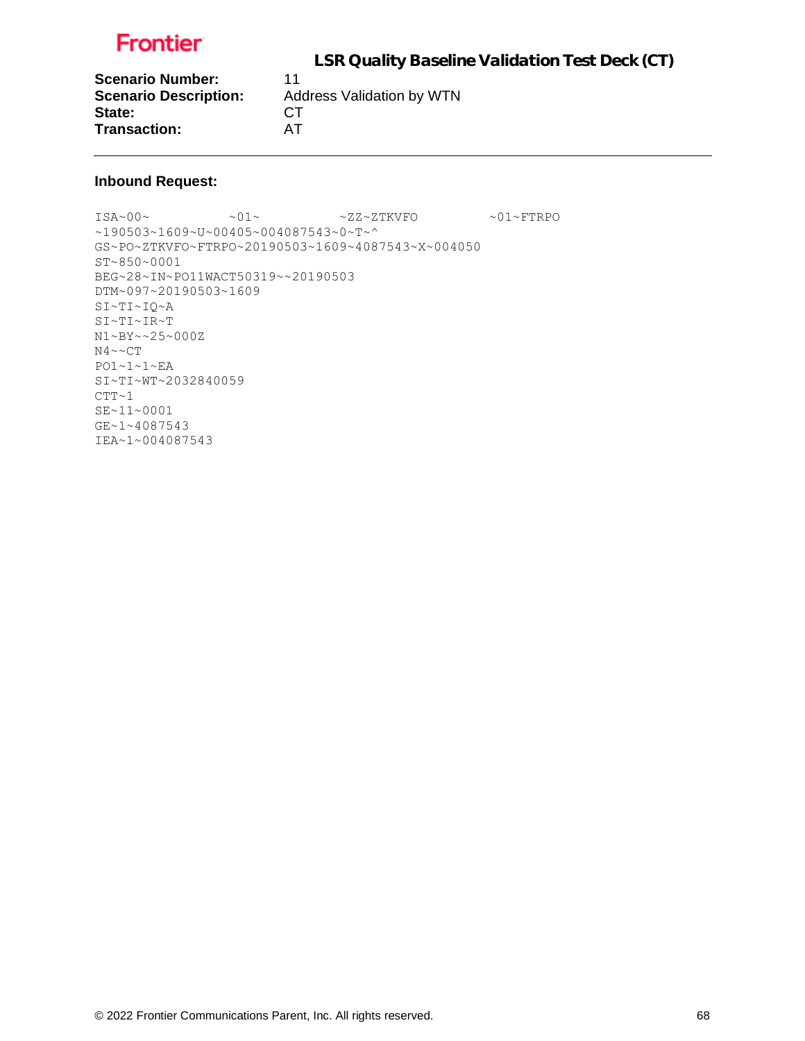**Scenario Number:** 11
**Scenario Description:** Address Validation by WTN
**State:** CT
**Transaction:** AT

---

**Inbound Request:**

```
ISA~00~          ~01~          ~ZZ~ZTKVFO         ~01~FTRPO
~190503~1609~U~00405~004087543~0~T~^
GS~PO~ZTKVFO~FTRPO~20190503~1609~4087543~X~004050
ST~850~0001
BEG~28~IN~PO11WACT50319~~20190503
DTM~097~20190503~1609
SI~TI~IQ~A
SI~TI~IR~T
N1~BY~~25~000Z
N4~~CT
PO1~1~1~EA
SI~TI~WT~2032840059
CTT~1
SE~11~0001
GE~1~4087543
IEA~1~004087543
```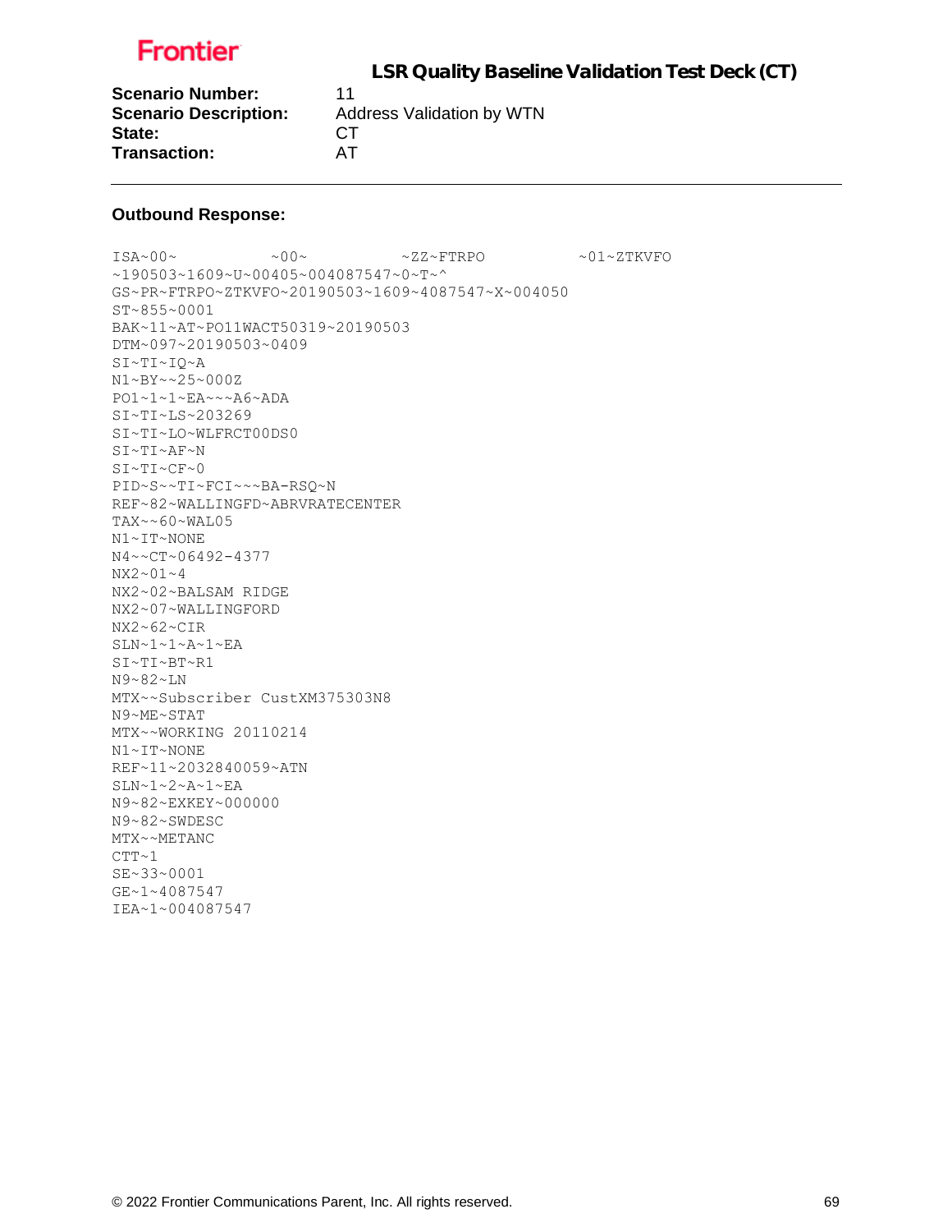**Scenario Number:** 11
**Scenario Description:** Address Validation by WTN
**State:** CT
**Transaction:** AT

---

**Outbound Response:**

```
ISA~00~          ~00~          ~ZZ~FTRPO          ~01~ZTKVFO
~190503~1609~U~00405~004087547~0~T~^
GS~PR~FTRPO~ZTKVFO~20190503~1609~4087547~X~004050
ST~855~0001
BAK~11~AT~PO11WACT50319~20190503
DTM~097~20190503~0409
SI~TI~IQ~A
N1~BY~~25~000Z
PO1~1~1~EA~~~A6~ADA
SI~TI~LS~203269
SI~TI~LO~WLFRCT00DS0
SI~TI~AF~N
SI~TI~CF~0
PID~S~~TI~FCI~~~BA-RSQ~N
REF~82~WALLINGFD~ABRVRATECENTER
TAX~~60~WAL05
N1~IT~NONE
N4~~CT~06492-4377
NX2~01~4
NX2~02~BALSAM RIDGE
NX2~07~WALLINGFORD
NX2~62~CIR
SLN~1~1~A~1~EA
SI~TI~BT~R1
N9~82~LN
MTX~~Subscriber CustXM375303N8
N9~ME~STAT
MTX~~WORKING 20110214
N1~IT~NONE
REF~11~2032840059~ATN
SLN~1~2~A~1~EA
N9~82~EXKEY~000000
N9~82~SWDESC
MTX~~METANC
CTT~1
SE~33~0001
GE~1~4087547
IEA~1~004087547
```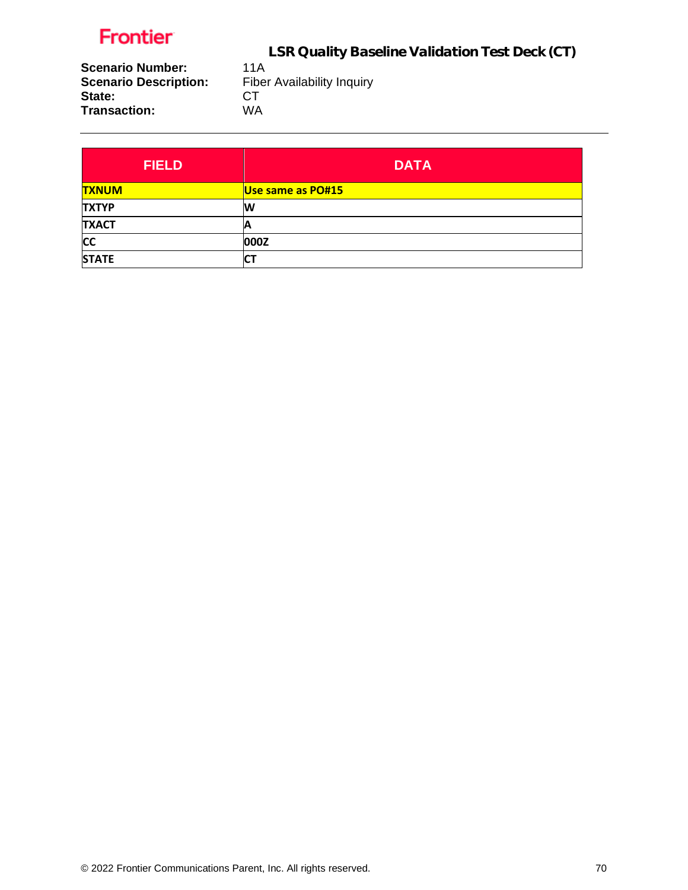Frontier

## LSR Quality Baseline Validation Test Deck (CT)

**Scenario Number:** 11A
**Scenario Description:** Fiber Availability Inquiry
**State:** CT
**Transaction:** WA

---

| FIELD | DATA |
|---|---|
| **TXNUM** | **Use same as PO#15** |
| **TXTYP** | **W** |
| **TXACT** | **A** |
| **CC** | **000Z** |
| **STATE** | **CT** |

© 2022 Frontier Communications Parent, Inc. All rights reserved.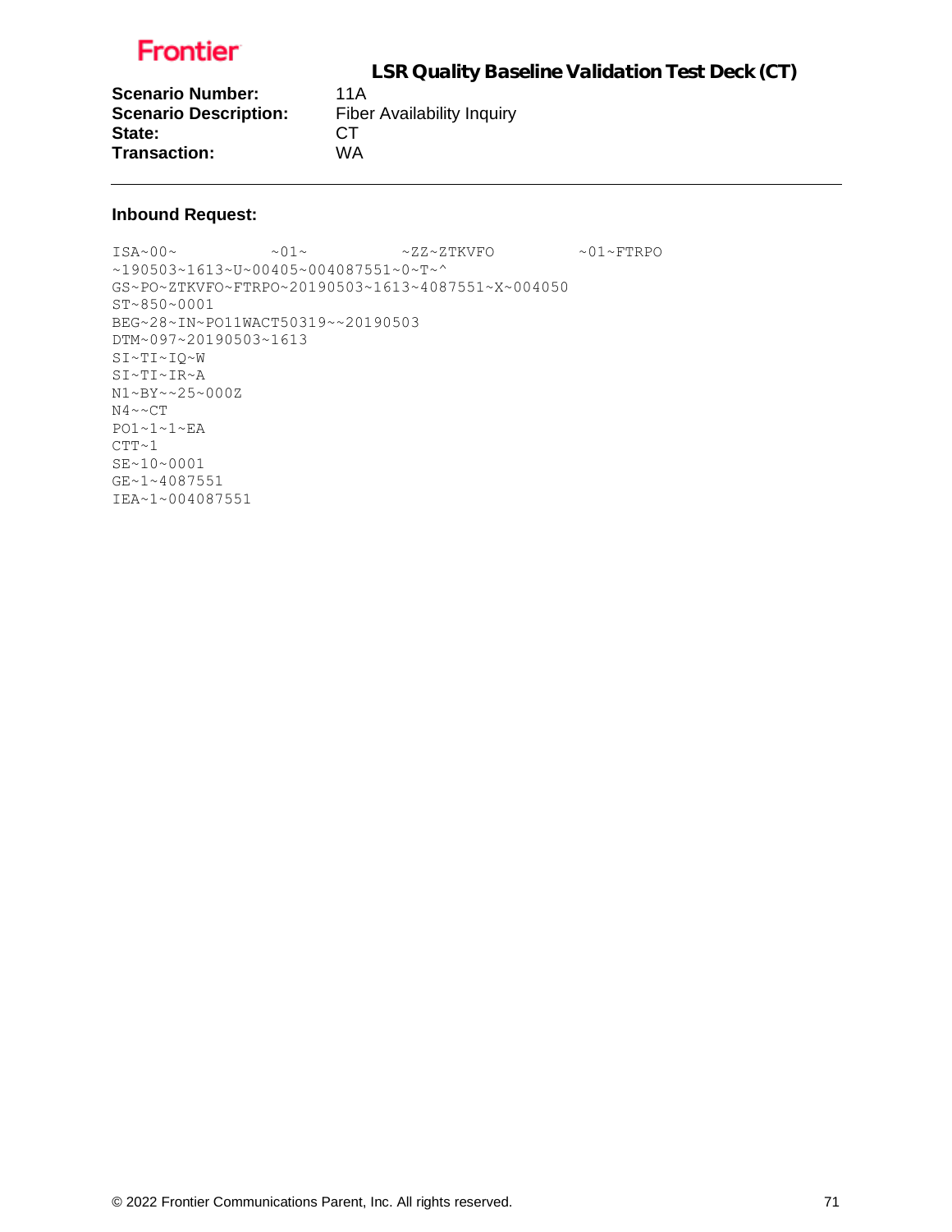**Scenario Number:** 11A
**Scenario Description:** Fiber Availability Inquiry
**State:** CT
**Transaction:** WA

---

**Inbound Request:**

```
ISA~00~          ~01~          ~ZZ~ZTKVFO          ~01~FTRPO
~190503~1613~U~00405~004087551~0~T~^
GS~PO~ZTKVFO~FTRPO~20190503~1613~4087551~X~004050
ST~850~0001
BEG~28~IN~PO11WACT50319~~20190503
DTM~097~20190503~1613
SI~TI~IQ~W
SI~TI~IR~A
N1~BY~~25~000Z
N4~~CT
PO1~1~1~EA
CTT~1
SE~10~0001
GE~1~4087551
IEA~1~004087551
```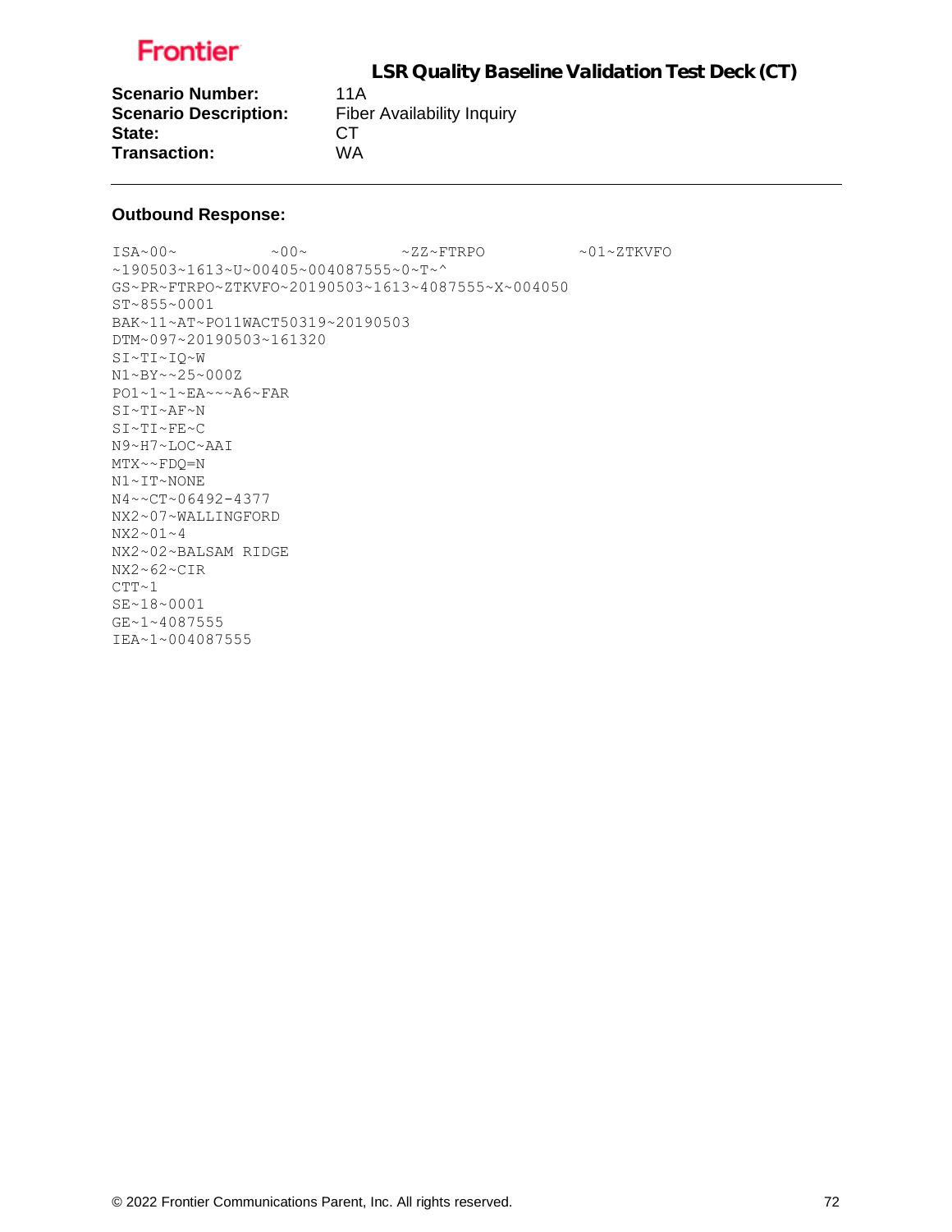**Scenario Number:** 11A
**Scenario Description:** Fiber Availability Inquiry
**State:** CT
**Transaction:** WA

---

**Outbound Response:**

```
ISA~00~          ~00~          ~ZZ~FTRPO          ~01~ZTKVFO
~190503~1613~U~00405~004087555~0~T~^
GS~PR~FTRPO~ZTKVFO~20190503~1613~4087555~X~004050
ST~855~0001
BAK~11~AT~PO11WACT50319~20190503
DTM~097~20190503~161320
SI~TI~IQ~W
N1~BY~~25~000Z
PO1~1~1~EA~~~A6~FAR
SI~TI~AF~N
SI~TI~FE~C
N9~H7~LOC~AAI
MTX~~FDQ=N
N1~IT~NONE
N4~~CT~06492-4377
NX2~07~WALLINGFORD
NX2~01~4
NX2~02~BALSAM RIDGE
NX2~62~CIR
CTT~1
SE~18~0001
GE~1~4087555
IEA~1~004087555
```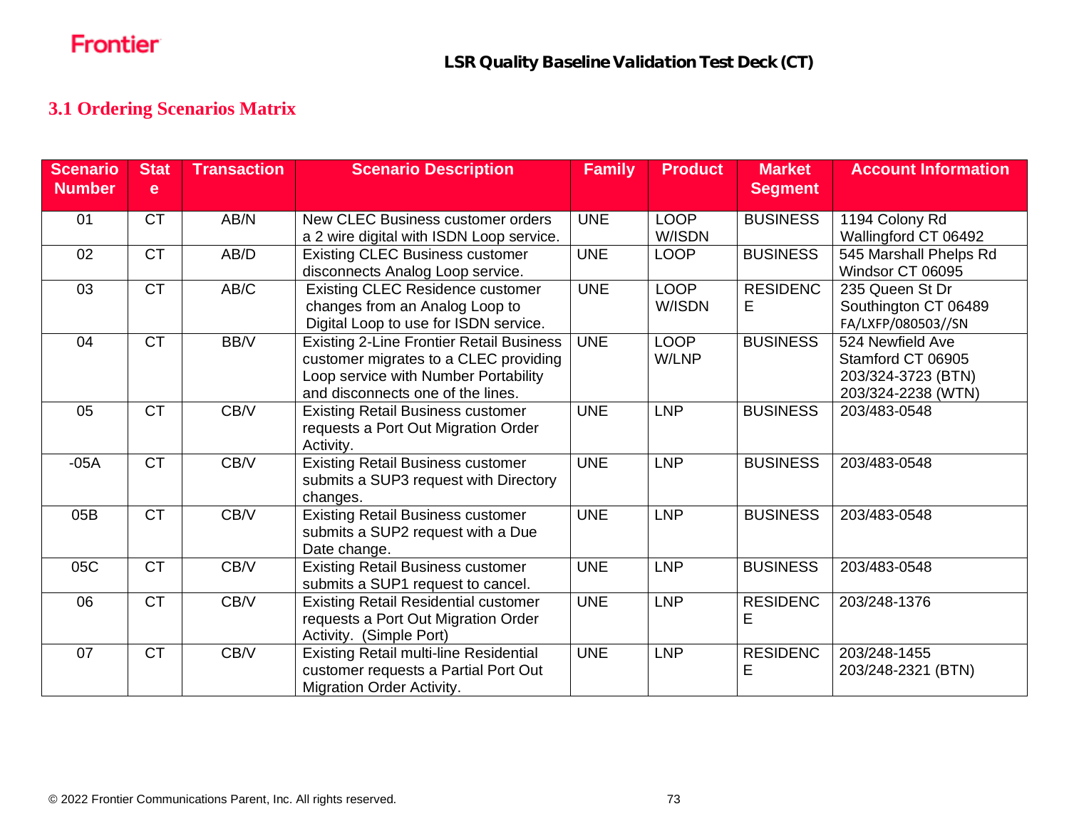## 3.1 Ordering Scenarios Matrix

| Scenario Number | State | Transaction | Scenario Description | Family | Product | Market Segment | Account Information |
|---|---|---|---|---|---|---|---|
| 01 | CT | AB/N | New CLEC Business customer orders a 2 wire digital with ISDN Loop service. | UNE | LOOP W/ISDN | BUSINESS | 1194 Colony Rd Wallingford CT 06492 |
| 02 | CT | AB/D | Existing CLEC Business customer disconnects Analog Loop service. | UNE | LOOP | BUSINESS | 545 Marshall Phelps Rd Windsor CT 06095 |
| 03 | CT | AB/C | Existing CLEC Residence customer changes from an Analog Loop to Digital Loop to use for ISDN service. | UNE | LOOP W/ISDN | RESIDENCE | 235 Queen St Dr Southington CT 06489 FA/LXFP/080503//SN |
| 04 | CT | BB/V | Existing 2-Line Frontier Retail Business customer migrates to a CLEC providing Loop service with Number Portability and disconnects one of the lines. | UNE | LOOP W/LNP | BUSINESS | 524 Newfield Ave Stamford CT 06905 203/324-3723 (BTN) 203/324-2238 (WTN) |
| 05 | CT | CB/V | Existing Retail Business customer requests a Port Out Migration Order Activity. | UNE | LNP | BUSINESS | 203/483-0548 |
| -05A | CT | CB/V | Existing Retail Business customer submits a SUP3 request with Directory changes. | UNE | LNP | BUSINESS | 203/483-0548 |
| 05B | CT | CB/V | Existing Retail Business customer submits a SUP2 request with a Due Date change. | UNE | LNP | BUSINESS | 203/483-0548 |
| 05C | CT | CB/V | Existing Retail Business customer submits a SUP1 request to cancel. | UNE | LNP | BUSINESS | 203/483-0548 |
| 06 | CT | CB/V | Existing Retail Residential customer requests a Port Out Migration Order Activity. (Simple Port) | UNE | LNP | RESIDENCE | 203/248-1376 |
| 07 | CT | CB/V | Existing Retail multi-line Residential customer requests a Partial Port Out Migration Order Activity. | UNE | LNP | RESIDENCE | 203/248-1455 203/248-2321 (BTN) |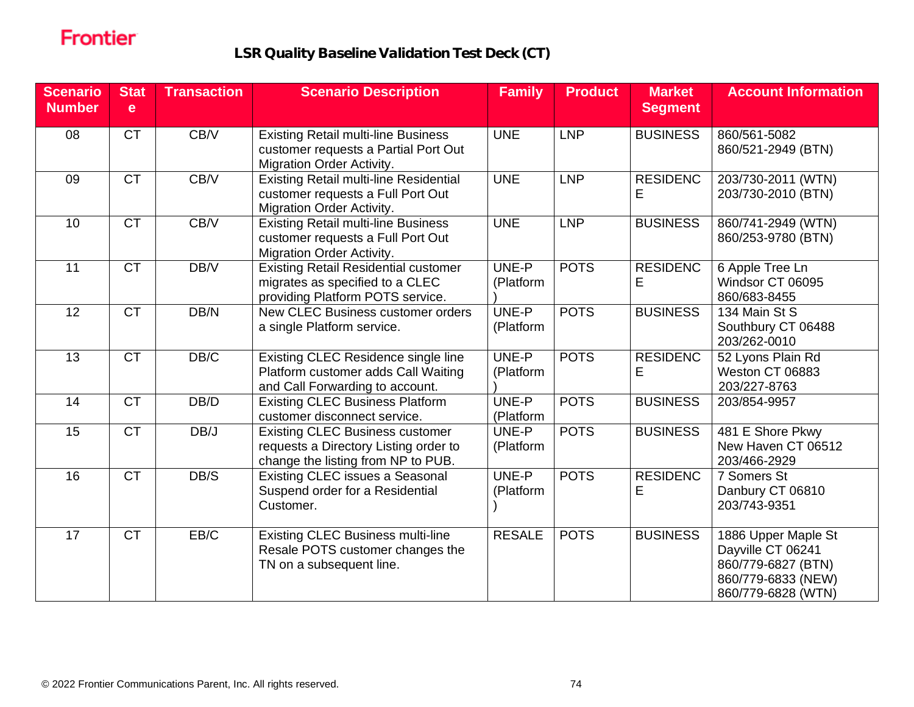Frontier

## LSR Quality Baseline Validation Test Deck (CT)

| Scenario Number | State | Transaction | Scenario Description | Family | Product | Market Segment | Account Information |
|---|---|---|---|---|---|---|---|
| 08 | CT | CB/V | Existing Retail multi-line Business customer requests a Partial Port Out Migration Order Activity. | UNE | LNP | BUSINESS | 860/561-5082<br>860/521-2949 (BTN) |
| 09 | CT | CB/V | Existing Retail multi-line Residential customer requests a Full Port Out Migration Order Activity. | UNE | LNP | RESIDENCE | 203/730-2011 (WTN)<br>203/730-2010 (BTN) |
| 10 | CT | CB/V | Existing Retail multi-line Business customer requests a Full Port Out Migration Order Activity. | UNE | LNP | BUSINESS | 860/741-2949 (WTN)<br>860/253-9780 (BTN) |
| 11 | CT | DB/V | Existing Retail Residential customer migrates as specified to a CLEC providing Platform POTS service. | UNE-P (Platform) | POTS | RESIDENCE | 6 Apple Tree Ln<br>Windsor CT 06095<br>860/683-8455 |
| 12 | CT | DB/N | New CLEC Business customer orders a single Platform service. | UNE-P (Platform | POTS | BUSINESS | 134 Main St S<br>Southbury CT 06488<br>203/262-0010 |
| 13 | CT | DB/C | Existing CLEC Residence single line Platform customer adds Call Waiting and Call Forwarding to account. | UNE-P (Platform) | POTS | RESIDENCE | 52 Lyons Plain Rd<br>Weston CT 06883<br>203/227-8763 |
| 14 | CT | DB/D | Existing CLEC Business Platform customer disconnect service. | UNE-P (Platform | POTS | BUSINESS | 203/854-9957 |
| 15 | CT | DB/J | Existing CLEC Business customer requests a Directory Listing order to change the listing from NP to PUB. | UNE-P (Platform | POTS | BUSINESS | 481 E Shore Pkwy<br>New Haven CT 06512<br>203/466-2929 |
| 16 | CT | DB/S | Existing CLEC issues a Seasonal Suspend order for a Residential Customer. | UNE-P (Platform) | POTS | RESIDENCE | 7 Somers St<br>Danbury CT 06810<br>203/743-9351 |
| 17 | CT | EB/C | Existing CLEC Business multi-line Resale POTS customer changes the TN on a subsequent line. | RESALE | POTS | BUSINESS | 1886 Upper Maple St<br>Dayville CT 06241<br>860/779-6827 (BTN)<br>860/779-6833 (NEW)<br>860/779-6828 (WTN) |

© 2022 Frontier Communications Parent, Inc. All rights reserved.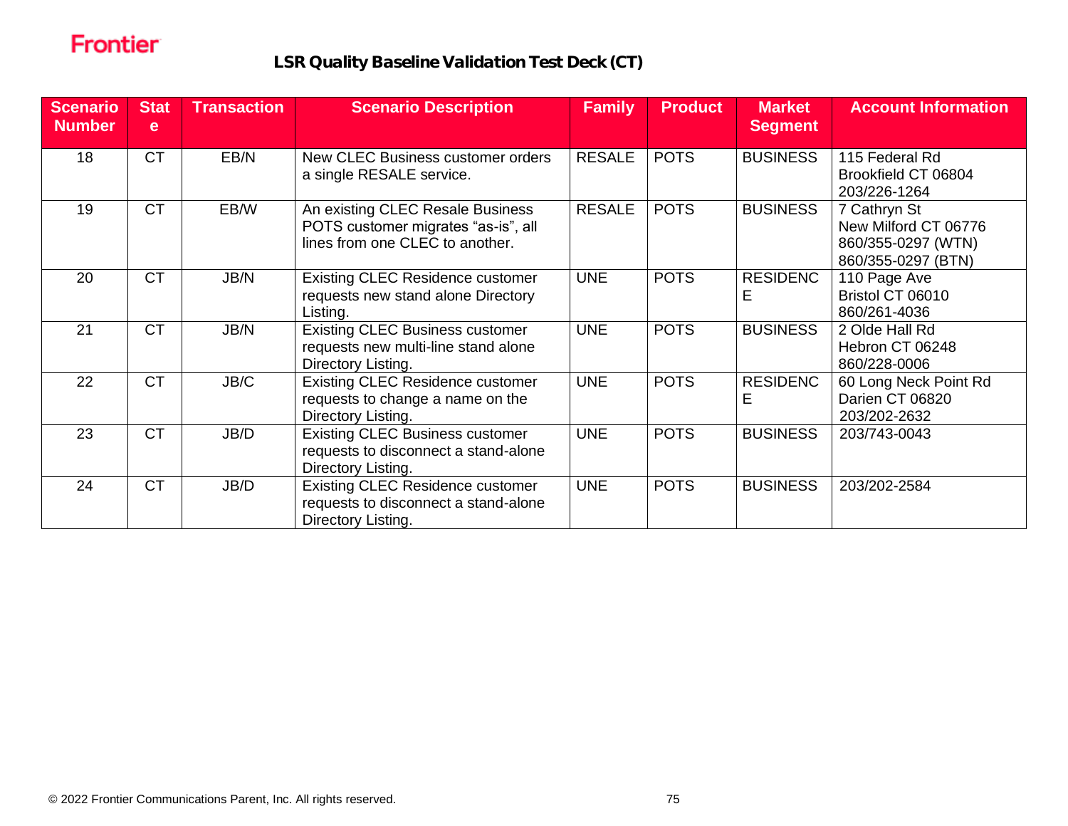**LSR Quality Baseline Validation Test Deck (CT)**

| Scenario Number | State | Transaction | Scenario Description | Family | Product | Market Segment | Account Information |
|---|---|---|---|---|---|---|---|
| 18 | CT | EB/N | New CLEC Business customer orders a single RESALE service. | RESALE | POTS | BUSINESS | 115 Federal Rd<br>Brookfield CT 06804<br>203/226-1264 |
| 19 | CT | EB/W | An existing CLEC Resale Business POTS customer migrates "as-is", all lines from one CLEC to another. | RESALE | POTS | BUSINESS | 7 Cathryn St<br>New Milford CT 06776<br>860/355-0297 (WTN)<br>860/355-0297 (BTN) |
| 20 | CT | JB/N | Existing CLEC Residence customer requests new stand alone Directory Listing. | UNE | POTS | RESIDENCE | 110 Page Ave<br>Bristol CT 06010<br>860/261-4036 |
| 21 | CT | JB/N | Existing CLEC Business customer requests new multi-line stand alone Directory Listing. | UNE | POTS | BUSINESS | 2 Olde Hall Rd<br>Hebron CT 06248<br>860/228-0006 |
| 22 | CT | JB/C | Existing CLEC Residence customer requests to change a name on the Directory Listing. | UNE | POTS | RESIDENCE | 60 Long Neck Point Rd<br>Darien CT 06820<br>203/202-2632 |
| 23 | CT | JB/D | Existing CLEC Business customer requests to disconnect a stand-alone Directory Listing. | UNE | POTS | BUSINESS | 203/743-0043 |
| 24 | CT | JB/D | Existing CLEC Residence customer requests to disconnect a stand-alone Directory Listing. | UNE | POTS | BUSINESS | 203/202-2584 |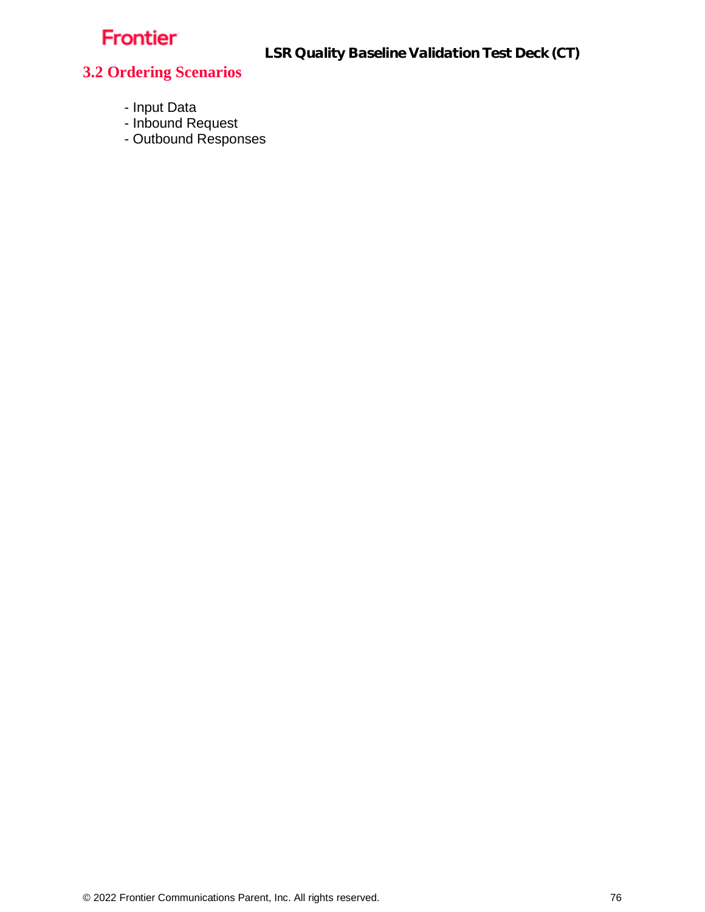## 3.2 Ordering Scenarios

- Input Data
- Inbound Request
- Outbound Responses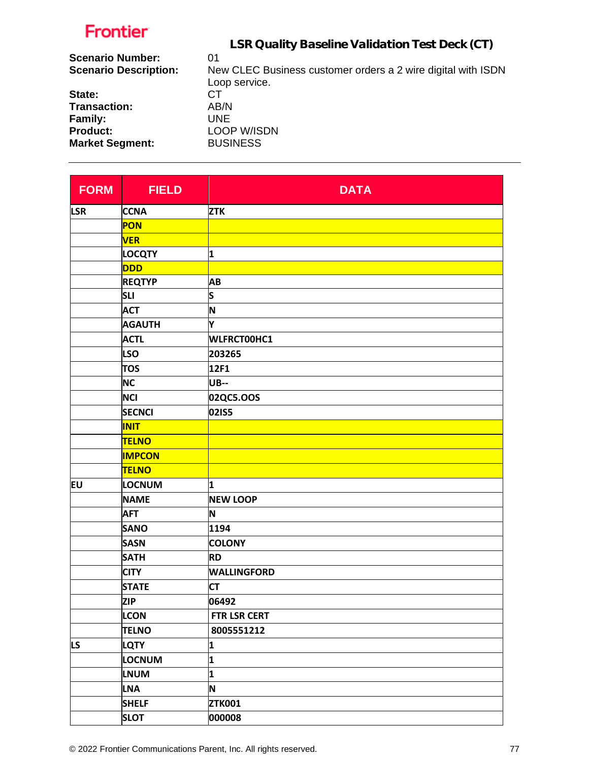**Frontier**

## LSR Quality Baseline Validation Test Deck (CT)

**Scenario Number:** 01
**Scenario Description:** New CLEC Business customer orders a 2 wire digital with ISDN Loop service.
**State:** CT
**Transaction:** AB/N
**Family:** UNE
**Product:** LOOP W/ISDN
**Market Segment:** BUSINESS

| FORM | FIELD | DATA |
|---|---|---|
| LSR | CCNA | ZTK |
| | PON | |
| | VER | |
| | LOCQTY | 1 |
| | DDD | |
| | REQTYP | AB |
| | SLI | S |
| | ACT | N |
| | AGAUTH | Y |
| | ACTL | WLFRCT00HC1 |
| | LSO | 203265 |
| | TOS | 12F1 |
| | NC | UB-- |
| | NCI | 02QC5.OOS |
| | SECNCI | 02IS5 |
| | INIT | |
| | TELNO | |
| | IMPCON | |
| | TELNO | |
| EU | LOCNUM | 1 |
| | NAME | NEW LOOP |
| | AFT | N |
| | SANO | 1194 |
| | SASN | COLONY |
| | SATH | RD |
| | CITY | WALLINGFORD |
| | STATE | CT |
| | ZIP | 06492 |
| | LCON | FTR LSR CERT |
| | TELNO | 8005551212 |
| LS | LQTY | 1 |
| | LOCNUM | 1 |
| | LNUM | 1 |
| | LNA | N |
| | SHELF | ZTK001 |
| | SLOT | 000008 |

© 2022 Frontier Communications Parent, Inc. All rights reserved.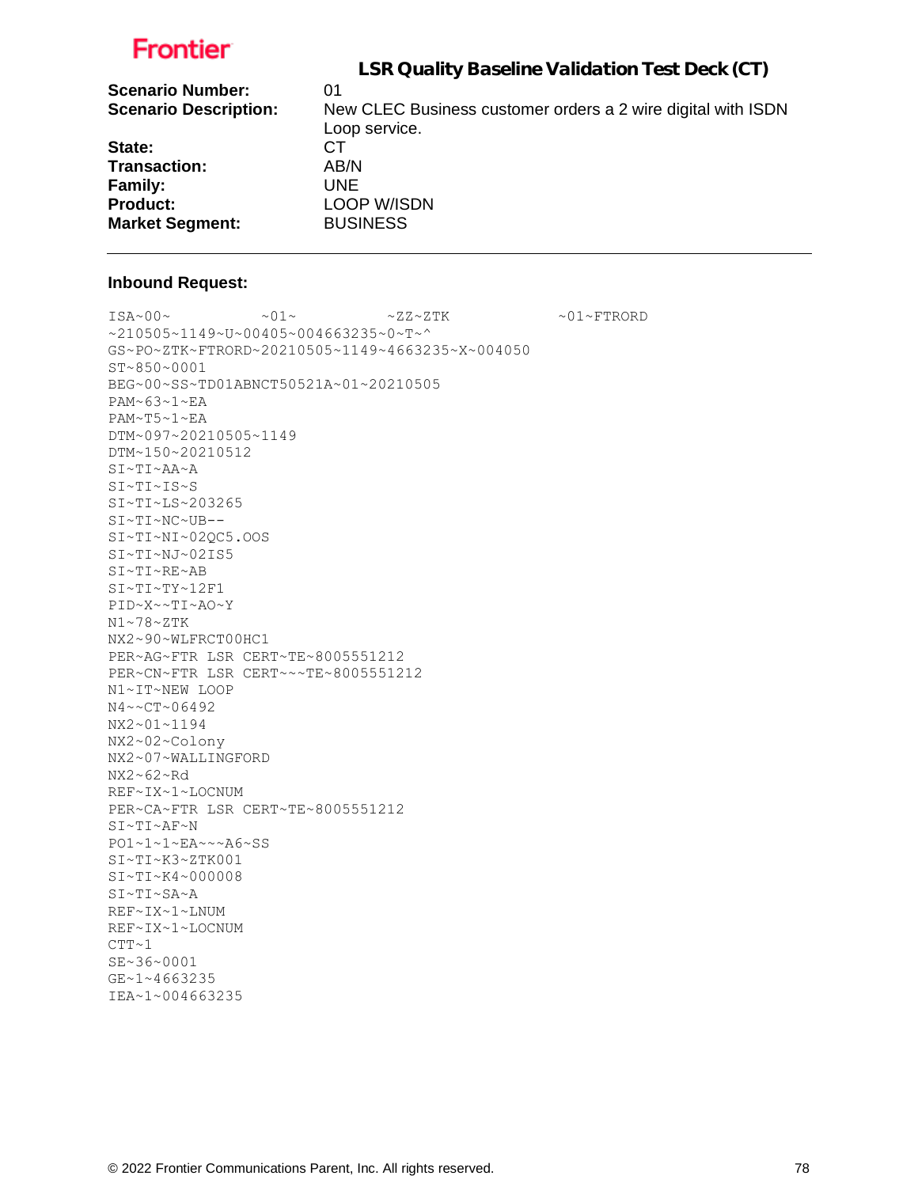Frontier

## LSR Quality Baseline Validation Test Deck (CT)

**Scenario Number:** 01
**Scenario Description:** New CLEC Business customer orders a 2 wire digital with ISDN Loop service.
**State:** CT
**Transaction:** AB/N
**Family:** UNE
**Product:** LOOP W/ISDN
**Market Segment:** BUSINESS

---

**Inbound Request:**

```
ISA~00~          ~01~          ~ZZ~ZTK            ~01~FTRORD
~210505~1149~U~00405~004663235~0~T~^
GS~PO~ZTK~FTRORD~20210505~1149~4663235~X~004050
ST~850~0001
BEG~00~SS~TD01ABNCT50521A~01~20210505
PAM~63~1~EA
PAM~T5~1~EA
DTM~097~20210505~1149
DTM~150~20210512
SI~TI~AA~A
SI~TI~IS~S
SI~TI~LS~203265
SI~TI~NC~UB--
SI~TI~NI~02QC5.OOS
SI~TI~NJ~02IS5
SI~TI~RE~AB
SI~TI~TY~12F1
PID~X~~TI~AO~Y
N1~78~ZTK
NX2~90~WLFRCT00HC1
PER~AG~FTR LSR CERT~TE~8005551212
PER~CN~FTR LSR CERT~~~TE~8005551212
N1~IT~NEW LOOP
N4~~CT~06492
NX2~01~1194
NX2~02~Colony
NX2~07~WALLINGFORD
NX2~62~Rd
REF~IX~1~LOCNUM
PER~CA~FTR LSR CERT~TE~8005551212
SI~TI~AF~N
PO1~1~1~EA~~~A6~SS
SI~TI~K3~ZTK001
SI~TI~K4~000008
SI~TI~SA~A
REF~IX~1~LNUM
REF~IX~1~LOCNUM
CTT~1
SE~36~0001
GE~1~4663235
IEA~1~004663235
```

© 2022 Frontier Communications Parent, Inc. All rights reserved.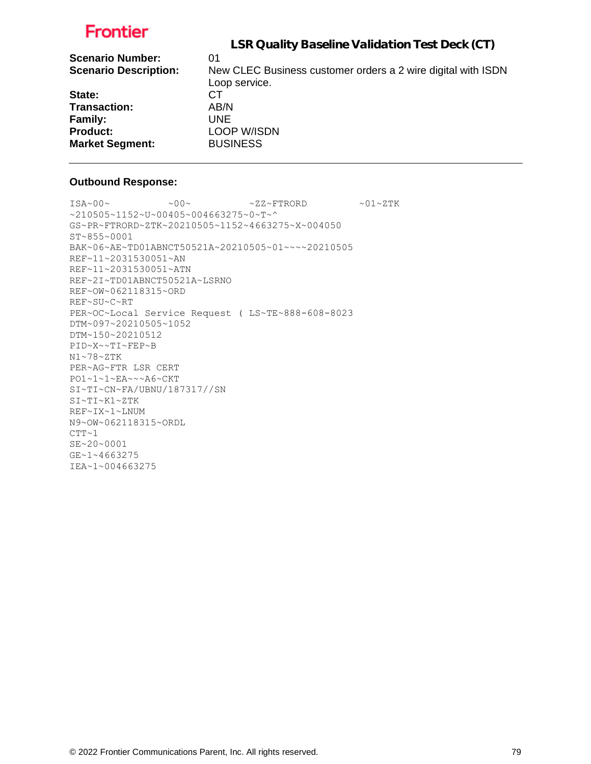# LSR Quality Baseline Validation Test Deck (CT)

**Scenario Number:** 01

**Scenario Description:** New CLEC Business customer orders a 2 wire digital with ISDN Loop service.

**State:** CT

**Transaction:** AB/N

**Family:** UNE

**Product:** LOOP W/ISDN

**Market Segment:** BUSINESS

---

**Outbound Response:**

```
ISA~00~          ~00~          ~ZZ~FTRORD         ~01~ZTK
~210505~1152~U~00405~004663275~0~T~^
GS~PR~FTRORD~ZTK~20210505~1152~4663275~X~004050
ST~855~0001
BAK~06~AE~TD01ABNCT50521A~20210505~01~~~~20210505
REF~11~2031530051~AN
REF~11~2031530051~ATN
REF~2I~TD01ABNCT50521A~LSRNO
REF~OW~062118315~ORD
REF~SU~C~RT
PER~OC~Local Service Request ( LS~TE~888-608-8023
DTM~097~20210505~1052
DTM~150~20210512
PID~X~~TI~FEP~B
N1~78~ZTK
PER~AG~FTR LSR CERT
PO1~1~1~EA~~~A6~CKT
SI~TI~CN~FA/UBNU/187317//SN
SI~TI~K1~ZTK
REF~IX~1~LNUM
N9~OW~062118315~ORDL
CTT~1
SE~20~0001
GE~1~4663275
IEA~1~004663275
```

© 2022 Frontier Communications Parent, Inc. All rights reserved.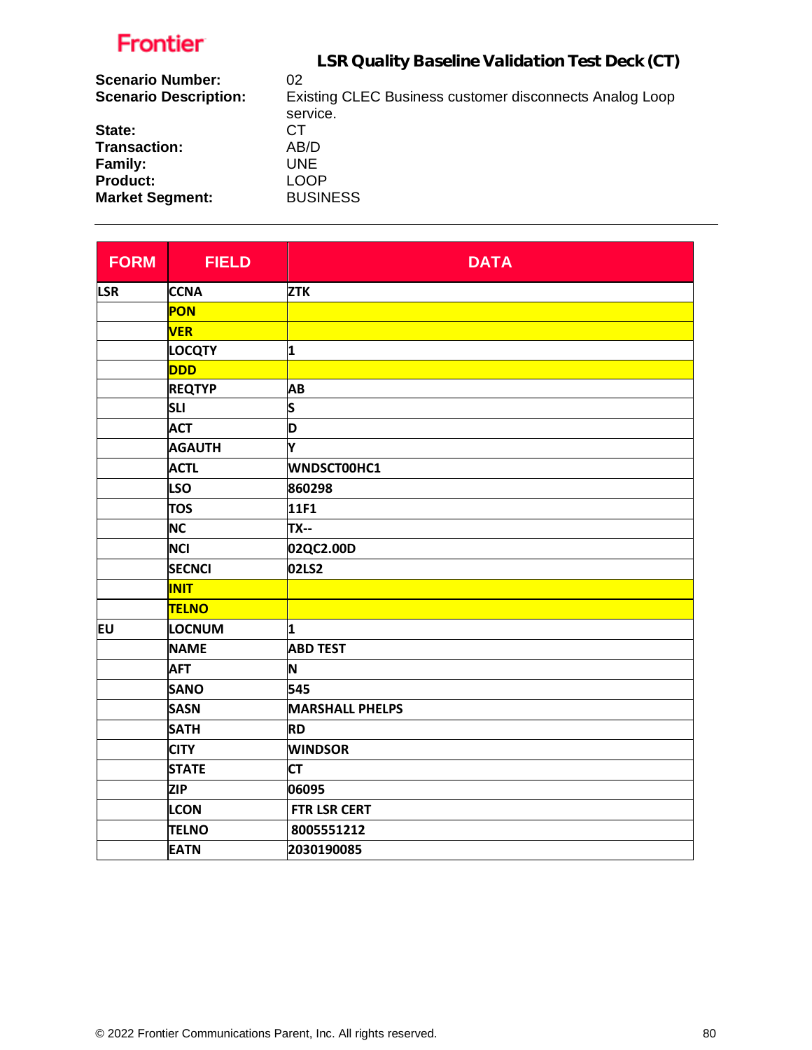**Frontier**

## LSR Quality Baseline Validation Test Deck (CT)

**Scenario Number:** 02
**Scenario Description:** Existing CLEC Business customer disconnects Analog Loop service.
**State:** CT
**Transaction:** AB/D
**Family:** UNE
**Product:** LOOP
**Market Segment:** BUSINESS

---

| FORM | FIELD | DATA |
|---|---|---|
| LSR | CCNA | ZTK |
| | PON | |
| | VER | |
| | LOCQTY | 1 |
| | DDD | |
| | REQTYP | AB |
| | SLI | S |
| | ACT | D |
| | AGAUTH | Y |
| | ACTL | WNDSCT00HC1 |
| | LSO | 860298 |
| | TOS | 11F1 |
| | NC | TX-- |
| | NCI | 02QC2.00D |
| | SECNCI | 02LS2 |
| | INIT | |
| | TELNO | |
| EU | LOCNUM | 1 |
| | NAME | ABD TEST |
| | AFT | N |
| | SANO | 545 |
| | SASN | MARSHALL PHELPS |
| | SATH | RD |
| | CITY | WINDSOR |
| | STATE | CT |
| | ZIP | 06095 |
| | LCON | FTR LSR CERT |
| | TELNO | 8005551212 |
| | EATN | 2030190085 |

© 2022 Frontier Communications Parent, Inc. All rights reserved.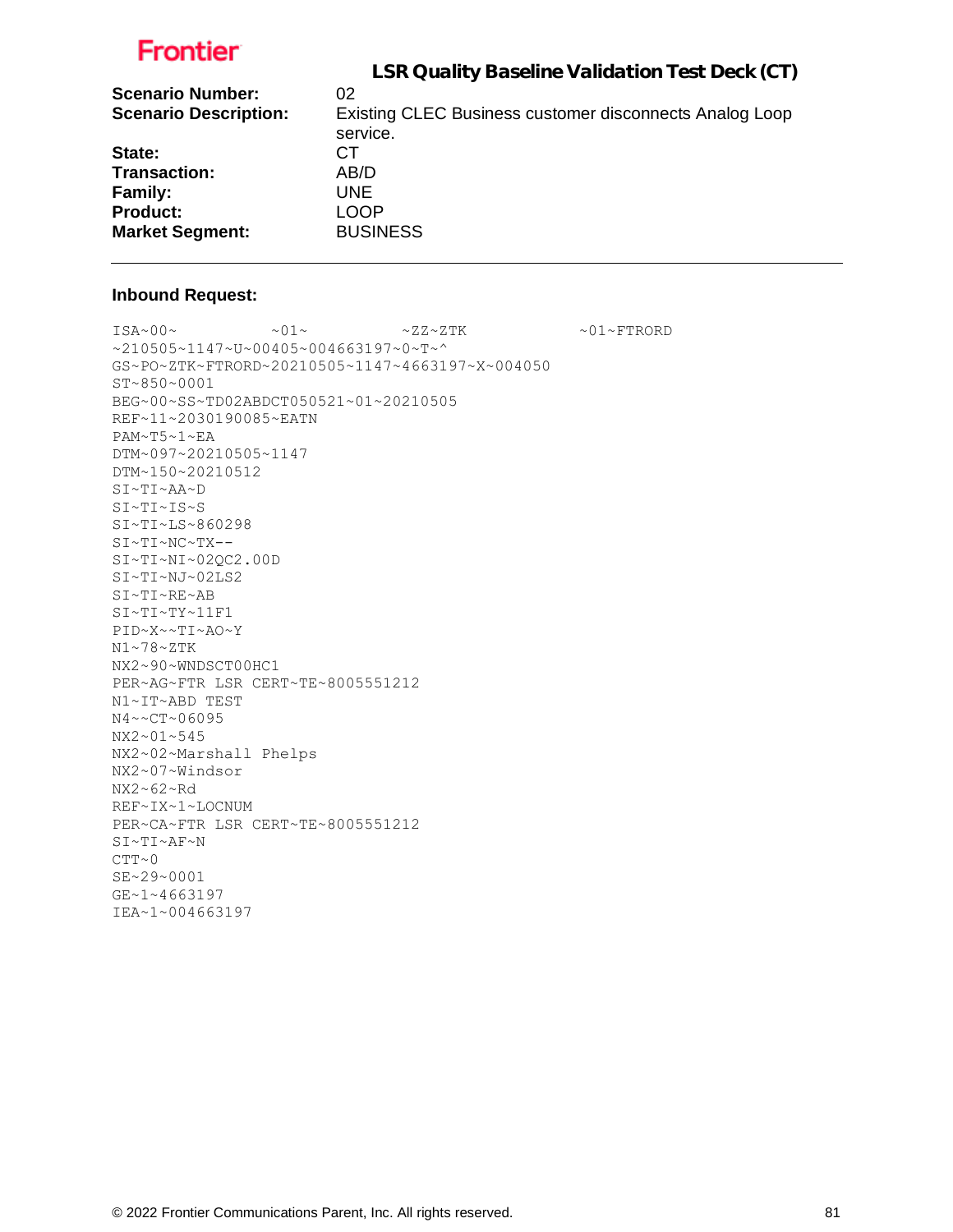Frontier

## LSR Quality Baseline Validation Test Deck (CT)

**Scenario Number:** 02
**Scenario Description:** Existing CLEC Business customer disconnects Analog Loop service.
**State:** CT
**Transaction:** AB/D
**Family:** UNE
**Product:** LOOP
**Market Segment:** BUSINESS

---

**Inbound Request:**

```
ISA~00~          ~01~          ~ZZ~ZTK             ~01~FTRORD
~210505~1147~U~00405~004663197~0~T~^
GS~PO~ZTK~FTRORD~20210505~1147~4663197~X~004050
ST~850~0001
BEG~00~SS~TD02ABDCT050521~01~20210505
REF~11~2030190085~EATN
PAM~T5~1~EA
DTM~097~20210505~1147
DTM~150~20210512
SI~TI~AA~D
SI~TI~IS~S
SI~TI~LS~860298
SI~TI~NC~TX--
SI~TI~NI~02QC2.00D
SI~TI~NJ~02LS2
SI~TI~RE~AB
SI~TI~TY~11F1
PID~X~~TI~AO~Y
N1~78~ZTK
NX2~90~WNDSCT00HC1
PER~AG~FTR LSR CERT~TE~8005551212
N1~IT~ABD TEST
N4~~CT~06095
NX2~01~545
NX2~02~Marshall Phelps
NX2~07~Windsor
NX2~62~Rd
REF~IX~1~LOCNUM
PER~CA~FTR LSR CERT~TE~8005551212
SI~TI~AF~N
CTT~0
SE~29~0001
GE~1~4663197
IEA~1~004663197
```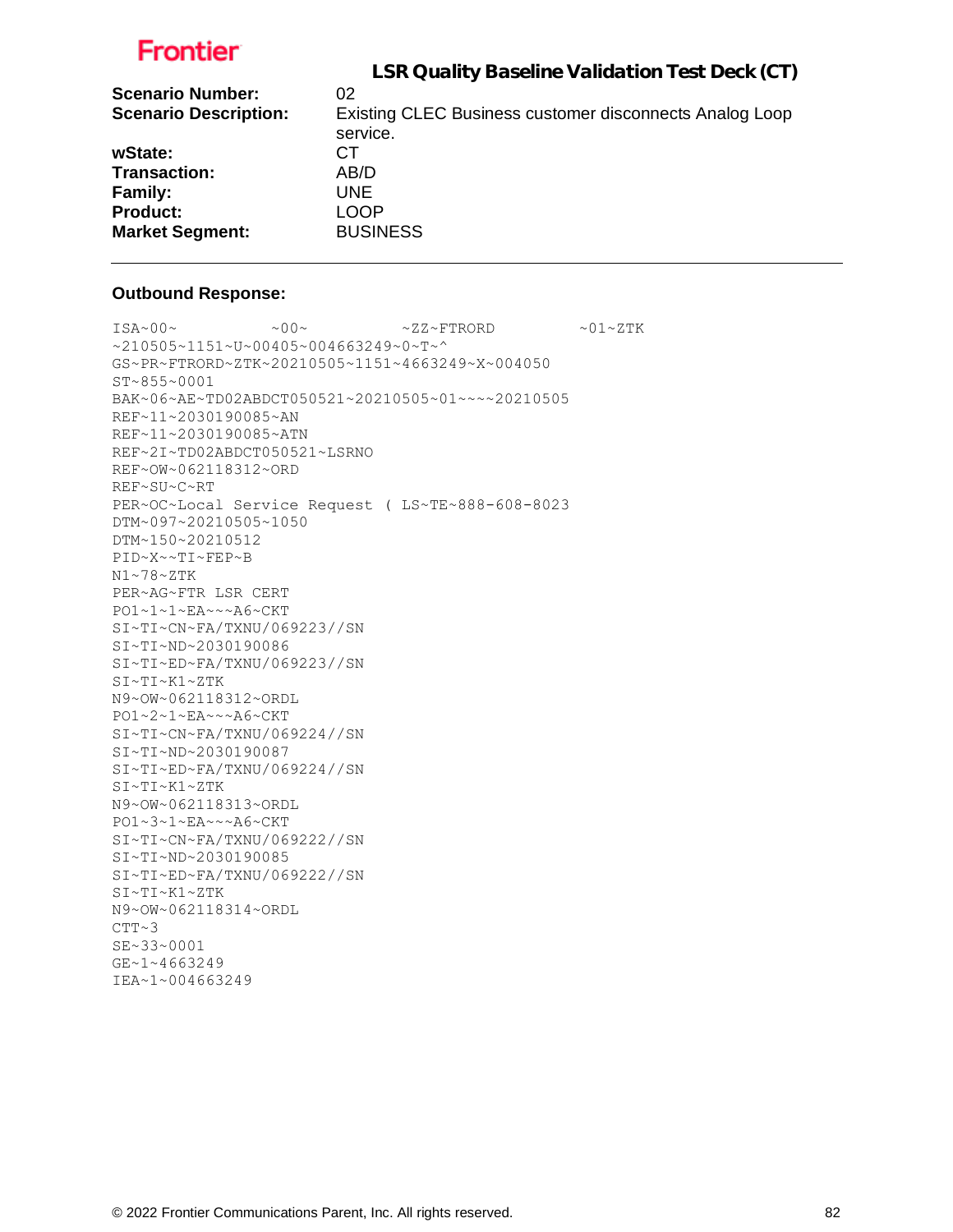**LSR Quality Baseline Validation Test Deck (CT)**

| | |
|---|---|
| **Scenario Number:** | 02 |
| **Scenario Description:** | Existing CLEC Business customer disconnects Analog Loop service. |
| **wState:** | CT |
| **Transaction:** | AB/D |
| **Family:** | UNE |
| **Product:** | LOOP |
| **Market Segment:** | BUSINESS |

---

**Outbound Response:**

```
ISA~00~          ~00~          ~ZZ~FTRORD         ~01~ZTK
~210505~1151~U~00405~004663249~0~T~^
GS~PR~FTRORD~ZTK~20210505~1151~4663249~X~004050
ST~855~0001
BAK~06~AE~TD02ABDCT050521~20210505~01~~~~20210505
REF~11~2030190085~AN
REF~11~2030190085~ATN
REF~2I~TD02ABDCT050521~LSRNO
REF~OW~062118312~ORD
REF~SU~C~RT
PER~OC~Local Service Request ( LS~TE~888-608-8023
DTM~097~20210505~1050
DTM~150~20210512
PID~X~~TI~FEP~B
N1~78~ZTK
PER~AG~FTR LSR CERT
PO1~1~1~EA~~~A6~CKT
SI~TI~CN~FA/TXNU/069223//SN
SI~TI~ND~2030190086
SI~TI~ED~FA/TXNU/069223//SN
SI~TI~K1~ZTK
N9~OW~062118312~ORDL
PO1~2~1~EA~~~A6~CKT
SI~TI~CN~FA/TXNU/069224//SN
SI~TI~ND~2030190087
SI~TI~ED~FA/TXNU/069224//SN
SI~TI~K1~ZTK
N9~OW~062118313~ORDL
PO1~3~1~EA~~~A6~CKT
SI~TI~CN~FA/TXNU/069222//SN
SI~TI~ND~2030190085
SI~TI~ED~FA/TXNU/069222//SN
SI~TI~K1~ZTK
N9~OW~062118314~ORDL
CTT~3
SE~33~0001
GE~1~4663249
IEA~1~004663249
```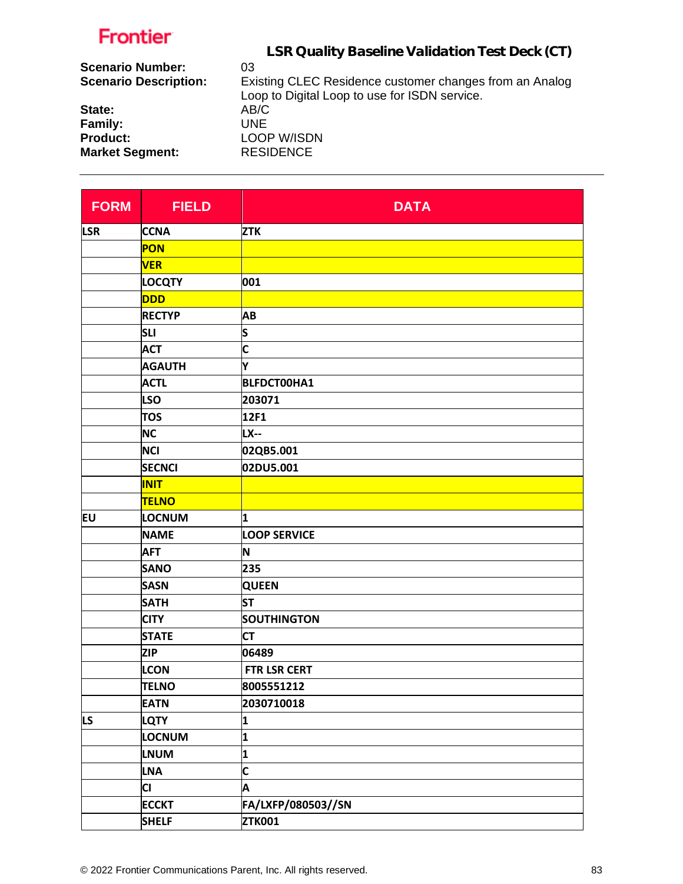**Frontier**

## LSR Quality Baseline Validation Test Deck (CT)

**Scenario Number:** 03
**Scenario Description:** Existing CLEC Residence customer changes from an Analog Loop to Digital Loop to use for ISDN service.
**State:** AB/C
**Family:** UNE
**Product:** LOOP W/ISDN
**Market Segment:** RESIDENCE

---

| FORM | FIELD | DATA |
|---|---|---|
| LSR | CCNA | ZTK |
| | PON | |
| | VER | |
| | LOCQTY | 001 |
| | DDD | |
| | RECTYP | AB |
| | SLI | S |
| | ACT | C |
| | AGAUTH | Y |
| | ACTL | BLFDCT00HA1 |
| | LSO | 203071 |
| | TOS | 12F1 |
| | NC | LX-- |
| | NCI | 02QB5.001 |
| | SECNCI | 02DU5.001 |
| | INIT | |
| | TELNO | |
| EU | LOCNUM | 1 |
| | NAME | LOOP SERVICE |
| | AFT | N |
| | SANO | 235 |
| | SASN | QUEEN |
| | SATH | ST |
| | CITY | SOUTHINGTON |
| | STATE | CT |
| | ZIP | 06489 |
| | LCON | FTR LSR CERT |
| | TELNO | 8005551212 |
| | EATN | 2030710018 |
| LS | LQTY | 1 |
| | LOCNUM | 1 |
| | LNUM | 1 |
| | LNA | C |
| | CI | A |
| | ECCKT | FA/LXFP/080503//SN |
| | SHELF | ZTK001 |

© 2022 Frontier Communications Parent, Inc. All rights reserved.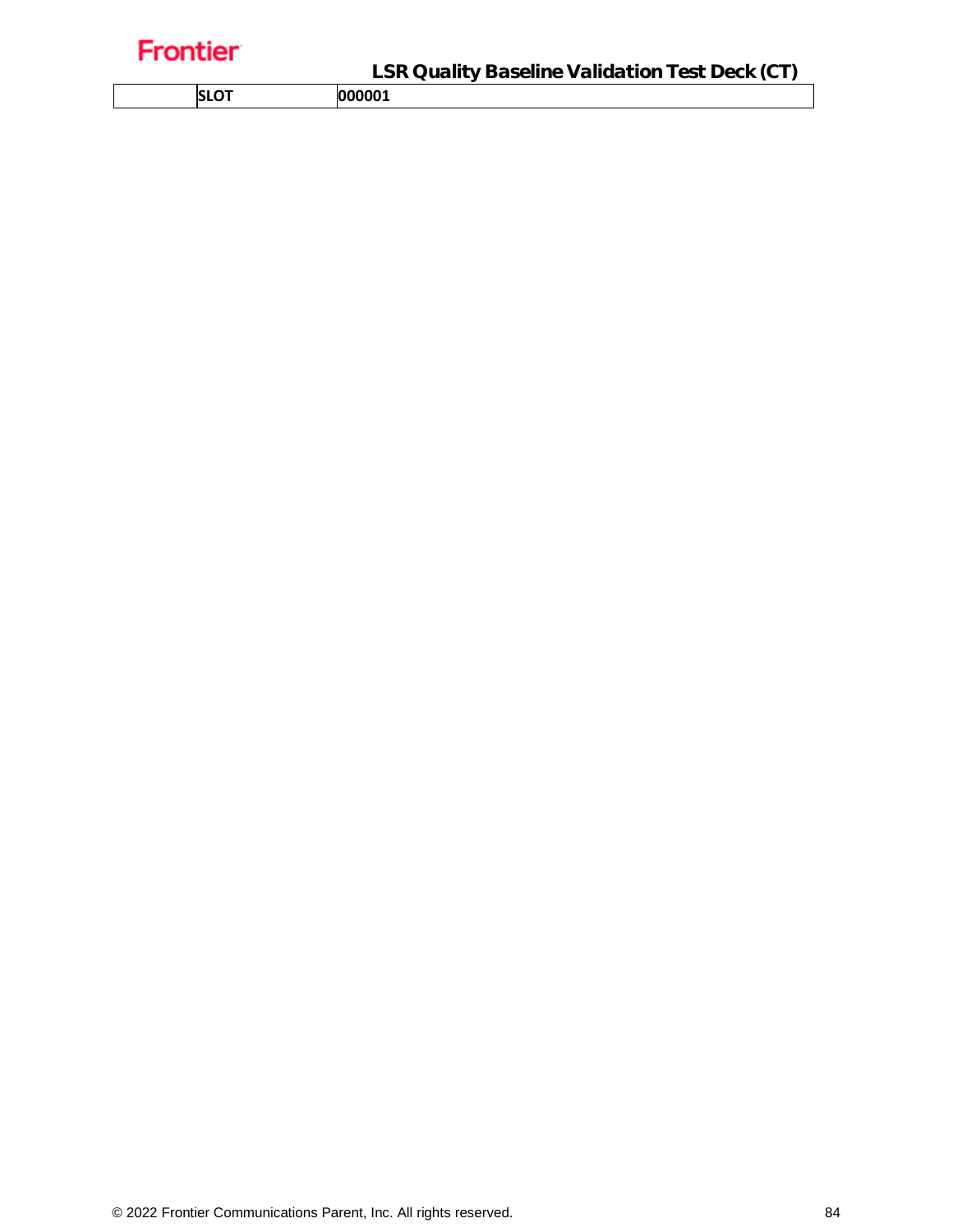|  | SLOT | 000001 |
| --- | --- | --- |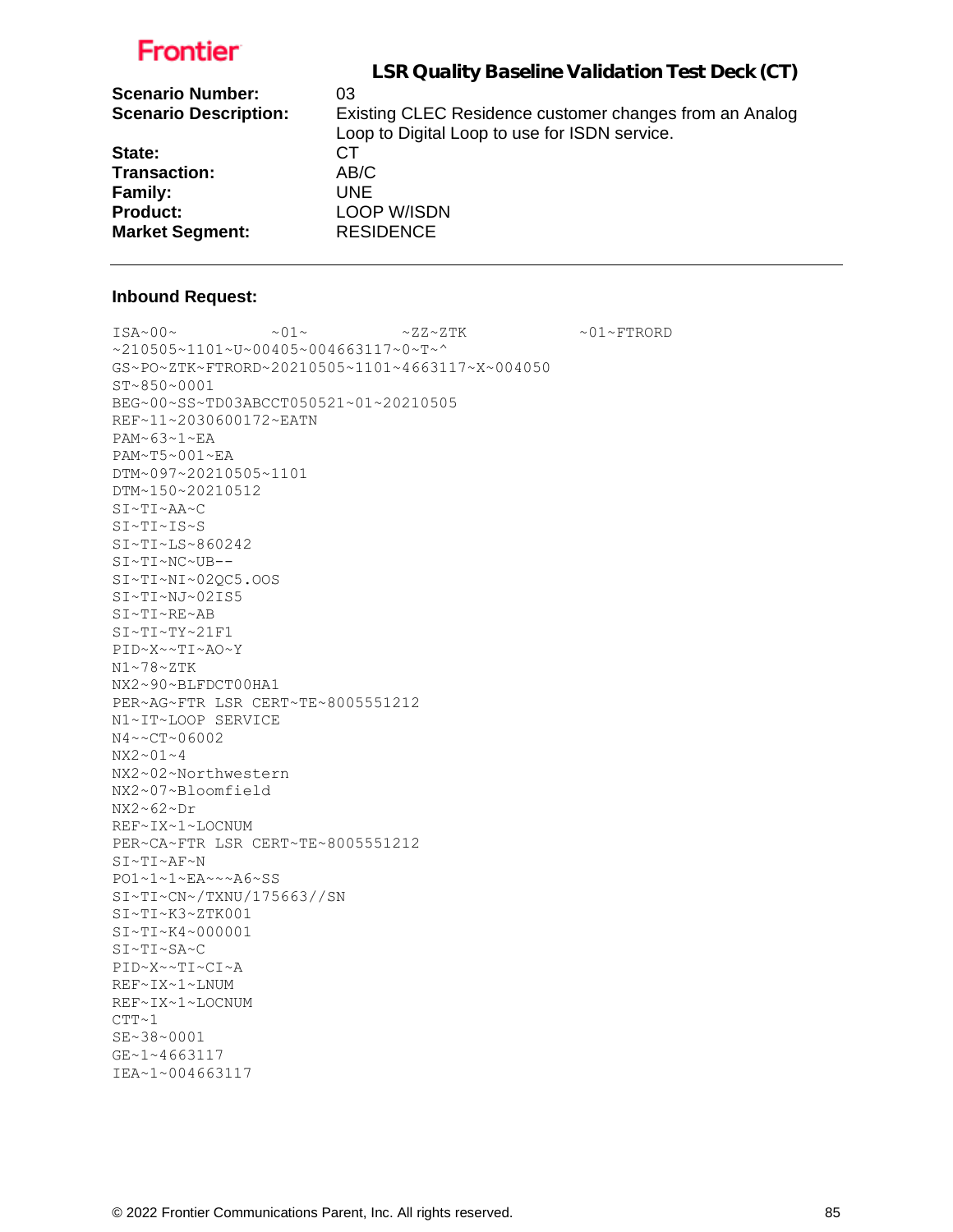**LSR Quality Baseline Validation Test Deck (CT)**

| | |
|---|---|
| **Scenario Number:** | 03 |
| **Scenario Description:** | Existing CLEC Residence customer changes from an Analog Loop to Digital Loop to use for ISDN service. |
| **State:** | CT |
| **Transaction:** | AB/C |
| **Family:** | UNE |
| **Product:** | LOOP W/ISDN |
| **Market Segment:** | RESIDENCE |

---

**Inbound Request:**

```
ISA~00~          ~01~          ~ZZ~ZTK            ~01~FTRORD
~210505~1101~U~00405~004663117~0~T~^
GS~PO~ZTK~FTRORD~20210505~1101~4663117~X~004050
ST~850~0001
BEG~00~SS~TD03ABCCT050521~01~20210505
REF~11~2030600172~EATN
PAM~63~1~EA
PAM~T5~001~EA
DTM~097~20210505~1101
DTM~150~20210512
SI~TI~AA~C
SI~TI~IS~S
SI~TI~LS~860242
SI~TI~NC~UB--
SI~TI~NI~02QC5.OOS
SI~TI~NJ~02IS5
SI~TI~RE~AB
SI~TI~TY~21F1
PID~X~~TI~AO~Y
N1~78~ZTK
NX2~90~BLFDCT00HA1
PER~AG~FTR LSR CERT~TE~8005551212
N1~IT~LOOP SERVICE
N4~~CT~06002
NX2~01~4
NX2~02~Northwestern
NX2~07~Bloomfield
NX2~62~Dr
REF~IX~1~LOCNUM
PER~CA~FTR LSR CERT~TE~8005551212
SI~TI~AF~N
PO1~1~1~EA~~~A6~SS
SI~TI~CN~/TXNU/175663//SN
SI~TI~K3~ZTK001
SI~TI~K4~000001
SI~TI~SA~C
PID~X~~TI~CI~A
REF~IX~1~LNUM
REF~IX~1~LOCNUM
CTT~1
SE~38~0001
GE~1~4663117
IEA~1~004663117
```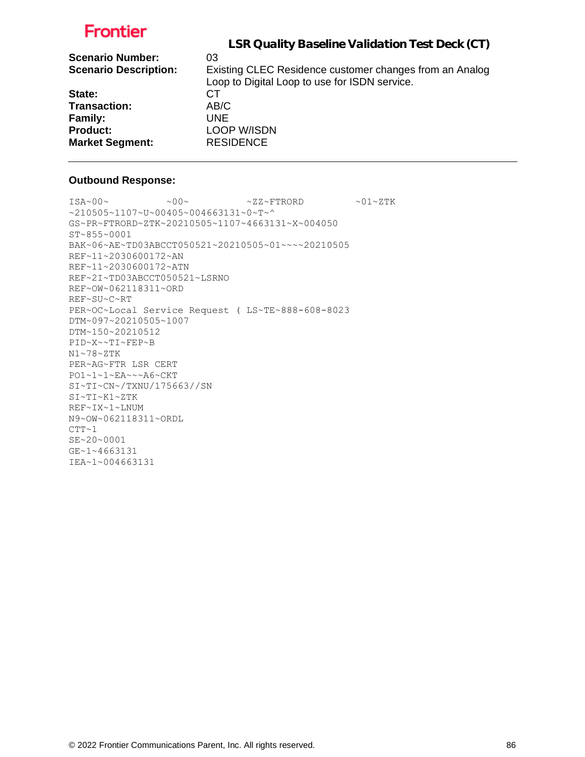Frontier

## LSR Quality Baseline Validation Test Deck (CT)

**Scenario Number:** 03
**Scenario Description:** Existing CLEC Residence customer changes from an Analog Loop to Digital Loop to use for ISDN service.
**State:** CT
**Transaction:** AB/C
**Family:** UNE
**Product:** LOOP W/ISDN
**Market Segment:** RESIDENCE

---

**Outbound Response:**

```
ISA~00~          ~00~          ~ZZ~FTRORD         ~01~ZTK
~210505~1107~U~00405~004663131~0~T~^
GS~PR~FTRORD~ZTK~20210505~1107~4663131~X~004050
ST~855~0001
BAK~06~AE~TD03ABCCT050521~20210505~01~~~~20210505
REF~11~2030600172~AN
REF~11~2030600172~ATN
REF~2I~TD03ABCCT050521~LSRNO
REF~OW~062118311~ORD
REF~SU~C~RT
PER~OC~Local Service Request ( LS~TE~888-608-8023
DTM~097~20210505~1007
DTM~150~20210512
PID~X~~TI~FEP~B
N1~78~ZTK
PER~AG~FTR LSR CERT
PO1~1~1~EA~~~A6~CKT
SI~TI~CN~/TXNU/175663//SN
SI~TI~K1~ZTK
REF~IX~1~LNUM
N9~OW~062118311~ORDL
CTT~1
SE~20~0001
GE~1~4663131
IEA~1~004663131
```

© 2022 Frontier Communications Parent, Inc. All rights reserved.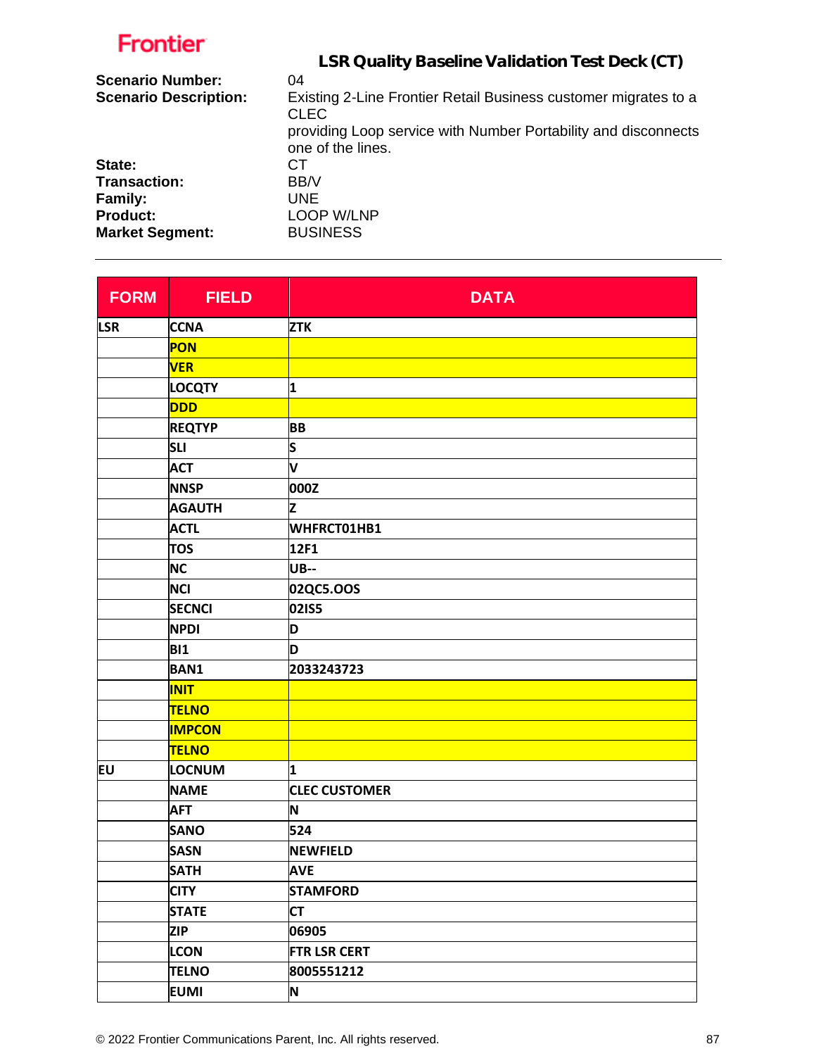# LSR Quality Baseline Validation Test Deck (CT)

**Scenario Number:** 04

**Scenario Description:** Existing 2-Line Frontier Retail Business customer migrates to a CLEC providing Loop service with Number Portability and disconnects one of the lines.

**State:** CT

**Transaction:** BB/V

**Family:** UNE

**Product:** LOOP W/LNP

**Market Segment:** BUSINESS

| FORM | FIELD | DATA |
|---|---|---|
| LSR | CCNA | ZTK |
| | PON | |
| | VER | |
| | LOCQTY | 1 |
| | DDD | |
| | REQTYP | BB |
| | SLI | S |
| | ACT | V |
| | NNSP | 000Z |
| | AGAUTH | Z |
| | ACTL | WHFRCT01HB1 |
| | TOS | 12F1 |
| | NC | UB-- |
| | NCI | 02QC5.OOS |
| | SECNCI | 02IS5 |
| | NPDI | D |
| | BI1 | D |
| | BAN1 | 2033243723 |
| | INIT | |
| | TELNO | |
| | IMPCON | |
| | TELNO | |
| EU | LOCNUM | 1 |
| | NAME | CLEC CUSTOMER |
| | AFT | N |
| | SANO | 524 |
| | SASN | NEWFIELD |
| | SATH | AVE |
| | CITY | STAMFORD |
| | STATE | CT |
| | ZIP | 06905 |
| | LCON | FTR LSR CERT |
| | TELNO | 8005551212 |
| | EUMI | N |

© 2022 Frontier Communications Parent, Inc. All rights reserved.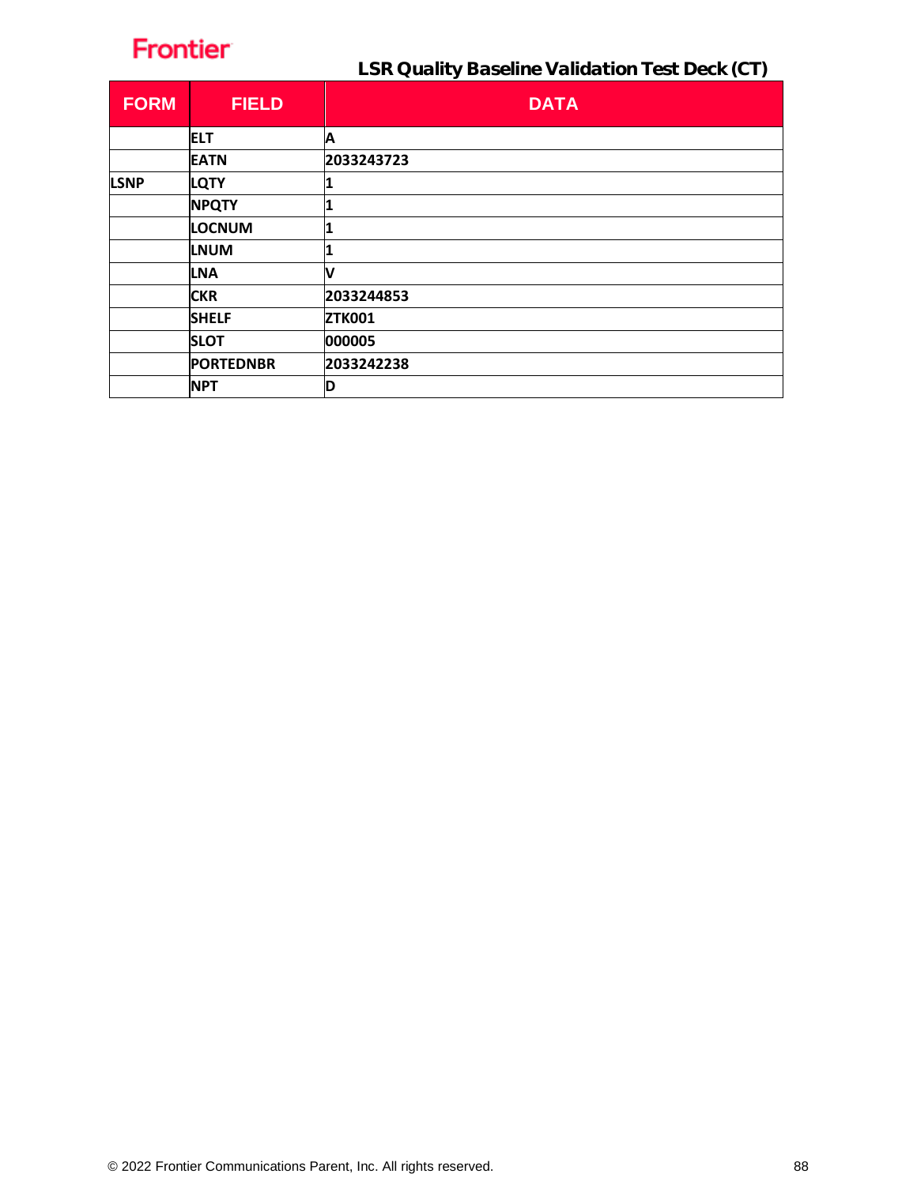**LSR Quality Baseline Validation Test Deck (CT)**

| FORM | FIELD | DATA |
|---|---|---|
| | ELT | A |
| | EATN | 2033243723 |
| LSNP | LQTY | 1 |
| | NPQTY | 1 |
| | LOCNUM | 1 |
| | LNUM | 1 |
| | LNA | V |
| | CKR | 2033244853 |
| | SHELF | ZTK001 |
| | SLOT | 000005 |
| | PORTEDNBR | 2033242238 |
| | NPT | D |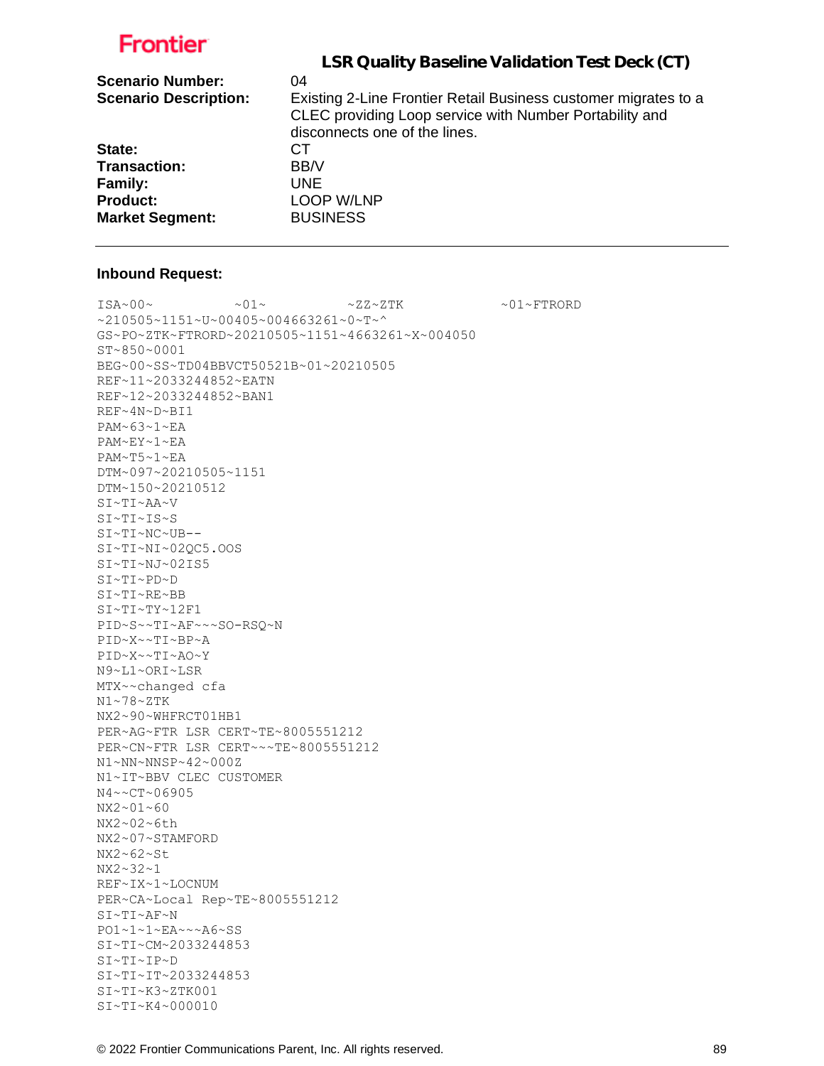# LSR Quality Baseline Validation Test Deck (CT)

**Scenario Number:** 04

**Scenario Description:** Existing 2-Line Frontier Retail Business customer migrates to a CLEC providing Loop service with Number Portability and disconnects one of the lines.

**State:** CT

**Transaction:** BB/V

**Family:** UNE

**Product:** LOOP W/LNP

**Market Segment:** BUSINESS

---

**Inbound Request:**

```
ISA~00~          ~01~          ~ZZ~ZTK             ~01~FTRORD
~210505~1151~U~00405~004663261~0~T~^
GS~PO~ZTK~FTRORD~20210505~1151~4663261~X~004050
ST~850~0001
BEG~00~SS~TD04BBVCT50521B~01~20210505
REF~11~2033244852~EATN
REF~12~2033244852~BAN1
REF~4N~D~BI1
PAM~63~1~EA
PAM~EY~1~EA
PAM~T5~1~EA
DTM~097~20210505~1151
DTM~150~20210512
SI~TI~AA~V
SI~TI~IS~S
SI~TI~NC~UB--
SI~TI~NI~02QC5.OOS
SI~TI~NJ~02IS5
SI~TI~PD~D
SI~TI~RE~BB
SI~TI~TY~12F1
PID~S~~TI~AF~~~SO-RSQ~N
PID~X~~TI~BP~A
PID~X~~TI~AO~Y
N9~L1~ORI~LSR
MTX~~changed cfa
N1~78~ZTK
NX2~90~WHFRCT01HB1
PER~AG~FTR LSR CERT~TE~8005551212
PER~CN~FTR LSR CERT~~~TE~8005551212
N1~NN~NNSP~42~000Z
N1~IT~BBV CLEC CUSTOMER
N4~~CT~06905
NX2~01~60
NX2~02~6th
NX2~07~STAMFORD
NX2~62~St
NX2~32~1
REF~IX~1~LOCNUM
PER~CA~Local Rep~TE~8005551212
SI~TI~AF~N
PO1~1~1~EA~~~A6~SS
SI~TI~CM~2033244853
SI~TI~IP~D
SI~TI~IT~2033244853
SI~TI~K3~ZTK001
SI~TI~K4~000010
```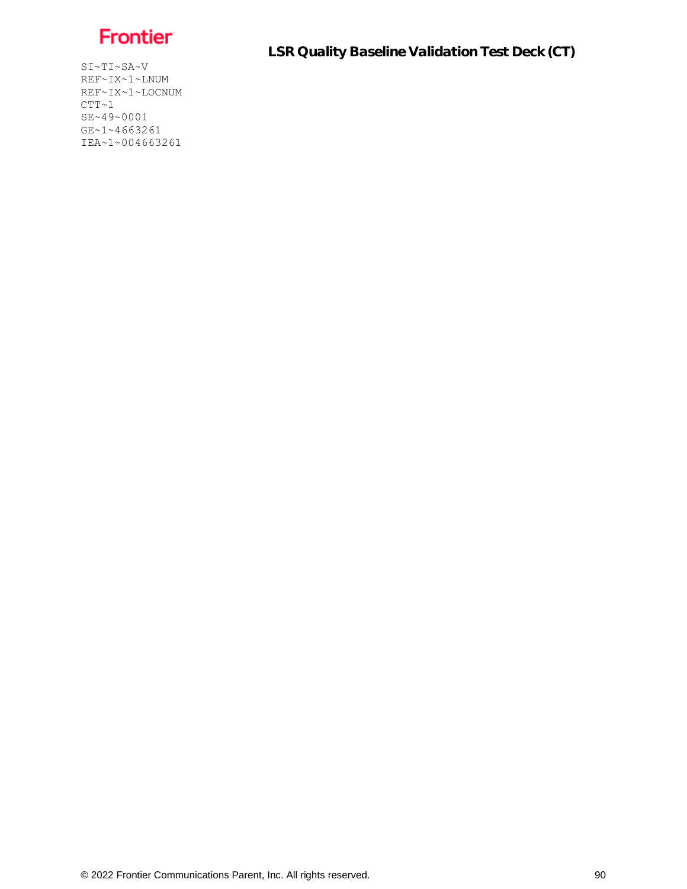```
SI~TI~SA~V
REF~IX~1~LNUM
REF~IX~1~LOCNUM
CTT~1
SE~49~0001
GE~1~4663261
IEA~1~004663261
```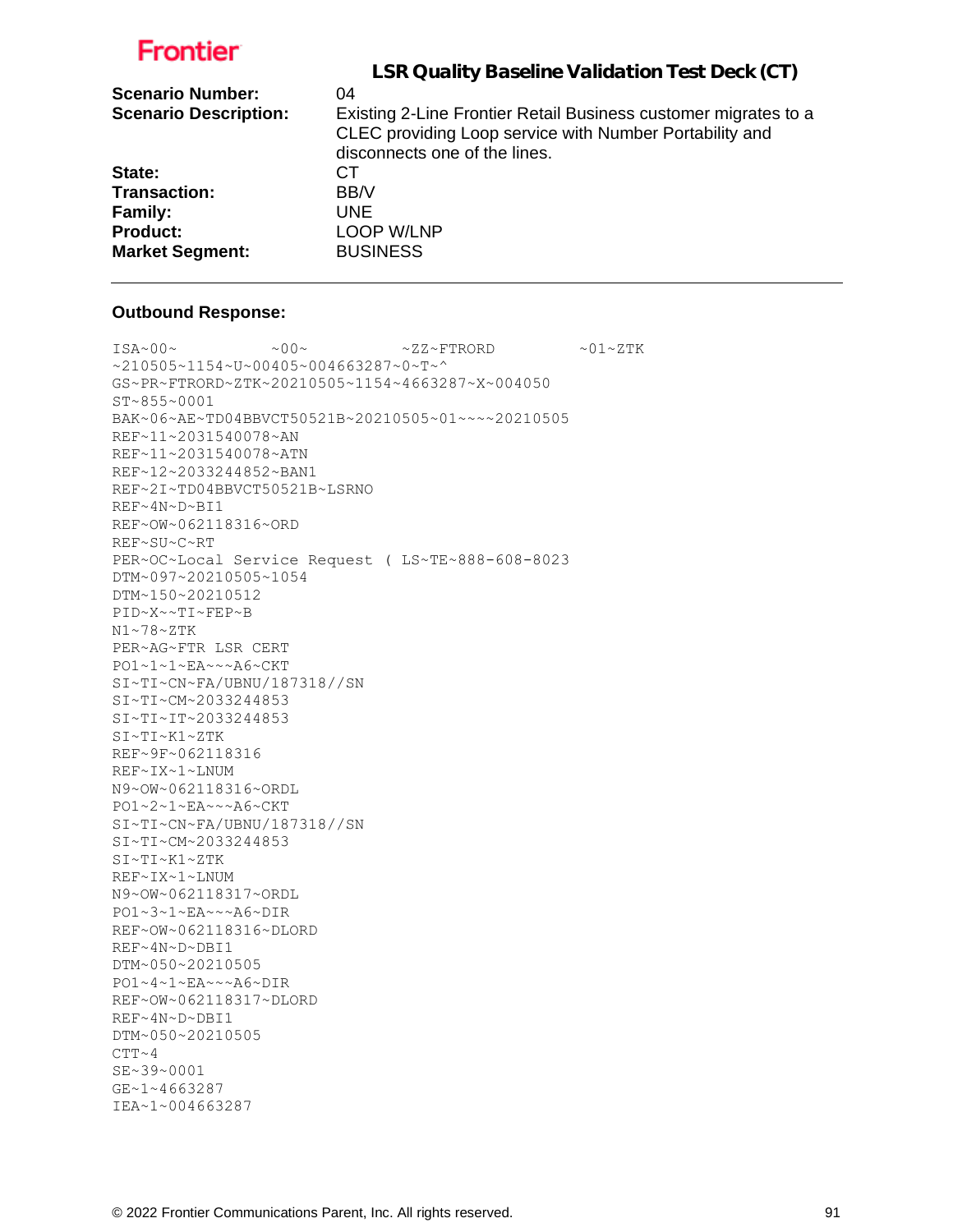**Frontier**

## LSR Quality Baseline Validation Test Deck (CT)

**Scenario Number:** 04

**Scenario Description:** Existing 2-Line Frontier Retail Business customer migrates to a CLEC providing Loop service with Number Portability and disconnects one of the lines.

**State:** CT

**Transaction:** BB/V

**Family:** UNE

**Product:** LOOP W/LNP

**Market Segment:** BUSINESS

---

**Outbound Response:**

```
ISA~00~          ~00~          ~ZZ~FTRORD         ~01~ZTK
~210505~1154~U~00405~004663287~0~T~^
GS~PR~FTRORD~ZTK~20210505~1154~4663287~X~004050
ST~855~0001
BAK~06~AE~TD04BBVCT50521B~20210505~01~~~~20210505
REF~11~2031540078~AN
REF~11~2031540078~ATN
REF~12~2033244852~BAN1
REF~2I~TD04BBVCT50521B~LSRNO
REF~4N~D~BI1
REF~OW~062118316~ORD
REF~SU~C~RT
PER~OC~Local Service Request ( LS~TE~888-608-8023
DTM~097~20210505~1054
DTM~150~20210512
PID~X~~TI~FEP~B
N1~78~ZTK
PER~AG~FTR LSR CERT
PO1~1~1~EA~~~A6~CKT
SI~TI~CN~FA/UBNU/187318//SN
SI~TI~CM~2033244853
SI~TI~IT~2033244853
SI~TI~K1~ZTK
REF~9F~062118316
REF~IX~1~LNUM
N9~OW~062118316~ORDL
PO1~2~1~EA~~~A6~CKT
SI~TI~CN~FA/UBNU/187318//SN
SI~TI~CM~2033244853
SI~TI~K1~ZTK
REF~IX~1~LNUM
N9~OW~062118317~ORDL
PO1~3~1~EA~~~A6~DIR
REF~OW~062118316~DLORD
REF~4N~D~DBI1
DTM~050~20210505
PO1~4~1~EA~~~A6~DIR
REF~OW~062118317~DLORD
REF~4N~D~DBI1
DTM~050~20210505
CTT~4
SE~39~0001
GE~1~4663287
IEA~1~004663287
```

© 2022 Frontier Communications Parent, Inc. All rights reserved.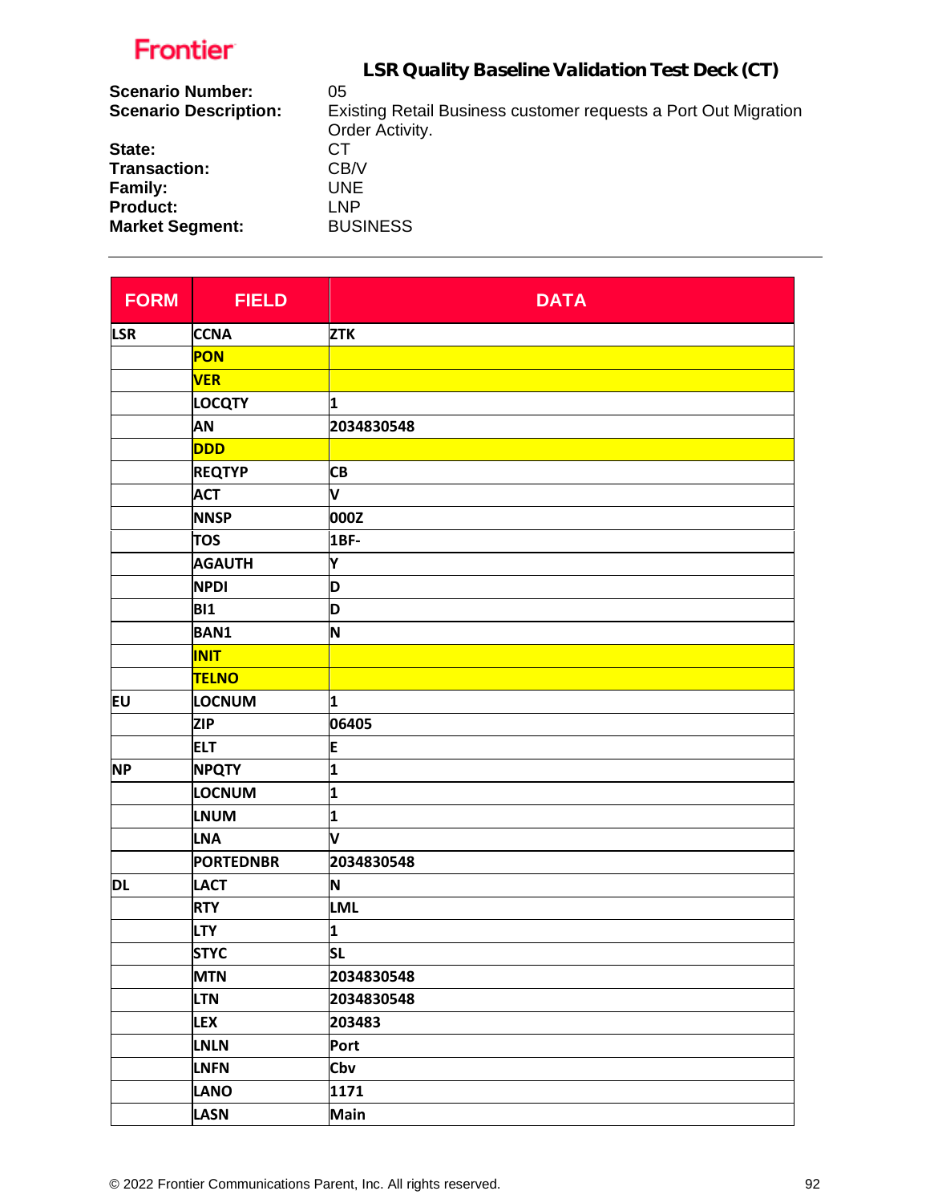**Frontier**

## LSR Quality Baseline Validation Test Deck (CT)

**Scenario Number:** 05
**Scenario Description:** Existing Retail Business customer requests a Port Out Migration Order Activity.
**State:** CT
**Transaction:** CB/V
**Family:** UNE
**Product:** LNP
**Market Segment:** BUSINESS

---

| FORM | FIELD | DATA |
|---|---|---|
| LSR | CCNA | ZTK |
| | PON | |
| | VER | |
| | LOCQTY | 1 |
| | AN | 2034830548 |
| | DDD | |
| | REQTYP | CB |
| | ACT | V |
| | NNSP | 000Z |
| | TOS | 1BF- |
| | AGAUTH | Y |
| | NPDI | D |
| | BI1 | D |
| | BAN1 | N |
| | INIT | |
| | TELNO | |
| EU | LOCNUM | 1 |
| | ZIP | 06405 |
| | ELT | E |
| NP | NPQTY | 1 |
| | LOCNUM | 1 |
| | LNUM | 1 |
| | LNA | V |
| | PORTEDNBR | 2034830548 |
| DL | LACT | N |
| | RTY | LML |
| | LTY | 1 |
| | STYC | SL |
| | MTN | 2034830548 |
| | LTN | 2034830548 |
| | LEX | 203483 |
| | LNLN | Port |
| | LNFN | Cbv |
| | LANO | 1171 |
| | LASN | Main |

© 2022 Frontier Communications Parent, Inc. All rights reserved.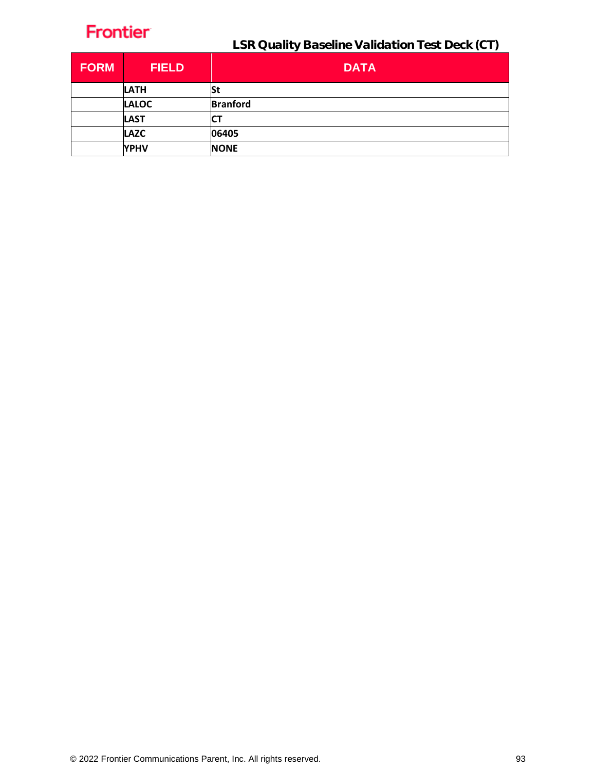| FORM | FIELD | DATA |
|---|---|---|
| | **LATH** | **St** |
| | **LALOC** | **Branford** |
| | **LAST** | **CT** |
| | **LAZC** | **06405** |
| | **YPHV** | **NONE** |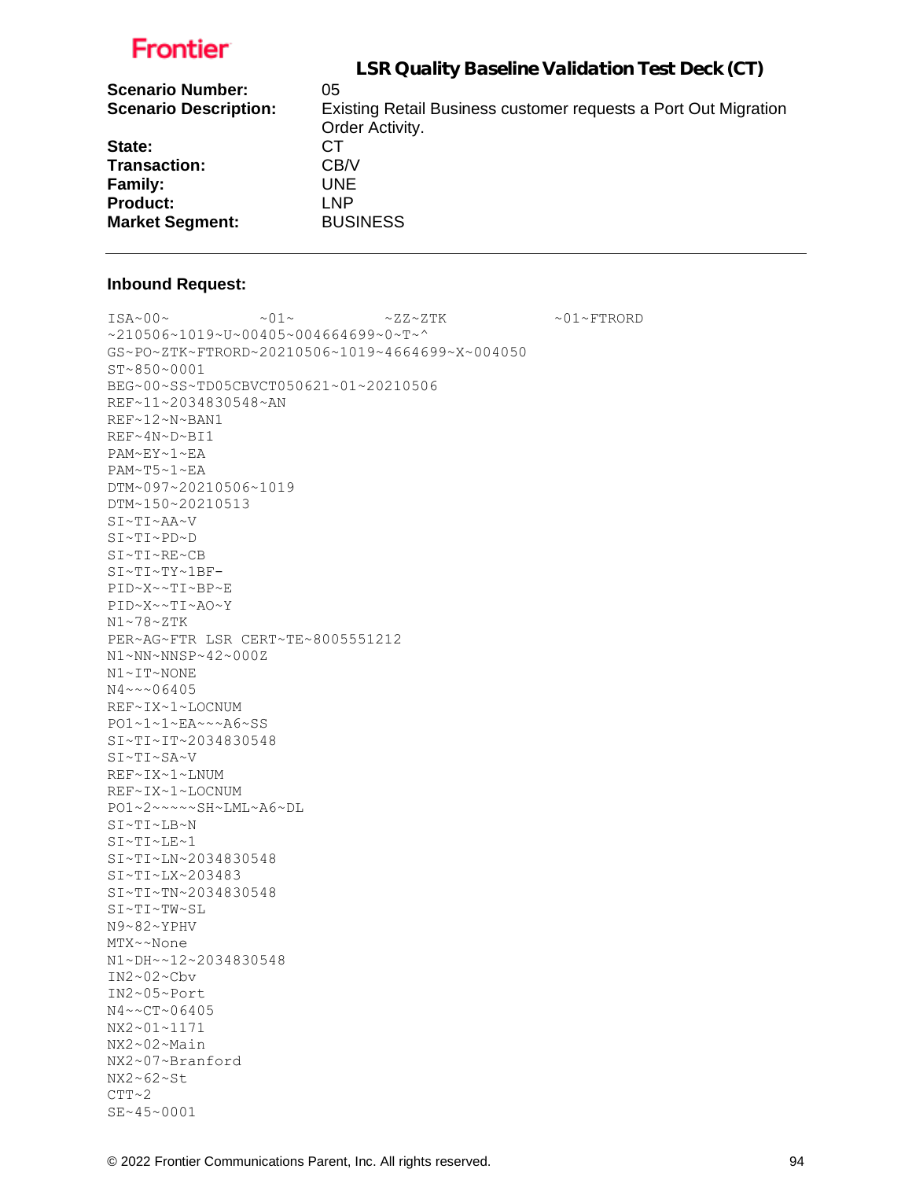**Frontier**

## LSR Quality Baseline Validation Test Deck (CT)

**Scenario Number:** 05
**Scenario Description:** Existing Retail Business customer requests a Port Out Migration Order Activity.
**State:** CT
**Transaction:** CB/V
**Family:** UNE
**Product:** LNP
**Market Segment:** BUSINESS

---

**Inbound Request:**

```
ISA~00~          ~01~          ~ZZ~ZTK            ~01~FTRORD
~210506~1019~U~00405~004664699~0~T~^
GS~PO~ZTK~FTRORD~20210506~1019~4664699~X~004050
ST~850~0001
BEG~00~SS~TD05CBVCT050621~01~20210506
REF~11~2034830548~AN
REF~12~N~BAN1
REF~4N~D~BI1
PAM~EY~1~EA
PAM~T5~1~EA
DTM~097~20210506~1019
DTM~150~20210513
SI~TI~AA~V
SI~TI~PD~D
SI~TI~RE~CB
SI~TI~TY~1BF-
PID~X~~TI~BP~E
PID~X~~TI~AO~Y
N1~78~ZTK
PER~AG~FTR LSR CERT~TE~8005551212
N1~NN~NNSP~42~000Z
N1~IT~NONE
N4~~~06405
REF~IX~1~LOCNUM
PO1~1~1~EA~~~A6~SS
SI~TI~IT~2034830548
SI~TI~SA~V
REF~IX~1~LNUM
REF~IX~1~LOCNUM
PO1~2~~~~~SH~LML~A6~DL
SI~TI~LB~N
SI~TI~LE~1
SI~TI~LN~2034830548
SI~TI~LX~203483
SI~TI~TN~2034830548
SI~TI~TW~SL
N9~82~YPHV
MTX~~None
N1~DH~~12~2034830548
IN2~02~Cbv
IN2~05~Port
N4~~CT~06405
NX2~01~1171
NX2~02~Main
NX2~07~Branford
NX2~62~St
CTT~2
SE~45~0001
```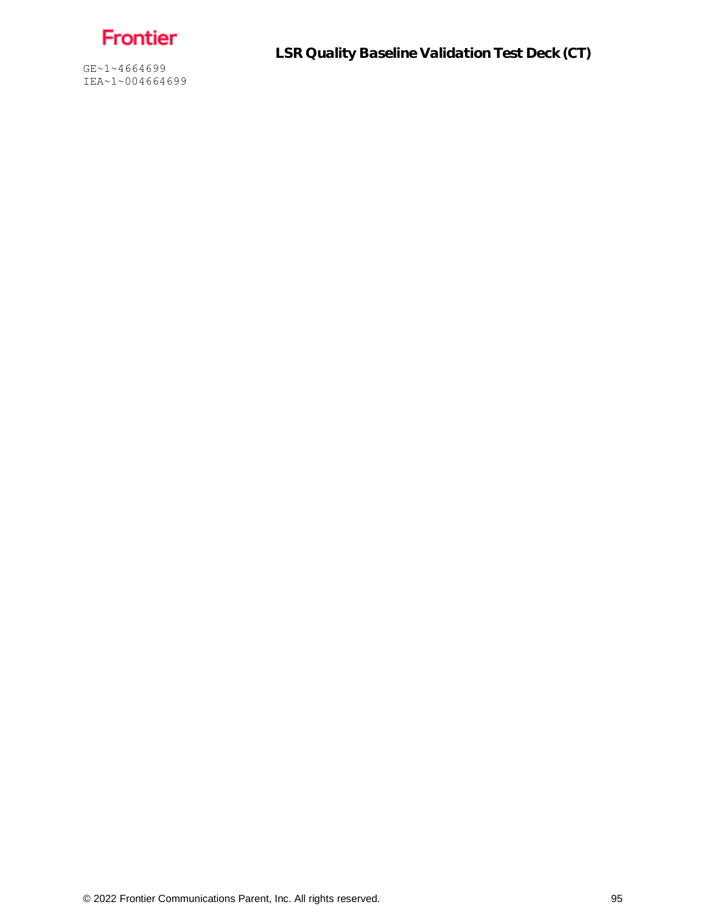```
GE~1~4664699
IEA~1~004664699
```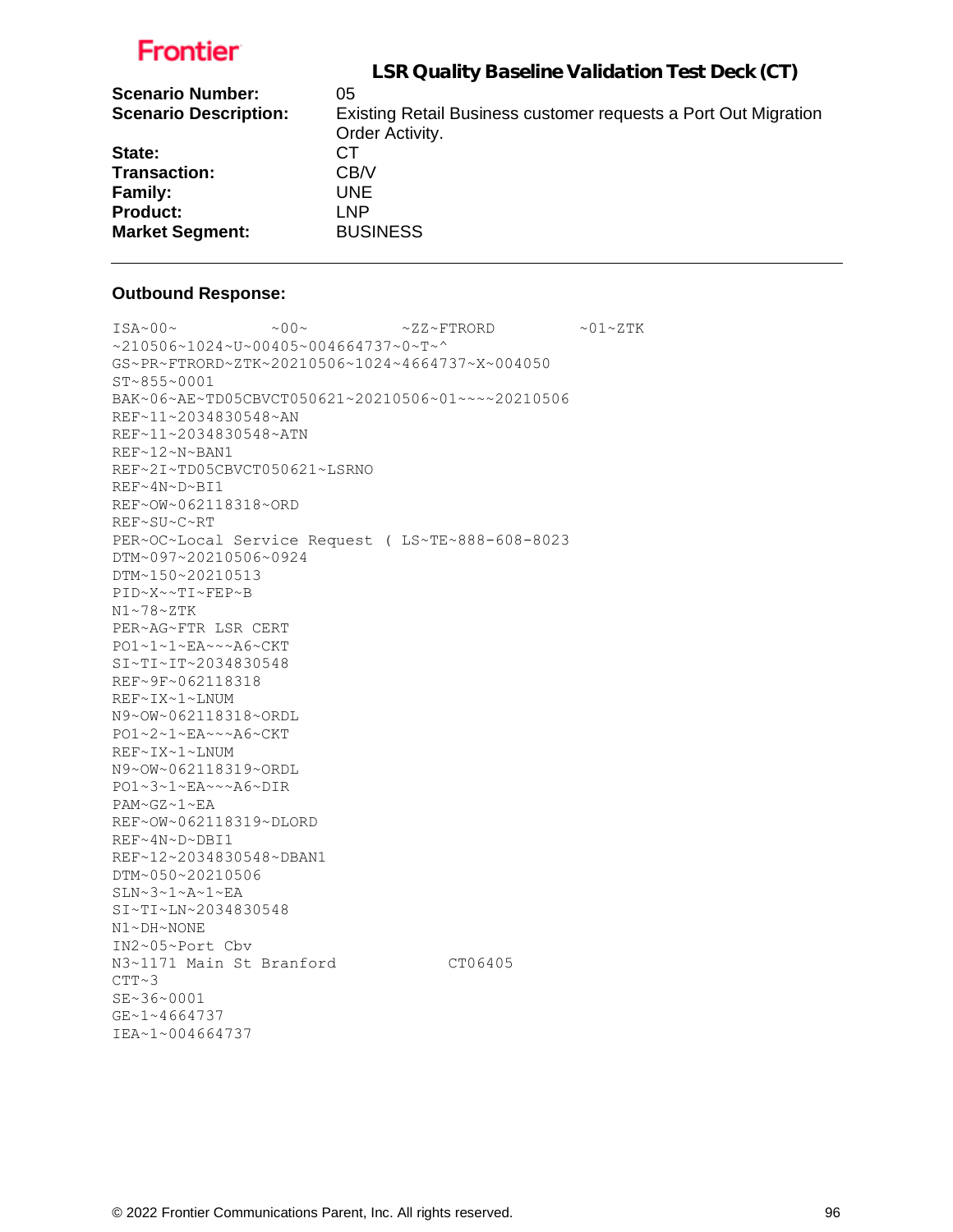Frontier

## LSR Quality Baseline Validation Test Deck (CT)

**Scenario Number:** 05
**Scenario Description:** Existing Retail Business customer requests a Port Out Migration Order Activity.
**State:** CT
**Transaction:** CB/V
**Family:** UNE
**Product:** LNP
**Market Segment:** BUSINESS

---

**Outbound Response:**

```
ISA~00~          ~00~          ~ZZ~FTRORD         ~01~ZTK
~210506~1024~U~00405~004664737~0~T~^
GS~PR~FTRORD~ZTK~20210506~1024~4664737~X~004050
ST~855~0001
BAK~06~AE~TD05CBVCT050621~20210506~01~~~~20210506
REF~11~2034830548~AN
REF~11~2034830548~ATN
REF~12~N~BAN1
REF~2I~TD05CBVCT050621~LSRNO
REF~4N~D~BI1
REF~OW~062118318~ORD
REF~SU~C~RT
PER~OC~Local Service Request ( LS~TE~888-608-8023
DTM~097~20210506~0924
DTM~150~20210513
PID~X~~TI~FEP~B
N1~78~ZTK
PER~AG~FTR LSR CERT
PO1~1~1~EA~~~A6~CKT
SI~TI~IT~2034830548
REF~9F~062118318
REF~IX~1~LNUM
N9~OW~062118318~ORDL
PO1~2~1~EA~~~A6~CKT
REF~IX~1~LNUM
N9~OW~062118319~ORDL
PO1~3~1~EA~~~A6~DIR
PAM~GZ~1~EA
REF~OW~062118319~DLORD
REF~4N~D~DBI1
REF~12~2034830548~DBAN1
DTM~050~20210506
SLN~3~1~A~1~EA
SI~TI~LN~2034830548
N1~DH~NONE
IN2~05~Port Cbv
N3~1171 Main St Branford            CT06405
CTT~3
SE~36~0001
GE~1~4664737
IEA~1~004664737
```

© 2022 Frontier Communications Parent, Inc. All rights reserved.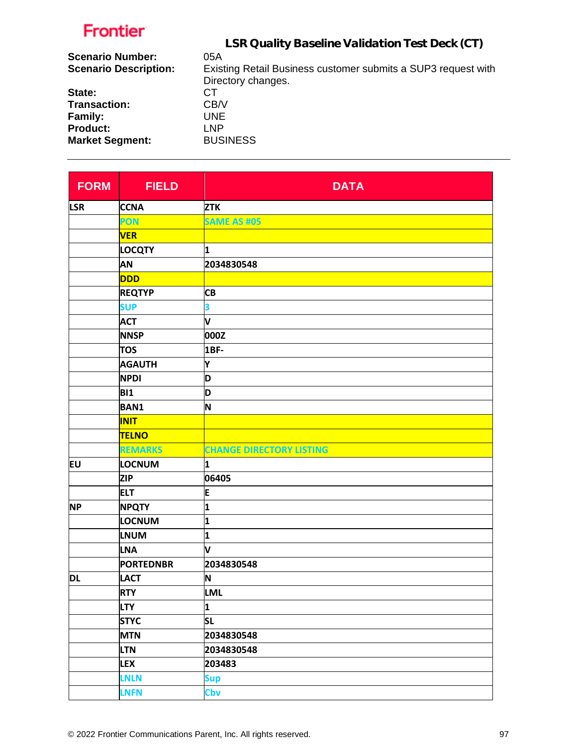**Frontier**

## LSR Quality Baseline Validation Test Deck (CT)

**Scenario Number:** 05A
**Scenario Description:** Existing Retail Business customer submits a SUP3 request with Directory changes.
**State:** CT
**Transaction:** CB/V
**Family:** UNE
**Product:** LNP
**Market Segment:** BUSINESS

| FORM | FIELD | DATA |
|---|---|---|
| LSR | CCNA | ZTK |
| | PON | SAME AS #05 |
| | VER | |
| | LOCQTY | 1 |
| | AN | 2034830548 |
| | DDD | |
| | REQTYP | CB |
| | SUP | 3 |
| | ACT | V |
| | NNSP | 000Z |
| | TOS | 1BF- |
| | AGAUTH | Y |
| | NPDI | D |
| | BI1 | D |
| | BAN1 | N |
| | INIT | |
| | TELNO | |
| | REMARKS | CHANGE DIRECTORY LISTING |
| EU | LOCNUM | 1 |
| | ZIP | 06405 |
| | ELT | E |
| NP | NPQTY | 1 |
| | LOCNUM | 1 |
| | LNUM | 1 |
| | LNA | V |
| | PORTEDNBR | 2034830548 |
| DL | LACT | N |
| | RTY | LML |
| | LTY | 1 |
| | STYC | SL |
| | MTN | 2034830548 |
| | LTN | 2034830548 |
| | LEX | 203483 |
| | LNLN | Sup |
| | LNFN | Cbv |

© 2022 Frontier Communications Parent, Inc. All rights reserved.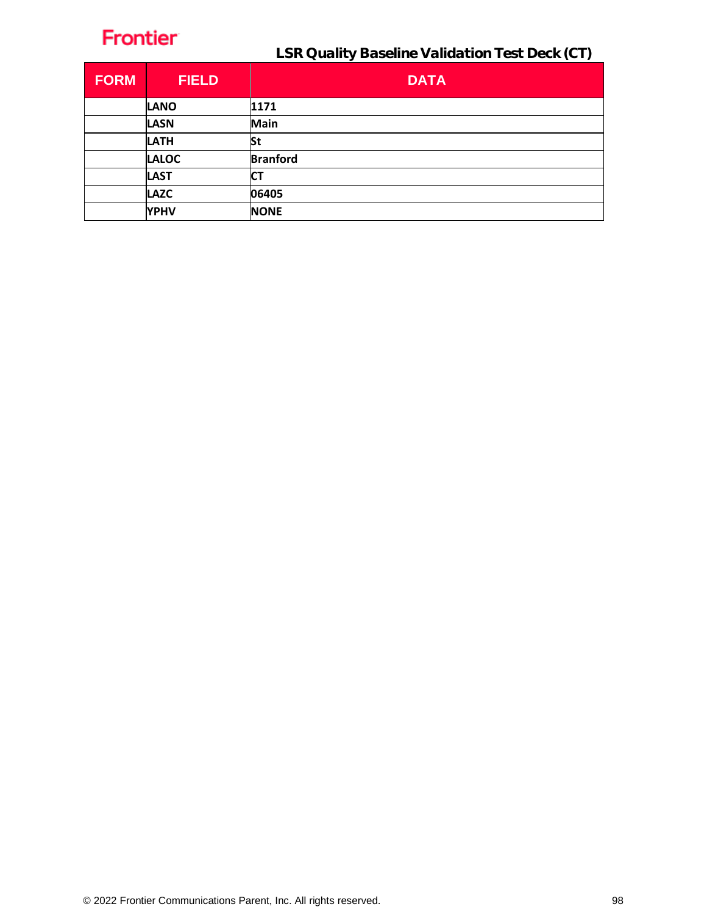| FORM | FIELD | DATA |
|---|---|---|
| | **LANO** | **1171** |
| | **LASN** | **Main** |
| | **LATH** | **St** |
| | **LALOC** | **Branford** |
| | **LAST** | **CT** |
| | **LAZC** | **06405** |
| | **YPHV** | **NONE** |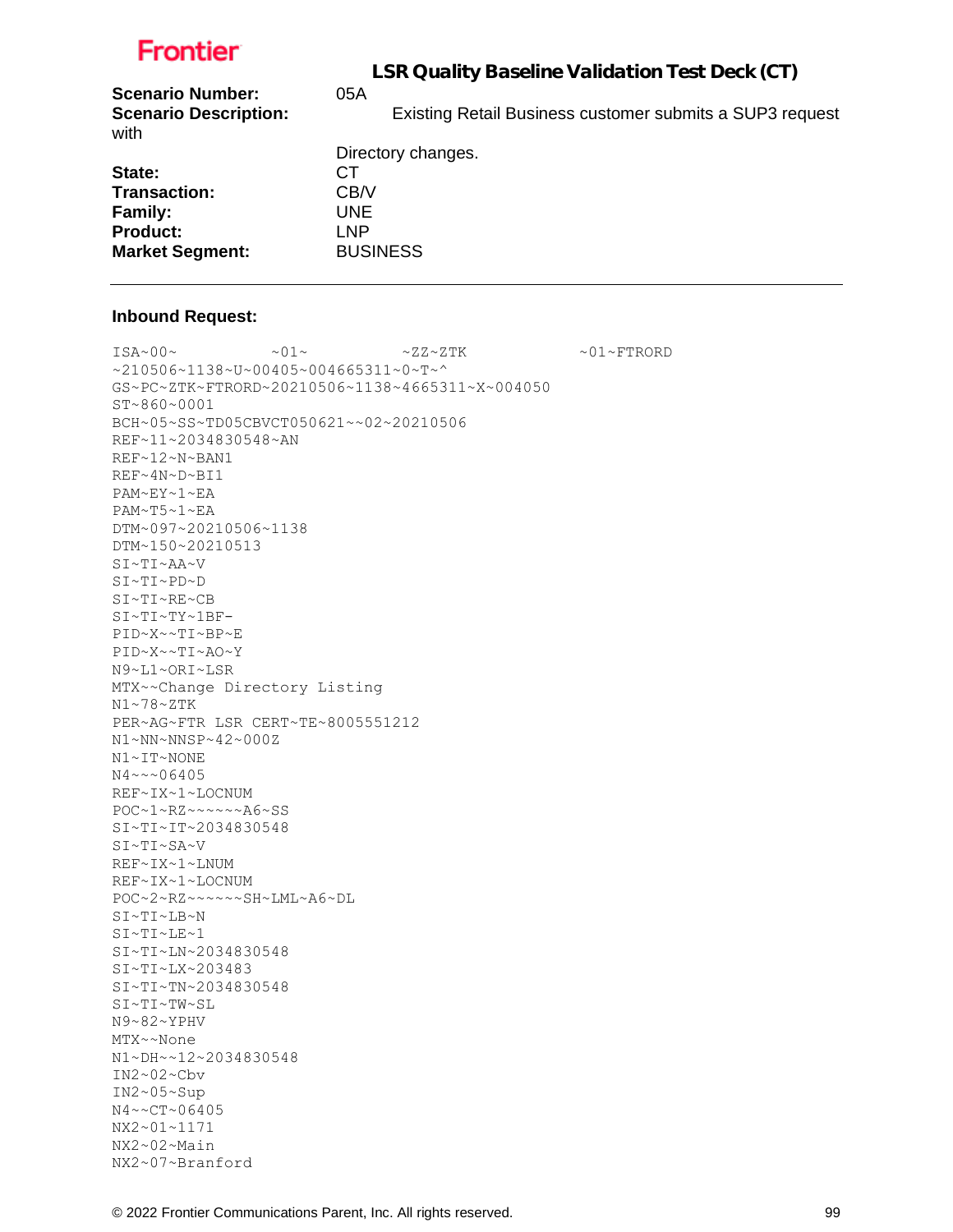**LSR Quality Baseline Validation Test Deck (CT)**

**Scenario Number:** 05A

**Scenario Description:** Existing Retail Business customer submits a SUP3 request with Directory changes.

**State:** CT

**Transaction:** CB/V

**Family:** UNE

**Product:** LNP

**Market Segment:** BUSINESS

---

**Inbound Request:**

```
ISA~00~          ~01~          ~ZZ~ZTK            ~01~FTRORD
~210506~1138~U~00405~004665311~0~T~^
GS~PC~ZTK~FTRORD~20210506~1138~4665311~X~004050
ST~860~0001
BCH~05~SS~TD05CBVCT050621~~02~20210506
REF~11~2034830548~AN
REF~12~N~BAN1
REF~4N~D~BI1
PAM~EY~1~EA
PAM~T5~1~EA
DTM~097~20210506~1138
DTM~150~20210513
SI~TI~AA~V
SI~TI~PD~D
SI~TI~RE~CB
SI~TI~TY~1BF-
PID~X~~TI~BP~E
PID~X~~TI~AO~Y
N9~L1~ORI~LSR
MTX~~Change Directory Listing
N1~78~ZTK
PER~AG~FTR LSR CERT~TE~8005551212
N1~NN~NNSP~42~000Z
N1~IT~NONE
N4~~~06405
REF~IX~1~LOCNUM
POC~1~RZ~~~~~~A6~SS
SI~TI~IT~2034830548
SI~TI~SA~V
REF~IX~1~LNUM
REF~IX~1~LOCNUM
POC~2~RZ~~~~~~SH~LML~A6~DL
SI~TI~LB~N
SI~TI~LE~1
SI~TI~LN~2034830548
SI~TI~LX~203483
SI~TI~TN~2034830548
SI~TI~TW~SL
N9~82~YPHV
MTX~~None
N1~DH~~12~2034830548
IN2~02~Cbv
IN2~05~Sup
N4~~CT~06405
NX2~01~1171
NX2~02~Main
NX2~07~Branford
```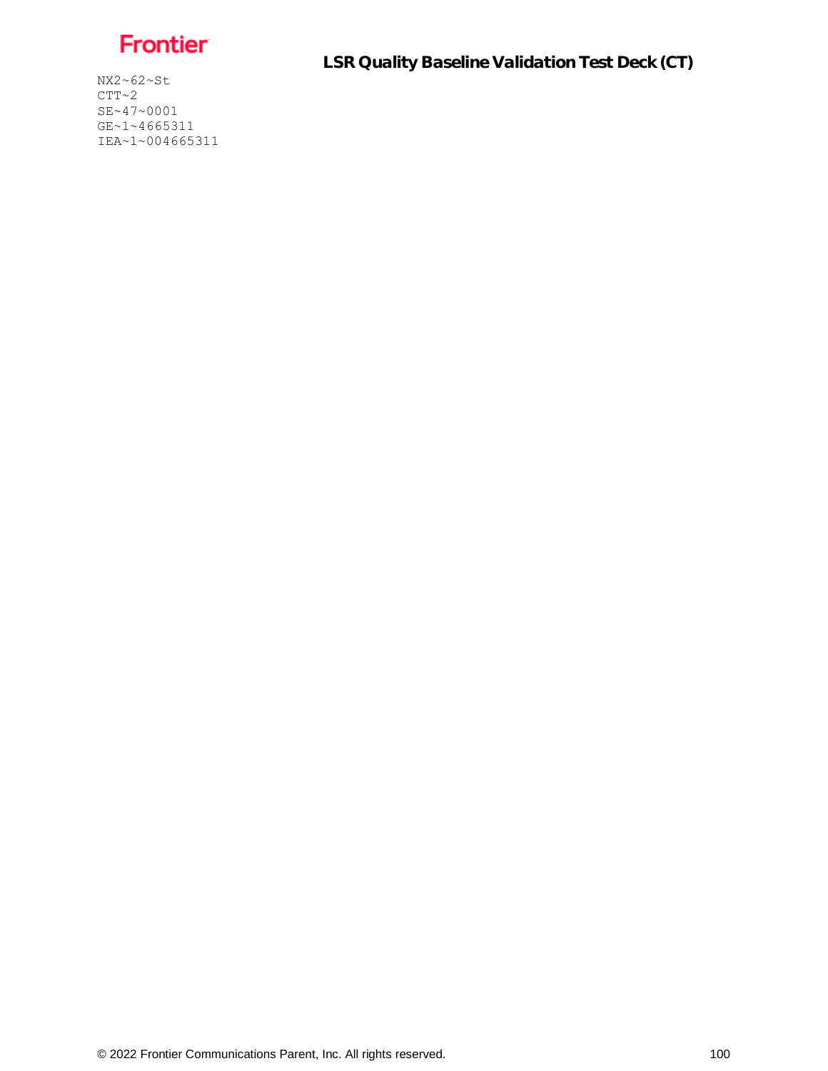```
NX2~62~St
CTT~2
SE~47~0001
GE~1~4665311
IEA~1~004665311
```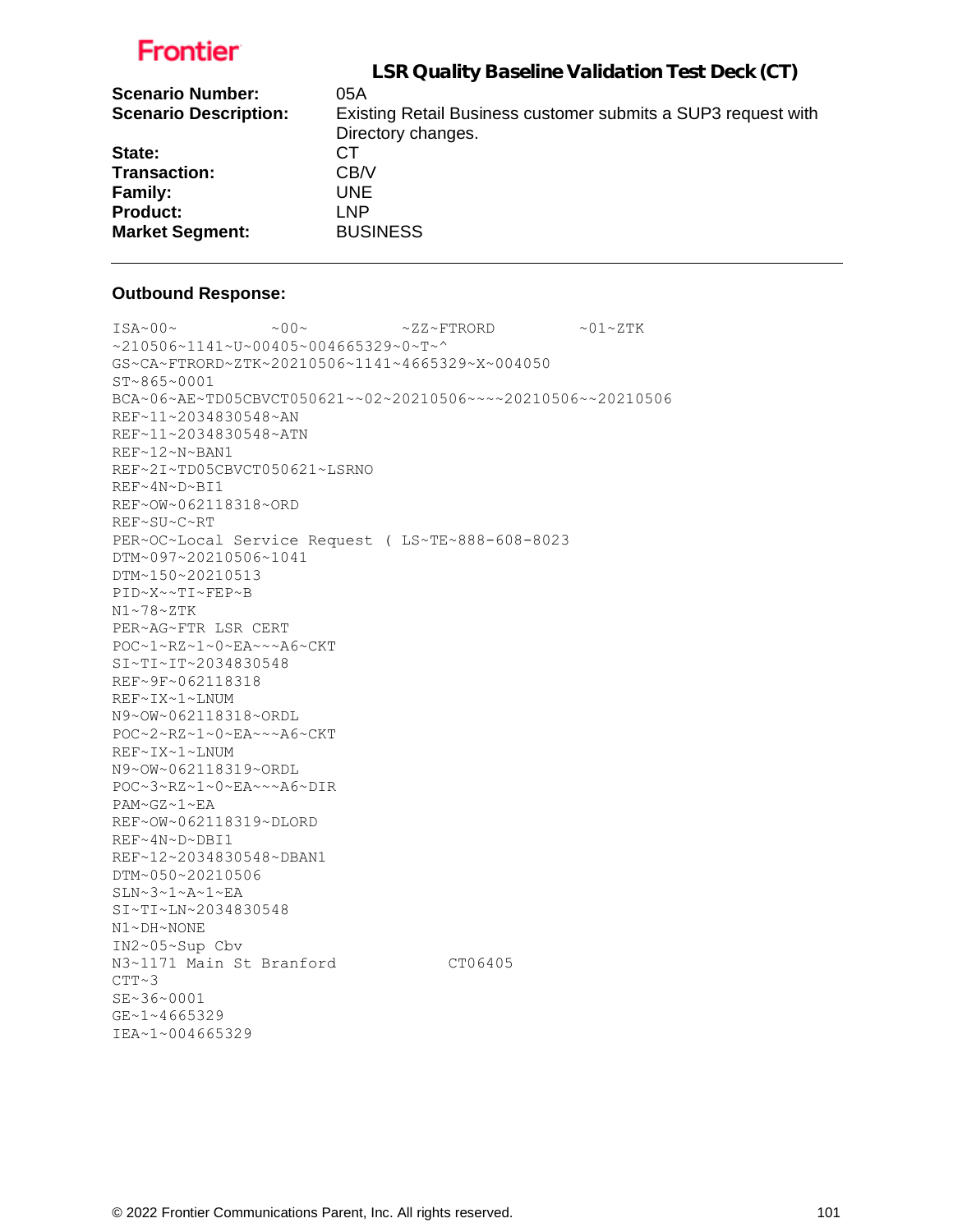Frontier

## LSR Quality Baseline Validation Test Deck (CT)

| | |
|---|---|
| **Scenario Number:** | 05A |
| **Scenario Description:** | Existing Retail Business customer submits a SUP3 request with Directory changes. |
| **State:** | CT |
| **Transaction:** | CB/V |
| **Family:** | UNE |
| **Product:** | LNP |
| **Market Segment:** | BUSINESS |

---

**Outbound Response:**

```
ISA~00~          ~00~          ~ZZ~FTRORD         ~01~ZTK
~210506~1141~U~00405~004665329~0~T~^
GS~CA~FTRORD~ZTK~20210506~1141~4665329~X~004050
ST~865~0001
BCA~06~AE~TD05CBVCT050621~~02~20210506~~~~20210506~~20210506
REF~11~2034830548~AN
REF~11~2034830548~ATN
REF~12~N~BAN1
REF~2I~TD05CBVCT050621~LSRNO
REF~4N~D~BI1
REF~OW~062118318~ORD
REF~SU~C~RT
PER~OC~Local Service Request ( LS~TE~888-608-8023
DTM~097~20210506~1041
DTM~150~20210513
PID~X~~TI~FEP~B
N1~78~ZTK
PER~AG~FTR LSR CERT
POC~1~RZ~1~0~EA~~~A6~CKT
SI~TI~IT~2034830548
REF~9F~062118318
REF~IX~1~LNUM
N9~OW~062118318~ORDL
POC~2~RZ~1~0~EA~~~A6~CKT
REF~IX~1~LNUM
N9~OW~062118319~ORDL
POC~3~RZ~1~0~EA~~~A6~DIR
PAM~GZ~1~EA
REF~OW~062118319~DLORD
REF~4N~D~DBI1
REF~12~2034830548~DBAN1
DTM~050~20210506
SLN~3~1~A~1~EA
SI~TI~LN~2034830548
N1~DH~NONE
IN2~05~Sup Cbv
N3~1171 Main St Branford            CT06405
CTT~3
SE~36~0001
GE~1~4665329
IEA~1~004665329
```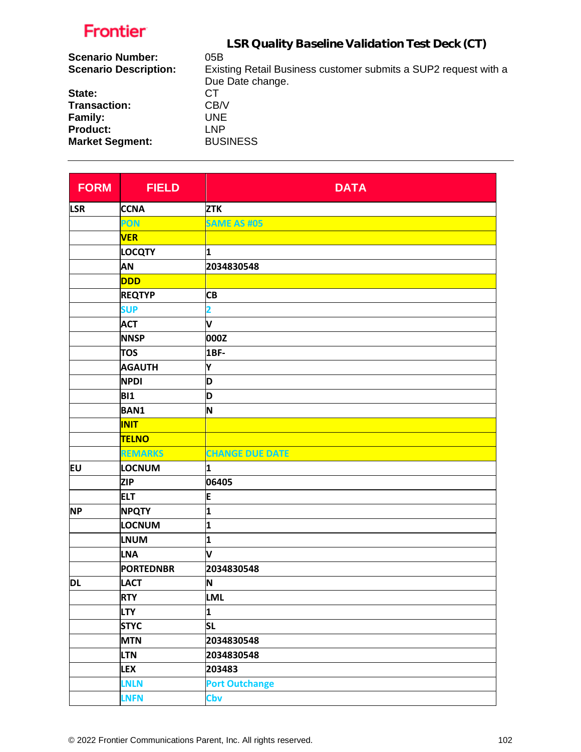**Frontier**

## LSR Quality Baseline Validation Test Deck (CT)

**Scenario Number:** 05B
**Scenario Description:** Existing Retail Business customer submits a SUP2 request with a Due Date change.
**State:** CT
**Transaction:** CB/V
**Family:** UNE
**Product:** LNP
**Market Segment:** BUSINESS

| FORM | FIELD | DATA |
|---|---|---|
| LSR | CCNA | ZTK |
| | PON | SAME AS #05 |
| | VER | |
| | LOCQTY | 1 |
| | AN | 2034830548 |
| | DDD | |
| | REQTYP | CB |
| | SUP | 2 |
| | ACT | V |
| | NNSP | 000Z |
| | TOS | 1BF- |
| | AGAUTH | Y |
| | NPDI | D |
| | BI1 | D |
| | BAN1 | N |
| | INIT | |
| | TELNO | |
| | REMARKS | CHANGE DUE DATE |
| EU | LOCNUM | 1 |
| | ZIP | 06405 |
| | ELT | E |
| NP | NPQTY | 1 |
| | LOCNUM | 1 |
| | LNUM | 1 |
| | LNA | V |
| | PORTEDNBR | 2034830548 |
| DL | LACT | N |
| | RTY | LML |
| | LTY | 1 |
| | STYC | SL |
| | MTN | 2034830548 |
| | LTN | 2034830548 |
| | LEX | 203483 |
| | LNLN | Port Outchange |
| | LNFN | Cbv |

© 2022 Frontier Communications Parent, Inc. All rights reserved.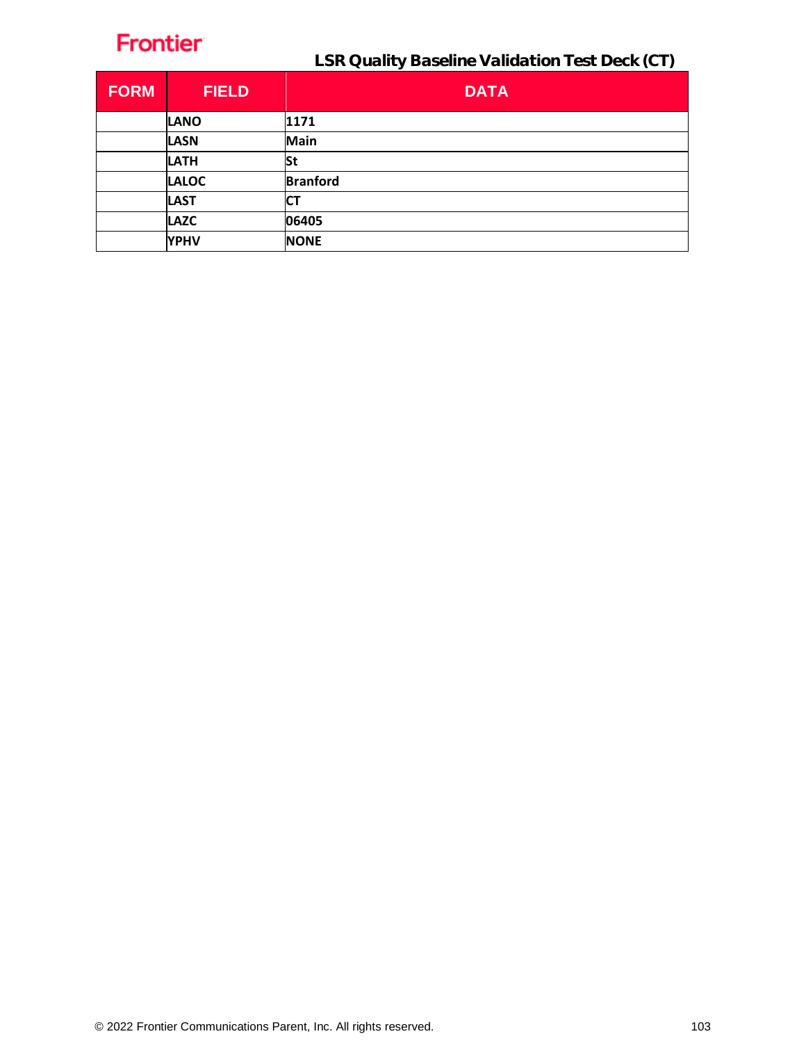| FORM | FIELD | DATA |
|---|---|---|
| | **LANO** | **1171** |
| | **LASN** | **Main** |
| | **LATH** | **St** |
| | **LALOC** | **Branford** |
| | **LAST** | **CT** |
| | **LAZC** | **06405** |
| | **YPHV** | **NONE** |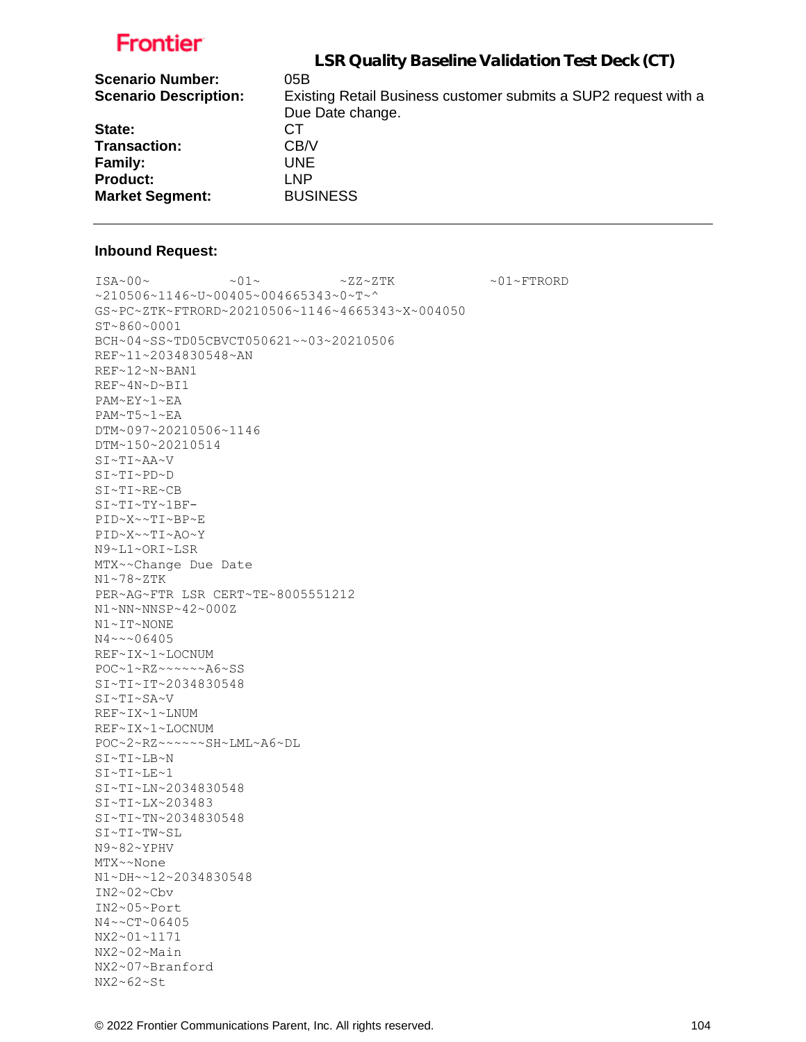**Frontier**

## LSR Quality Baseline Validation Test Deck (CT)

**Scenario Number:** 05B
**Scenario Description:** Existing Retail Business customer submits a SUP2 request with a Due Date change.
**State:** CT
**Transaction:** CB/V
**Family:** UNE
**Product:** LNP
**Market Segment:** BUSINESS

---

**Inbound Request:**

```
ISA~00~          ~01~          ~ZZ~ZTK            ~01~FTRORD
~210506~1146~U~00405~004665343~0~T~^
GS~PC~ZTK~FTRORD~20210506~1146~4665343~X~004050
ST~860~0001
BCH~04~SS~TD05CBVCT050621~~03~20210506
REF~11~2034830548~AN
REF~12~N~BAN1
REF~4N~D~BI1
PAM~EY~1~EA
PAM~T5~1~EA
DTM~097~20210506~1146
DTM~150~20210514
SI~TI~AA~V
SI~TI~PD~D
SI~TI~RE~CB
SI~TI~TY~1BF-
PID~X~~TI~BP~E
PID~X~~TI~AO~Y
N9~L1~ORI~LSR
MTX~~Change Due Date
N1~78~ZTK
PER~AG~FTR LSR CERT~TE~8005551212
N1~NN~NNSP~42~000Z
N1~IT~NONE
N4~~~06405
REF~IX~1~LOCNUM
POC~1~RZ~~~~~~A6~SS
SI~TI~IT~2034830548
SI~TI~SA~V
REF~IX~1~LNUM
REF~IX~1~LOCNUM
POC~2~RZ~~~~~~SH~LML~A6~DL
SI~TI~LB~N
SI~TI~LE~1
SI~TI~LN~2034830548
SI~TI~LX~203483
SI~TI~TN~2034830548
SI~TI~TW~SL
N9~82~YPHV
MTX~~None
N1~DH~~12~2034830548
IN2~02~Cbv
IN2~05~Port
N4~~CT~06405
NX2~01~1171
NX2~02~Main
NX2~07~Branford
NX2~62~St
```

© 2022 Frontier Communications Parent, Inc. All rights reserved.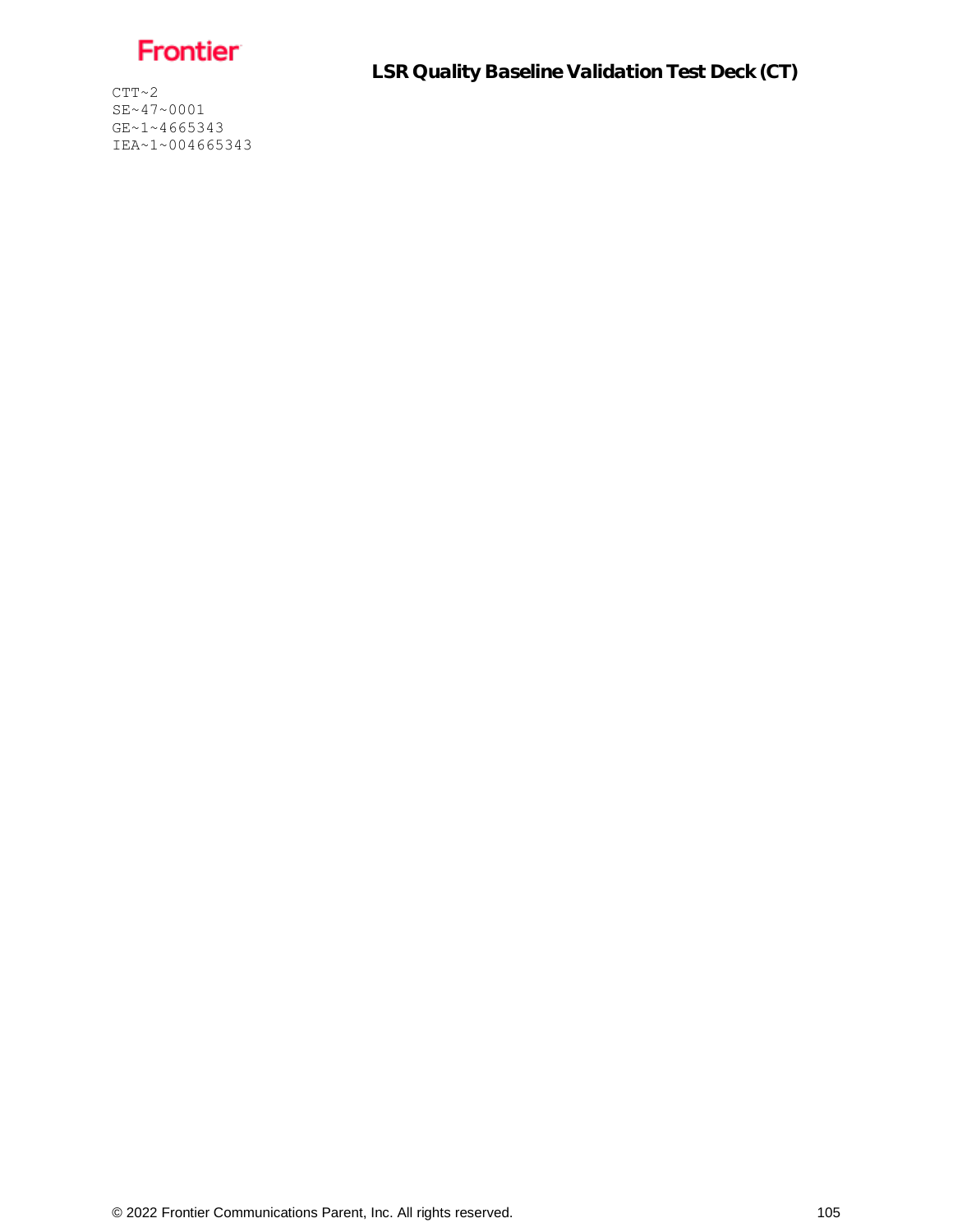```
CTT~2
SE~47~0001
GE~1~4665343
IEA~1~004665343
```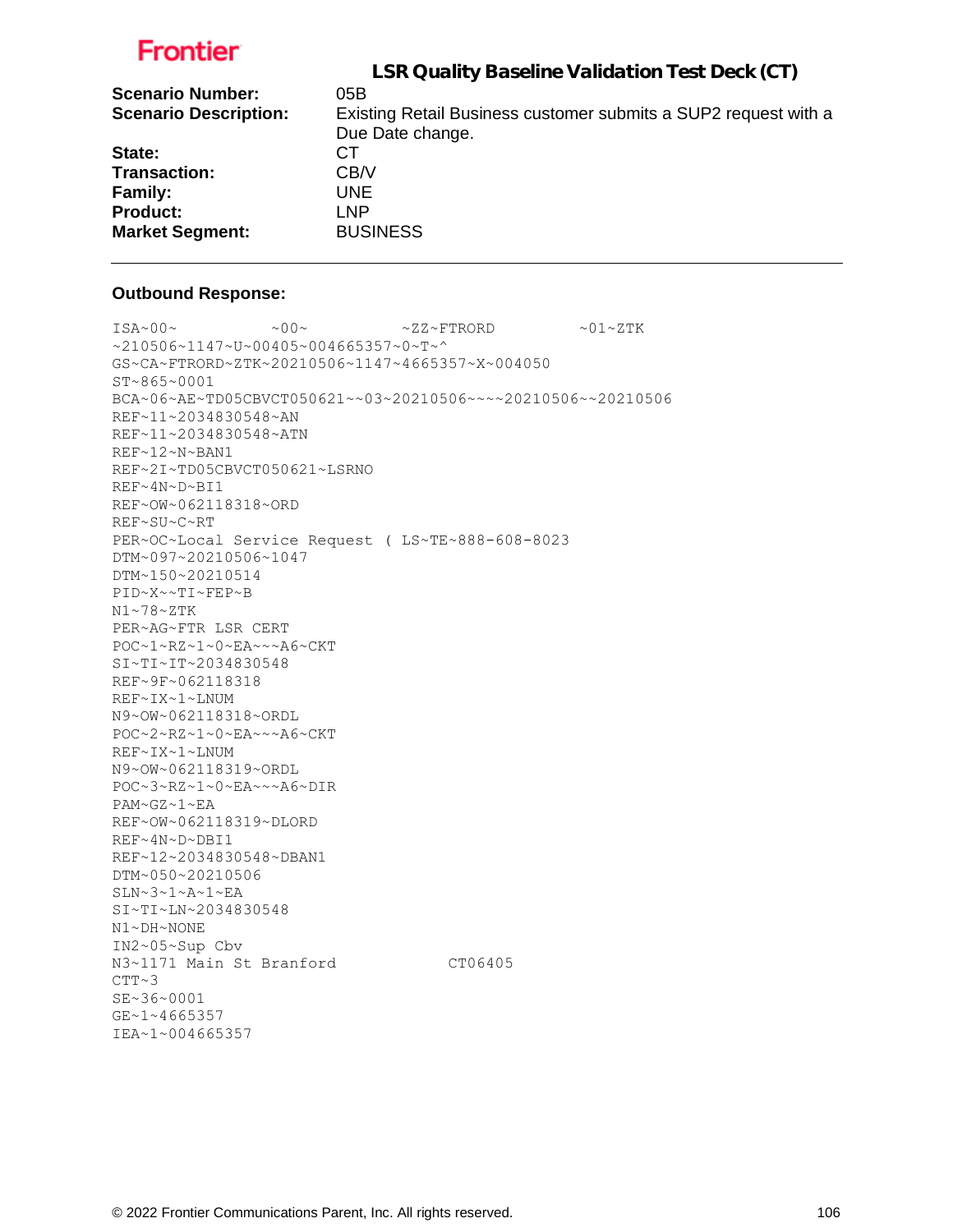Frontier

## LSR Quality Baseline Validation Test Deck (CT)

**Scenario Number:** 05B
**Scenario Description:** Existing Retail Business customer submits a SUP2 request with a Due Date change.
**State:** CT
**Transaction:** CB/V
**Family:** UNE
**Product:** LNP
**Market Segment:** BUSINESS

---

**Outbound Response:**

```
ISA~00~          ~00~          ~ZZ~FTRORD         ~01~ZTK
~210506~1147~U~00405~004665357~0~T~^
GS~CA~FTRORD~ZTK~20210506~1147~4665357~X~004050
ST~865~0001
BCA~06~AE~TD05CBVCT050621~~03~20210506~~~~20210506~~20210506
REF~11~2034830548~AN
REF~11~2034830548~ATN
REF~12~N~BAN1
REF~2I~TD05CBVCT050621~LSRNO
REF~4N~D~BI1
REF~OW~062118318~ORD
REF~SU~C~RT
PER~OC~Local Service Request ( LS~TE~888-608-8023
DTM~097~20210506~1047
DTM~150~20210514
PID~X~~TI~FEP~B
N1~78~ZTK
PER~AG~FTR LSR CERT
POC~1~RZ~1~0~EA~~~A6~CKT
SI~TI~IT~2034830548
REF~9F~062118318
REF~IX~1~LNUM
N9~OW~062118318~ORDL
POC~2~RZ~1~0~EA~~~A6~CKT
REF~IX~1~LNUM
N9~OW~062118319~ORDL
POC~3~RZ~1~0~EA~~~A6~DIR
PAM~GZ~1~EA
REF~OW~062118319~DLORD
REF~4N~D~DBI1
REF~12~2034830548~DBAN1
DTM~050~20210506
SLN~3~1~A~1~EA
SI~TI~LN~2034830548
N1~DH~NONE
IN2~05~Sup Cbv
N3~1171 Main St Branford            CT06405
CTT~3
SE~36~0001
GE~1~4665357
IEA~1~004665357
```

© 2022 Frontier Communications Parent, Inc. All rights reserved.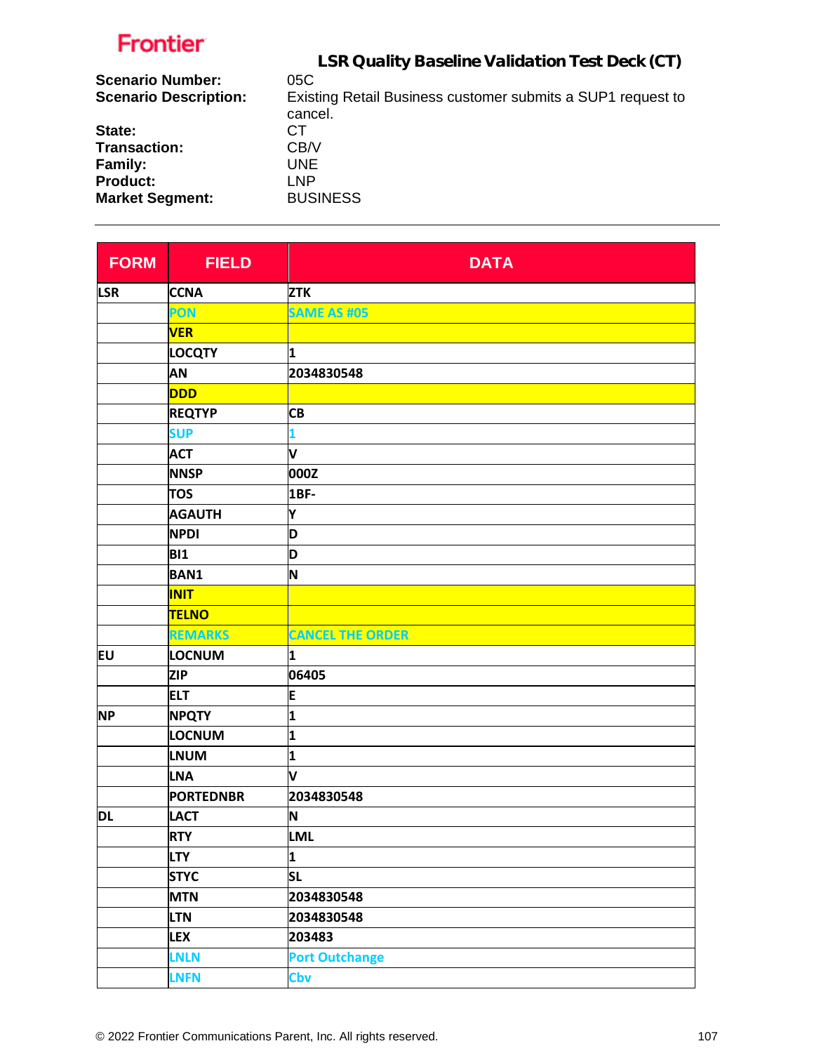**Frontier**

## LSR Quality Baseline Validation Test Deck (CT)

**Scenario Number:** 05C
**Scenario Description:** Existing Retail Business customer submits a SUP1 request to cancel.
**State:** CT
**Transaction:** CB/V
**Family:** UNE
**Product:** LNP
**Market Segment:** BUSINESS

---

| FORM | FIELD | DATA |
|---|---|---|
| LSR | CCNA | ZTK |
| | PON | SAME AS #05 |
| | VER | |
| | LOCQTY | 1 |
| | AN | 2034830548 |
| | DDD | |
| | REQTYP | CB |
| | SUP | 1 |
| | ACT | V |
| | NNSP | 000Z |
| | TOS | 1BF- |
| | AGAUTH | Y |
| | NPDI | D |
| | BI1 | D |
| | BAN1 | N |
| | INIT | |
| | TELNO | |
| | REMARKS | CANCEL THE ORDER |
| EU | LOCNUM | 1 |
| | ZIP | 06405 |
| | ELT | E |
| NP | NPQTY | 1 |
| | LOCNUM | 1 |
| | LNUM | 1 |
| | LNA | V |
| | PORTEDNBR | 2034830548 |
| DL | LACT | N |
| | RTY | LML |
| | LTY | 1 |
| | STYC | SL |
| | MTN | 2034830548 |
| | LTN | 2034830548 |
| | LEX | 203483 |
| | LNLN | Port Outchange |
| | LNFN | Cbv |

© 2022 Frontier Communications Parent, Inc. All rights reserved.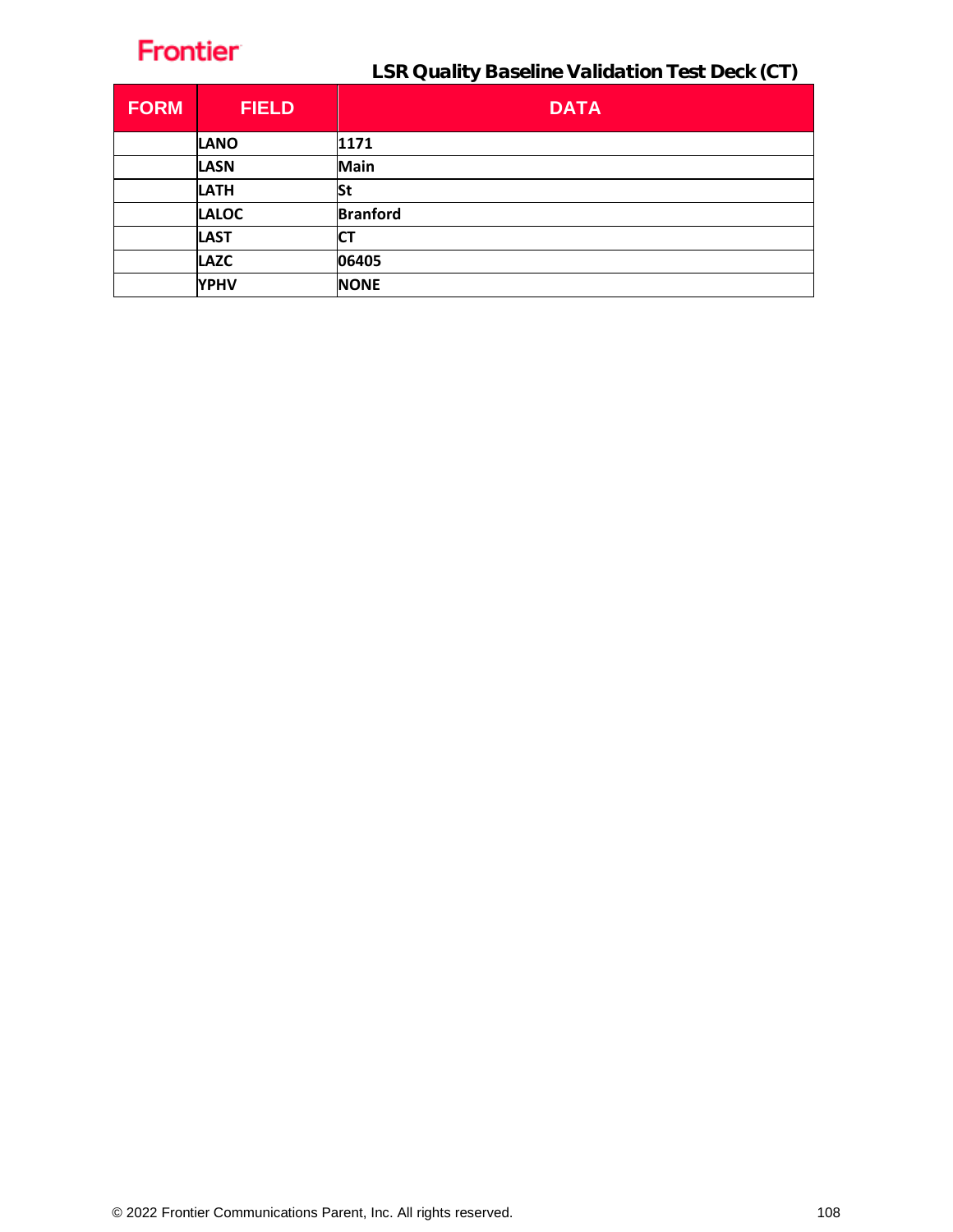| FORM | FIELD | DATA |
|---|---|---|
| | LANO | 1171 |
| | LASN | Main |
| | LATH | St |
| | LALOC | Branford |
| | LAST | CT |
| | LAZC | 06405 |
| | YPHV | NONE |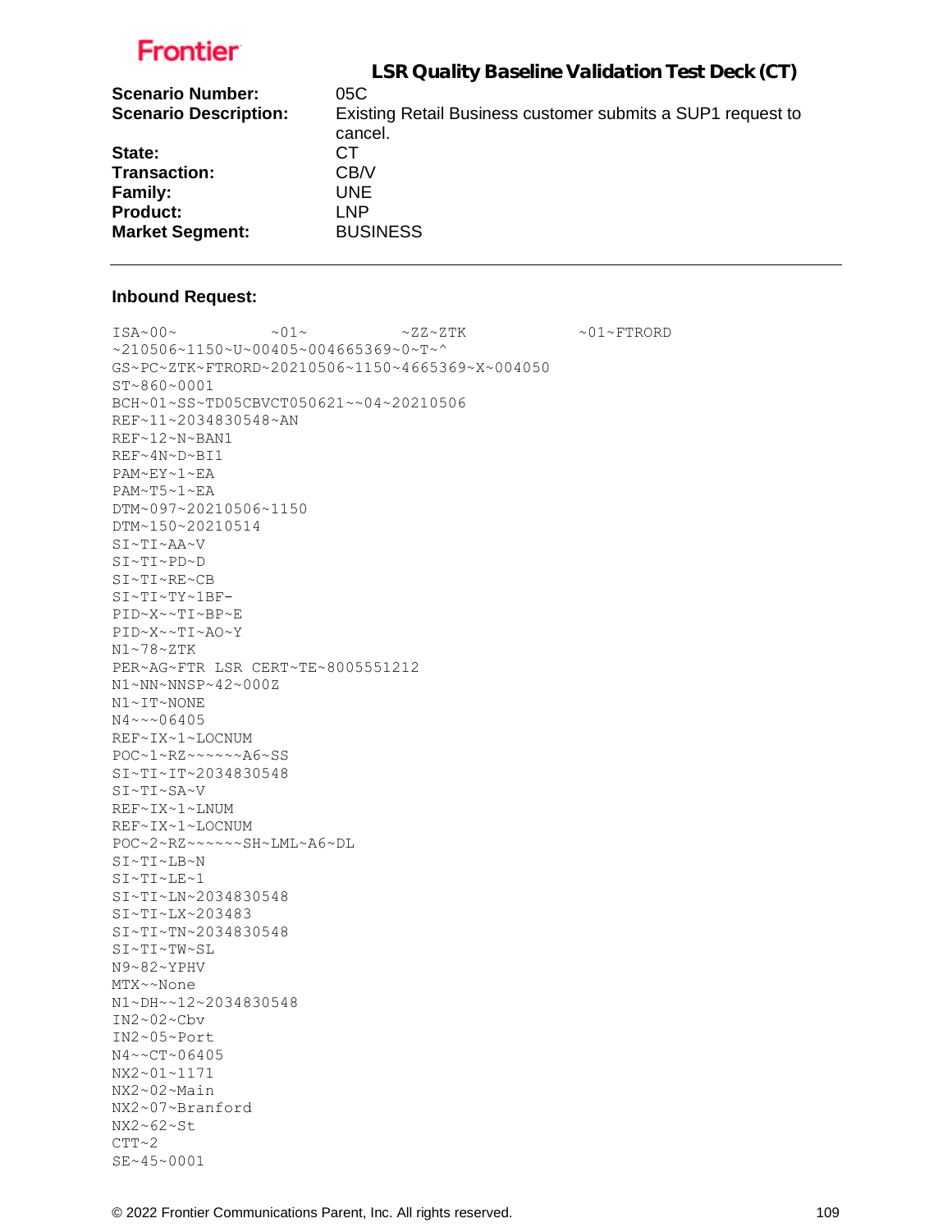Frontier

## LSR Quality Baseline Validation Test Deck (CT)

**Scenario Number:** 05C
**Scenario Description:** Existing Retail Business customer submits a SUP1 request to cancel.
**State:** CT
**Transaction:** CB/V
**Family:** UNE
**Product:** LNP
**Market Segment:** BUSINESS

---

**Inbound Request:**

```
ISA~00~          ~01~          ~ZZ~ZTK            ~01~FTRORD
~210506~1150~U~00405~004665369~0~T~^
GS~PC~ZTK~FTRORD~20210506~1150~4665369~X~004050
ST~860~0001
BCH~01~SS~TD05CBVCT050621~~04~20210506
REF~11~2034830548~AN
REF~12~N~BAN1
REF~4N~D~BI1
PAM~EY~1~EA
PAM~T5~1~EA
DTM~097~20210506~1150
DTM~150~20210514
SI~TI~AA~V
SI~TI~PD~D
SI~TI~RE~CB
SI~TI~TY~1BF-
PID~X~~TI~BP~E
PID~X~~TI~AO~Y
N1~78~ZTK
PER~AG~FTR LSR CERT~TE~8005551212
N1~NN~NNSP~42~000Z
N1~IT~NONE
N4~~~06405
REF~IX~1~LOCNUM
POC~1~RZ~~~~~~A6~SS
SI~TI~IT~2034830548
SI~TI~SA~V
REF~IX~1~LNUM
REF~IX~1~LOCNUM
POC~2~RZ~~~~~~SH~LML~A6~DL
SI~TI~LB~N
SI~TI~LE~1
SI~TI~LN~2034830548
SI~TI~LX~203483
SI~TI~TN~2034830548
SI~TI~TW~SL
N9~82~YPHV
MTX~~None
N1~DH~~12~2034830548
IN2~02~Cbv
IN2~05~Port
N4~~CT~06405
NX2~01~1171
NX2~02~Main
NX2~07~Branford
NX2~62~St
CTT~2
SE~45~0001
```

© 2022 Frontier Communications Parent, Inc. All rights reserved.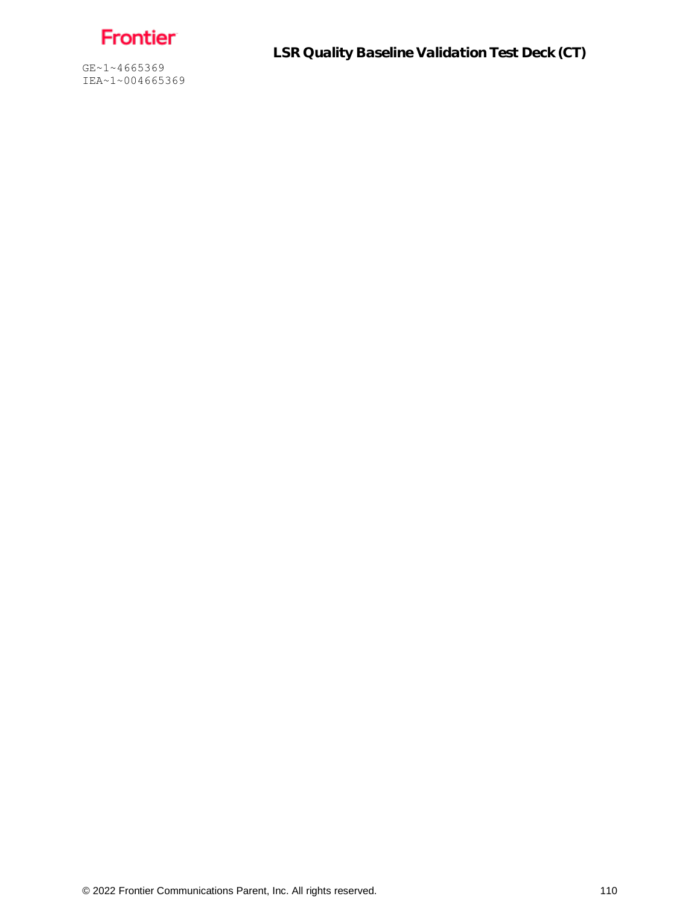```
GE~1~4665369
IEA~1~004665369
```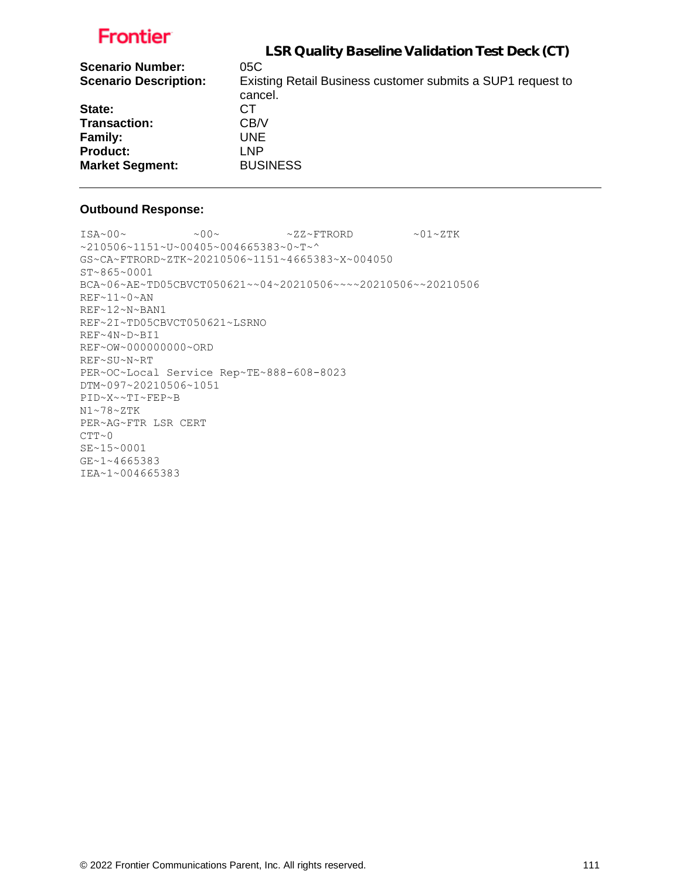Frontier

## LSR Quality Baseline Validation Test Deck (CT)

| | |
|---|---|
| **Scenario Number:** | 05C |
| **Scenario Description:** | Existing Retail Business customer submits a SUP1 request to cancel. |
| **State:** | CT |
| **Transaction:** | CB/V |
| **Family:** | UNE |
| **Product:** | LNP |
| **Market Segment:** | BUSINESS |

---

**Outbound Response:**

```
ISA~00~          ~00~          ~ZZ~FTRORD         ~01~ZTK
~210506~1151~U~00405~004665383~0~T~^
GS~CA~FTRORD~ZTK~20210506~1151~4665383~X~004050
ST~865~0001
BCA~06~AE~TD05CBVCT050621~~04~20210506~~~~20210506~~20210506
REF~11~0~AN
REF~12~N~BAN1
REF~2I~TD05CBVCT050621~LSRNO
REF~4N~D~BI1
REF~OW~000000000~ORD
REF~SU~N~RT
PER~OC~Local Service Rep~TE~888-608-8023
DTM~097~20210506~1051
PID~X~~TI~FEP~B
N1~78~ZTK
PER~AG~FTR LSR CERT
CTT~0
SE~15~0001
GE~1~4665383
IEA~1~004665383
```

© 2022 Frontier Communications Parent, Inc. All rights reserved.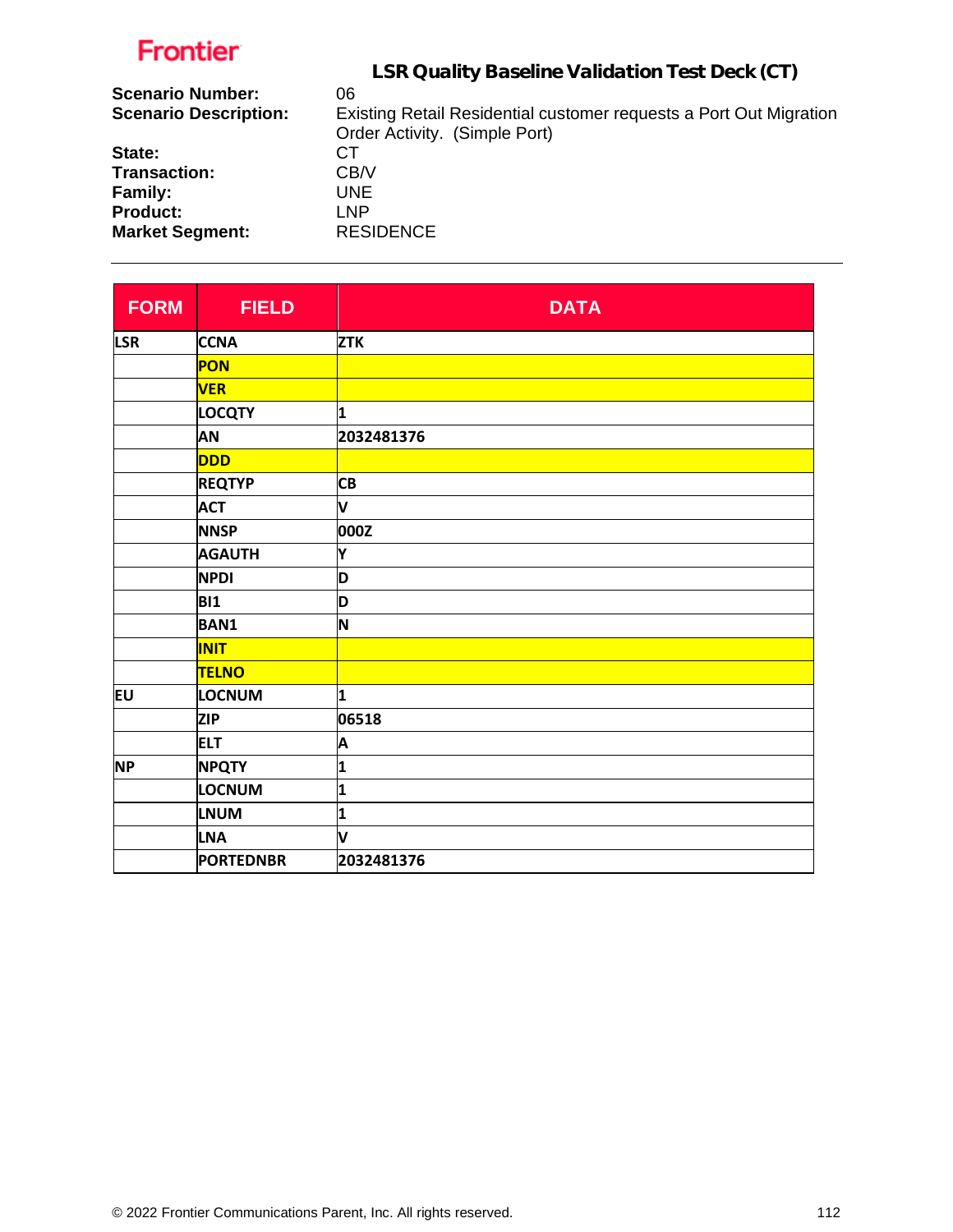Frontier

## LSR Quality Baseline Validation Test Deck (CT)

**Scenario Number:** 06
**Scenario Description:** Existing Retail Residential customer requests a Port Out Migration Order Activity. (Simple Port)
**State:** CT
**Transaction:** CB/V
**Family:** UNE
**Product:** LNP
**Market Segment:** RESIDENCE

| FORM | FIELD | DATA |
|---|---|---|
| LSR | CCNA | ZTK |
| | PON | |
| | VER | |
| | LOCQTY | 1 |
| | AN | 2032481376 |
| | DDD | |
| | REQTYP | CB |
| | ACT | V |
| | NNSP | 000Z |
| | AGAUTH | Y |
| | NPDI | D |
| | BI1 | D |
| | BAN1 | N |
| | INIT | |
| | TELNO | |
| EU | LOCNUM | 1 |
| | ZIP | 06518 |
| | ELT | A |
| NP | NPQTY | 1 |
| | LOCNUM | 1 |
| | LNUM | 1 |
| | LNA | V |
| | PORTEDNBR | 2032481376 |

© 2022 Frontier Communications Parent, Inc. All rights reserved.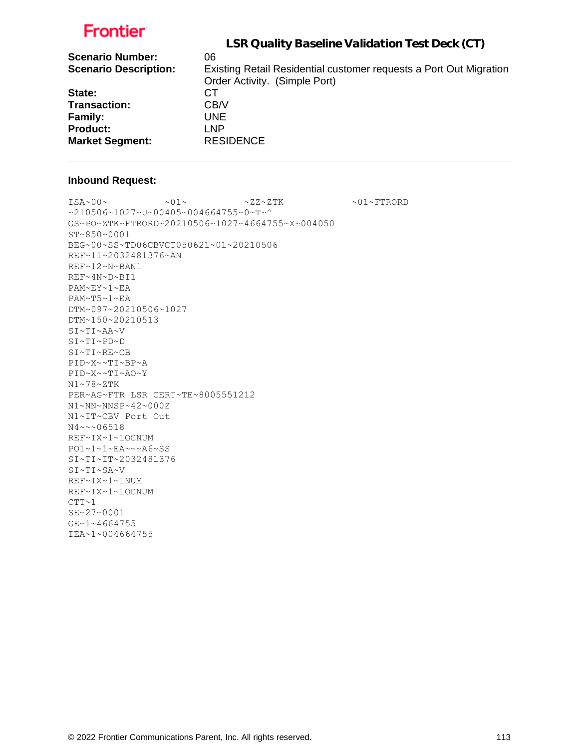Frontier

## LSR Quality Baseline Validation Test Deck (CT)

**Scenario Number:** 06

**Scenario Description:** Existing Retail Residential customer requests a Port Out Migration Order Activity. (Simple Port)

**State:** CT

**Transaction:** CB/V

**Family:** UNE

**Product:** LNP

**Market Segment:** RESIDENCE

---

### Inbound Request:

```
ISA~00~          ~01~          ~ZZ~ZTK            ~01~FTRORD
~210506~1027~U~00405~004664755~0~T~^
GS~PO~ZTK~FTRORD~20210506~1027~4664755~X~004050
ST~850~0001
BEG~00~SS~TD06CBVCT050621~01~20210506
REF~11~2032481376~AN
REF~12~N~BAN1
REF~4N~D~BI1
PAM~EY~1~EA
PAM~T5~1~EA
DTM~097~20210506~1027
DTM~150~20210513
SI~TI~AA~V
SI~TI~PD~D
SI~TI~RE~CB
PID~X~~TI~BP~A
PID~X~~TI~AO~Y
N1~78~ZTK
PER~AG~FTR LSR CERT~TE~8005551212
N1~NN~NNSP~42~000Z
N1~IT~CBV Port Out
N4~~~06518
REF~IX~1~LOCNUM
PO1~1~1~EA~~~A6~SS
SI~TI~IT~2032481376
SI~TI~SA~V
REF~IX~1~LNUM
REF~IX~1~LOCNUM
CTT~1
SE~27~0001
GE~1~4664755
IEA~1~004664755
```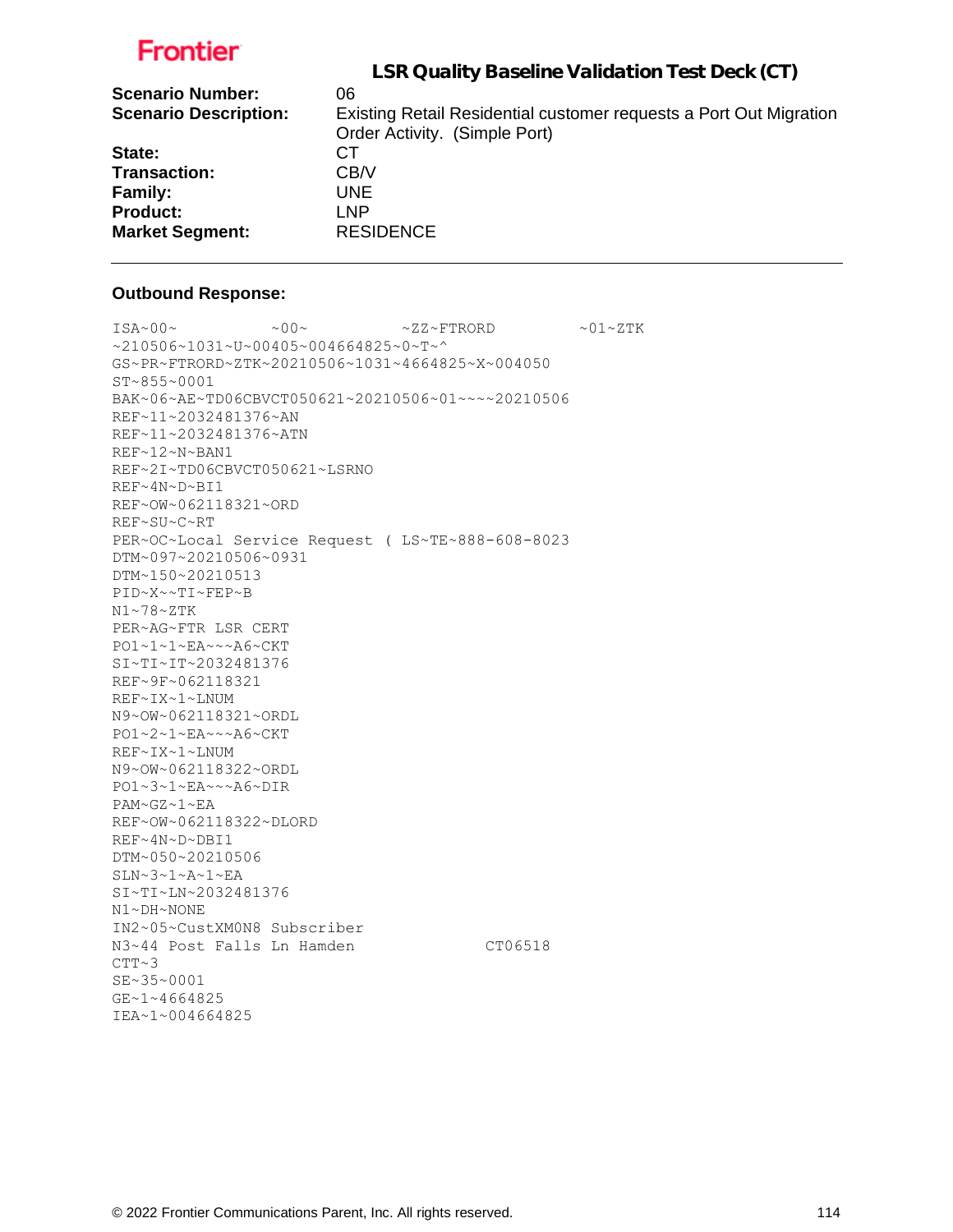Frontier

## LSR Quality Baseline Validation Test Deck (CT)

**Scenario Number:** 06
**Scenario Description:** Existing Retail Residential customer requests a Port Out Migration Order Activity. (Simple Port)
**State:** CT
**Transaction:** CB/V
**Family:** UNE
**Product:** LNP
**Market Segment:** RESIDENCE

---

**Outbound Response:**

```
ISA~00~          ~00~          ~ZZ~FTRORD         ~01~ZTK
~210506~1031~U~00405~004664825~0~T~^
GS~PR~FTRORD~ZTK~20210506~1031~4664825~X~004050
ST~855~0001
BAK~06~AE~TD06CBVCT050621~20210506~01~~~~20210506
REF~11~2032481376~AN
REF~11~2032481376~ATN
REF~12~N~BAN1
REF~2I~TD06CBVCT050621~LSRNO
REF~4N~D~BI1
REF~OW~062118321~ORD
REF~SU~C~RT
PER~OC~Local Service Request ( LS~TE~888-608-8023
DTM~097~20210506~0931
DTM~150~20210513
PID~X~~TI~FEP~B
N1~78~ZTK
PER~AG~FTR LSR CERT
PO1~1~1~EA~~~A6~CKT
SI~TI~IT~2032481376
REF~9F~062118321
REF~IX~1~LNUM
N9~OW~062118321~ORDL
PO1~2~1~EA~~~A6~CKT
REF~IX~1~LNUM
N9~OW~062118322~ORDL
PO1~3~1~EA~~~A6~DIR
PAM~GZ~1~EA
REF~OW~062118322~DLORD
REF~4N~D~DBI1
DTM~050~20210506
SLN~3~1~A~1~EA
SI~TI~LN~2032481376
N1~DH~NONE
IN2~05~CustXM0N8 Subscriber
N3~44 Post Falls Ln Hamden              CT06518
CTT~3
SE~35~0001
GE~1~4664825
IEA~1~004664825
```

© 2022 Frontier Communications Parent, Inc. All rights reserved.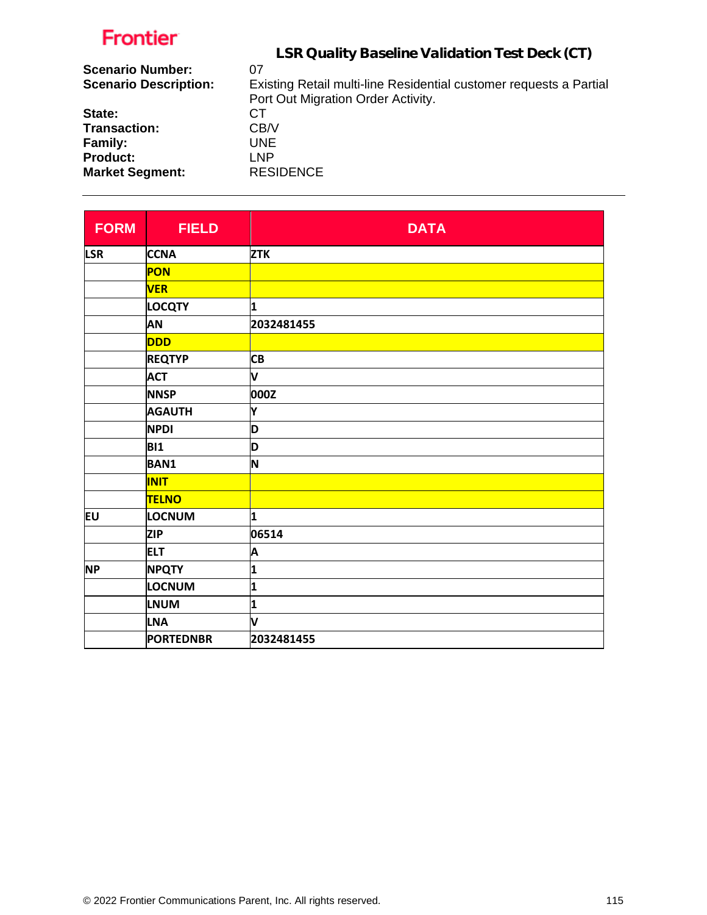Frontier

## LSR Quality Baseline Validation Test Deck (CT)

**Scenario Number:** 07
**Scenario Description:** Existing Retail multi-line Residential customer requests a Partial Port Out Migration Order Activity.
**State:** CT
**Transaction:** CB/V
**Family:** UNE
**Product:** LNP
**Market Segment:** RESIDENCE

| FORM | FIELD | DATA |
|---|---|---|
| LSR | CCNA | ZTK |
| | PON | |
| | VER | |
| | LOCQTY | 1 |
| | AN | 2032481455 |
| | DDD | |
| | REQTYP | CB |
| | ACT | V |
| | NNSP | 000Z |
| | AGAUTH | Y |
| | NPDI | D |
| | BI1 | D |
| | BAN1 | N |
| | INIT | |
| | TELNO | |
| EU | LOCNUM | 1 |
| | ZIP | 06514 |
| | ELT | A |
| NP | NPQTY | 1 |
| | LOCNUM | 1 |
| | LNUM | 1 |
| | LNA | V |
| | PORTEDNBR | 2032481455 |

© 2022 Frontier Communications Parent, Inc. All rights reserved.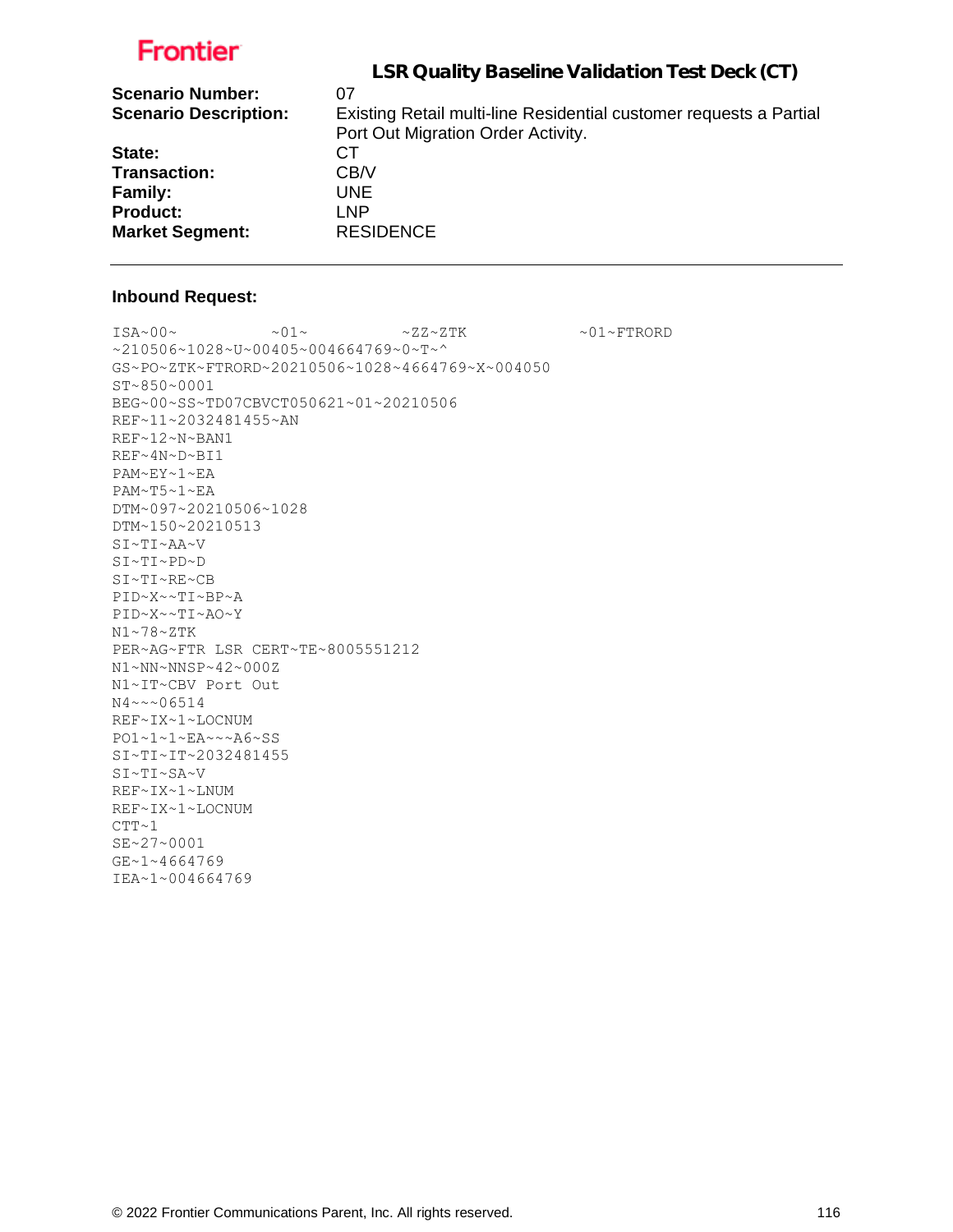**Frontier**

## LSR Quality Baseline Validation Test Deck (CT)

| | |
|---|---|
| **Scenario Number:** | 07 |
| **Scenario Description:** | Existing Retail multi-line Residential customer requests a Partial Port Out Migration Order Activity. |
| **State:** | CT |
| **Transaction:** | CB/V |
| **Family:** | UNE |
| **Product:** | LNP |
| **Market Segment:** | RESIDENCE |

---

### Inbound Request:

```
ISA~00~          ~01~          ~ZZ~ZTK            ~01~FTRORD
~210506~1028~U~00405~004664769~0~T~^
GS~PO~ZTK~FTRORD~20210506~1028~4664769~X~004050
ST~850~0001
BEG~00~SS~TD07CBVCT050621~01~20210506
REF~11~2032481455~AN
REF~12~N~BAN1
REF~4N~D~BI1
PAM~EY~1~EA
PAM~T5~1~EA
DTM~097~20210506~1028
DTM~150~20210513
SI~TI~AA~V
SI~TI~PD~D
SI~TI~RE~CB
PID~X~~TI~BP~A
PID~X~~TI~AO~Y
N1~78~ZTK
PER~AG~FTR LSR CERT~TE~8005551212
N1~NN~NNSP~42~000Z
N1~IT~CBV Port Out
N4~~~06514
REF~IX~1~LOCNUM
PO1~1~1~EA~~~A6~SS
SI~TI~IT~2032481455
SI~TI~SA~V
REF~IX~1~LNUM
REF~IX~1~LOCNUM
CTT~1
SE~27~0001
GE~1~4664769
IEA~1~004664769
```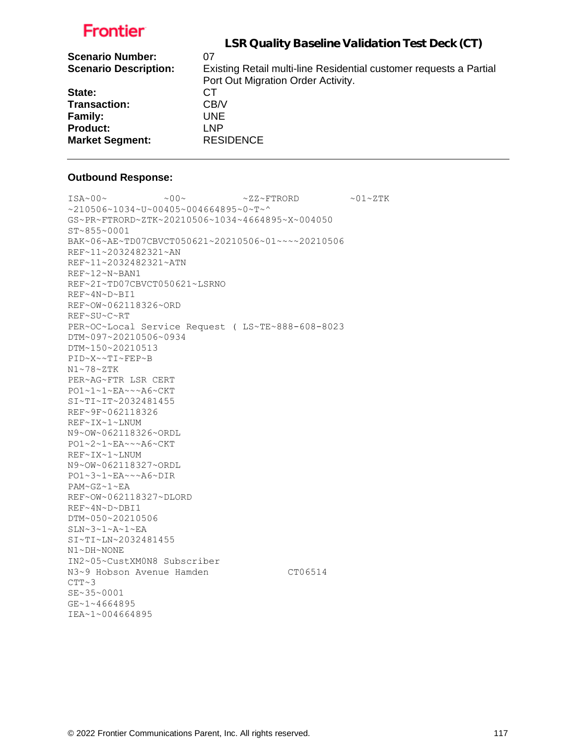Frontier

## LSR Quality Baseline Validation Test Deck (CT)

**Scenario Number:** 07

**Scenario Description:** Existing Retail multi-line Residential customer requests a Partial Port Out Migration Order Activity.

**State:** CT

**Transaction:** CB/V

**Family:** UNE

**Product:** LNP

**Market Segment:** RESIDENCE

---

**Outbound Response:**

```
ISA~00~          ~00~          ~ZZ~FTRORD         ~01~ZTK
~210506~1034~U~00405~004664895~0~T~^
GS~PR~FTRORD~ZTK~20210506~1034~4664895~X~004050
ST~855~0001
BAK~06~AE~TD07CBVCT050621~20210506~01~~~~20210506
REF~11~2032482321~AN
REF~11~2032482321~ATN
REF~12~N~BAN1
REF~2I~TD07CBVCT050621~LSRNO
REF~4N~D~BI1
REF~OW~062118326~ORD
REF~SU~C~RT
PER~OC~Local Service Request ( LS~TE~888-608-8023
DTM~097~20210506~0934
DTM~150~20210513
PID~X~~TI~FEP~B
N1~78~ZTK
PER~AG~FTR LSR CERT
PO1~1~1~EA~~~A6~CKT
SI~TI~IT~2032481455
REF~9F~062118326
REF~IX~1~LNUM
N9~OW~062118326~ORDL
PO1~2~1~EA~~~A6~CKT
REF~IX~1~LNUM
N9~OW~062118327~ORDL
PO1~3~1~EA~~~A6~DIR
PAM~GZ~1~EA
REF~OW~062118327~DLORD
REF~4N~D~DBI1
DTM~050~20210506
SLN~3~1~A~1~EA
SI~TI~LN~2032481455
N1~DH~NONE
IN2~05~CustXM0N8 Subscriber
N3~9 Hobson Avenue Hamden              CT06514
CTT~3
SE~35~0001
GE~1~4664895
IEA~1~004664895
```

© 2022 Frontier Communications Parent, Inc. All rights reserved.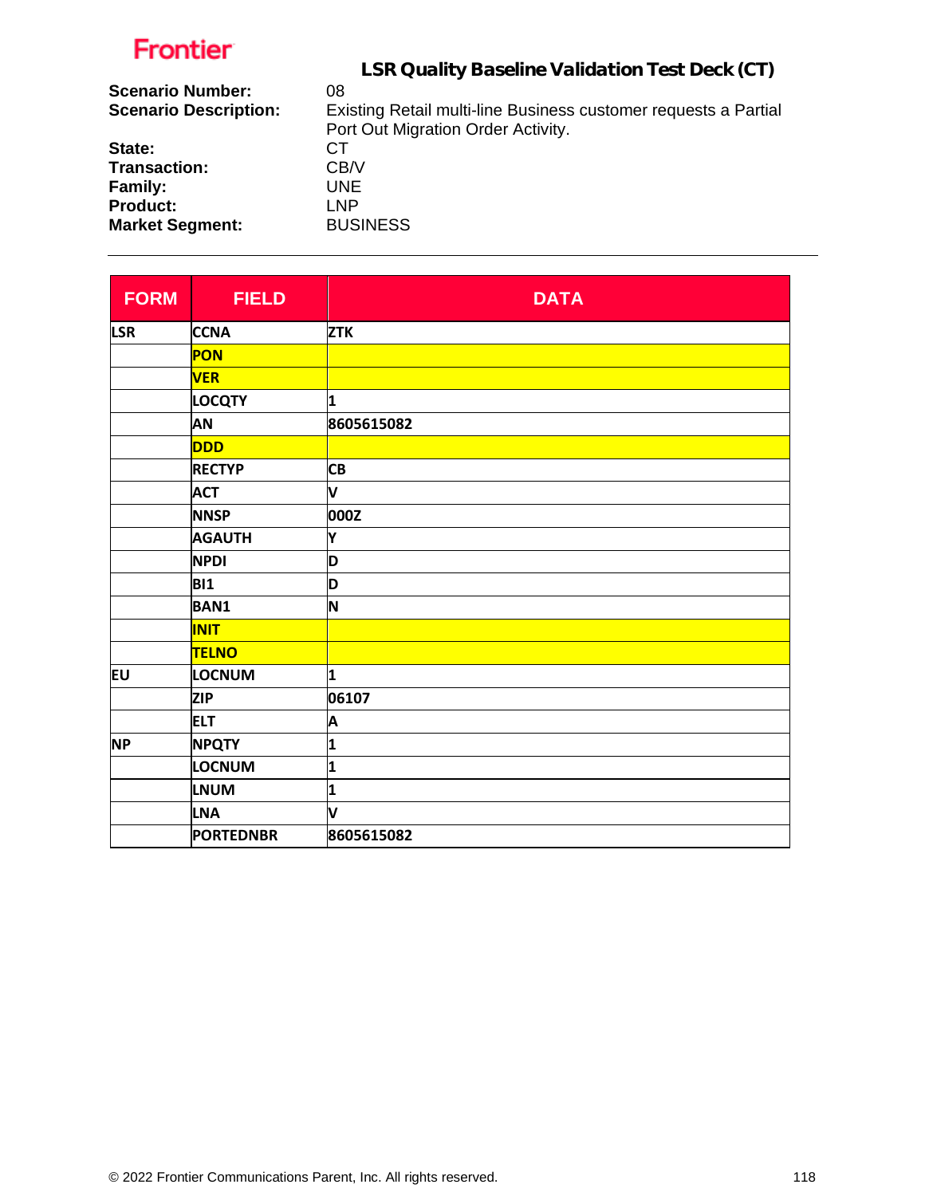**Frontier**

## LSR Quality Baseline Validation Test Deck (CT)

**Scenario Number:** 08
**Scenario Description:** Existing Retail multi-line Business customer requests a Partial Port Out Migration Order Activity.
**State:** CT
**Transaction:** CB/V
**Family:** UNE
**Product:** LNP
**Market Segment:** BUSINESS

| FORM | FIELD | DATA |
|---|---|---|
| LSR | CCNA | ZTK |
| | PON | |
| | VER | |
| | LOCQTY | 1 |
| | AN | 8605615082 |
| | DDD | |
| | RECTYP | CB |
| | ACT | V |
| | NNSP | 000Z |
| | AGAUTH | Y |
| | NPDI | D |
| | BI1 | D |
| | BAN1 | N |
| | INIT | |
| | TELNO | |
| EU | LOCNUM | 1 |
| | ZIP | 06107 |
| | ELT | A |
| NP | NPQTY | 1 |
| | LOCNUM | 1 |
| | LNUM | 1 |
| | LNA | V |
| | PORTEDNBR | 8605615082 |

© 2022 Frontier Communications Parent, Inc. All rights reserved.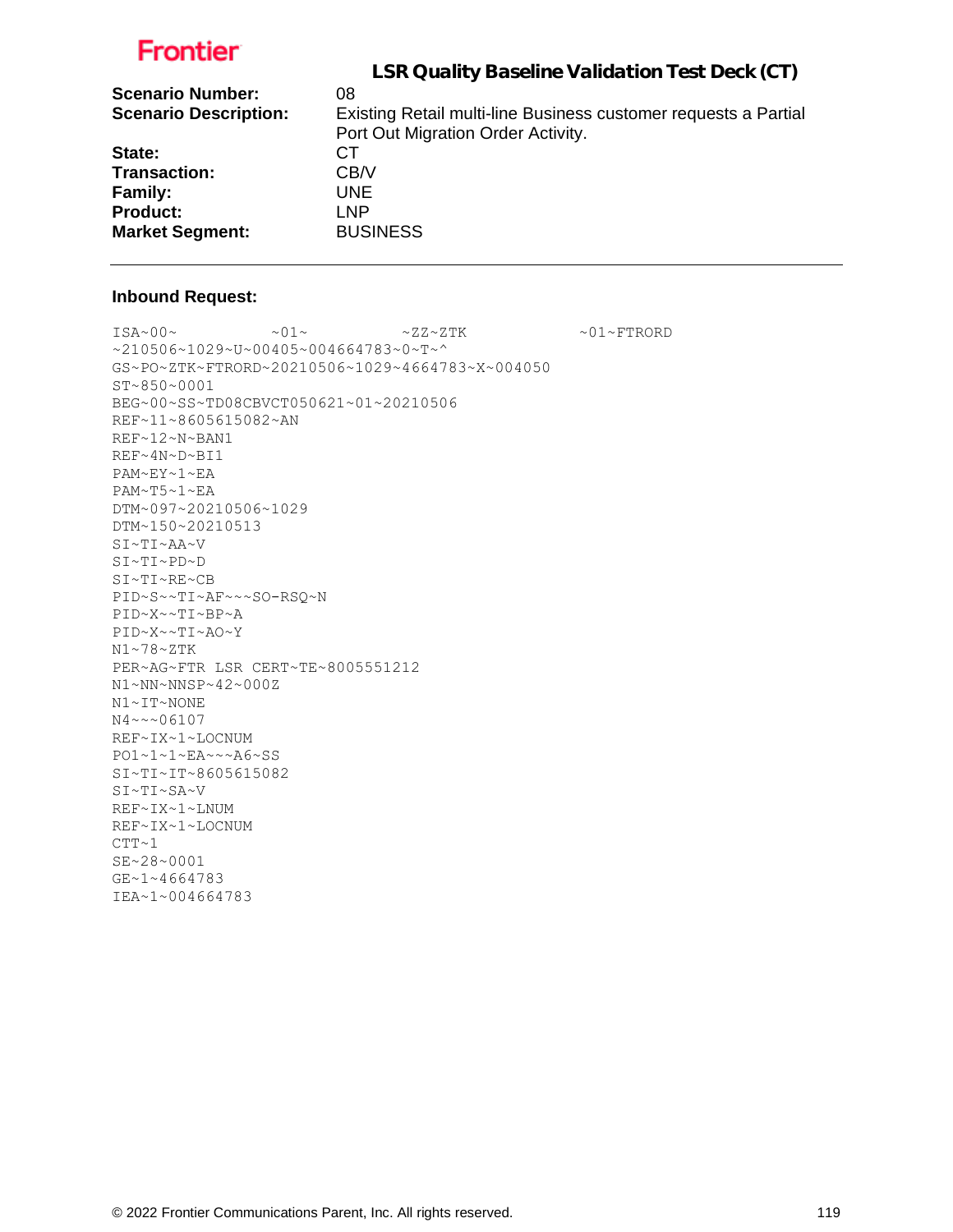**LSR Quality Baseline Validation Test Deck (CT)**

| | |
|---|---|
| **Scenario Number:** | 08 |
| **Scenario Description:** | Existing Retail multi-line Business customer requests a Partial Port Out Migration Order Activity. |
| **State:** | CT |
| **Transaction:** | CB/V |
| **Family:** | UNE |
| **Product:** | LNP |
| **Market Segment:** | BUSINESS |

---

**Inbound Request:**

```
ISA~00~          ~01~          ~ZZ~ZTK            ~01~FTRORD
~210506~1029~U~00405~004664783~0~T~^
GS~PO~ZTK~FTRORD~20210506~1029~4664783~X~004050
ST~850~0001
BEG~00~SS~TD08CBVCT050621~01~20210506
REF~11~8605615082~AN
REF~12~N~BAN1
REF~4N~D~BI1
PAM~EY~1~EA
PAM~T5~1~EA
DTM~097~20210506~1029
DTM~150~20210513
SI~TI~AA~V
SI~TI~PD~D
SI~TI~RE~CB
PID~S~~TI~AF~~~SO-RSQ~N
PID~X~~TI~BP~A
PID~X~~TI~AO~Y
N1~78~ZTK
PER~AG~FTR LSR CERT~TE~8005551212
N1~NN~NNSP~42~000Z
N1~IT~NONE
N4~~~06107
REF~IX~1~LOCNUM
PO1~1~1~EA~~~A6~SS
SI~TI~IT~8605615082
SI~TI~SA~V
REF~IX~1~LNUM
REF~IX~1~LOCNUM
CTT~1
SE~28~0001
GE~1~4664783
IEA~1~004664783
```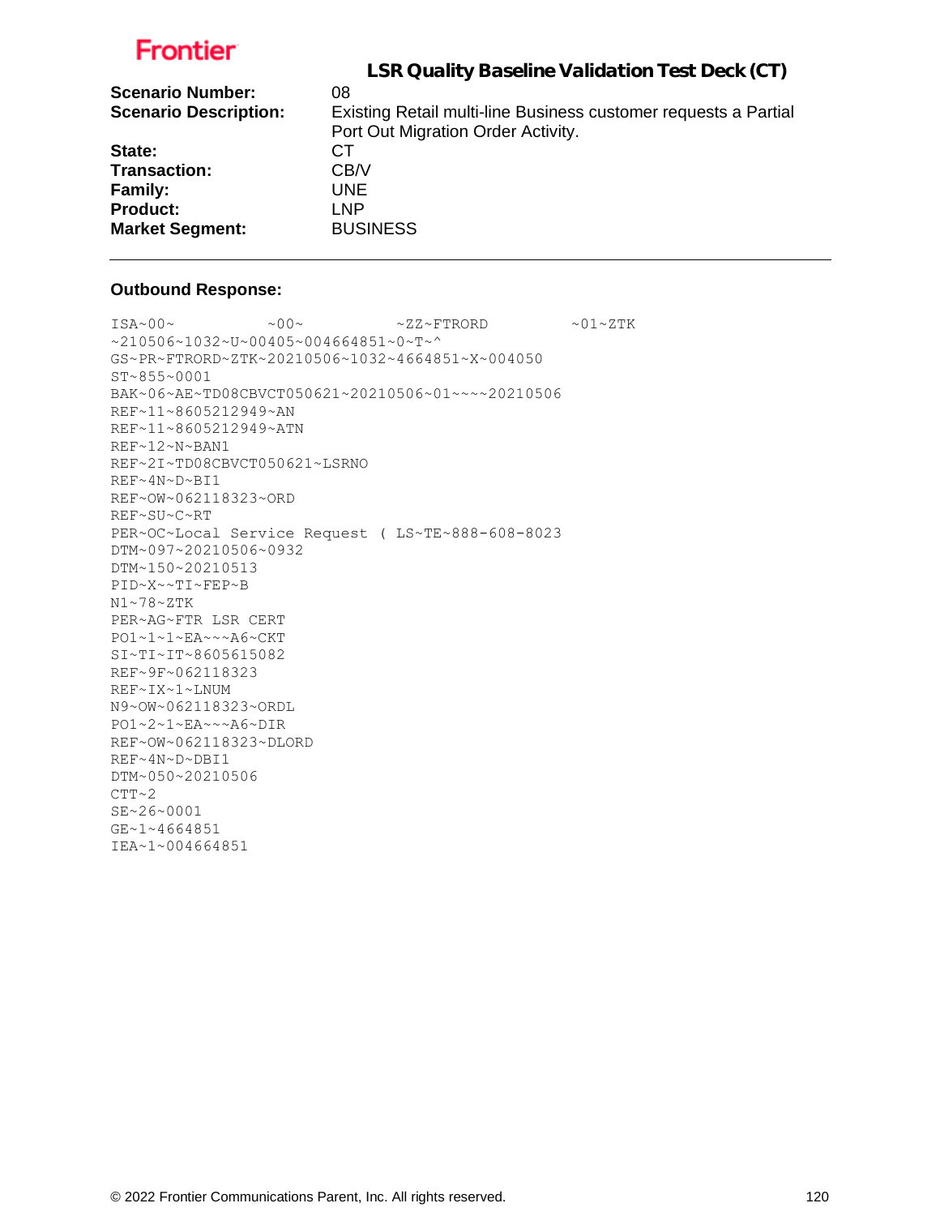**Frontier**

## LSR Quality Baseline Validation Test Deck (CT)

| | |
|---|---|
| **Scenario Number:** | 08 |
| **Scenario Description:** | Existing Retail multi-line Business customer requests a Partial Port Out Migration Order Activity. |
| **State:** | CT |
| **Transaction:** | CB/V |
| **Family:** | UNE |
| **Product:** | LNP |
| **Market Segment:** | BUSINESS |

---

**Outbound Response:**

```
ISA~00~          ~00~          ~ZZ~FTRORD         ~01~ZTK
~210506~1032~U~00405~004664851~0~T~^
GS~PR~FTRORD~ZTK~20210506~1032~4664851~X~004050
ST~855~0001
BAK~06~AE~TD08CBVCT050621~20210506~01~~~~20210506
REF~11~8605212949~AN
REF~11~8605212949~ATN
REF~12~N~BAN1
REF~2I~TD08CBVCT050621~LSRNO
REF~4N~D~BI1
REF~OW~062118323~ORD
REF~SU~C~RT
PER~OC~Local Service Request ( LS~TE~888-608-8023
DTM~097~20210506~0932
DTM~150~20210513
PID~X~~TI~FEP~B
N1~78~ZTK
PER~AG~FTR LSR CERT
PO1~1~1~EA~~~A6~CKT
SI~TI~IT~8605615082
REF~9F~062118323
REF~IX~1~LNUM
N9~OW~062118323~ORDL
PO1~2~1~EA~~~A6~DIR
REF~OW~062118323~DLORD
REF~4N~D~DBI1
DTM~050~20210506
CTT~2
SE~26~0001
GE~1~4664851
IEA~1~004664851
```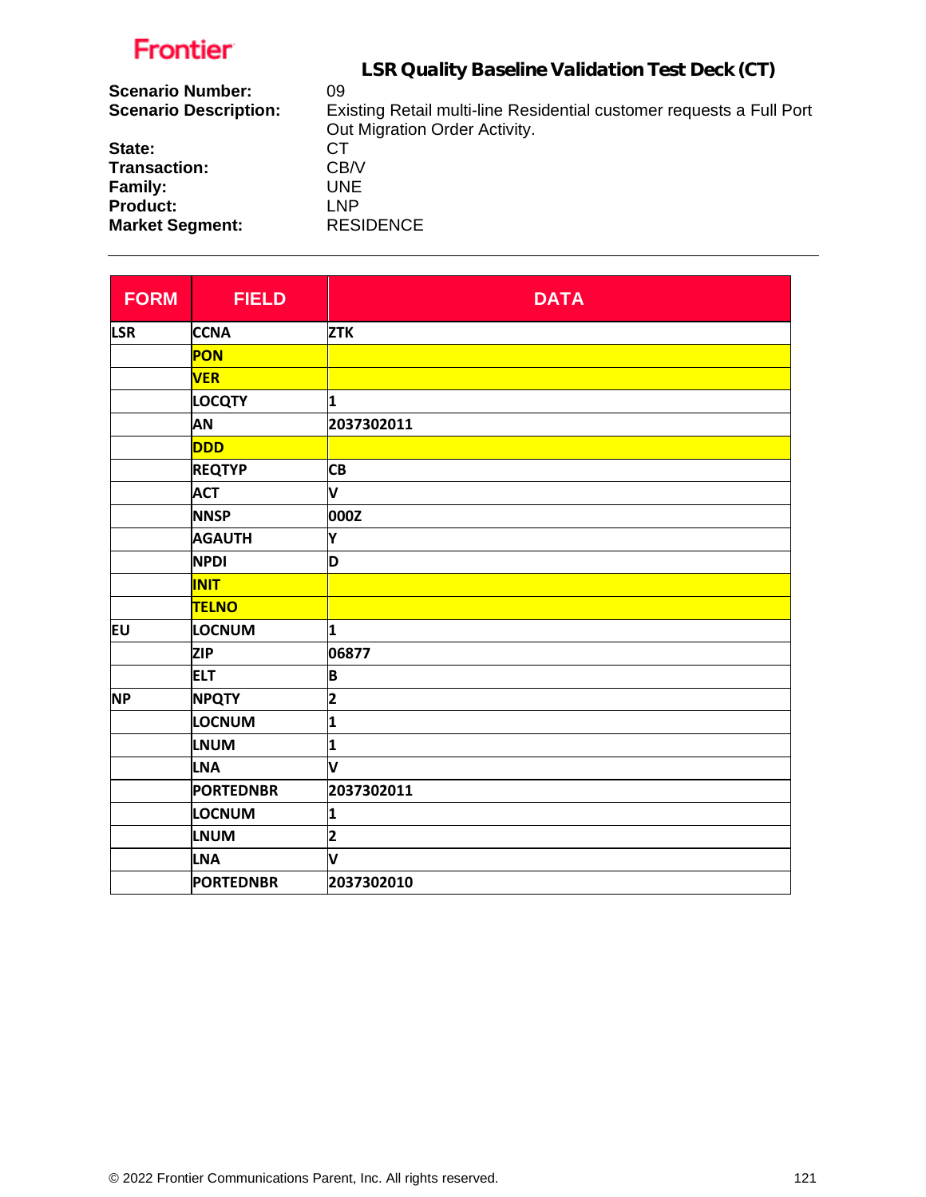Frontier

## LSR Quality Baseline Validation Test Deck (CT)

**Scenario Number:** 09
**Scenario Description:** Existing Retail multi-line Residential customer requests a Full Port Out Migration Order Activity.
**State:** CT
**Transaction:** CB/V
**Family:** UNE
**Product:** LNP
**Market Segment:** RESIDENCE

---

| FORM | FIELD | DATA |
|---|---|---|
| LSR | CCNA | ZTK |
| | PON | |
| | VER | |
| | LOCQTY | 1 |
| | AN | 2037302011 |
| | DDD | |
| | REQTYP | CB |
| | ACT | V |
| | NNSP | 000Z |
| | AGAUTH | Y |
| | NPDI | D |
| | INIT | |
| | TELNO | |
| EU | LOCNUM | 1 |
| | ZIP | 06877 |
| | ELT | B |
| NP | NPQTY | 2 |
| | LOCNUM | 1 |
| | LNUM | 1 |
| | LNA | V |
| | PORTEDNBR | 2037302011 |
| | LOCNUM | 1 |
| | LNUM | 2 |
| | LNA | V |
| | PORTEDNBR | 2037302010 |

© 2022 Frontier Communications Parent, Inc. All rights reserved.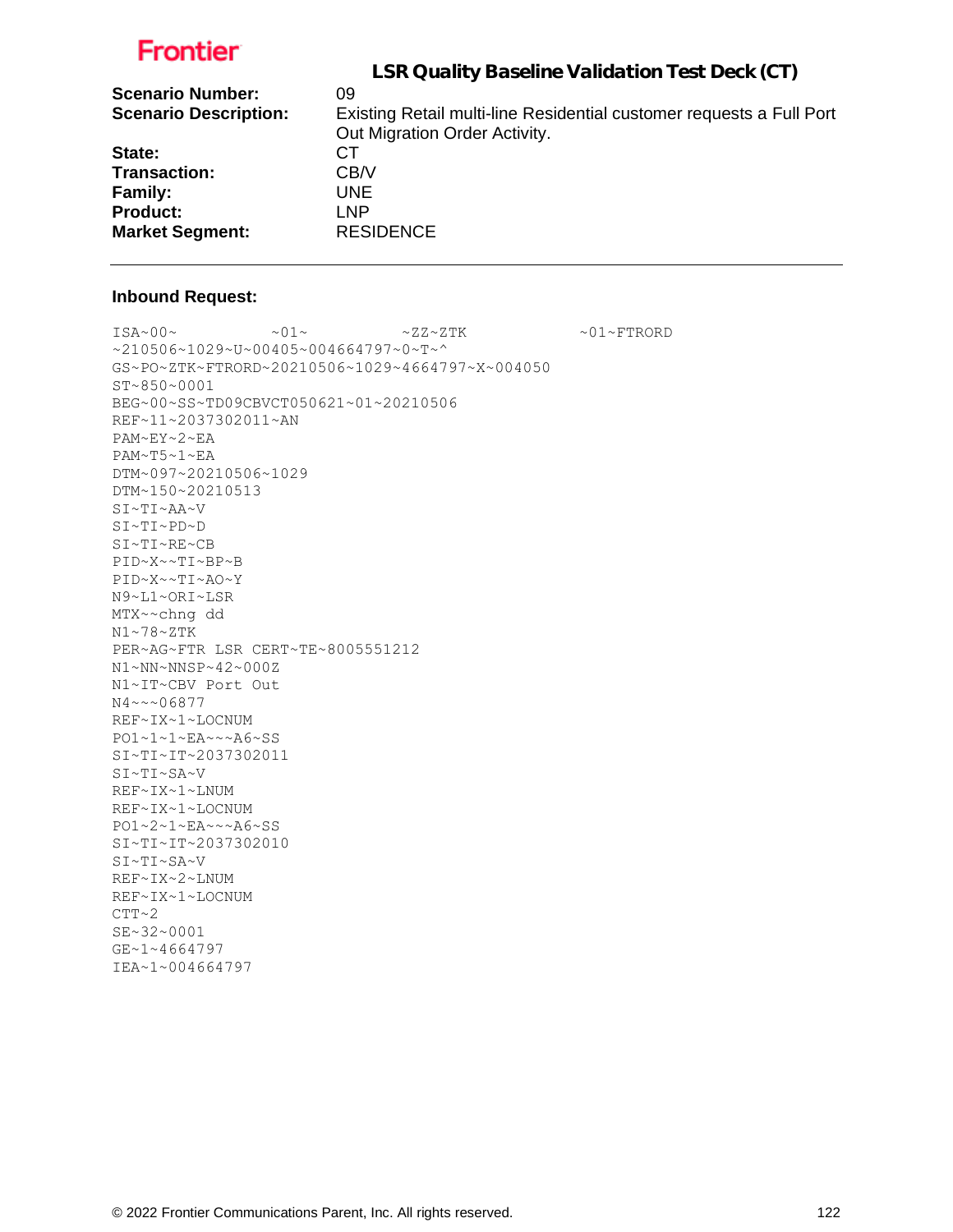**Frontier**

## LSR Quality Baseline Validation Test Deck (CT)

**Scenario Number:** 09
**Scenario Description:** Existing Retail multi-line Residential customer requests a Full Port Out Migration Order Activity.
**State:** CT
**Transaction:** CB/V
**Family:** UNE
**Product:** LNP
**Market Segment:** RESIDENCE

---

### Inbound Request:

```
ISA~00~          ~01~          ~ZZ~ZTK            ~01~FTRORD
~210506~1029~U~00405~004664797~0~T~^
GS~PO~ZTK~FTRORD~20210506~1029~4664797~X~004050
ST~850~0001
BEG~00~SS~TD09CBVCT050621~01~20210506
REF~11~2037302011~AN
PAM~EY~2~EA
PAM~T5~1~EA
DTM~097~20210506~1029
DTM~150~20210513
SI~TI~AA~V
SI~TI~PD~D
SI~TI~RE~CB
PID~X~~TI~BP~B
PID~X~~TI~AO~Y
N9~L1~ORI~LSR
MTX~~chng dd
N1~78~ZTK
PER~AG~FTR LSR CERT~TE~8005551212
N1~NN~NNSP~42~000Z
N1~IT~CBV Port Out
N4~~~06877
REF~IX~1~LOCNUM
PO1~1~1~EA~~~A6~SS
SI~TI~IT~2037302011
SI~TI~SA~V
REF~IX~1~LNUM
REF~IX~1~LOCNUM
PO1~2~1~EA~~~A6~SS
SI~TI~IT~2037302010
SI~TI~SA~V
REF~IX~2~LNUM
REF~IX~1~LOCNUM
CTT~2
SE~32~0001
GE~1~4664797
IEA~1~004664797
```

© 2022 Frontier Communications Parent, Inc. All rights reserved.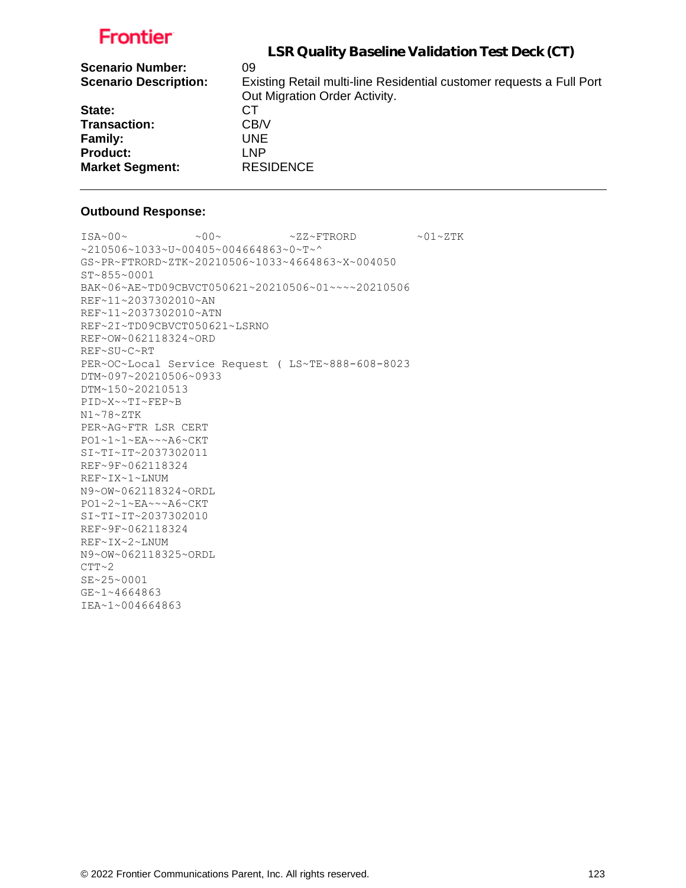**Frontier**

## LSR Quality Baseline Validation Test Deck (CT)

| | |
|---|---|
| **Scenario Number:** | 09 |
| **Scenario Description:** | Existing Retail multi-line Residential customer requests a Full Port Out Migration Order Activity. |
| **State:** | CT |
| **Transaction:** | CB/V |
| **Family:** | UNE |
| **Product:** | LNP |
| **Market Segment:** | RESIDENCE |

---

### Outbound Response:

```
ISA~00~          ~00~          ~ZZ~FTRORD         ~01~ZTK
~210506~1033~U~00405~004664863~0~T~^
GS~PR~FTRORD~ZTK~20210506~1033~4664863~X~004050
ST~855~0001
BAK~06~AE~TD09CBVCT050621~20210506~01~~~~20210506
REF~11~2037302010~AN
REF~11~2037302010~ATN
REF~2I~TD09CBVCT050621~LSRNO
REF~OW~062118324~ORD
REF~SU~C~RT
PER~OC~Local Service Request ( LS~TE~888-608-8023
DTM~097~20210506~0933
DTM~150~20210513
PID~X~~TI~FEP~B
N1~78~ZTK
PER~AG~FTR LSR CERT
PO1~1~1~EA~~~A6~CKT
SI~TI~IT~2037302011
REF~9F~062118324
REF~IX~1~LNUM
N9~OW~062118324~ORDL
PO1~2~1~EA~~~A6~CKT
SI~TI~IT~2037302010
REF~9F~062118324
REF~IX~2~LNUM
N9~OW~062118325~ORDL
CTT~2
SE~25~0001
GE~1~4664863
IEA~1~004664863
```

© 2022 Frontier Communications Parent, Inc. All rights reserved.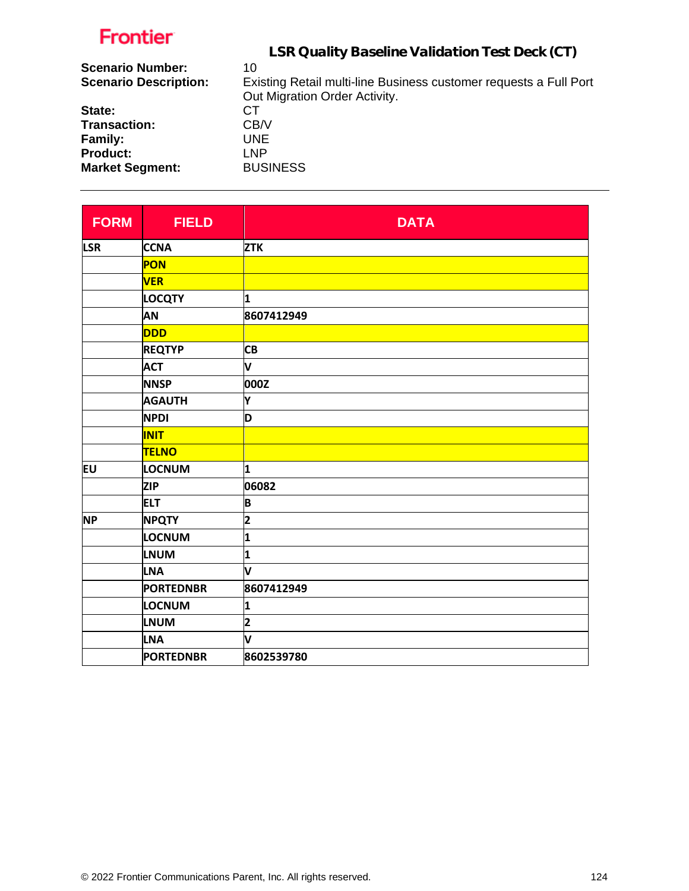Frontier

## LSR Quality Baseline Validation Test Deck (CT)

**Scenario Number:** 10
**Scenario Description:** Existing Retail multi-line Business customer requests a Full Port Out Migration Order Activity.
**State:** CT
**Transaction:** CB/V
**Family:** UNE
**Product:** LNP
**Market Segment:** BUSINESS

---

| FORM | FIELD | DATA |
|---|---|---|
| LSR | CCNA | ZTK |
| | PON | |
| | VER | |
| | LOCQTY | 1 |
| | AN | 8607412949 |
| | DDD | |
| | REQTYP | CB |
| | ACT | V |
| | NNSP | 000Z |
| | AGAUTH | Y |
| | NPDI | D |
| | INIT | |
| | TELNO | |
| EU | LOCNUM | 1 |
| | ZIP | 06082 |
| | ELT | B |
| NP | NPQTY | 2 |
| | LOCNUM | 1 |
| | LNUM | 1 |
| | LNA | V |
| | PORTEDNBR | 8607412949 |
| | LOCNUM | 1 |
| | LNUM | 2 |
| | LNA | V |
| | PORTEDNBR | 8602539780 |

© 2022 Frontier Communications Parent, Inc. All rights reserved.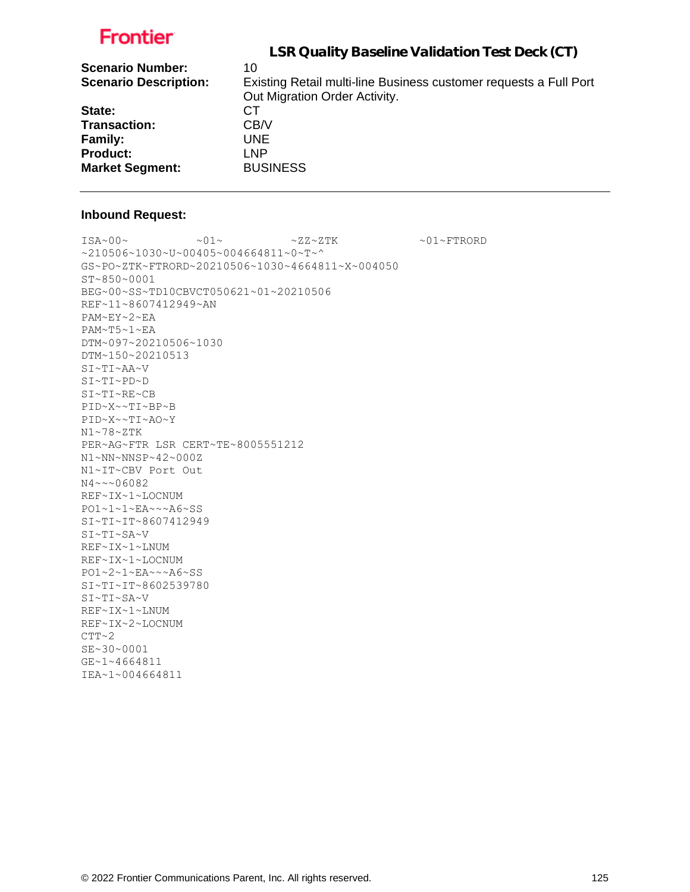## LSR Quality Baseline Validation Test Deck (CT)

**Scenario Number:** 10
**Scenario Description:** Existing Retail multi-line Business customer requests a Full Port Out Migration Order Activity.
**State:** CT
**Transaction:** CB/V
**Family:** UNE
**Product:** LNP
**Market Segment:** BUSINESS

---

### Inbound Request:

```
ISA~00~          ~01~          ~ZZ~ZTK            ~01~FTRORD
~210506~1030~U~00405~004664811~0~T~^
GS~PO~ZTK~FTRORD~20210506~1030~4664811~X~004050
ST~850~0001
BEG~00~SS~TD10CBVCT050621~01~20210506
REF~11~8607412949~AN
PAM~EY~2~EA
PAM~T5~1~EA
DTM~097~20210506~1030
DTM~150~20210513
SI~TI~AA~V
SI~TI~PD~D
SI~TI~RE~CB
PID~X~~TI~BP~B
PID~X~~TI~AO~Y
N1~78~ZTK
PER~AG~FTR LSR CERT~TE~8005551212
N1~NN~NNSP~42~000Z
N1~IT~CBV Port Out
N4~~~06082
REF~IX~1~LOCNUM
PO1~1~1~EA~~~A6~SS
SI~TI~IT~8607412949
SI~TI~SA~V
REF~IX~1~LNUM
REF~IX~1~LOCNUM
PO1~2~1~EA~~~A6~SS
SI~TI~IT~8602539780
SI~TI~SA~V
REF~IX~1~LNUM
REF~IX~2~LOCNUM
CTT~2
SE~30~0001
GE~1~4664811
IEA~1~004664811
```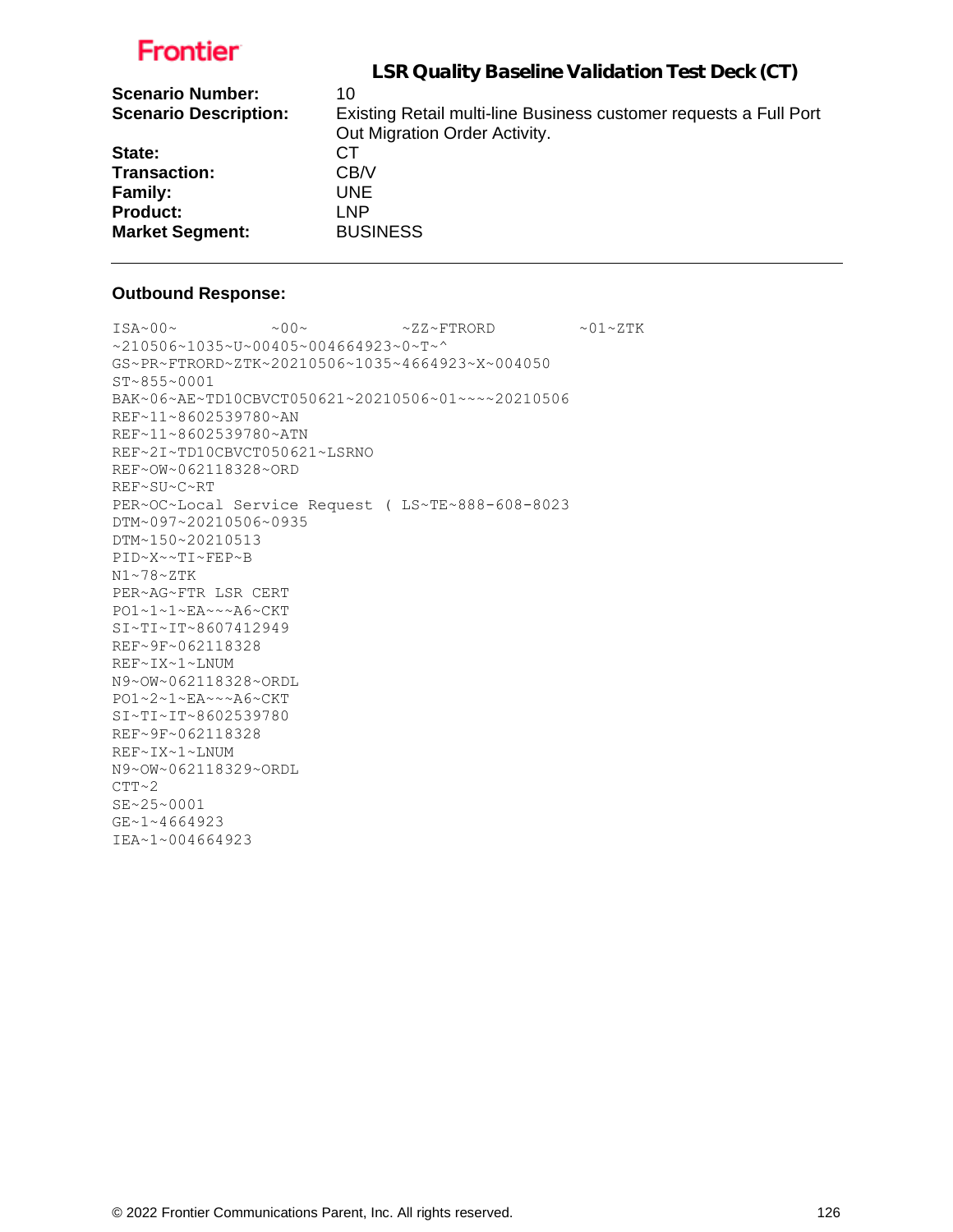Frontier

# LSR Quality Baseline Validation Test Deck (CT)

**Scenario Number:** 10
**Scenario Description:** Existing Retail multi-line Business customer requests a Full Port Out Migration Order Activity.
**State:** CT
**Transaction:** CB/V
**Family:** UNE
**Product:** LNP
**Market Segment:** BUSINESS

---

**Outbound Response:**

```
ISA~00~          ~00~          ~ZZ~FTRORD         ~01~ZTK
~210506~1035~U~00405~004664923~0~T~^
GS~PR~FTRORD~ZTK~20210506~1035~4664923~X~004050
ST~855~0001
BAK~06~AE~TD10CBVCT050621~20210506~01~~~~20210506
REF~11~8602539780~AN
REF~11~8602539780~ATN
REF~2I~TD10CBVCT050621~LSRNO
REF~OW~062118328~ORD
REF~SU~C~RT
PER~OC~Local Service Request ( LS~TE~888-608-8023
DTM~097~20210506~0935
DTM~150~20210513
PID~X~~TI~FEP~B
N1~78~ZTK
PER~AG~FTR LSR CERT
PO1~1~1~EA~~~A6~CKT
SI~TI~IT~8607412949
REF~9F~062118328
REF~IX~1~LNUM
N9~OW~062118328~ORDL
PO1~2~1~EA~~~A6~CKT
SI~TI~IT~8602539780
REF~9F~062118328
REF~IX~1~LNUM
N9~OW~062118329~ORDL
CTT~2
SE~25~0001
GE~1~4664923
IEA~1~004664923
```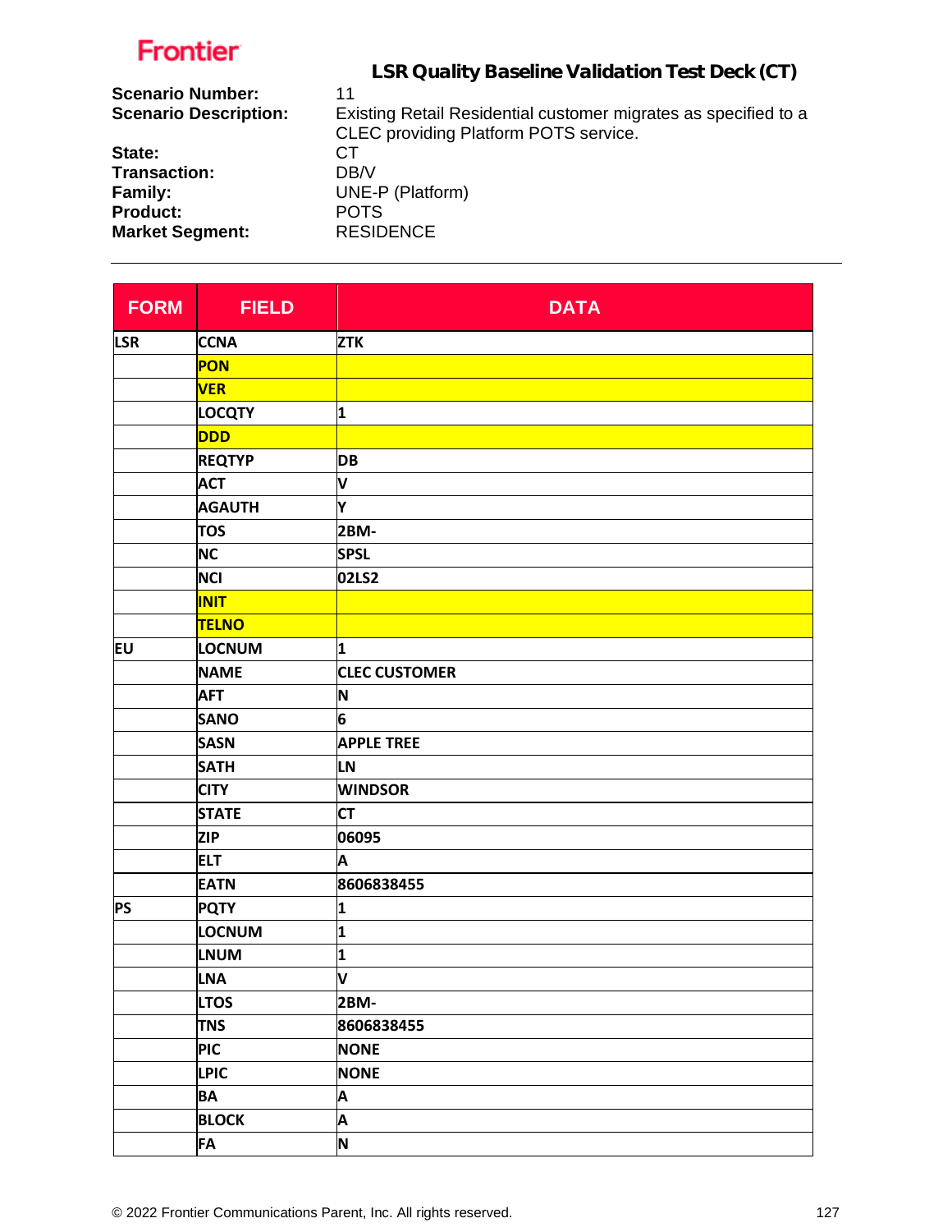Frontier

## LSR Quality Baseline Validation Test Deck (CT)

**Scenario Number:** 11
**Scenario Description:** Existing Retail Residential customer migrates as specified to a CLEC providing Platform POTS service.
**State:** CT
**Transaction:** DB/V
**Family:** UNE-P (Platform)
**Product:** POTS
**Market Segment:** RESIDENCE

| FORM | FIELD | DATA |
|---|---|---|
| LSR | CCNA | ZTK |
| | PON | |
| | VER | |
| | LOCQTY | 1 |
| | DDD | |
| | REQTYP | DB |
| | ACT | V |
| | AGAUTH | Y |
| | TOS | 2BM- |
| | NC | SPSL |
| | NCI | 02LS2 |
| | INIT | |
| | TELNO | |
| EU | LOCNUM | 1 |
| | NAME | CLEC CUSTOMER |
| | AFT | N |
| | SANO | 6 |
| | SASN | APPLE TREE |
| | SATH | LN |
| | CITY | WINDSOR |
| | STATE | CT |
| | ZIP | 06095 |
| | ELT | A |
| | EATN | 8606838455 |
| PS | PQTY | 1 |
| | LOCNUM | 1 |
| | LNUM | 1 |
| | LNA | V |
| | LTOS | 2BM- |
| | TNS | 8606838455 |
| | PIC | NONE |
| | LPIC | NONE |
| | BA | A |
| | BLOCK | A |
| | FA | N |

© 2022 Frontier Communications Parent, Inc. All rights reserved.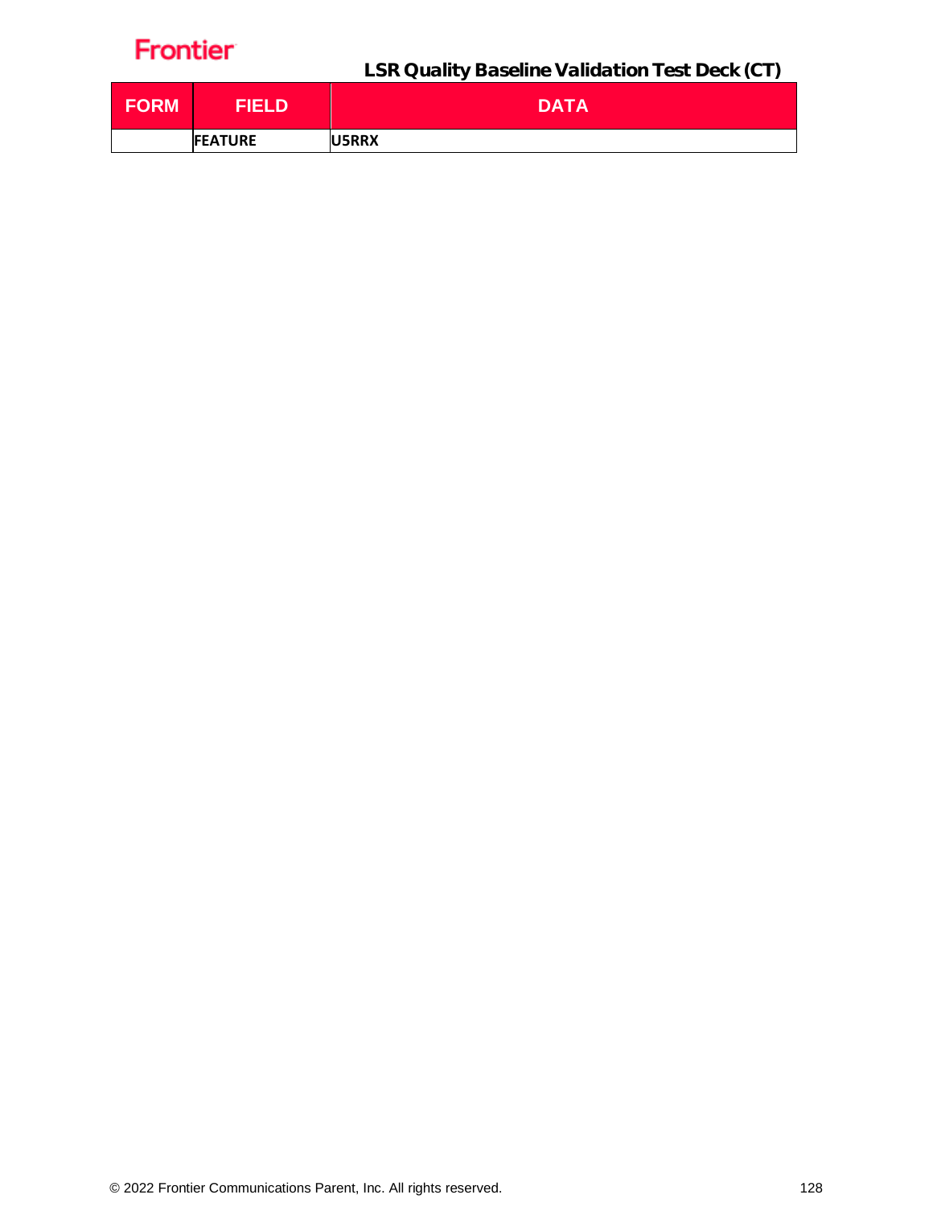| FORM | FIELD | DATA |
|---|---|---|
| | **FEATURE** | **U5RRX** |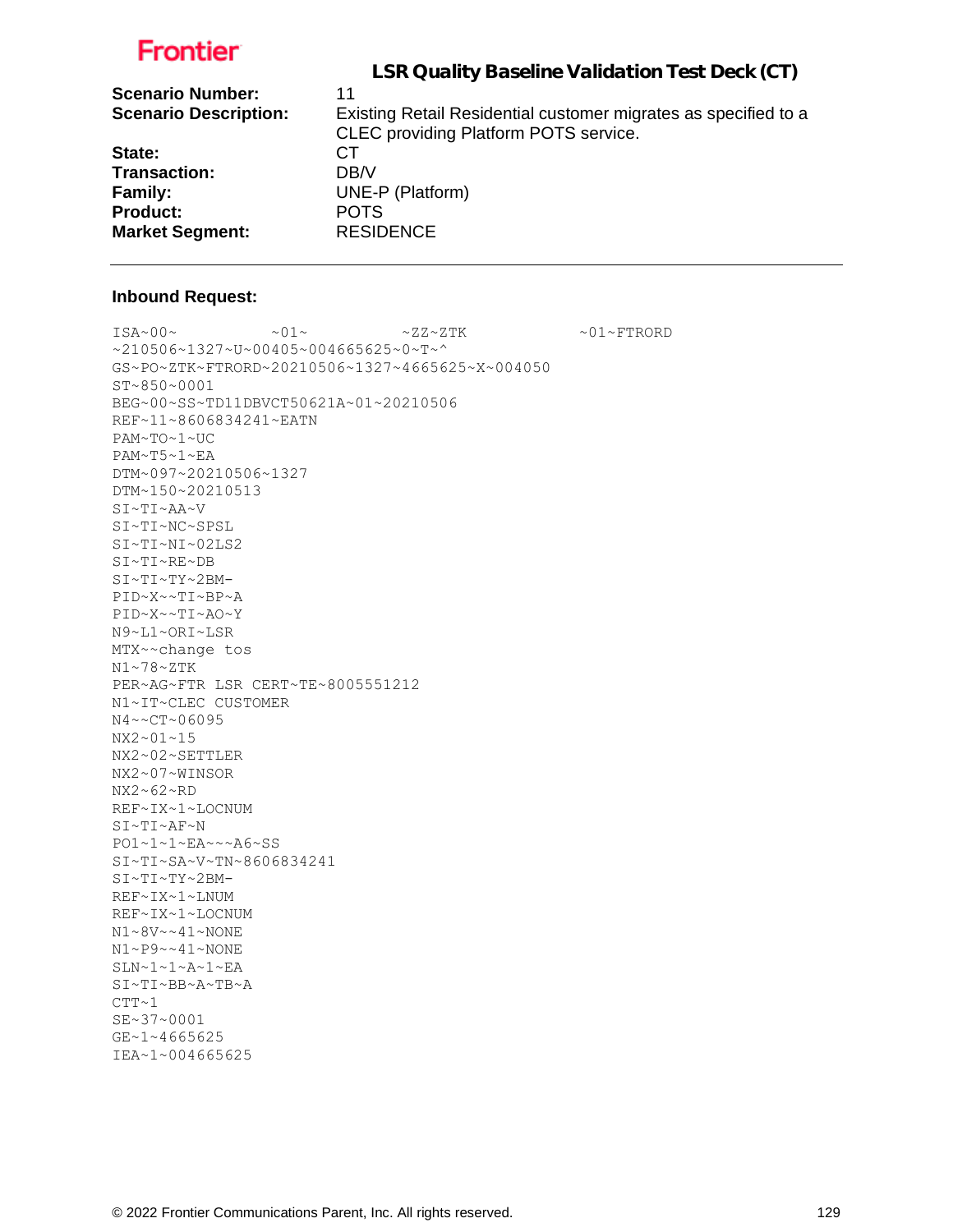**Frontier**

## LSR Quality Baseline Validation Test Deck (CT)

**Scenario Number:** 11
**Scenario Description:** Existing Retail Residential customer migrates as specified to a CLEC providing Platform POTS service.
**State:** CT
**Transaction:** DB/V
**Family:** UNE-P (Platform)
**Product:** POTS
**Market Segment:** RESIDENCE

---

**Inbound Request:**

```
ISA~00~          ~01~          ~ZZ~ZTK            ~01~FTRORD
~210506~1327~U~00405~004665625~0~T~^
GS~PO~ZTK~FTRORD~20210506~1327~4665625~X~004050
ST~850~0001
BEG~00~SS~TD11DBVCT50621A~01~20210506
REF~11~8606834241~EATN
PAM~TO~1~UC
PAM~T5~1~EA
DTM~097~20210506~1327
DTM~150~20210513
SI~TI~AA~V
SI~TI~NC~SPSL
SI~TI~NI~02LS2
SI~TI~RE~DB
SI~TI~TY~2BM-
PID~X~~TI~BP~A
PID~X~~TI~AO~Y
N9~L1~ORI~LSR
MTX~~change tos
N1~78~ZTK
PER~AG~FTR LSR CERT~TE~8005551212
N1~IT~CLEC CUSTOMER
N4~~CT~06095
NX2~01~15
NX2~02~SETTLER
NX2~07~WINSOR
NX2~62~RD
REF~IX~1~LOCNUM
SI~TI~AF~N
PO1~1~1~EA~~~A6~SS
SI~TI~SA~V~TN~8606834241
SI~TI~TY~2BM-
REF~IX~1~LNUM
REF~IX~1~LOCNUM
N1~8V~~41~NONE
N1~P9~~41~NONE
SLN~1~1~A~1~EA
SI~TI~BB~A~TB~A
CTT~1
SE~37~0001
GE~1~4665625
IEA~1~004665625
```

© 2022 Frontier Communications Parent, Inc. All rights reserved.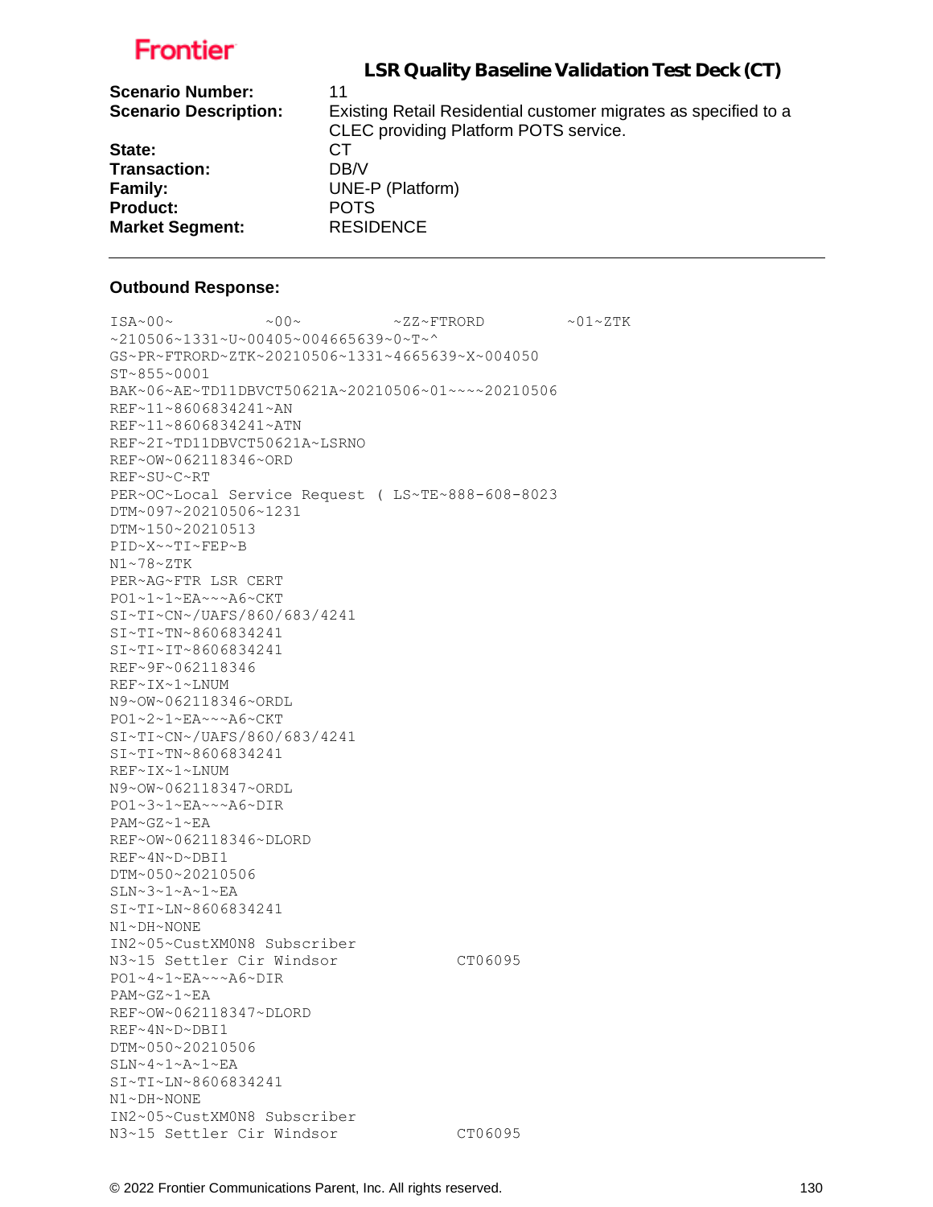**Frontier**

## LSR Quality Baseline Validation Test Deck (CT)

**Scenario Number:** 11

**Scenario Description:** Existing Retail Residential customer migrates as specified to a CLEC providing Platform POTS service.

**State:** CT

**Transaction:** DB/V

**Family:** UNE-P (Platform)

**Product:** POTS

**Market Segment:** RESIDENCE

---

**Outbound Response:**

```
ISA~00~          ~00~          ~ZZ~FTRORD         ~01~ZTK
~210506~1331~U~00405~004665639~0~T~^
GS~PR~FTRORD~ZTK~20210506~1331~4665639~X~004050
ST~855~0001
BAK~06~AE~TD11DBVCT50621A~20210506~01~~~~20210506
REF~11~8606834241~AN
REF~11~8606834241~ATN
REF~2I~TD11DBVCT50621A~LSRNO
REF~OW~062118346~ORD
REF~SU~C~RT
PER~OC~Local Service Request ( LS~TE~888-608-8023
DTM~097~20210506~1231
DTM~150~20210513
PID~X~~TI~FEP~B
N1~78~ZTK
PER~AG~FTR LSR CERT
PO1~1~1~EA~~~A6~CKT
SI~TI~CN~/UAFS/860/683/4241
SI~TI~TN~8606834241
SI~TI~IT~8606834241
REF~9F~062118346
REF~IX~1~LNUM
N9~OW~062118346~ORDL
PO1~2~1~EA~~~A6~CKT
SI~TI~CN~/UAFS/860/683/4241
SI~TI~TN~8606834241
REF~IX~1~LNUM
N9~OW~062118347~ORDL
PO1~3~1~EA~~~A6~DIR
PAM~GZ~1~EA
REF~OW~062118346~DLORD
REF~4N~D~DBI1
DTM~050~20210506
SLN~3~1~A~1~EA
SI~TI~LN~8606834241
N1~DH~NONE
IN2~05~CustXM0N8 Subscriber
N3~15 Settler Cir Windsor            CT06095
PO1~4~1~EA~~~A6~DIR
PAM~GZ~1~EA
REF~OW~062118347~DLORD
REF~4N~D~DBI1
DTM~050~20210506
SLN~4~1~A~1~EA
SI~TI~LN~8606834241
N1~DH~NONE
IN2~05~CustXM0N8 Subscriber
N3~15 Settler Cir Windsor            CT06095
```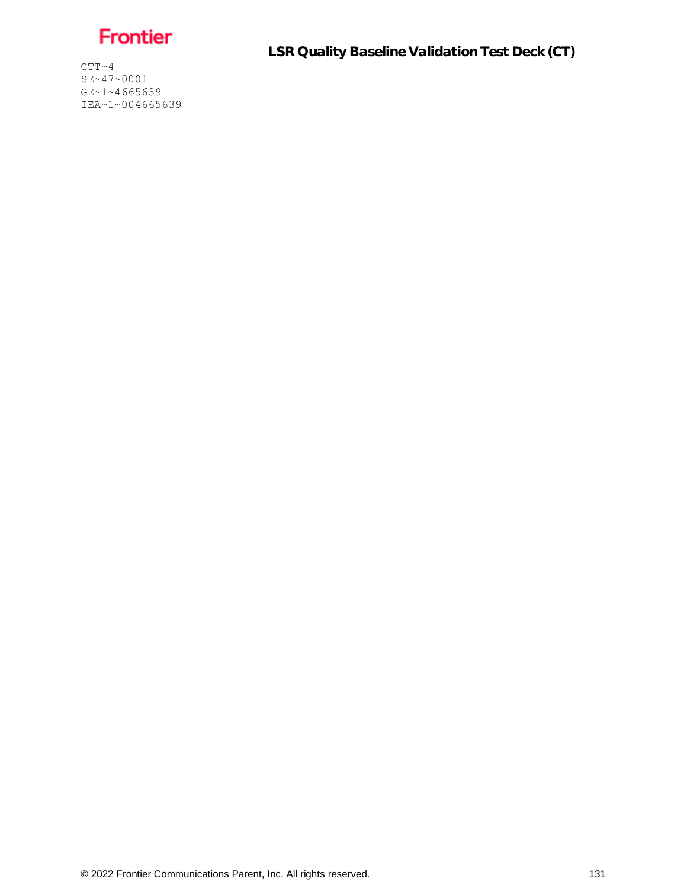```
CTT~4
SE~47~0001
GE~1~4665639
IEA~1~004665639
```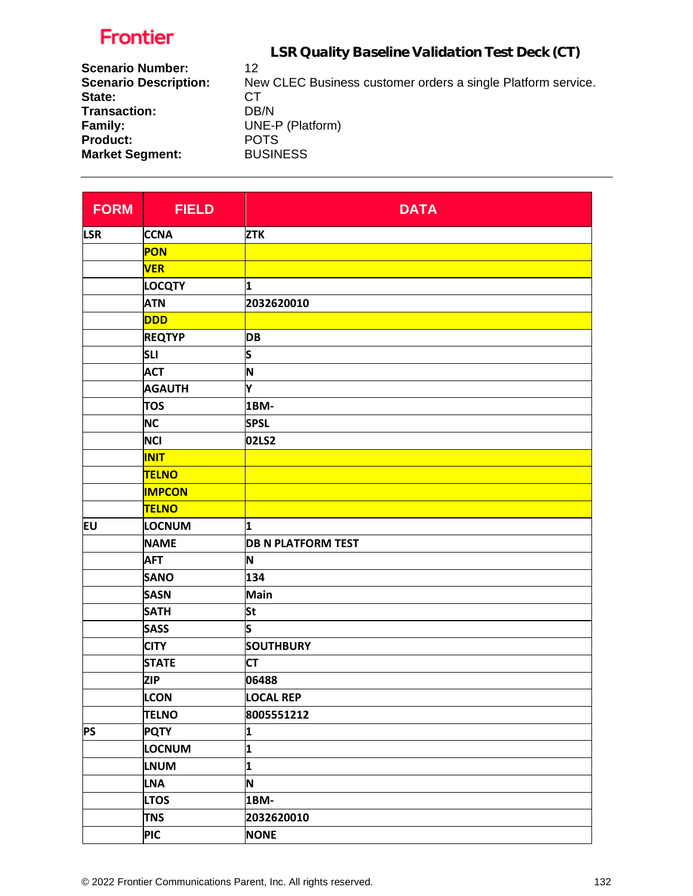Frontier

# LSR Quality Baseline Validation Test Deck (CT)

**Scenario Number:** 12
**Scenario Description:** New CLEC Business customer orders a single Platform service.
**State:** CT
**Transaction:** DB/N
**Family:** UNE-P (Platform)
**Product:** POTS
**Market Segment:** BUSINESS

| FORM | FIELD | DATA |
|---|---|---|
| LSR | CCNA | ZTK |
| | PON | |
| | VER | |
| | LOCQTY | 1 |
| | ATN | 2032620010 |
| | DDD | |
| | REQTYP | DB |
| | SLI | S |
| | ACT | N |
| | AGAUTH | Y |
| | TOS | 1BM- |
| | NC | SPSL |
| | NCI | 02LS2 |
| | INIT | |
| | TELNO | |
| | IMPCON | |
| | TELNO | |
| EU | LOCNUM | 1 |
| | NAME | DB N PLATFORM TEST |
| | AFT | N |
| | SANO | 134 |
| | SASN | Main |
| | SATH | St |
| | SASS | S |
| | CITY | SOUTHBURY |
| | STATE | CT |
| | ZIP | 06488 |
| | LCON | LOCAL REP |
| | TELNO | 8005551212 |
| PS | PQTY | 1 |
| | LOCNUM | 1 |
| | LNUM | 1 |
| | LNA | N |
| | LTOS | 1BM- |
| | TNS | 2032620010 |
| | PIC | NONE |

© 2022 Frontier Communications Parent, Inc. All rights reserved.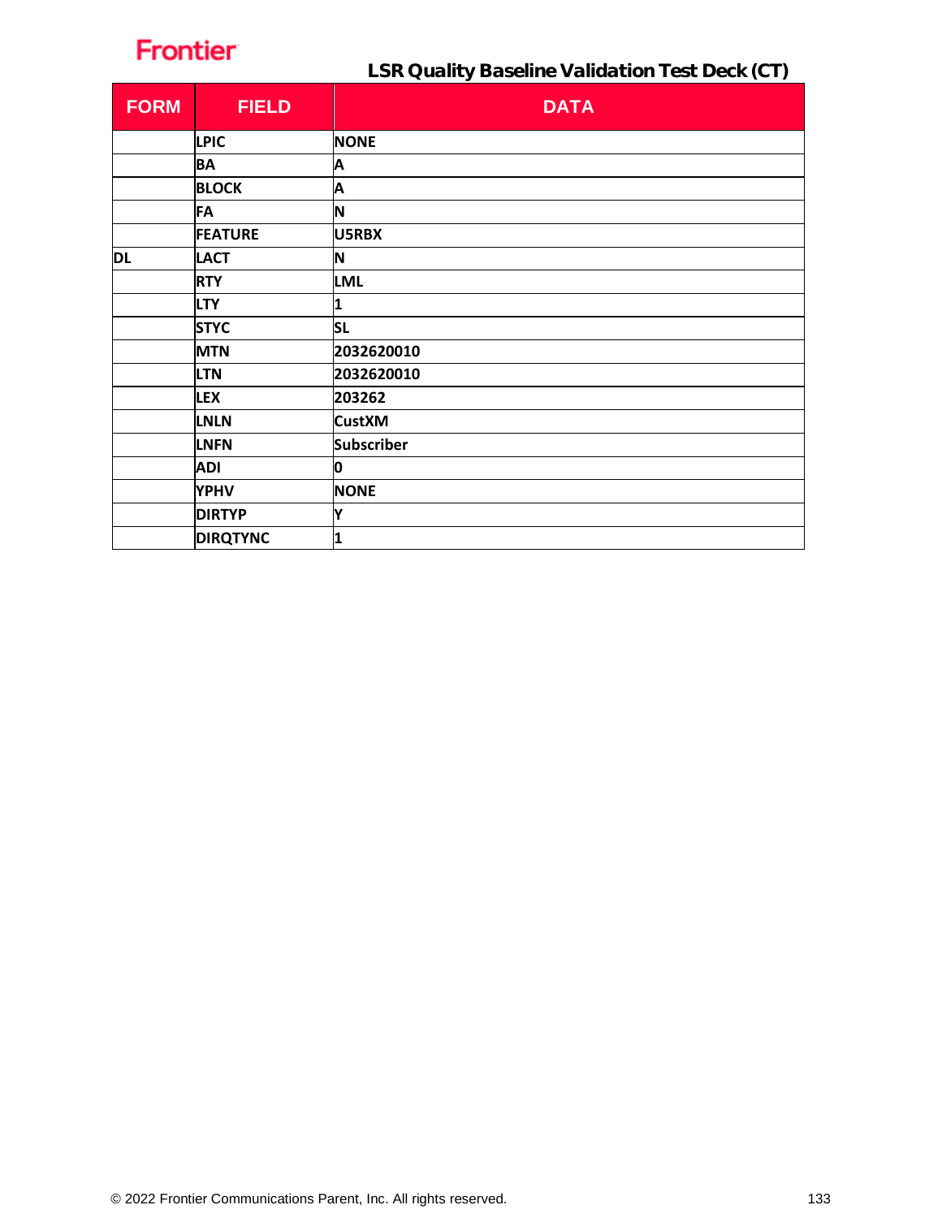## LSR Quality Baseline Validation Test Deck (CT)

| FORM | FIELD | DATA |
|---|---|---|
| | LPIC | NONE |
| | BA | A |
| | BLOCK | A |
| | FA | N |
| | FEATURE | U5RBX |
| DL | LACT | N |
| | RTY | LML |
| | LTY | 1 |
| | STYC | SL |
| | MTN | 2032620010 |
| | LTN | 2032620010 |
| | LEX | 203262 |
| | LNLN | CustXM |
| | LNFN | Subscriber |
| | ADI | 0 |
| | YPHV | NONE |
| | DIRTYP | Y |
| | DIRQTYNC | 1 |

© 2022 Frontier Communications Parent, Inc. All rights reserved.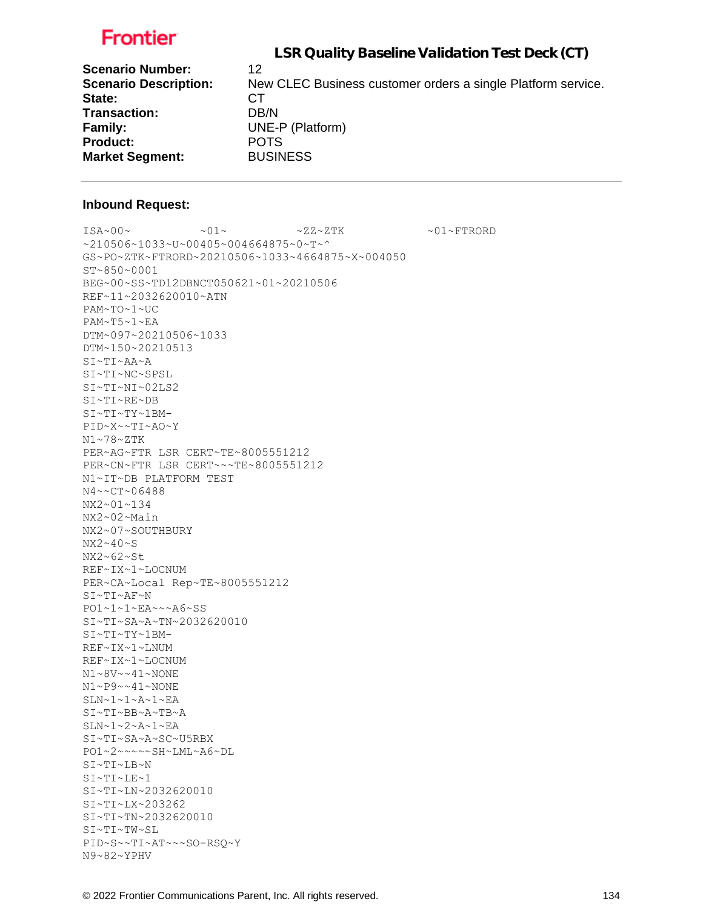Frontier

## LSR Quality Baseline Validation Test Deck (CT)

**Scenario Number:** 12
**Scenario Description:** New CLEC Business customer orders a single Platform service.
**State:** CT
**Transaction:** DB/N
**Family:** UNE-P (Platform)
**Product:** POTS
**Market Segment:** BUSINESS

---

**Inbound Request:**

```
ISA~00~          ~01~          ~ZZ~ZTK            ~01~FTRORD
~210506~1033~U~00405~004664875~0~T~^
GS~PO~ZTK~FTRORD~20210506~1033~4664875~X~004050
ST~850~0001
BEG~00~SS~TD12DBNCT050621~01~20210506
REF~11~2032620010~ATN
PAM~TO~1~UC
PAM~T5~1~EA
DTM~097~20210506~1033
DTM~150~20210513
SI~TI~AA~A
SI~TI~NC~SPSL
SI~TI~NI~02LS2
SI~TI~RE~DB
SI~TI~TY~1BM-
PID~X~~TI~AO~Y
N1~78~ZTK
PER~AG~FTR LSR CERT~TE~8005551212
PER~CN~FTR LSR CERT~~~TE~8005551212
N1~IT~DB PLATFORM TEST
N4~~CT~06488
NX2~01~134
NX2~02~Main
NX2~07~SOUTHBURY
NX2~40~S
NX2~62~St
REF~IX~1~LOCNUM
PER~CA~Local Rep~TE~8005551212
SI~TI~AF~N
PO1~1~1~EA~~~A6~SS
SI~TI~SA~A~TN~2032620010
SI~TI~TY~1BM-
REF~IX~1~LNUM
REF~IX~1~LOCNUM
N1~8V~~41~NONE
N1~P9~~41~NONE
SLN~1~1~A~1~EA
SI~TI~BB~A~TB~A
SLN~1~2~A~1~EA
SI~TI~SA~A~SC~U5RBX
PO1~2~~~~~SH~LML~A6~DL
SI~TI~LB~N
SI~TI~LE~1
SI~TI~LN~2032620010
SI~TI~LX~203262
SI~TI~TN~2032620010
SI~TI~TW~SL
PID~S~~TI~AT~~~SO-RSQ~Y
N9~82~YPHV
```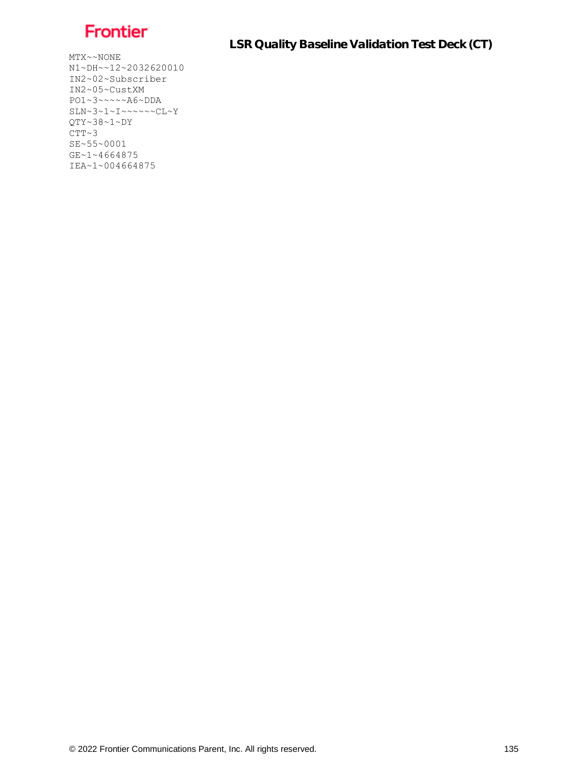```
MTX~~NONE
N1~DH~~12~2032620010
IN2~02~Subscriber
IN2~05~CustXM
PO1~3~~~~~A6~DDA
SLN~3~1~I~~~~~~CL~Y
QTY~38~1~DY
CTT~3
SE~55~0001
GE~1~4664875
IEA~1~004664875
```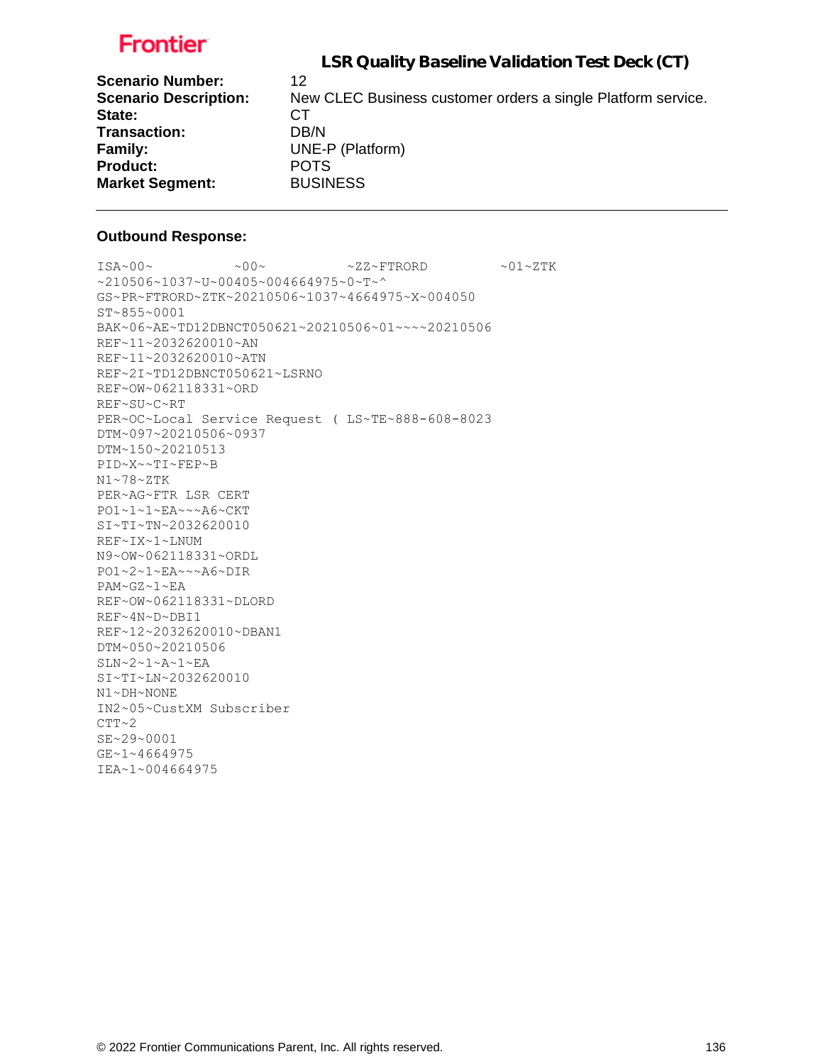**LSR Quality Baseline Validation Test Deck (CT)**

**Scenario Number:** 12
**Scenario Description:** New CLEC Business customer orders a single Platform service.
**State:** CT
**Transaction:** DB/N
**Family:** UNE-P (Platform)
**Product:** POTS
**Market Segment:** BUSINESS

---

**Outbound Response:**

```
ISA~00~          ~00~          ~ZZ~FTRORD         ~01~ZTK
~210506~1037~U~00405~004664975~0~T~^
GS~PR~FTRORD~ZTK~20210506~1037~4664975~X~004050
ST~855~0001
BAK~06~AE~TD12DBNCT050621~20210506~01~~~~20210506
REF~11~2032620010~AN
REF~11~2032620010~ATN
REF~2I~TD12DBNCT050621~LSRNO
REF~OW~062118331~ORD
REF~SU~C~RT
PER~OC~Local Service Request ( LS~TE~888-608-8023
DTM~097~20210506~0937
DTM~150~20210513
PID~X~~TI~FEP~B
N1~78~ZTK
PER~AG~FTR LSR CERT
PO1~1~1~EA~~~A6~CKT
SI~TI~TN~2032620010
REF~IX~1~LNUM
N9~OW~062118331~ORDL
PO1~2~1~EA~~~A6~DIR
PAM~GZ~1~EA
REF~OW~062118331~DLORD
REF~4N~D~DBI1
REF~12~2032620010~DBAN1
DTM~050~20210506
SLN~2~1~A~1~EA
SI~TI~LN~2032620010
N1~DH~NONE
IN2~05~CustXM Subscriber
CTT~2
SE~29~0001
GE~1~4664975
IEA~1~004664975
```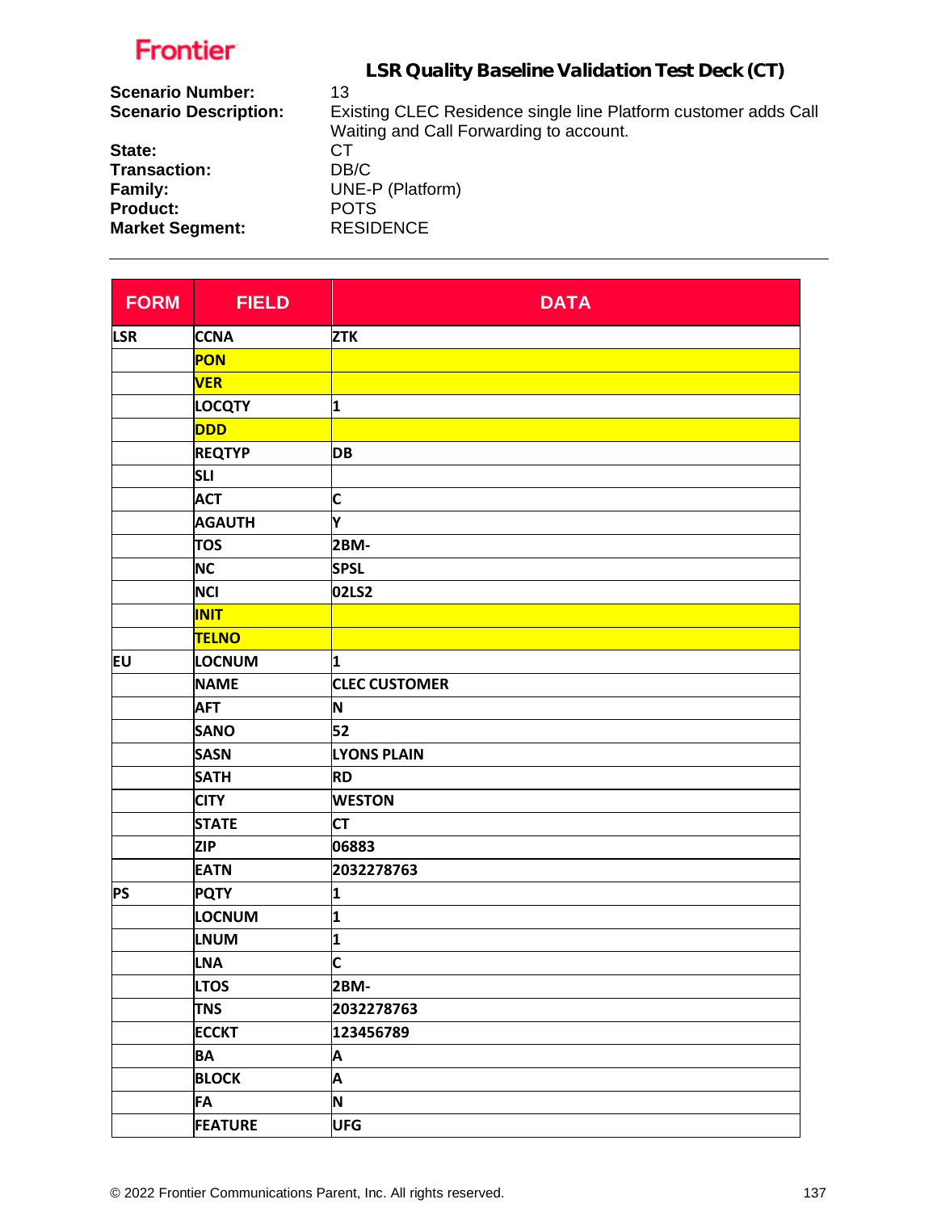## LSR Quality Baseline Validation Test Deck (CT)

**Scenario Number:** 13
**Scenario Description:** Existing CLEC Residence single line Platform customer adds Call Waiting and Call Forwarding to account.
**State:** CT
**Transaction:** DB/C
**Family:** UNE-P (Platform)
**Product:** POTS
**Market Segment:** RESIDENCE

---

| FORM | FIELD | DATA |
|---|---|---|
| LSR | CCNA | ZTK |
| | PON | |
| | VER | |
| | LOCQTY | 1 |
| | DDD | |
| | REQTYP | DB |
| | SLI | |
| | ACT | C |
| | AGAUTH | Y |
| | TOS | 2BM- |
| | NC | SPSL |
| | NCI | 02LS2 |
| | INIT | |
| | TELNO | |
| EU | LOCNUM | 1 |
| | NAME | CLEC CUSTOMER |
| | AFT | N |
| | SANO | 52 |
| | SASN | LYONS PLAIN |
| | SATH | RD |
| | CITY | WESTON |
| | STATE | CT |
| | ZIP | 06883 |
| | EATN | 2032278763 |
| PS | PQTY | 1 |
| | LOCNUM | 1 |
| | LNUM | 1 |
| | LNA | C |
| | LTOS | 2BM- |
| | TNS | 2032278763 |
| | ECCKT | 123456789 |
| | BA | A |
| | BLOCK | A |
| | FA | N |
| | FEATURE | UFG |

© 2022 Frontier Communications Parent, Inc. All rights reserved.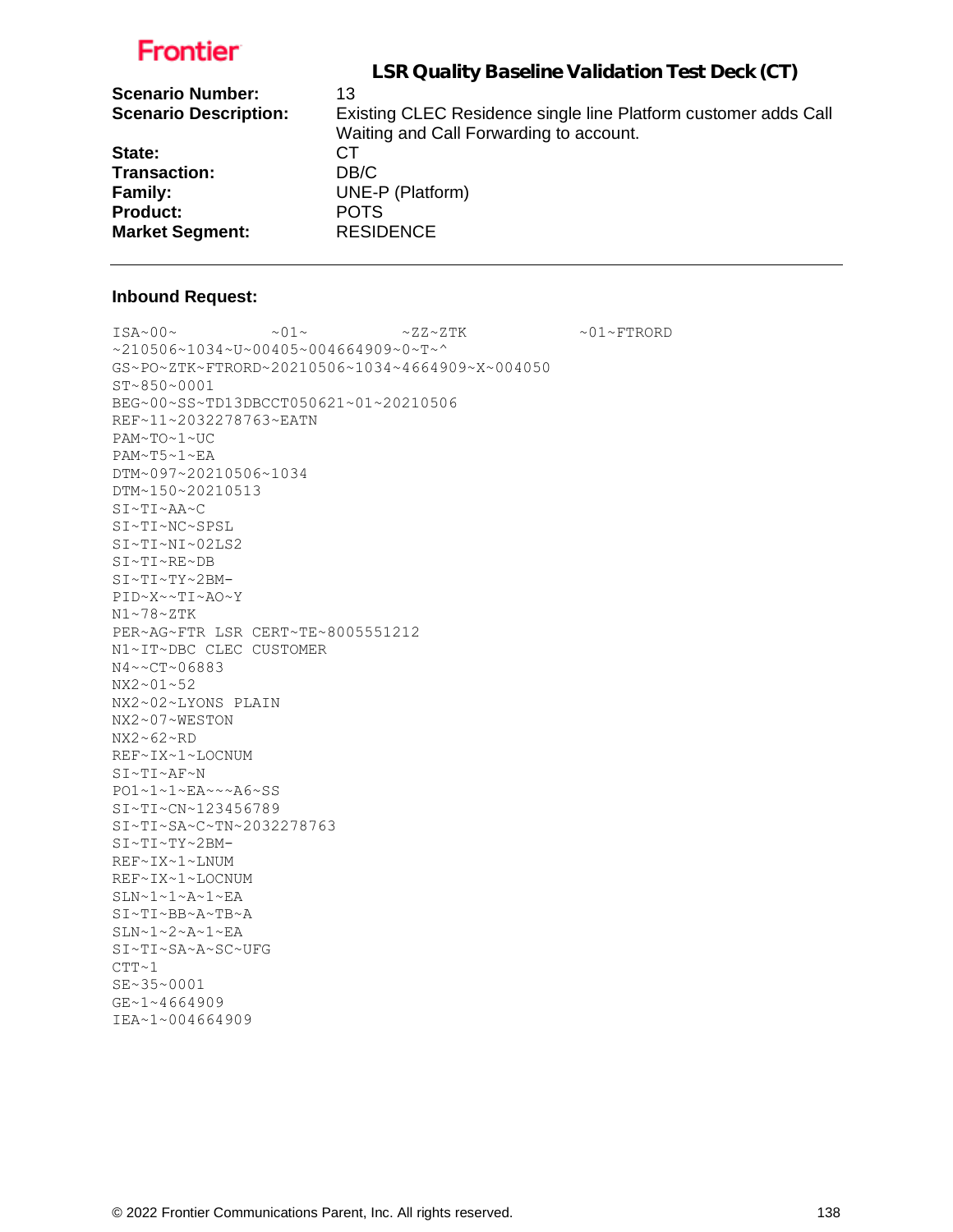# LSR Quality Baseline Validation Test Deck (CT)

| | |
|---|---|
| **Scenario Number:** | 13 |
| **Scenario Description:** | Existing CLEC Residence single line Platform customer adds Call Waiting and Call Forwarding to account. |
| **State:** | CT |
| **Transaction:** | DB/C |
| **Family:** | UNE-P (Platform) |
| **Product:** | POTS |
| **Market Segment:** | RESIDENCE |

---

**Inbound Request:**

```
ISA~00~          ~01~          ~ZZ~ZTK            ~01~FTRORD
~210506~1034~U~00405~004664909~0~T~^
GS~PO~ZTK~FTRORD~20210506~1034~4664909~X~004050
ST~850~0001
BEG~00~SS~TD13DBCCT050621~01~20210506
REF~11~2032278763~EATN
PAM~TO~1~UC
PAM~T5~1~EA
DTM~097~20210506~1034
DTM~150~20210513
SI~TI~AA~C
SI~TI~NC~SPSL
SI~TI~NI~02LS2
SI~TI~RE~DB
SI~TI~TY~2BM-
PID~X~~TI~AO~Y
N1~78~ZTK
PER~AG~FTR LSR CERT~TE~8005551212
N1~IT~DBC CLEC CUSTOMER
N4~~CT~06883
NX2~01~52
NX2~02~LYONS PLAIN
NX2~07~WESTON
NX2~62~RD
REF~IX~1~LOCNUM
SI~TI~AF~N
PO1~1~1~EA~~~A6~SS
SI~TI~CN~123456789
SI~TI~SA~C~TN~2032278763
SI~TI~TY~2BM-
REF~IX~1~LNUM
REF~IX~1~LOCNUM
SLN~1~1~A~1~EA
SI~TI~BB~A~TB~A
SLN~1~2~A~1~EA
SI~TI~SA~A~SC~UFG
CTT~1
SE~35~0001
GE~1~4664909
IEA~1~004664909
```

© 2022 Frontier Communications Parent, Inc. All rights reserved.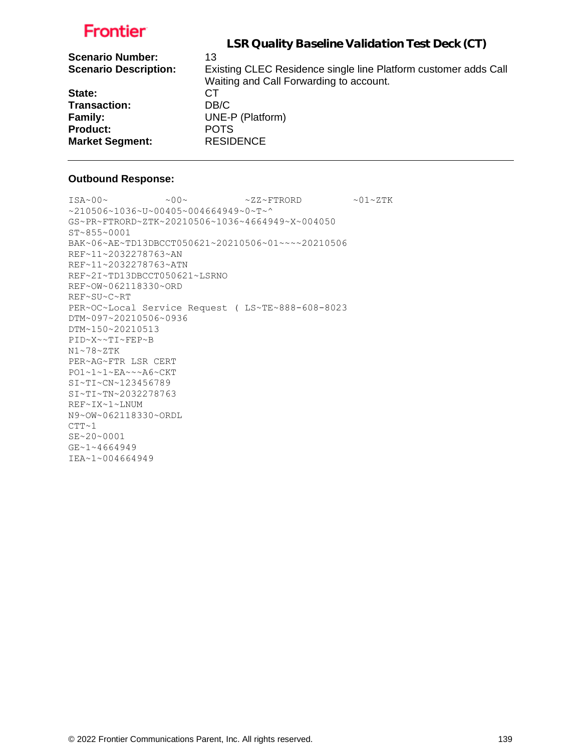# LSR Quality Baseline Validation Test Deck (CT)

| | |
|---|---|
| **Scenario Number:** | 13 |
| **Scenario Description:** | Existing CLEC Residence single line Platform customer adds Call Waiting and Call Forwarding to account. |
| **State:** | CT |
| **Transaction:** | DB/C |
| **Family:** | UNE-P (Platform) |
| **Product:** | POTS |
| **Market Segment:** | RESIDENCE |

---

**Outbound Response:**

```
ISA~00~          ~00~          ~ZZ~FTRORD         ~01~ZTK
~210506~1036~U~00405~004664949~0~T~^
GS~PR~FTRORD~ZTK~20210506~1036~4664949~X~004050
ST~855~0001
BAK~06~AE~TD13DBCCT050621~20210506~01~~~~20210506
REF~11~2032278763~AN
REF~11~2032278763~ATN
REF~2I~TD13DBCCT050621~LSRNO
REF~OW~062118330~ORD
REF~SU~C~RT
PER~OC~Local Service Request ( LS~TE~888-608-8023
DTM~097~20210506~0936
DTM~150~20210513
PID~X~~TI~FEP~B
N1~78~ZTK
PER~AG~FTR LSR CERT
PO1~1~1~EA~~~A6~CKT
SI~TI~CN~123456789
SI~TI~TN~2032278763
REF~IX~1~LNUM
N9~OW~062118330~ORDL
CTT~1
SE~20~0001
GE~1~4664949
IEA~1~004664949
```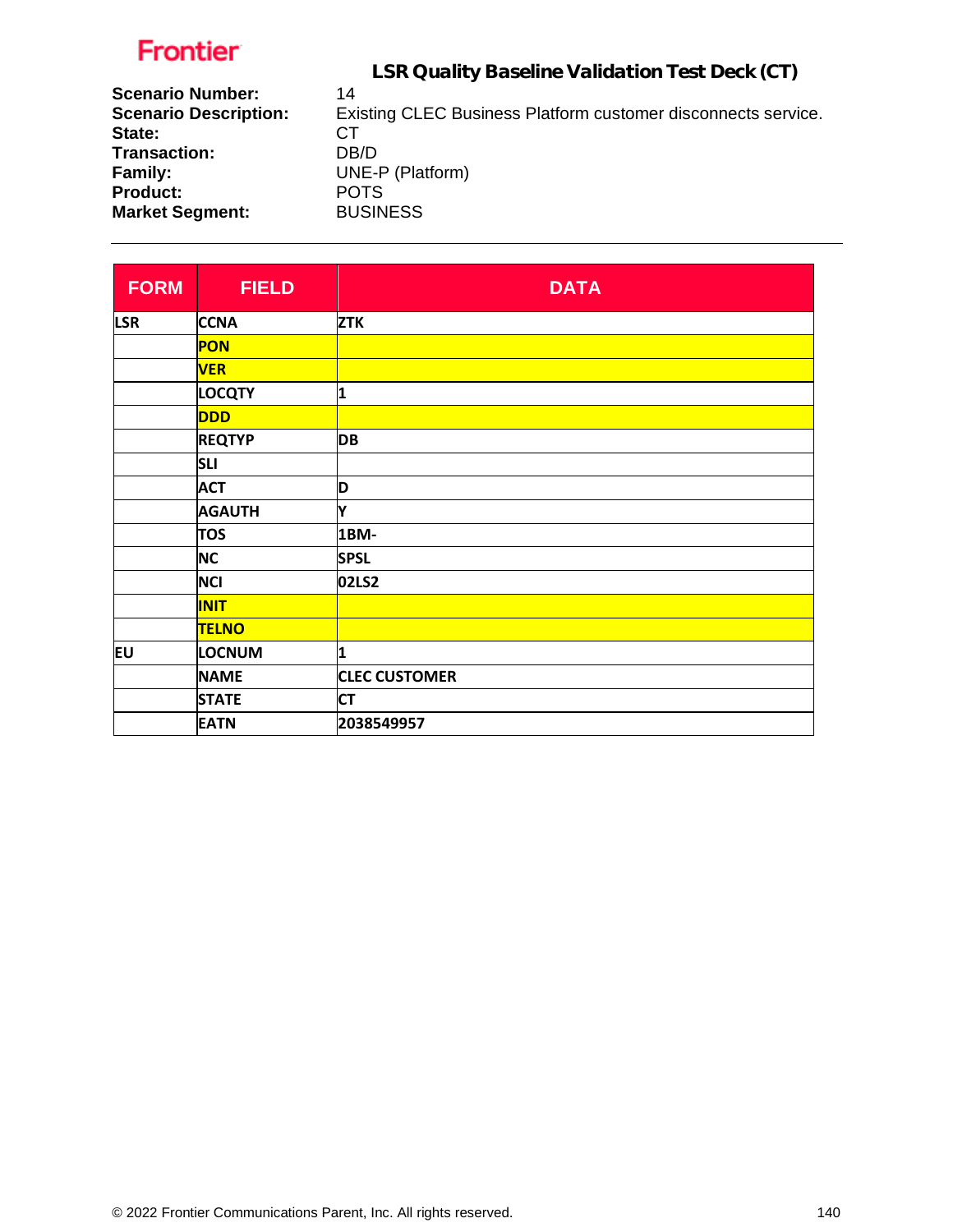Frontier

## LSR Quality Baseline Validation Test Deck (CT)

**Scenario Number:** 14
**Scenario Description:** Existing CLEC Business Platform customer disconnects service.
**State:** CT
**Transaction:** DB/D
**Family:** UNE-P (Platform)
**Product:** POTS
**Market Segment:** BUSINESS

---

| FORM | FIELD | DATA |
|---|---|---|
| LSR | CCNA | ZTK |
| | PON | |
| | VER | |
| | LOCQTY | 1 |
| | DDD | |
| | REQTYP | DB |
| | SLI | |
| | ACT | D |
| | AGAUTH | Y |
| | TOS | 1BM- |
| | NC | SPSL |
| | NCI | 02LS2 |
| | INIT | |
| | TELNO | |
| EU | LOCNUM | 1 |
| | NAME | CLEC CUSTOMER |
| | STATE | CT |
| | EATN | 2038549957 |

© 2022 Frontier Communications Parent, Inc. All rights reserved.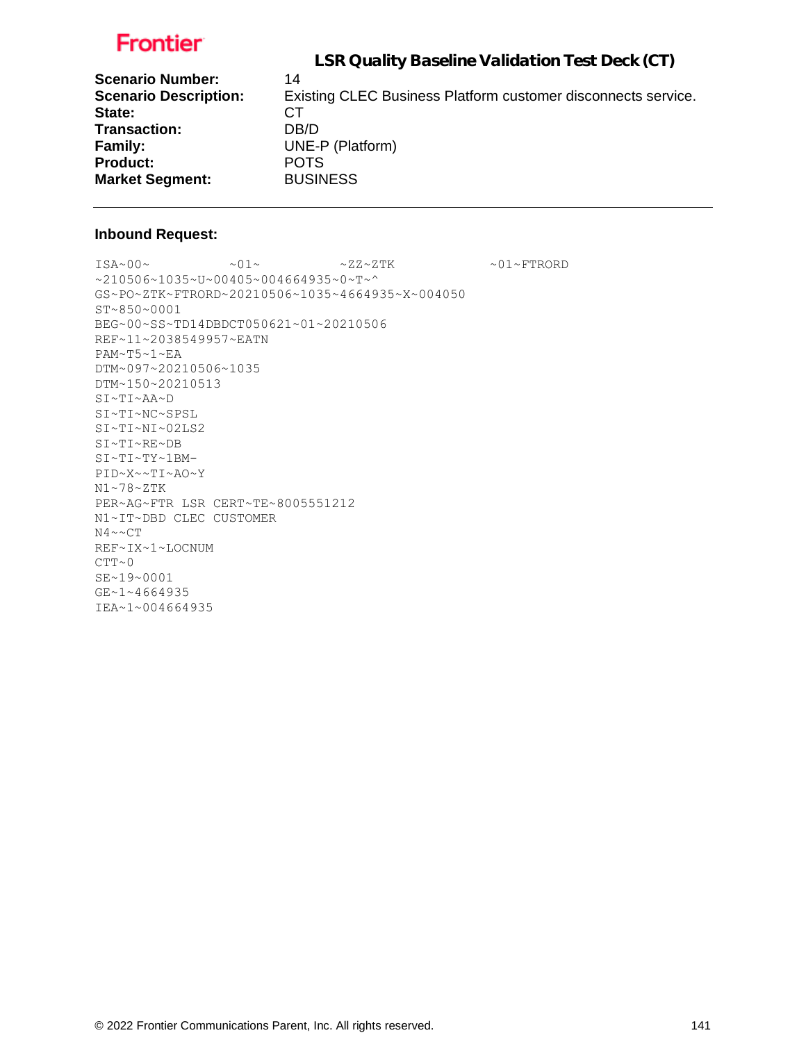**LSR Quality Baseline Validation Test Deck (CT)**

| | |
|---|---|
| **Scenario Number:** | 14 |
| **Scenario Description:** | Existing CLEC Business Platform customer disconnects service. |
| **State:** | CT |
| **Transaction:** | DB/D |
| **Family:** | UNE-P (Platform) |
| **Product:** | POTS |
| **Market Segment:** | BUSINESS |

---

**Inbound Request:**

```
ISA~00~          ~01~          ~ZZ~ZTK            ~01~FTRORD
~210506~1035~U~00405~004664935~0~T~^
GS~PO~ZTK~FTRORD~20210506~1035~4664935~X~004050
ST~850~0001
BEG~00~SS~TD14DBDCT050621~01~20210506
REF~11~2038549957~EATN
PAM~T5~1~EA
DTM~097~20210506~1035
DTM~150~20210513
SI~TI~AA~D
SI~TI~NC~SPSL
SI~TI~NI~02LS2
SI~TI~RE~DB
SI~TI~TY~1BM-
PID~X~~TI~AO~Y
N1~78~ZTK
PER~AG~FTR LSR CERT~TE~8005551212
N1~IT~DBD CLEC CUSTOMER
N4~~CT
REF~IX~1~LOCNUM
CTT~0
SE~19~0001
GE~1~4664935
IEA~1~004664935
```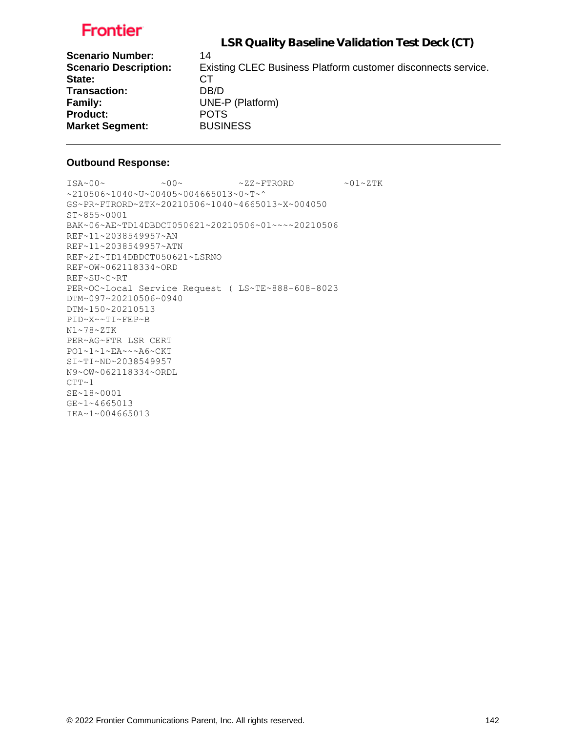**LSR Quality Baseline Validation Test Deck (CT)**

| | |
|---|---|
| **Scenario Number:** | 14 |
| **Scenario Description:** | Existing CLEC Business Platform customer disconnects service. |
| **State:** | CT |
| **Transaction:** | DB/D |
| **Family:** | UNE-P (Platform) |
| **Product:** | POTS |
| **Market Segment:** | BUSINESS |

---

**Outbound Response:**

```
ISA~00~          ~00~          ~ZZ~FTRORD         ~01~ZTK
~210506~1040~U~00405~004665013~0~T~^
GS~PR~FTRORD~ZTK~20210506~1040~4665013~X~004050
ST~855~0001
BAK~06~AE~TD14DBDCT050621~20210506~01~~~~20210506
REF~11~2038549957~AN
REF~11~2038549957~ATN
REF~2I~TD14DBDCT050621~LSRNO
REF~OW~062118334~ORD
REF~SU~C~RT
PER~OC~Local Service Request ( LS~TE~888-608-8023
DTM~097~20210506~0940
DTM~150~20210513
PID~X~~TI~FEP~B
N1~78~ZTK
PER~AG~FTR LSR CERT
PO1~1~1~EA~~~A6~CKT
SI~TI~ND~2038549957
N9~OW~062118334~ORDL
CTT~1
SE~18~0001
GE~1~4665013
IEA~1~004665013
```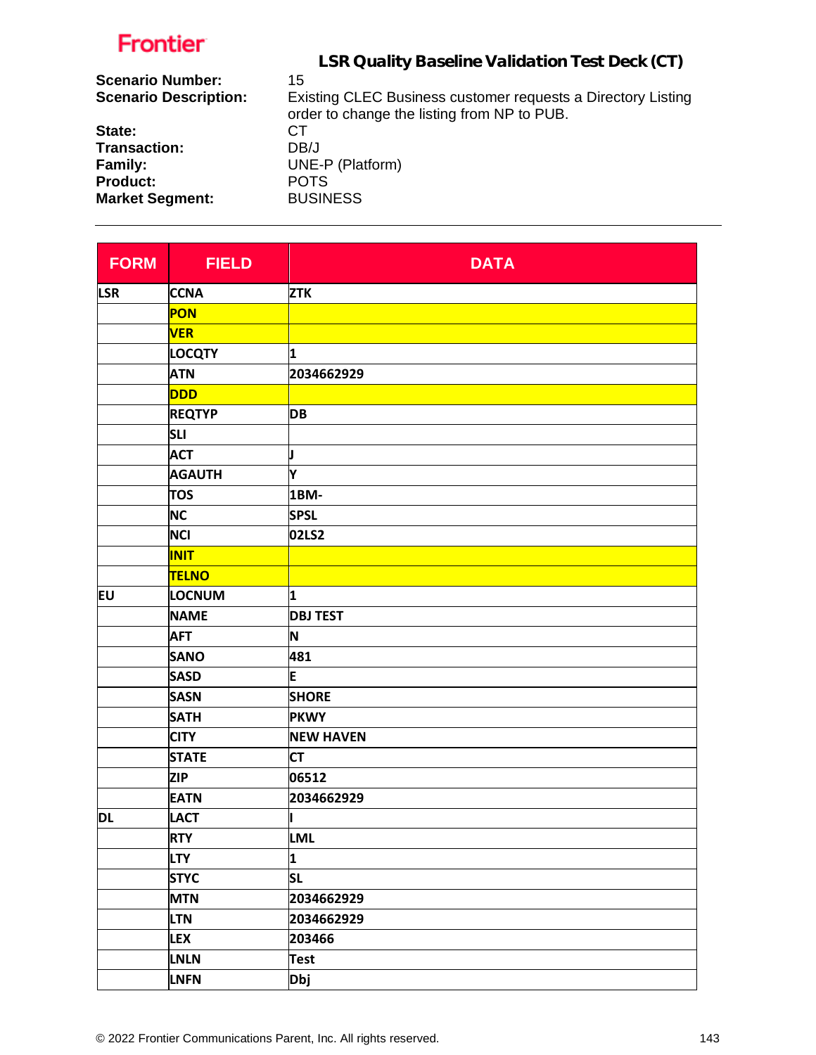Frontier

## LSR Quality Baseline Validation Test Deck (CT)

**Scenario Number:** 15
**Scenario Description:** Existing CLEC Business customer requests a Directory Listing order to change the listing from NP to PUB.
**State:** CT
**Transaction:** DB/J
**Family:** UNE-P (Platform)
**Product:** POTS
**Market Segment:** BUSINESS

---

| FORM | FIELD | DATA |
|---|---|---|
| LSR | CCNA | ZTK |
| | PON | |
| | VER | |
| | LOCQTY | 1 |
| | ATN | 2034662929 |
| | DDD | |
| | REQTYP | DB |
| | SLI | |
| | ACT | J |
| | AGAUTH | Y |
| | TOS | 1BM- |
| | NC | SPSL |
| | NCI | 02LS2 |
| | INIT | |
| | TELNO | |
| EU | LOCNUM | 1 |
| | NAME | DBJ TEST |
| | AFT | N |
| | SANO | 481 |
| | SASD | E |
| | SASN | SHORE |
| | SATH | PKWY |
| | CITY | NEW HAVEN |
| | STATE | CT |
| | ZIP | 06512 |
| | EATN | 2034662929 |
| DL | LACT | I |
| | RTY | LML |
| | LTY | 1 |
| | STYC | SL |
| | MTN | 2034662929 |
| | LTN | 2034662929 |
| | LEX | 203466 |
| | LNLN | Test |
| | LNFN | Dbj |

© 2022 Frontier Communications Parent, Inc. All rights reserved.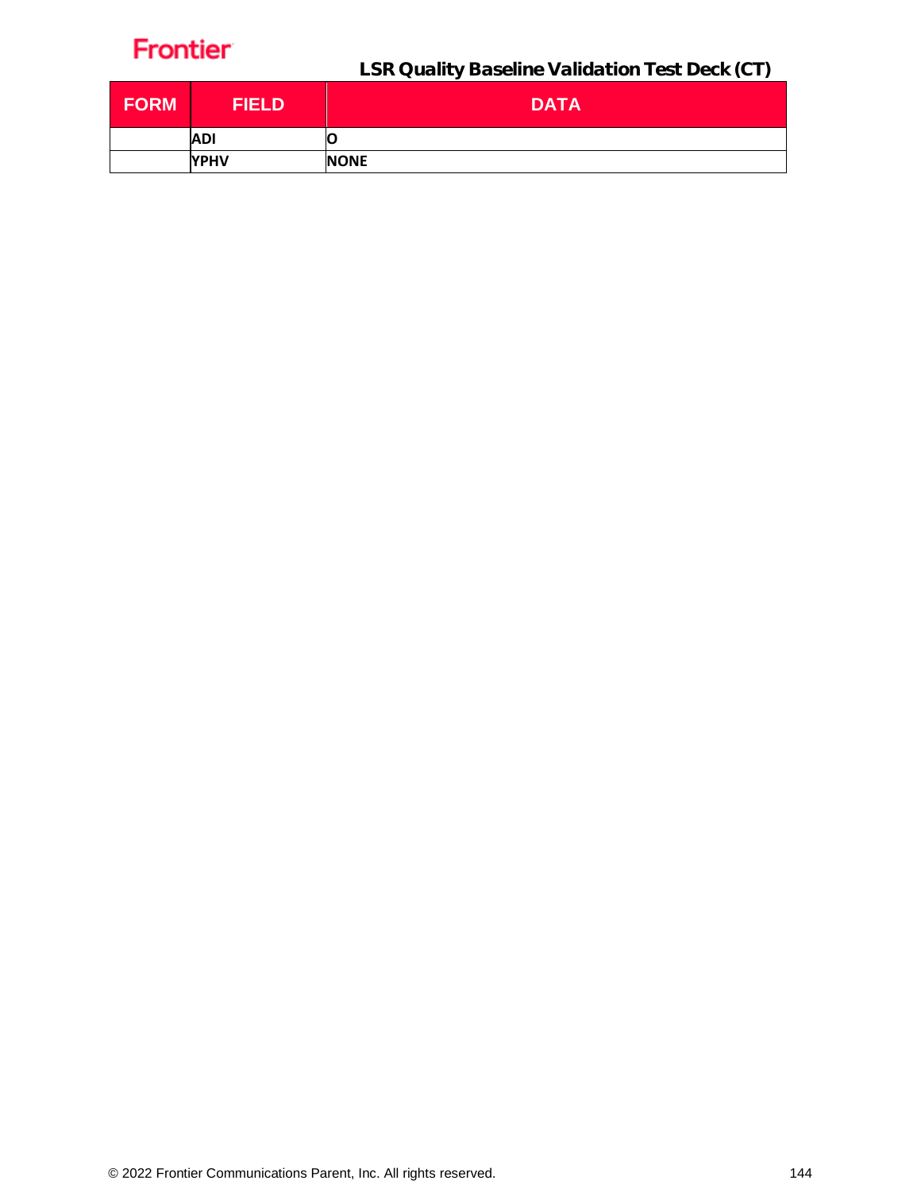| FORM | FIELD | DATA |
|---|---|---|
| | ADI | O |
| | YPHV | NONE |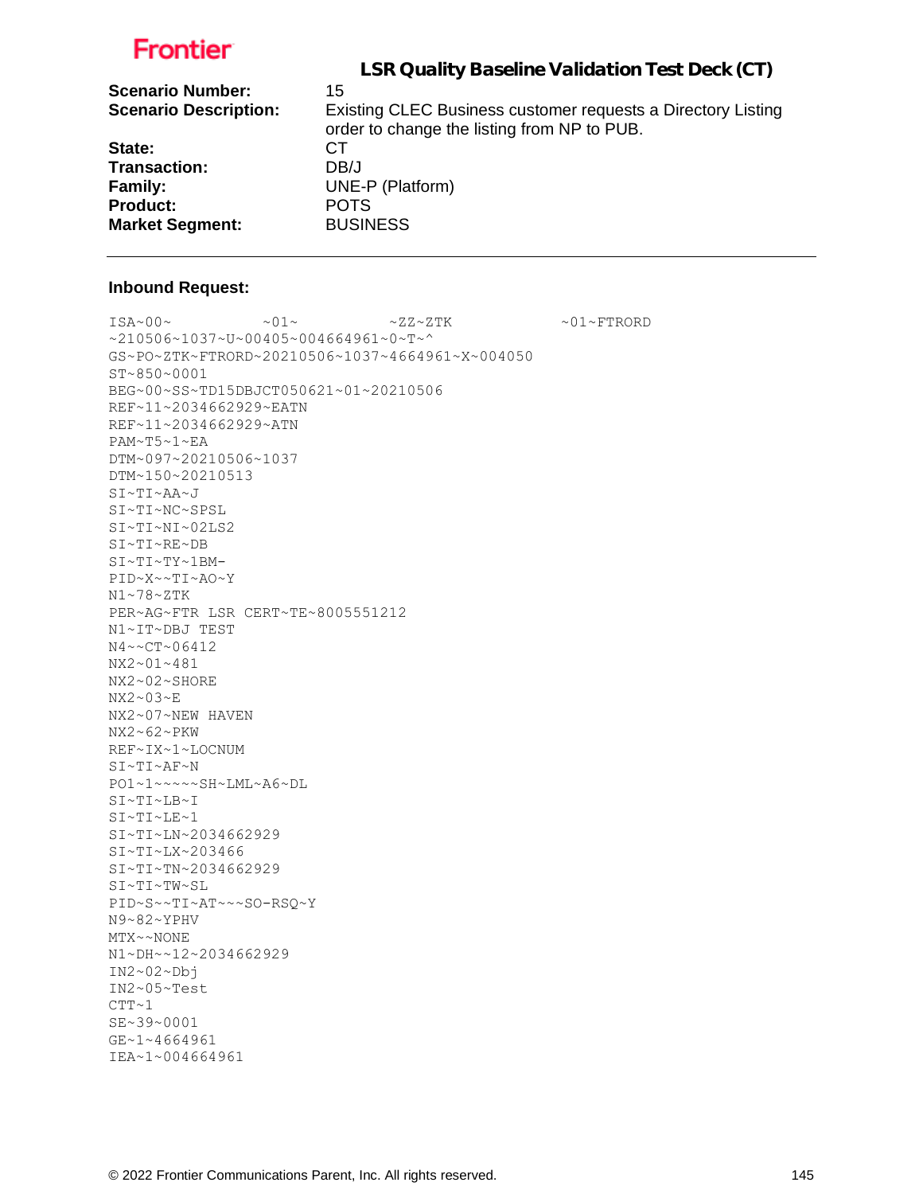# LSR Quality Baseline Validation Test Deck (CT)

**Scenario Number:** 15
**Scenario Description:** Existing CLEC Business customer requests a Directory Listing order to change the listing from NP to PUB.
**State:** CT
**Transaction:** DB/J
**Family:** UNE-P (Platform)
**Product:** POTS
**Market Segment:** BUSINESS

---

**Inbound Request:**

```
ISA~00~          ~01~          ~ZZ~ZTK            ~01~FTRORD
~210506~1037~U~00405~004664961~0~T~^
GS~PO~ZTK~FTRORD~20210506~1037~4664961~X~004050
ST~850~0001
BEG~00~SS~TD15DBJCT050621~01~20210506
REF~11~2034662929~EATN
REF~11~2034662929~ATN
PAM~T5~1~EA
DTM~097~20210506~1037
DTM~150~20210513
SI~TI~AA~J
SI~TI~NC~SPSL
SI~TI~NI~02LS2
SI~TI~RE~DB
SI~TI~TY~1BM-
PID~X~~TI~AO~Y
N1~78~ZTK
PER~AG~FTR LSR CERT~TE~8005551212
N1~IT~DBJ TEST
N4~~CT~06412
NX2~01~481
NX2~02~SHORE
NX2~03~E
NX2~07~NEW HAVEN
NX2~62~PKW
REF~IX~1~LOCNUM
SI~TI~AF~N
PO1~1~~~~~SH~LML~A6~DL
SI~TI~LB~I
SI~TI~LE~1
SI~TI~LN~2034662929
SI~TI~LX~203466
SI~TI~TN~2034662929
SI~TI~TW~SL
PID~S~~TI~AT~~~SO-RSQ~Y
N9~82~YPHV
MTX~~NONE
N1~DH~~12~2034662929
IN2~02~Dbj
IN2~05~Test
CTT~1
SE~39~0001
GE~1~4664961
IEA~1~004664961
```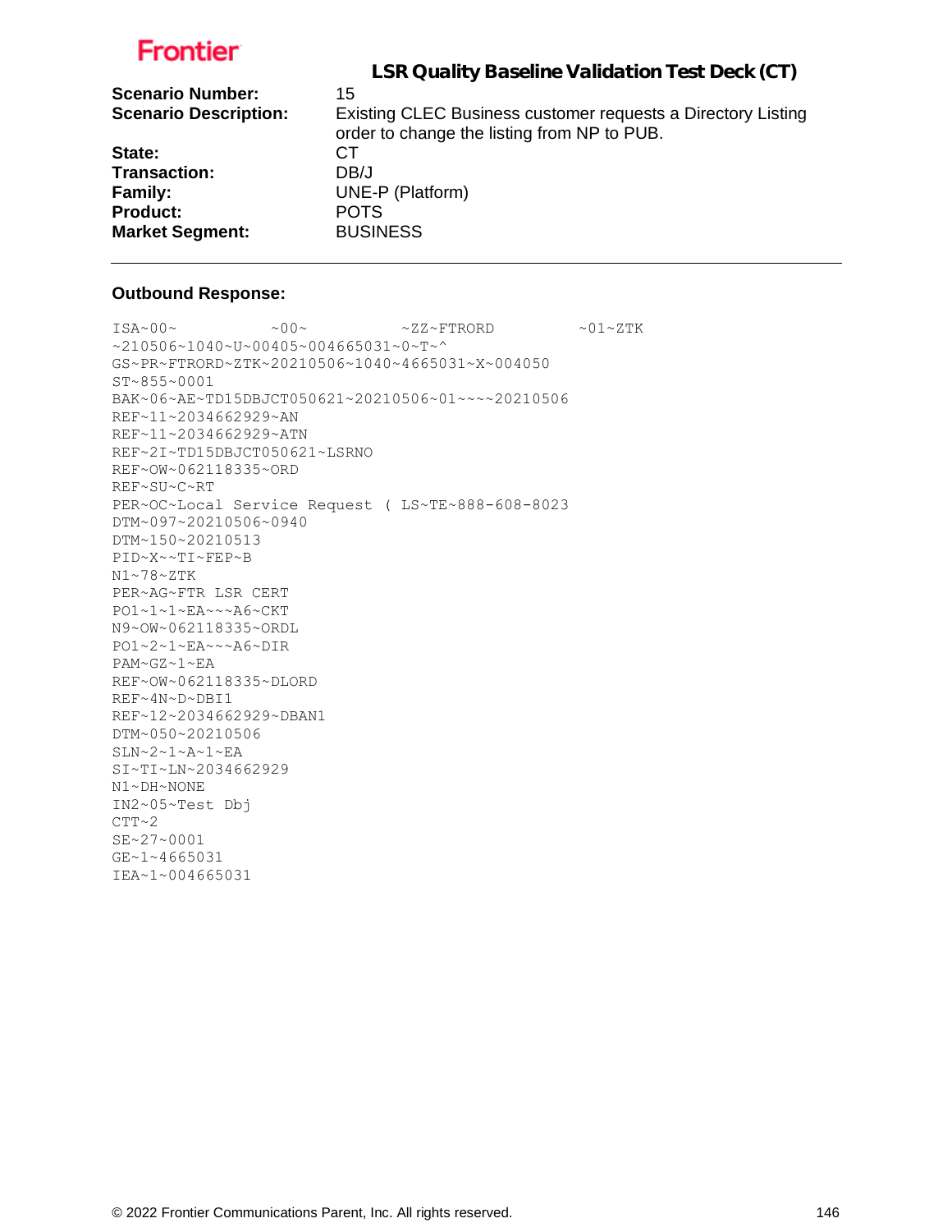**LSR Quality Baseline Validation Test Deck (CT)**

| | |
|---|---|
| **Scenario Number:** | 15 |
| **Scenario Description:** | Existing CLEC Business customer requests a Directory Listing order to change the listing from NP to PUB. |
| **State:** | CT |
| **Transaction:** | DB/J |
| **Family:** | UNE-P (Platform) |
| **Product:** | POTS |
| **Market Segment:** | BUSINESS |

---

**Outbound Response:**

```
ISA~00~          ~00~          ~ZZ~FTRORD         ~01~ZTK
~210506~1040~U~00405~004665031~0~T~^
GS~PR~FTRORD~ZTK~20210506~1040~4665031~X~004050
ST~855~0001
BAK~06~AE~TD15DBJCT050621~20210506~01~~~~20210506
REF~11~2034662929~AN
REF~11~2034662929~ATN
REF~2I~TD15DBJCT050621~LSRNO
REF~OW~062118335~ORD
REF~SU~C~RT
PER~OC~Local Service Request ( LS~TE~888-608-8023
DTM~097~20210506~0940
DTM~150~20210513
PID~X~~TI~FEP~B
N1~78~ZTK
PER~AG~FTR LSR CERT
PO1~1~1~EA~~~A6~CKT
N9~OW~062118335~ORDL
PO1~2~1~EA~~~A6~DIR
PAM~GZ~1~EA
REF~OW~062118335~DLORD
REF~4N~D~DBI1
REF~12~2034662929~DBAN1
DTM~050~20210506
SLN~2~1~A~1~EA
SI~TI~LN~2034662929
N1~DH~NONE
IN2~05~Test Dbj
CTT~2
SE~27~0001
GE~1~4665031
IEA~1~004665031
```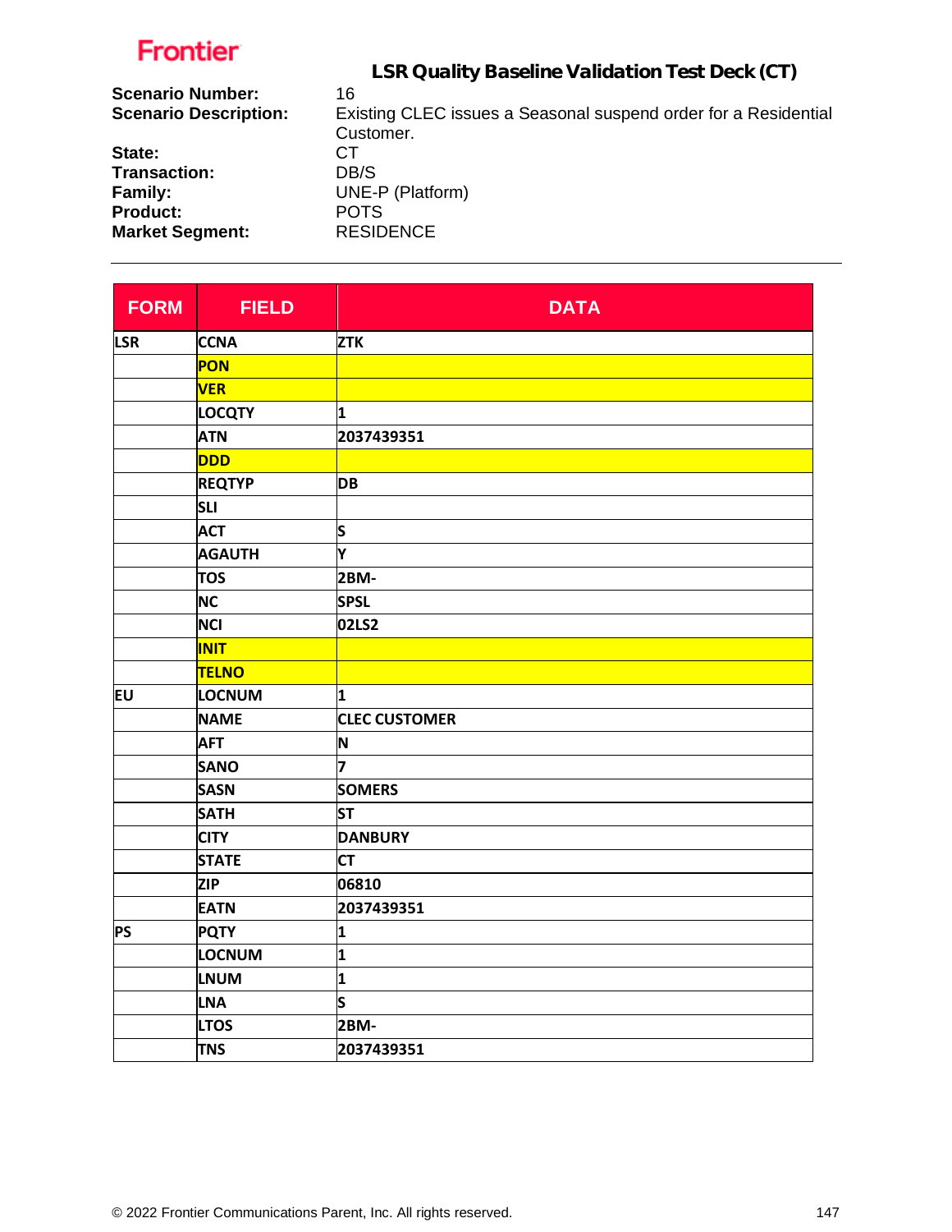**Frontier**

## LSR Quality Baseline Validation Test Deck (CT)

**Scenario Number:** 16
**Scenario Description:** Existing CLEC issues a Seasonal suspend order for a Residential Customer.
**State:** CT
**Transaction:** DB/S
**Family:** UNE-P (Platform)
**Product:** POTS
**Market Segment:** RESIDENCE

| FORM | FIELD | DATA |
|---|---|---|
| LSR | CCNA | ZTK |
| | PON | |
| | VER | |
| | LOCQTY | 1 |
| | ATN | 2037439351 |
| | DDD | |
| | REQTYP | DB |
| | SLI | |
| | ACT | S |
| | AGAUTH | Y |
| | TOS | 2BM- |
| | NC | SPSL |
| | NCI | 02LS2 |
| | INIT | |
| | TELNO | |
| EU | LOCNUM | 1 |
| | NAME | CLEC CUSTOMER |
| | AFT | N |
| | SANO | 7 |
| | SASN | SOMERS |
| | SATH | ST |
| | CITY | DANBURY |
| | STATE | CT |
| | ZIP | 06810 |
| | EATN | 2037439351 |
| PS | PQTY | 1 |
| | LOCNUM | 1 |
| | LNUM | 1 |
| | LNA | S |
| | LTOS | 2BM- |
| | TNS | 2037439351 |

© 2022 Frontier Communications Parent, Inc. All rights reserved.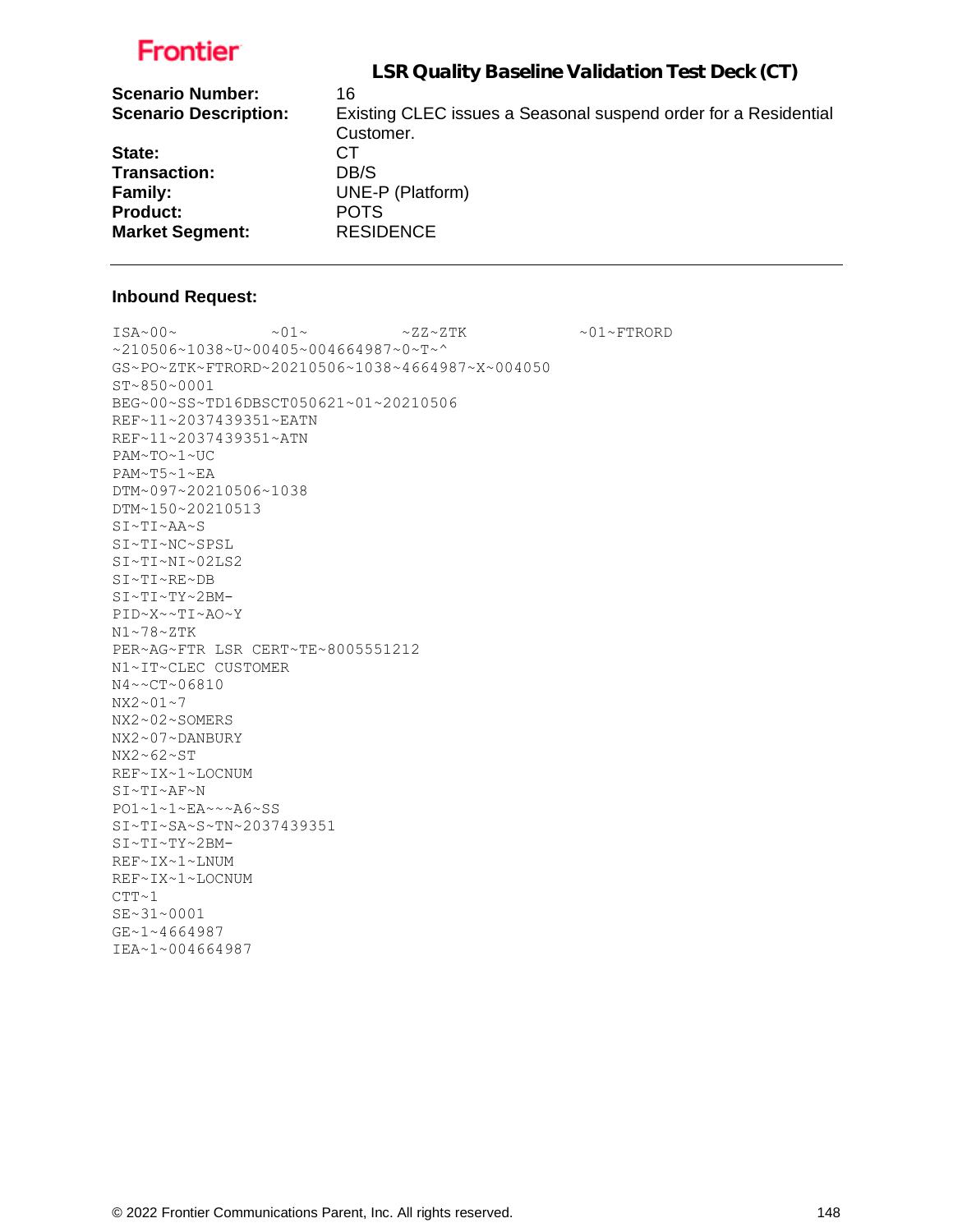Frontier

## LSR Quality Baseline Validation Test Deck (CT)

| | |
|---|---|
| **Scenario Number:** | 16 |
| **Scenario Description:** | Existing CLEC issues a Seasonal suspend order for a Residential Customer. |
| **State:** | CT |
| **Transaction:** | DB/S |
| **Family:** | UNE-P (Platform) |
| **Product:** | POTS |
| **Market Segment:** | RESIDENCE |

---

**Inbound Request:**

```
ISA~00~          ~01~          ~ZZ~ZTK            ~01~FTRORD
~210506~1038~U~00405~004664987~0~T~^
GS~PO~ZTK~FTRORD~20210506~1038~4664987~X~004050
ST~850~0001
BEG~00~SS~TD16DBSCT050621~01~20210506
REF~11~2037439351~EATN
REF~11~2037439351~ATN
PAM~TO~1~UC
PAM~T5~1~EA
DTM~097~20210506~1038
DTM~150~20210513
SI~TI~AA~S
SI~TI~NC~SPSL
SI~TI~NI~02LS2
SI~TI~RE~DB
SI~TI~TY~2BM-
PID~X~~TI~AO~Y
N1~78~ZTK
PER~AG~FTR LSR CERT~TE~8005551212
N1~IT~CLEC CUSTOMER
N4~~CT~06810
NX2~01~7
NX2~02~SOMERS
NX2~07~DANBURY
NX2~62~ST
REF~IX~1~LOCNUM
SI~TI~AF~N
PO1~1~1~EA~~~A6~SS
SI~TI~SA~S~TN~2037439351
SI~TI~TY~2BM-
REF~IX~1~LNUM
REF~IX~1~LOCNUM
CTT~1
SE~31~0001
GE~1~4664987
IEA~1~004664987
```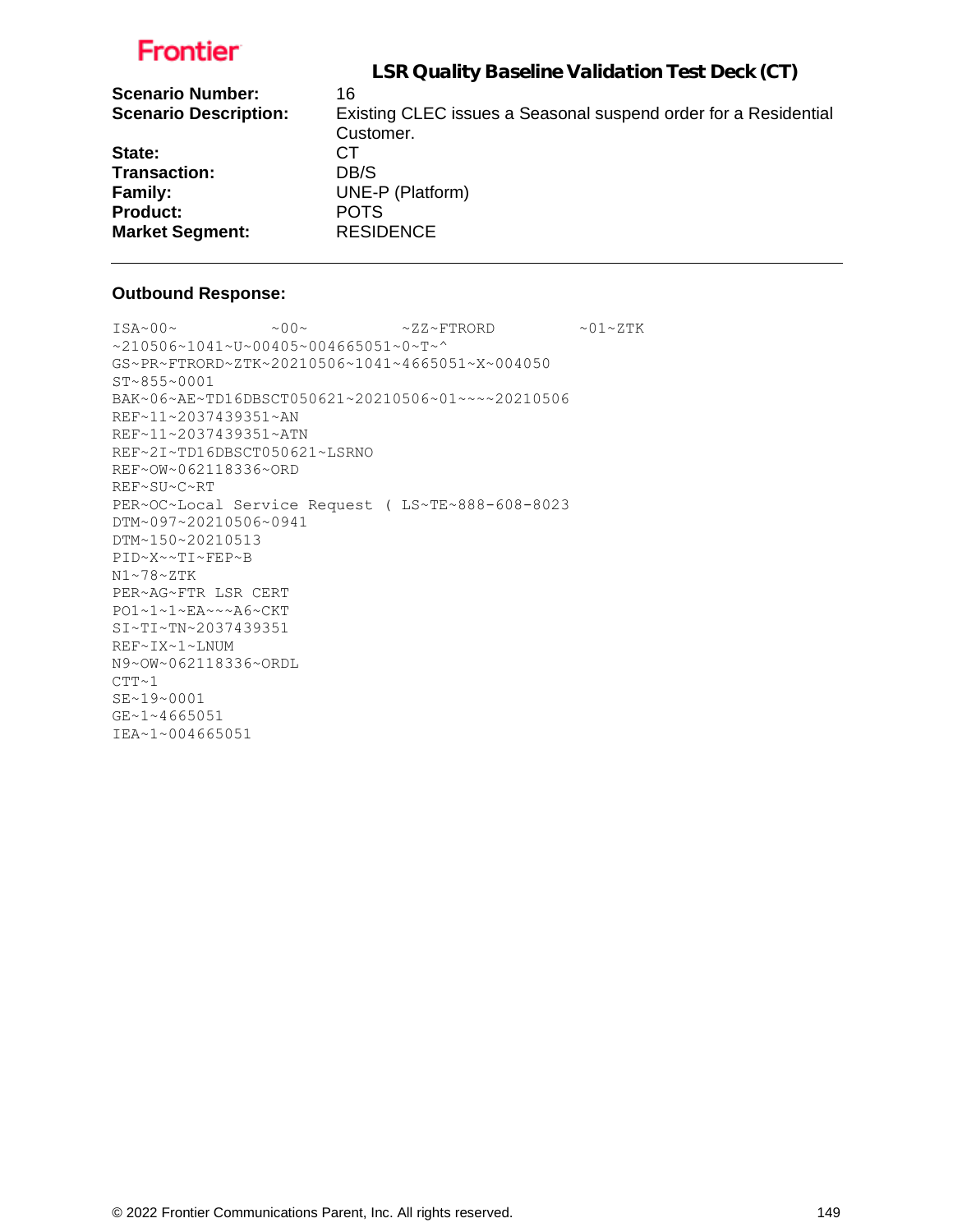**Frontier**

## LSR Quality Baseline Validation Test Deck (CT)

**Scenario Number:** 16
**Scenario Description:** Existing CLEC issues a Seasonal suspend order for a Residential Customer.
**State:** CT
**Transaction:** DB/S
**Family:** UNE-P (Platform)
**Product:** POTS
**Market Segment:** RESIDENCE

---

**Outbound Response:**

```
ISA~00~          ~00~          ~ZZ~FTRORD         ~01~ZTK
~210506~1041~U~00405~004665051~0~T~^
GS~PR~FTRORD~ZTK~20210506~1041~4665051~X~004050
ST~855~0001
BAK~06~AE~TD16DBSCT050621~20210506~01~~~~20210506
REF~11~2037439351~AN
REF~11~2037439351~ATN
REF~2I~TD16DBSCT050621~LSRNO
REF~OW~062118336~ORD
REF~SU~C~RT
PER~OC~Local Service Request ( LS~TE~888-608-8023
DTM~097~20210506~0941
DTM~150~20210513
PID~X~~TI~FEP~B
N1~78~ZTK
PER~AG~FTR LSR CERT
PO1~1~1~EA~~~A6~CKT
SI~TI~TN~2037439351
REF~IX~1~LNUM
N9~OW~062118336~ORDL
CTT~1
SE~19~0001
GE~1~4665051
IEA~1~004665051
```

© 2022 Frontier Communications Parent, Inc. All rights reserved.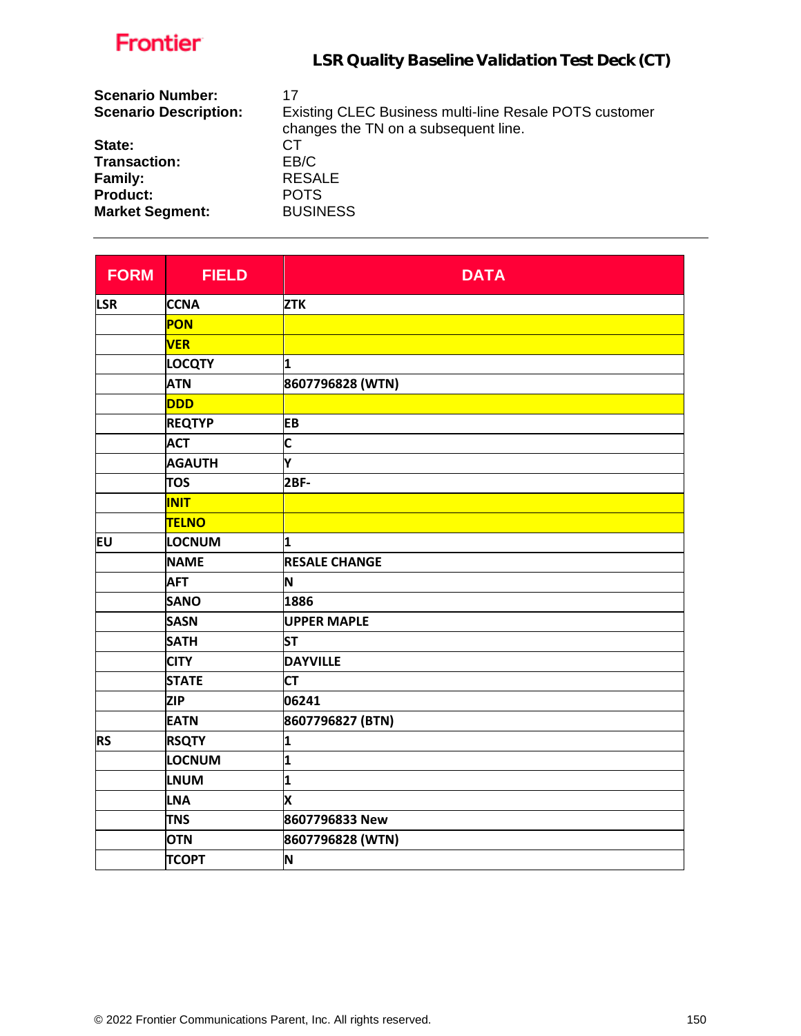**Scenario Number:** 17
**Scenario Description:** Existing CLEC Business multi-line Resale POTS customer changes the TN on a subsequent line.
**State:** CT
**Transaction:** EB/C
**Family:** RESALE
**Product:** POTS
**Market Segment:** BUSINESS

---

| FORM | FIELD | DATA |
|---|---|---|
| LSR | CCNA | ZTK |
| | PON | |
| | VER | |
| | LOCQTY | 1 |
| | ATN | 8607796828 (WTN) |
| | DDD | |
| | REQTYP | EB |
| | ACT | C |
| | AGAUTH | Y |
| | TOS | 2BF- |
| | INIT | |
| | TELNO | |
| EU | LOCNUM | 1 |
| | NAME | RESALE CHANGE |
| | AFT | N |
| | SANO | 1886 |
| | SASN | UPPER MAPLE |
| | SATH | ST |
| | CITY | DAYVILLE |
| | STATE | CT |
| | ZIP | 06241 |
| | EATN | 8607796827 (BTN) |
| RS | RSQTY | 1 |
| | LOCNUM | 1 |
| | LNUM | 1 |
| | LNA | X |
| | TNS | 8607796833 New |
| | OTN | 8607796828 (WTN) |
| | TCOPT | N |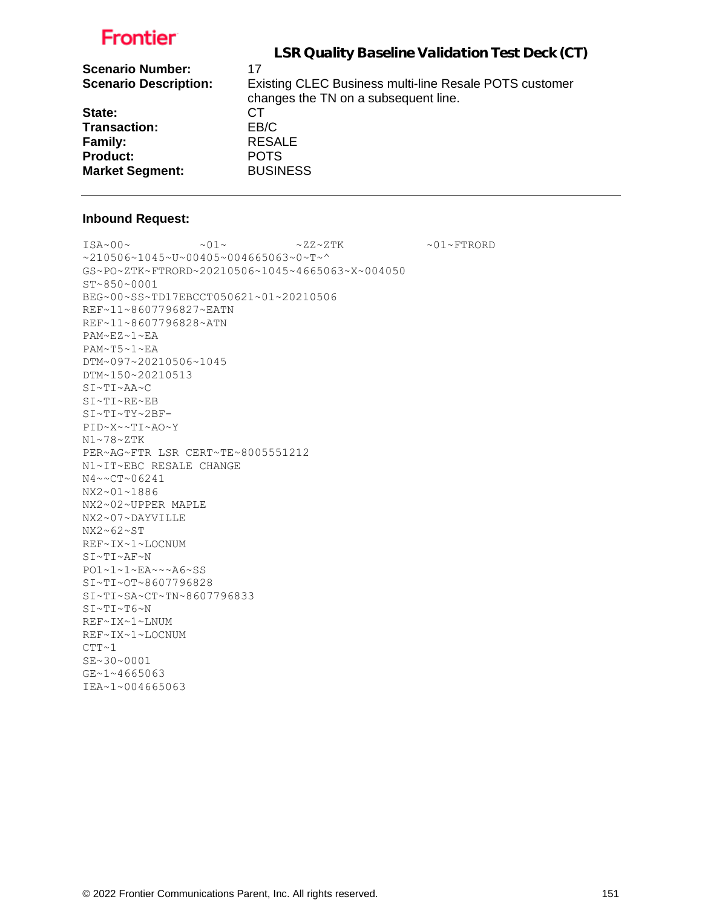**LSR Quality Baseline Validation Test Deck (CT)**

| | |
|---|---|
| **Scenario Number:** | 17 |
| **Scenario Description:** | Existing CLEC Business multi-line Resale POTS customer changes the TN on a subsequent line. |
| **State:** | CT |
| **Transaction:** | EB/C |
| **Family:** | RESALE |
| **Product:** | POTS |
| **Market Segment:** | BUSINESS |

---

### Inbound Request:

```
ISA~00~          ~01~          ~ZZ~ZTK            ~01~FTRORD
~210506~1045~U~00405~004665063~0~T~^
GS~PO~ZTK~FTRORD~20210506~1045~4665063~X~004050
ST~850~0001
BEG~00~SS~TD17EBCCT050621~01~20210506
REF~11~8607796827~EATN
REF~11~8607796828~ATN
PAM~EZ~1~EA
PAM~T5~1~EA
DTM~097~20210506~1045
DTM~150~20210513
SI~TI~AA~C
SI~TI~RE~EB
SI~TI~TY~2BF-
PID~X~~TI~AO~Y
N1~78~ZTK
PER~AG~FTR LSR CERT~TE~8005551212
N1~IT~EBC RESALE CHANGE
N4~~CT~06241
NX2~01~1886
NX2~02~UPPER MAPLE
NX2~07~DAYVILLE
NX2~62~ST
REF~IX~1~LOCNUM
SI~TI~AF~N
PO1~1~1~EA~~~A6~SS
SI~TI~OT~8607796828
SI~TI~SA~CT~TN~8607796833
SI~TI~T6~N
REF~IX~1~LNUM
REF~IX~1~LOCNUM
CTT~1
SE~30~0001
GE~1~4665063
IEA~1~004665063
```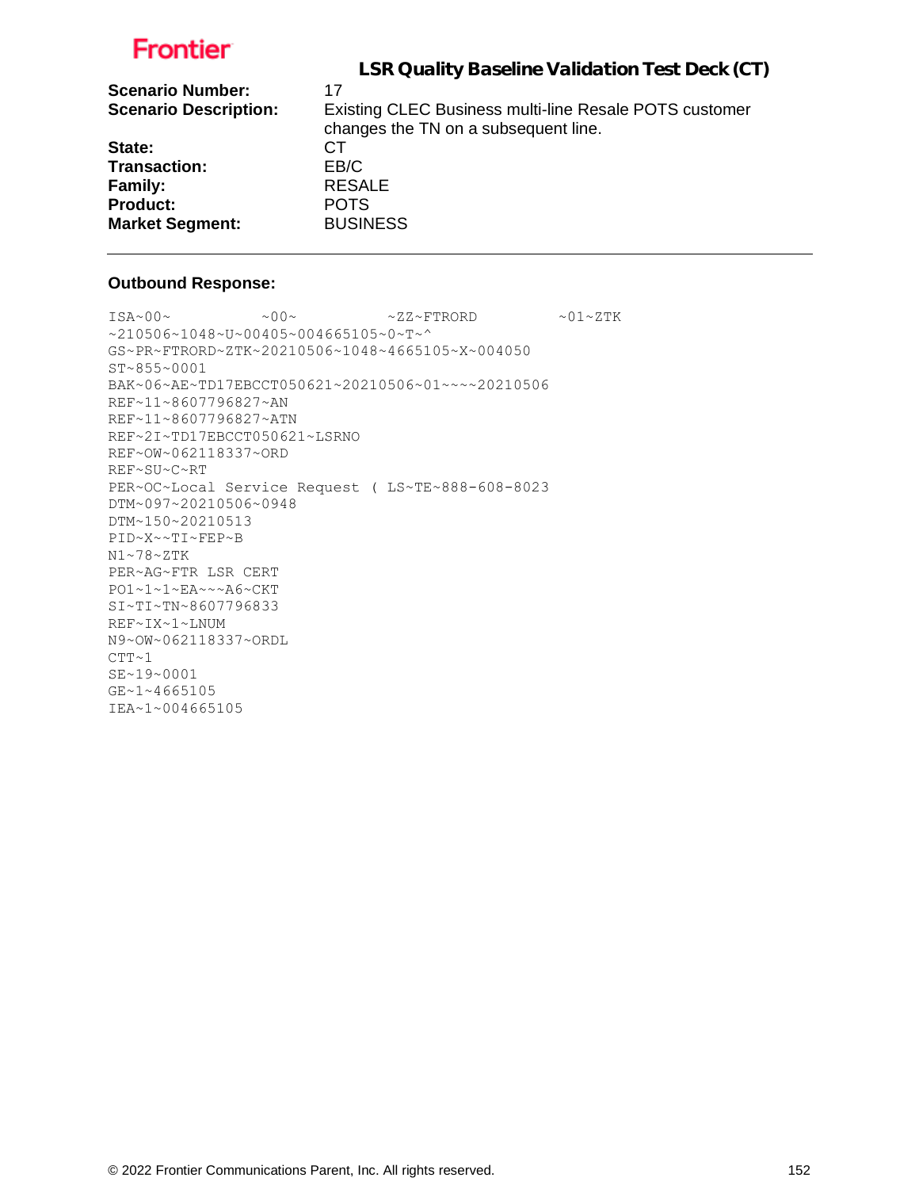## LSR Quality Baseline Validation Test Deck (CT)

**Scenario Number:** 17
**Scenario Description:** Existing CLEC Business multi-line Resale POTS customer changes the TN on a subsequent line.
**State:** CT
**Transaction:** EB/C
**Family:** RESALE
**Product:** POTS
**Market Segment:** BUSINESS

---

### Outbound Response:

```
ISA~00~          ~00~          ~ZZ~FTRORD         ~01~ZTK
~210506~1048~U~00405~004665105~0~T~^
GS~PR~FTRORD~ZTK~20210506~1048~4665105~X~004050
ST~855~0001
BAK~06~AE~TD17EBCCT050621~20210506~01~~~~20210506
REF~11~8607796827~AN
REF~11~8607796827~ATN
REF~2I~TD17EBCCT050621~LSRNO
REF~OW~062118337~ORD
REF~SU~C~RT
PER~OC~Local Service Request ( LS~TE~888-608-8023
DTM~097~20210506~0948
DTM~150~20210513
PID~X~~TI~FEP~B
N1~78~ZTK
PER~AG~FTR LSR CERT
PO1~1~1~EA~~~A6~CKT
SI~TI~TN~8607796833
REF~IX~1~LNUM
N9~OW~062118337~ORDL
CTT~1
SE~19~0001
GE~1~4665105
IEA~1~004665105
```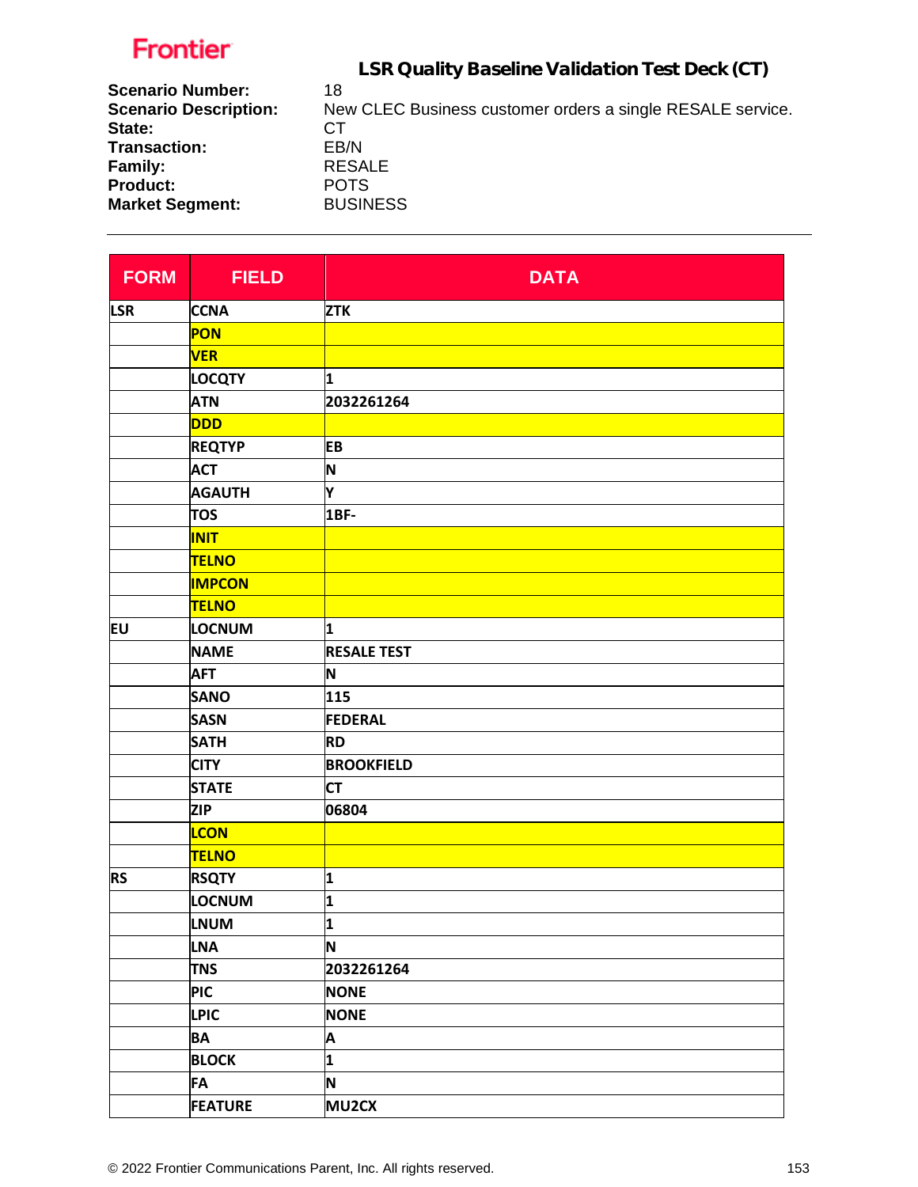Frontier

## LSR Quality Baseline Validation Test Deck (CT)

**Scenario Number:** 18
**Scenario Description:** New CLEC Business customer orders a single RESALE service.
**State:** CT
**Transaction:** EB/N
**Family:** RESALE
**Product:** POTS
**Market Segment:** BUSINESS

---

| FORM | FIELD | DATA |
|---|---|---|
| LSR | CCNA | ZTK |
| | PON | |
| | VER | |
| | LOCQTY | 1 |
| | ATN | 2032261264 |
| | DDD | |
| | REQTYP | EB |
| | ACT | N |
| | AGAUTH | Y |
| | TOS | 1BF- |
| | INIT | |
| | TELNO | |
| | IMPCON | |
| | TELNO | |
| EU | LOCNUM | 1 |
| | NAME | RESALE TEST |
| | AFT | N |
| | SANO | 115 |
| | SASN | FEDERAL |
| | SATH | RD |
| | CITY | BROOKFIELD |
| | STATE | CT |
| | ZIP | 06804 |
| | LCON | |
| | TELNO | |
| RS | RSQTY | 1 |
| | LOCNUM | 1 |
| | LNUM | 1 |
| | LNA | N |
| | TNS | 2032261264 |
| | PIC | NONE |
| | LPIC | NONE |
| | BA | A |
| | BLOCK | 1 |
| | FA | N |
| | FEATURE | MU2CX |

© 2022 Frontier Communications Parent, Inc. All rights reserved.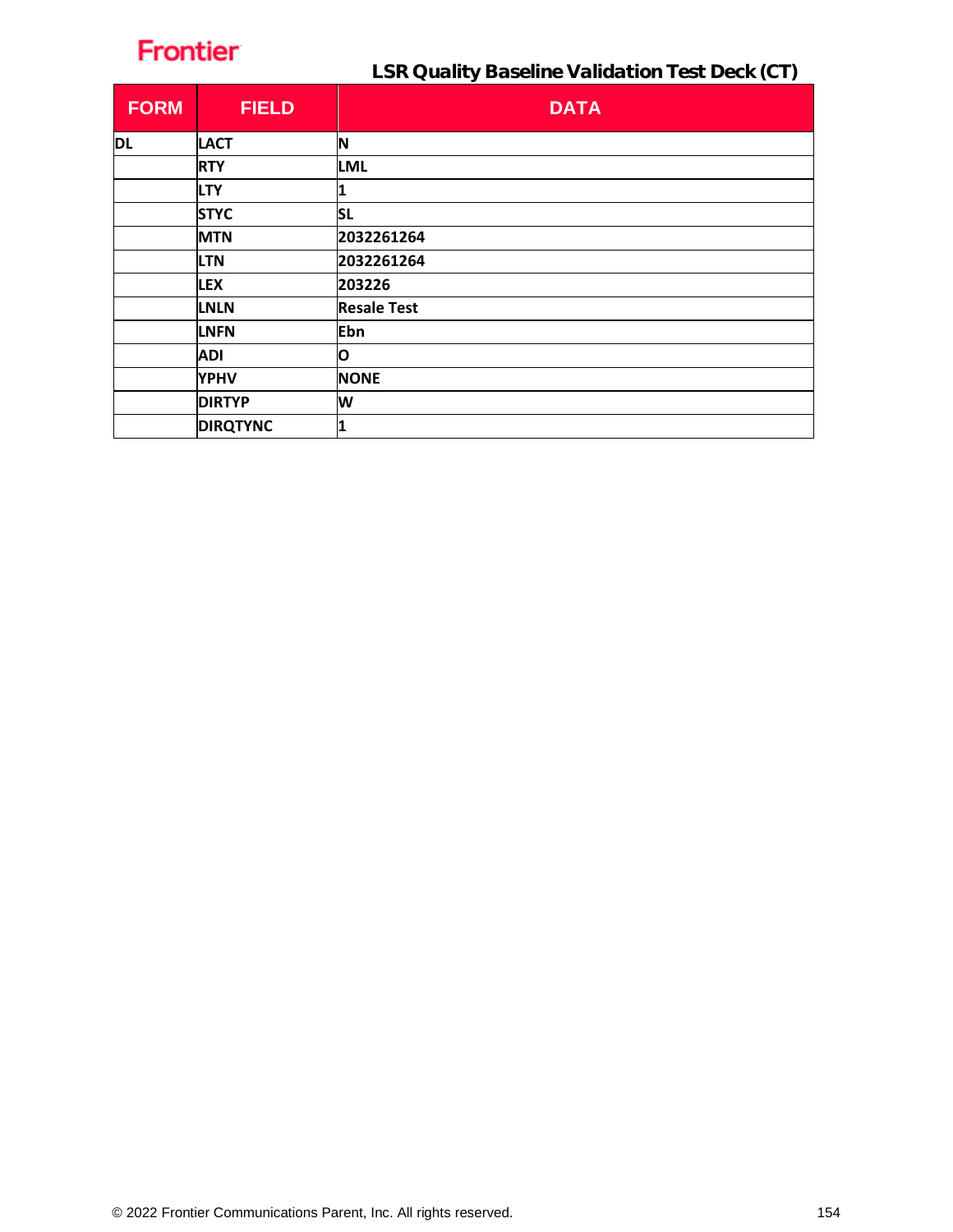## LSR Quality Baseline Validation Test Deck (CT)

| FORM | FIELD | DATA |
|---|---|---|
| DL | LACT | N |
| | RTY | LML |
| | LTY | 1 |
| | STYC | SL |
| | MTN | 2032261264 |
| | LTN | 2032261264 |
| | LEX | 203226 |
| | LNLN | Resale Test |
| | LNFN | Ebn |
| | ADI | O |
| | YPHV | NONE |
| | DIRTYP | W |
| | DIRQTYNC | 1 |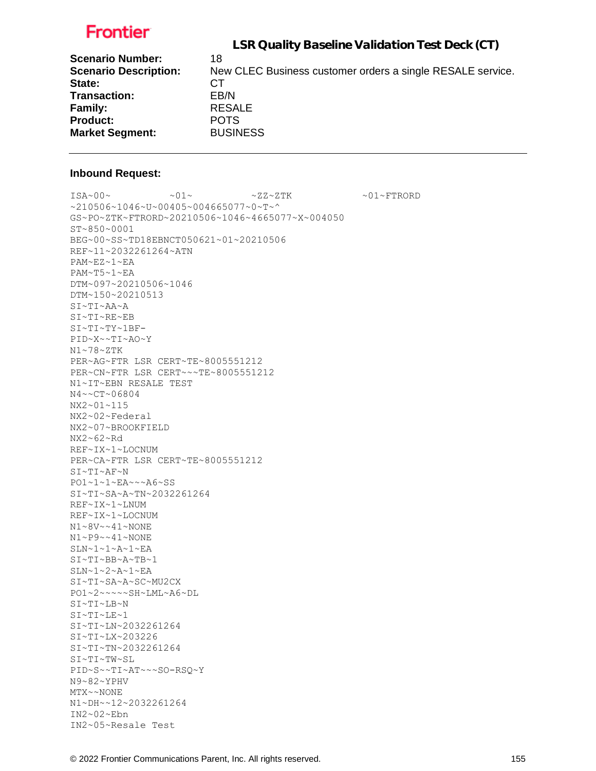**LSR Quality Baseline Validation Test Deck (CT)**

| | |
|---|---|
| **Scenario Number:** | 18 |
| **Scenario Description:** | New CLEC Business customer orders a single RESALE service. |
| **State:** | CT |
| **Transaction:** | EB/N |
| **Family:** | RESALE |
| **Product:** | POTS |
| **Market Segment:** | BUSINESS |

---

**Inbound Request:**

```
ISA~00~          ~01~          ~ZZ~ZTK            ~01~FTRORD
~210506~1046~U~00405~004665077~0~T~^
GS~PO~ZTK~FTRORD~20210506~1046~4665077~X~004050
ST~850~0001
BEG~00~SS~TD18EBNCT050621~01~20210506
REF~11~2032261264~ATN
PAM~EZ~1~EA
PAM~T5~1~EA
DTM~097~20210506~1046
DTM~150~20210513
SI~TI~AA~A
SI~TI~RE~EB
SI~TI~TY~1BF-
PID~X~~TI~AO~Y
N1~78~ZTK
PER~AG~FTR LSR CERT~TE~8005551212
PER~CN~FTR LSR CERT~~~TE~8005551212
N1~IT~EBN RESALE TEST
N4~~CT~06804
NX2~01~115
NX2~02~Federal
NX2~07~BROOKFIELD
NX2~62~Rd
REF~IX~1~LOCNUM
PER~CA~FTR LSR CERT~TE~8005551212
SI~TI~AF~N
PO1~1~1~EA~~~A6~SS
SI~TI~SA~A~TN~2032261264
REF~IX~1~LNUM
REF~IX~1~LOCNUM
N1~8V~~41~NONE
N1~P9~~41~NONE
SLN~1~1~A~1~EA
SI~TI~BB~A~TB~1
SLN~1~2~A~1~EA
SI~TI~SA~A~SC~MU2CX
PO1~2~~~~~SH~LML~A6~DL
SI~TI~LB~N
SI~TI~LE~1
SI~TI~LN~2032261264
SI~TI~LX~203226
SI~TI~TN~2032261264
SI~TI~TW~SL
PID~S~~TI~AT~~~SO-RSQ~Y
N9~82~YPHV
MTX~~NONE
N1~DH~~12~2032261264
IN2~02~Ebn
IN2~05~Resale Test
```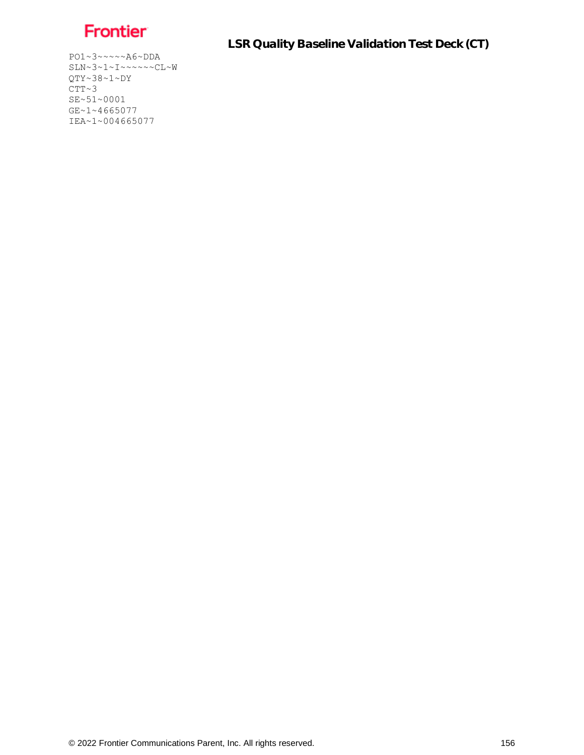```
PO1~3~~~~~A6~DDA
SLN~3~1~I~~~~~~CL~W
QTY~38~1~DY
CTT~3
SE~51~0001
GE~1~4665077
IEA~1~004665077
```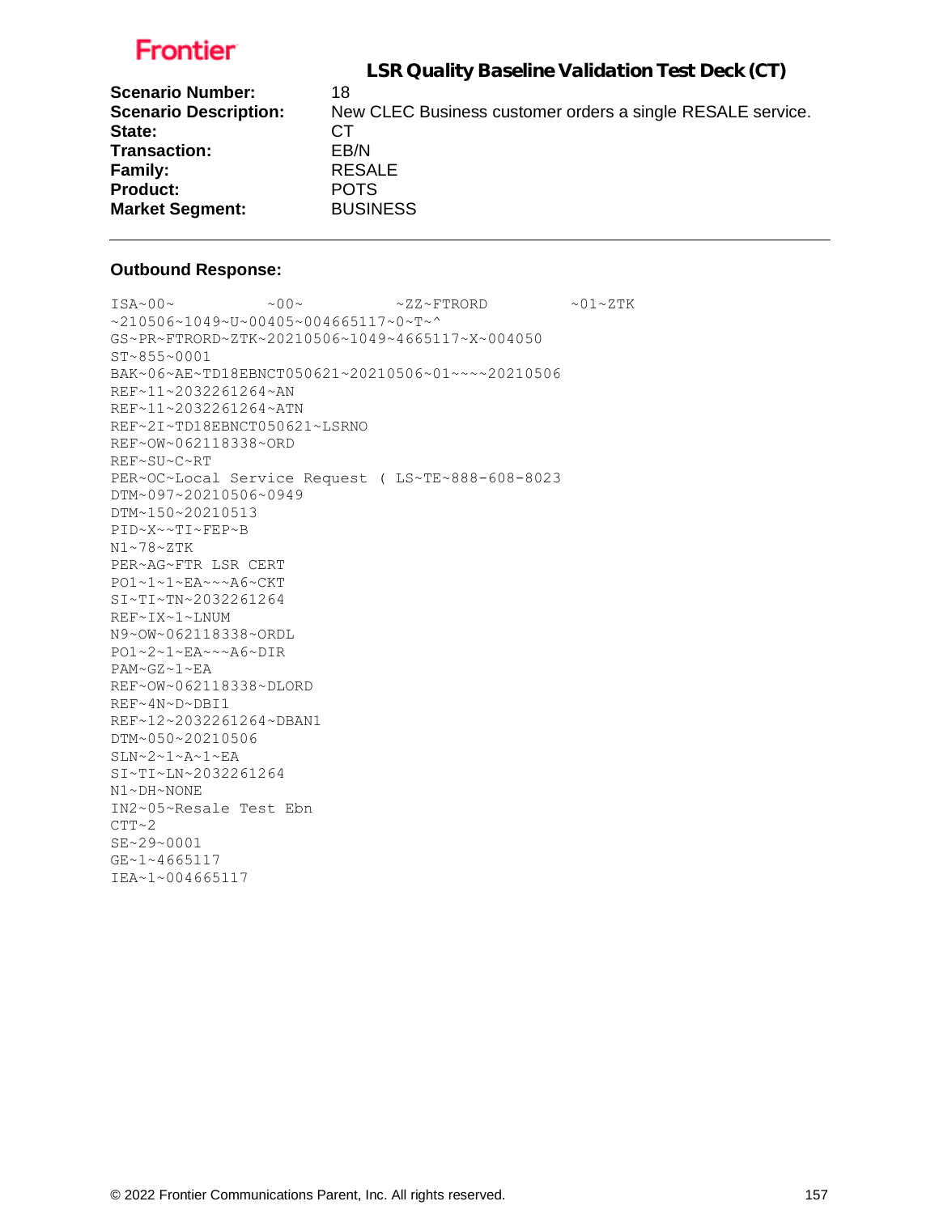Frontier

## LSR Quality Baseline Validation Test Deck (CT)

**Scenario Number:** 18
**Scenario Description:** New CLEC Business customer orders a single RESALE service.
**State:** CT
**Transaction:** EB/N
**Family:** RESALE
**Product:** POTS
**Market Segment:** BUSINESS

---

**Outbound Response:**

```
ISA~00~          ~00~          ~ZZ~FTRORD         ~01~ZTK
~210506~1049~U~00405~004665117~0~T~^
GS~PR~FTRORD~ZTK~20210506~1049~4665117~X~004050
ST~855~0001
BAK~06~AE~TD18EBNCT050621~20210506~01~~~~20210506
REF~11~2032261264~AN
REF~11~2032261264~ATN
REF~2I~TD18EBNCT050621~LSRNO
REF~OW~062118338~ORD
REF~SU~C~RT
PER~OC~Local Service Request ( LS~TE~888-608-8023
DTM~097~20210506~0949
DTM~150~20210513
PID~X~~TI~FEP~B
N1~78~ZTK
PER~AG~FTR LSR CERT
PO1~1~1~EA~~~A6~CKT
SI~TI~TN~2032261264
REF~IX~1~LNUM
N9~OW~062118338~ORDL
PO1~2~1~EA~~~A6~DIR
PAM~GZ~1~EA
REF~OW~062118338~DLORD
REF~4N~D~DBI1
REF~12~2032261264~DBAN1
DTM~050~20210506
SLN~2~1~A~1~EA
SI~TI~LN~2032261264
N1~DH~NONE
IN2~05~Resale Test Ebn
CTT~2
SE~29~0001
GE~1~4665117
IEA~1~004665117
```

© 2022 Frontier Communications Parent, Inc. All rights reserved.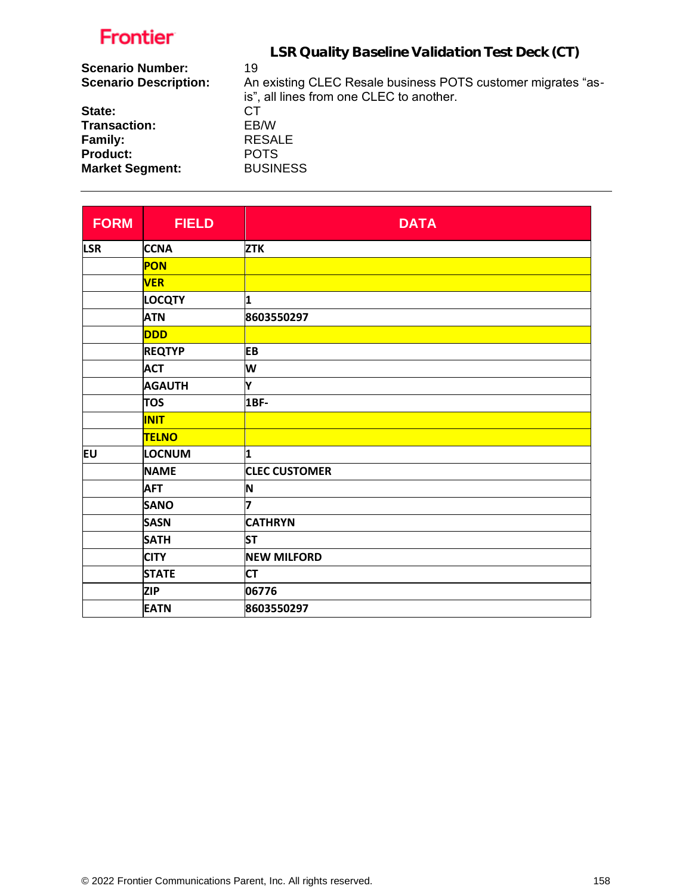Frontier

## LSR Quality Baseline Validation Test Deck (CT)

**Scenario Number:** 19
**Scenario Description:** An existing CLEC Resale business POTS customer migrates "as-is", all lines from one CLEC to another.
**State:** CT
**Transaction:** EB/W
**Family:** RESALE
**Product:** POTS
**Market Segment:** BUSINESS

---

| FORM | FIELD | DATA |
|---|---|---|
| LSR | CCNA | ZTK |
| | PON | |
| | VER | |
| | LOCQTY | 1 |
| | ATN | 8603550297 |
| | DDD | |
| | REQTYP | EB |
| | ACT | W |
| | AGAUTH | Y |
| | TOS | 1BF- |
| | INIT | |
| | TELNO | |
| EU | LOCNUM | 1 |
| | NAME | CLEC CUSTOMER |
| | AFT | N |
| | SANO | 7 |
| | SASN | CATHRYN |
| | SATH | ST |
| | CITY | NEW MILFORD |
| | STATE | CT |
| | ZIP | 06776 |
| | EATN | 8603550297 |

© 2022 Frontier Communications Parent, Inc. All rights reserved.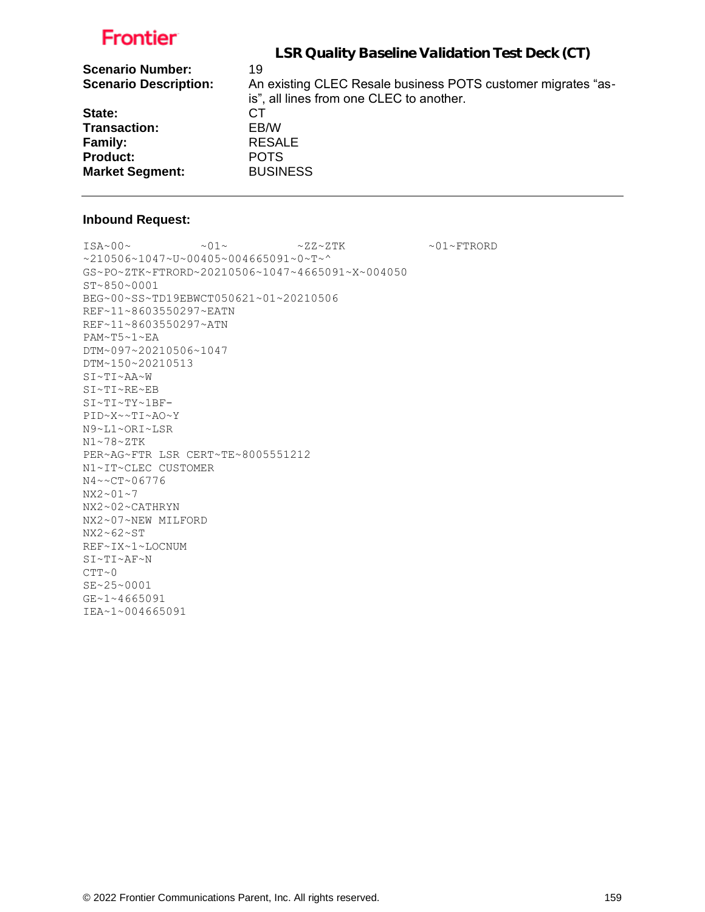**Frontier**

## LSR Quality Baseline Validation Test Deck (CT)

| | |
|---|---|
| **Scenario Number:** | 19 |
| **Scenario Description:** | An existing CLEC Resale business POTS customer migrates "as-is", all lines from one CLEC to another. |
| **State:** | CT |
| **Transaction:** | EB/W |
| **Family:** | RESALE |
| **Product:** | POTS |
| **Market Segment:** | BUSINESS |

---

### Inbound Request:

```
ISA~00~          ~01~          ~ZZ~ZTK            ~01~FTRORD
~210506~1047~U~00405~004665091~0~T~^
GS~PO~ZTK~FTRORD~20210506~1047~4665091~X~004050
ST~850~0001
BEG~00~SS~TD19EBWCT050621~01~20210506
REF~11~8603550297~EATN
REF~11~8603550297~ATN
PAM~T5~1~EA
DTM~097~20210506~1047
DTM~150~20210513
SI~TI~AA~W
SI~TI~RE~EB
SI~TI~TY~1BF-
PID~X~~TI~AO~Y
N9~L1~ORI~LSR
N1~78~ZTK
PER~AG~FTR LSR CERT~TE~8005551212
N1~IT~CLEC CUSTOMER
N4~~CT~06776
NX2~01~7
NX2~02~CATHRYN
NX2~07~NEW MILFORD
NX2~62~ST
REF~IX~1~LOCNUM
SI~TI~AF~N
CTT~0
SE~25~0001
GE~1~4665091
IEA~1~004665091
```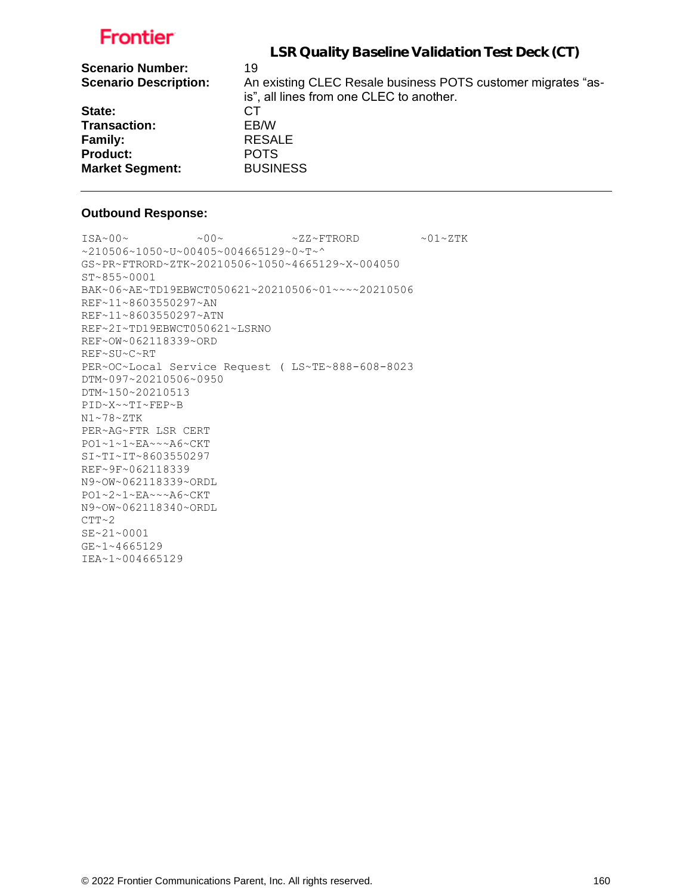Frontier

## LSR Quality Baseline Validation Test Deck (CT)

**Scenario Number:** 19
**Scenario Description:** An existing CLEC Resale business POTS customer migrates "as-is", all lines from one CLEC to another.
**State:** CT
**Transaction:** EB/W
**Family:** RESALE
**Product:** POTS
**Market Segment:** BUSINESS

---

**Outbound Response:**

```
ISA~00~          ~00~          ~ZZ~FTRORD          ~01~ZTK
~210506~1050~U~00405~004665129~0~T~^
GS~PR~FTRORD~ZTK~20210506~1050~4665129~X~004050
ST~855~0001
BAK~06~AE~TD19EBWCT050621~20210506~01~~~~20210506
REF~11~8603550297~AN
REF~11~8603550297~ATN
REF~2I~TD19EBWCT050621~LSRNO
REF~OW~062118339~ORD
REF~SU~C~RT
PER~OC~Local Service Request ( LS~TE~888-608-8023
DTM~097~20210506~0950
DTM~150~20210513
PID~X~~TI~FEP~B
N1~78~ZTK
PER~AG~FTR LSR CERT
PO1~1~1~EA~~~A6~CKT
SI~TI~IT~8603550297
REF~9F~062118339
N9~OW~062118339~ORDL
PO1~2~1~EA~~~A6~CKT
N9~OW~062118340~ORDL
CTT~2
SE~21~0001
GE~1~4665129
IEA~1~004665129
```

© 2022 Frontier Communications Parent, Inc. All rights reserved.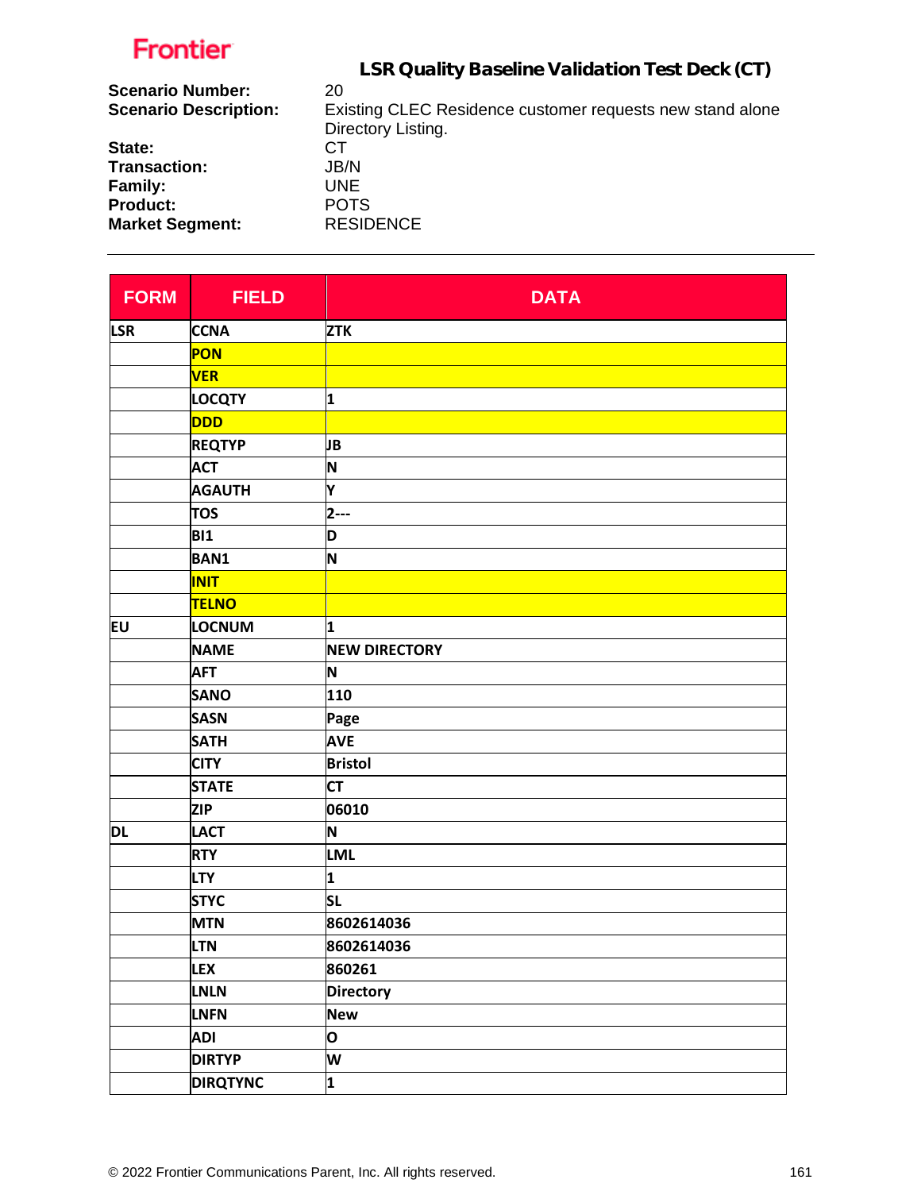**Frontier**

## LSR Quality Baseline Validation Test Deck (CT)

**Scenario Number:** 20
**Scenario Description:** Existing CLEC Residence customer requests new stand alone Directory Listing.
**State:** CT
**Transaction:** JB/N
**Family:** UNE
**Product:** POTS
**Market Segment:** RESIDENCE

| FORM | FIELD | DATA |
|---|---|---|
| LSR | CCNA | ZTK |
| | PON | |
| | VER | |
| | LOCQTY | 1 |
| | DDD | |
| | REQTYP | JB |
| | ACT | N |
| | AGAUTH | Y |
| | TOS | 2--- |
| | BI1 | D |
| | BAN1 | N |
| | INIT | |
| | TELNO | |
| EU | LOCNUM | 1 |
| | NAME | NEW DIRECTORY |
| | AFT | N |
| | SANO | 110 |
| | SASN | Page |
| | SATH | AVE |
| | CITY | Bristol |
| | STATE | CT |
| | ZIP | 06010 |
| DL | LACT | N |
| | RTY | LML |
| | LTY | 1 |
| | STYC | SL |
| | MTN | 8602614036 |
| | LTN | 8602614036 |
| | LEX | 860261 |
| | LNLN | Directory |
| | LNFN | New |
| | ADI | O |
| | DIRTYP | W |
| | DIRQTYNC | 1 |

© 2022 Frontier Communications Parent, Inc. All rights reserved.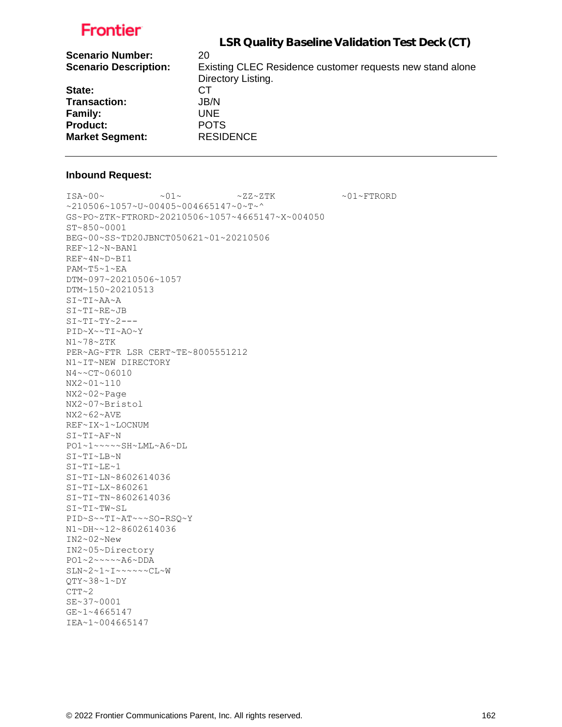Frontier

## LSR Quality Baseline Validation Test Deck (CT)

**Scenario Number:** 20
**Scenario Description:** Existing CLEC Residence customer requests new stand alone Directory Listing.
**State:** CT
**Transaction:** JB/N
**Family:** UNE
**Product:** POTS
**Market Segment:** RESIDENCE

---

**Inbound Request:**

```
ISA~00~          ~01~          ~ZZ~ZTK            ~01~FTRORD
~210506~1057~U~00405~004665147~0~T~^
GS~PO~ZTK~FTRORD~20210506~1057~4665147~X~004050
ST~850~0001
BEG~00~SS~TD20JBNCT050621~01~20210506
REF~12~N~BAN1
REF~4N~D~BI1
PAM~T5~1~EA
DTM~097~20210506~1057
DTM~150~20210513
SI~TI~AA~A
SI~TI~RE~JB
SI~TI~TY~2---
PID~X~~TI~AO~Y
N1~78~ZTK
PER~AG~FTR LSR CERT~TE~8005551212
N1~IT~NEW DIRECTORY
N4~~CT~06010
NX2~01~110
NX2~02~Page
NX2~07~Bristol
NX2~62~AVE
REF~IX~1~LOCNUM
SI~TI~AF~N
PO1~1~~~~~SH~LML~A6~DL
SI~TI~LB~N
SI~TI~LE~1
SI~TI~LN~8602614036
SI~TI~LX~860261
SI~TI~TN~8602614036
SI~TI~TW~SL
PID~S~~TI~AT~~~SO-RSQ~Y
N1~DH~~12~8602614036
IN2~02~New
IN2~05~Directory
PO1~2~~~~~A6~DDA
SLN~2~1~I~~~~~~CL~W
QTY~38~1~DY
CTT~2
SE~37~0001
GE~1~4665147
IEA~1~004665147
```

© 2022 Frontier Communications Parent, Inc. All rights reserved.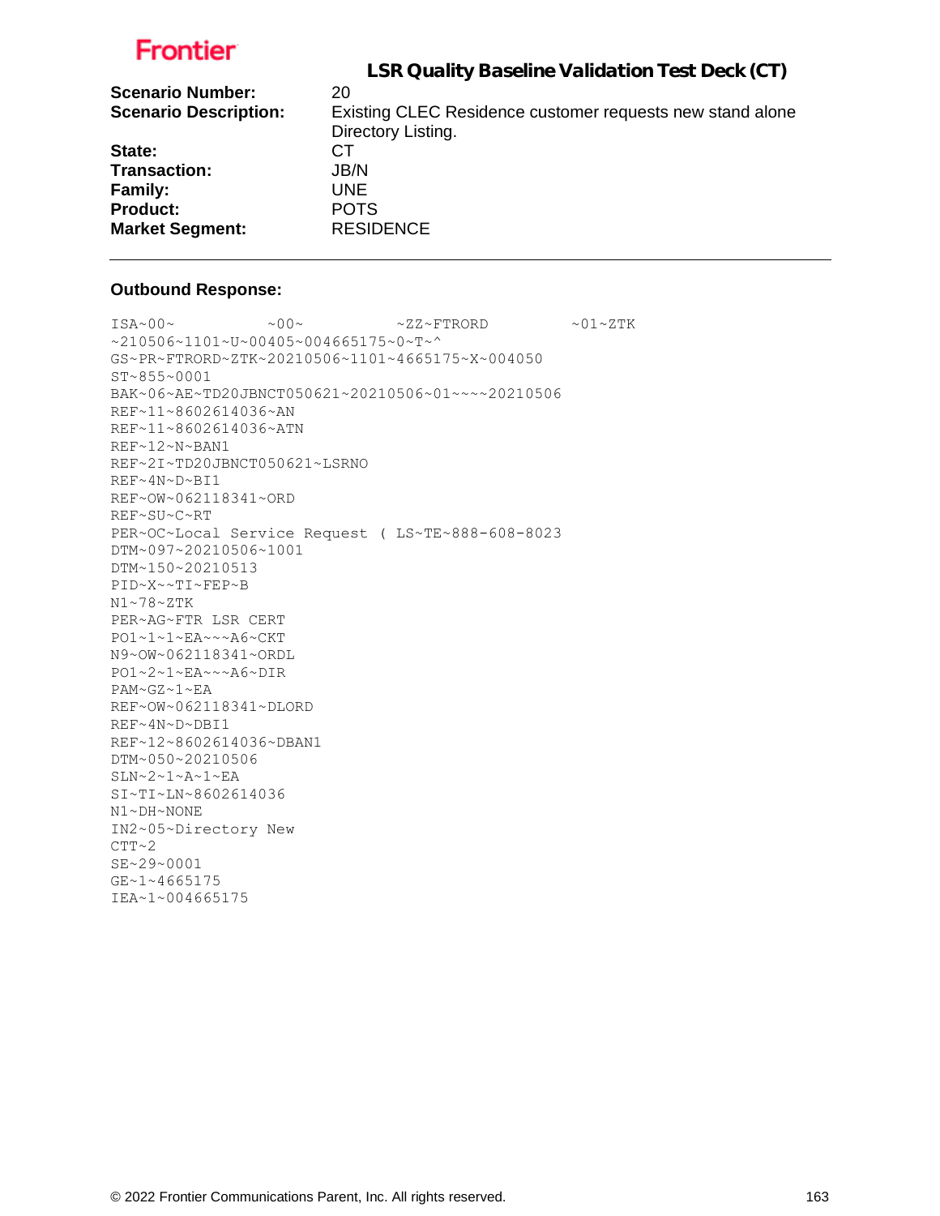**Frontier**

## LSR Quality Baseline Validation Test Deck (CT)

| | |
|---|---|
| **Scenario Number:** | 20 |
| **Scenario Description:** | Existing CLEC Residence customer requests new stand alone Directory Listing. |
| **State:** | CT |
| **Transaction:** | JB/N |
| **Family:** | UNE |
| **Product:** | POTS |
| **Market Segment:** | RESIDENCE |

---

**Outbound Response:**

```
ISA~00~          ~00~          ~ZZ~FTRORD         ~01~ZTK
~210506~1101~U~00405~004665175~0~T~^
GS~PR~FTRORD~ZTK~20210506~1101~4665175~X~004050
ST~855~0001
BAK~06~AE~TD20JBNCT050621~20210506~01~~~~20210506
REF~11~8602614036~AN
REF~11~8602614036~ATN
REF~12~N~BAN1
REF~2I~TD20JBNCT050621~LSRNO
REF~4N~D~BI1
REF~OW~062118341~ORD
REF~SU~C~RT
PER~OC~Local Service Request ( LS~TE~888-608-8023
DTM~097~20210506~1001
DTM~150~20210513
PID~X~~TI~FEP~B
N1~78~ZTK
PER~AG~FTR LSR CERT
PO1~1~1~EA~~~A6~CKT
N9~OW~062118341~ORDL
PO1~2~1~EA~~~A6~DIR
PAM~GZ~1~EA
REF~OW~062118341~DLORD
REF~4N~D~DBI1
REF~12~8602614036~DBAN1
DTM~050~20210506
SLN~2~1~A~1~EA
SI~TI~LN~8602614036
N1~DH~NONE
IN2~05~Directory New
CTT~2
SE~29~0001
GE~1~4665175
IEA~1~004665175
```

© 2022 Frontier Communications Parent, Inc. All rights reserved.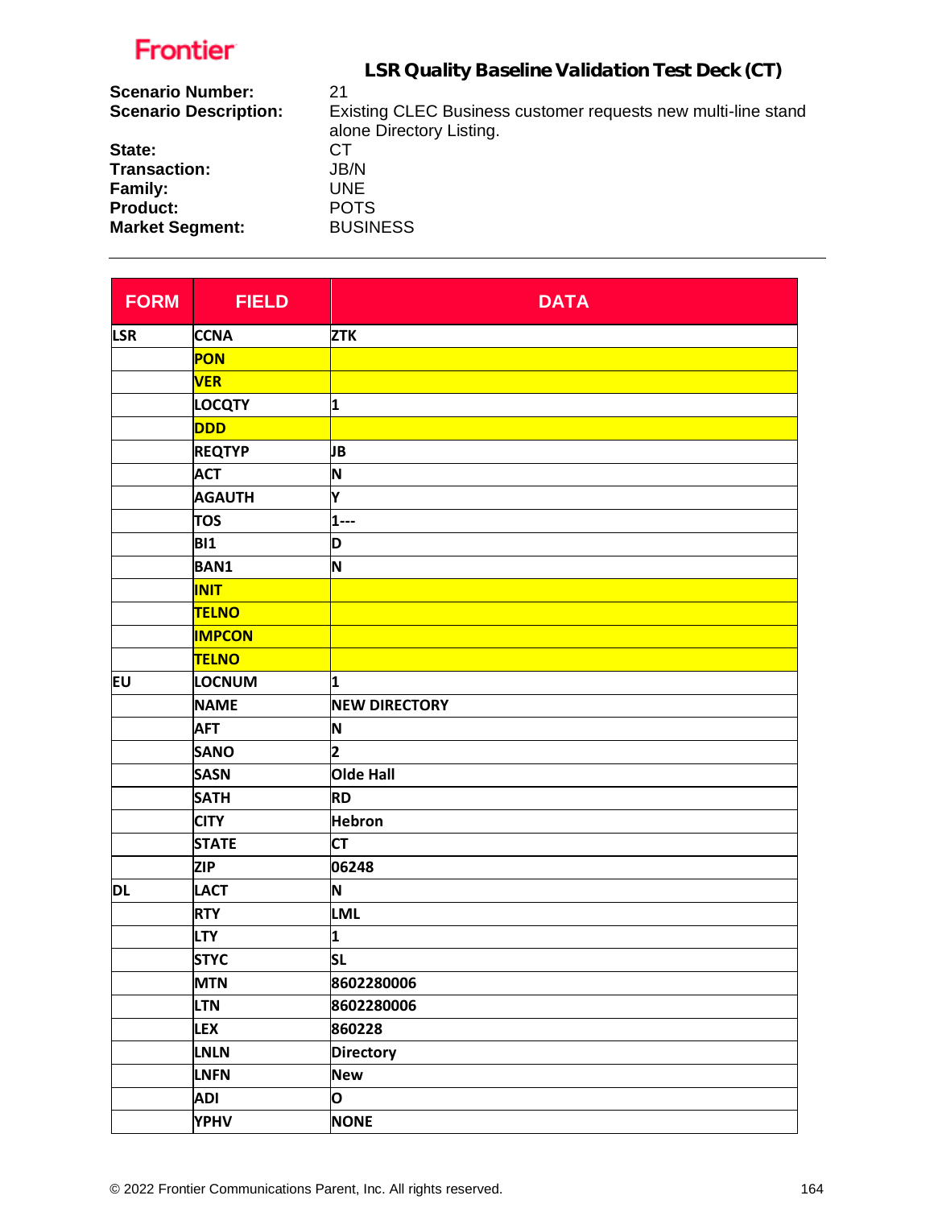Frontier

## LSR Quality Baseline Validation Test Deck (CT)

**Scenario Number:** 21
**Scenario Description:** Existing CLEC Business customer requests new multi-line stand alone Directory Listing.
**State:** CT
**Transaction:** JB/N
**Family:** UNE
**Product:** POTS
**Market Segment:** BUSINESS

| FORM | FIELD | DATA |
|---|---|---|
| LSR | CCNA | ZTK |
| | PON | |
| | VER | |
| | LOCQTY | 1 |
| | DDD | |
| | REQTYP | JB |
| | ACT | N |
| | AGAUTH | Y |
| | TOS | 1--- |
| | BI1 | D |
| | BAN1 | N |
| | INIT | |
| | TELNO | |
| | IMPCON | |
| | TELNO | |
| EU | LOCNUM | 1 |
| | NAME | NEW DIRECTORY |
| | AFT | N |
| | SANO | 2 |
| | SASN | Olde Hall |
| | SATH | RD |
| | CITY | Hebron |
| | STATE | CT |
| | ZIP | 06248 |
| DL | LACT | N |
| | RTY | LML |
| | LTY | 1 |
| | STYC | SL |
| | MTN | 8602280006 |
| | LTN | 8602280006 |
| | LEX | 860228 |
| | LNLN | Directory |
| | LNFN | New |
| | ADI | O |
| | YPHV | NONE |

© 2022 Frontier Communications Parent, Inc. All rights reserved.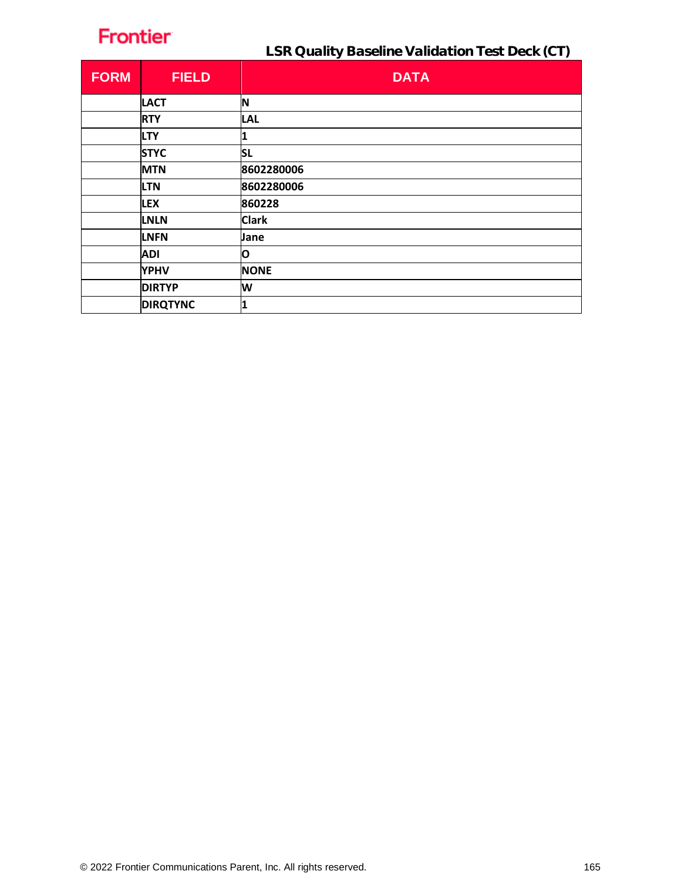| FORM | FIELD | DATA |
|---|---|---|
| | LACT | N |
| | RTY | LAL |
| | LTY | 1 |
| | STYC | SL |
| | MTN | 8602280006 |
| | LTN | 8602280006 |
| | LEX | 860228 |
| | LNLN | Clark |
| | LNFN | Jane |
| | ADI | O |
| | YPHV | NONE |
| | DIRTYP | W |
| | DIRQTYNC | 1 |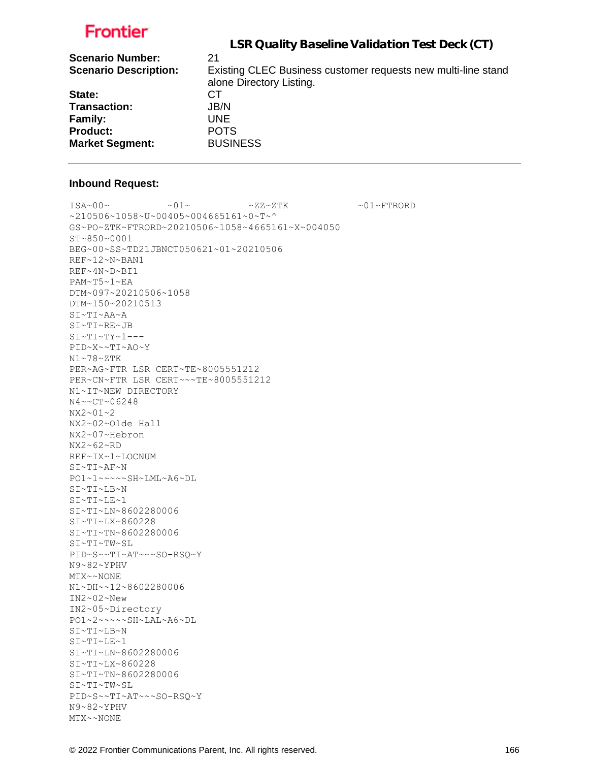**Frontier**

## LSR Quality Baseline Validation Test Deck (CT)

**Scenario Number:** 21
**Scenario Description:** Existing CLEC Business customer requests new multi-line stand alone Directory Listing.
**State:** CT
**Transaction:** JB/N
**Family:** UNE
**Product:** POTS
**Market Segment:** BUSINESS

---

**Inbound Request:**

```
ISA~00~          ~01~          ~ZZ~ZTK            ~01~FTRORD
~210506~1058~U~00405~004665161~0~T~^
GS~PO~ZTK~FTRORD~20210506~1058~4665161~X~004050
ST~850~0001
BEG~00~SS~TD21JBNCT050621~01~20210506
REF~12~N~BAN1
REF~4N~D~BI1
PAM~T5~1~EA
DTM~097~20210506~1058
DTM~150~20210513
SI~TI~AA~A
SI~TI~RE~JB
SI~TI~TY~1---
PID~X~~TI~AO~Y
N1~78~ZTK
PER~AG~FTR LSR CERT~TE~8005551212
PER~CN~FTR LSR CERT~~~TE~8005551212
N1~IT~NEW DIRECTORY
N4~~CT~06248
NX2~01~2
NX2~02~Olde Hall
NX2~07~Hebron
NX2~62~RD
REF~IX~1~LOCNUM
SI~TI~AF~N
PO1~1~~~~~SH~LML~A6~DL
SI~TI~LB~N
SI~TI~LE~1
SI~TI~LN~8602280006
SI~TI~LX~860228
SI~TI~TN~8602280006
SI~TI~TW~SL
PID~S~~TI~AT~~~SO-RSQ~Y
N9~82~YPHV
MTX~~NONE
N1~DH~~12~8602280006
IN2~02~New
IN2~05~Directory
PO1~2~~~~~SH~LAL~A6~DL
SI~TI~LB~N
SI~TI~LE~1
SI~TI~LN~8602280006
SI~TI~LX~860228
SI~TI~TN~8602280006
SI~TI~TW~SL
PID~S~~TI~AT~~~SO-RSQ~Y
N9~82~YPHV
MTX~~NONE
```

© 2022 Frontier Communications Parent, Inc. All rights reserved.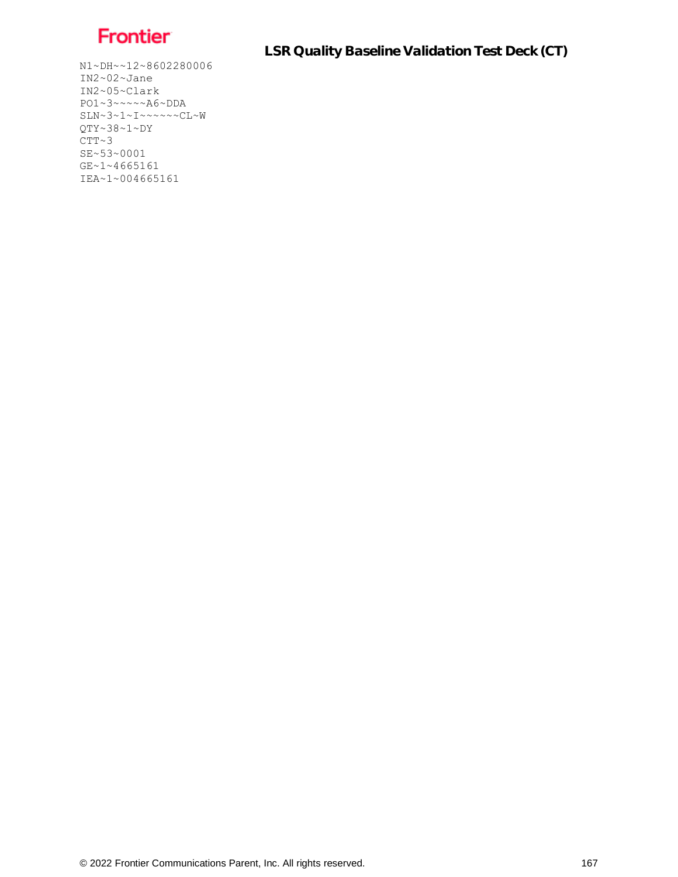```
N1~DH~~12~8602280006
IN2~02~Jane
IN2~05~Clark
PO1~3~~~~~A6~DDA
SLN~3~1~I~~~~~~CL~W
QTY~38~1~DY
CTT~3
SE~53~0001
GE~1~4665161
IEA~1~004665161
```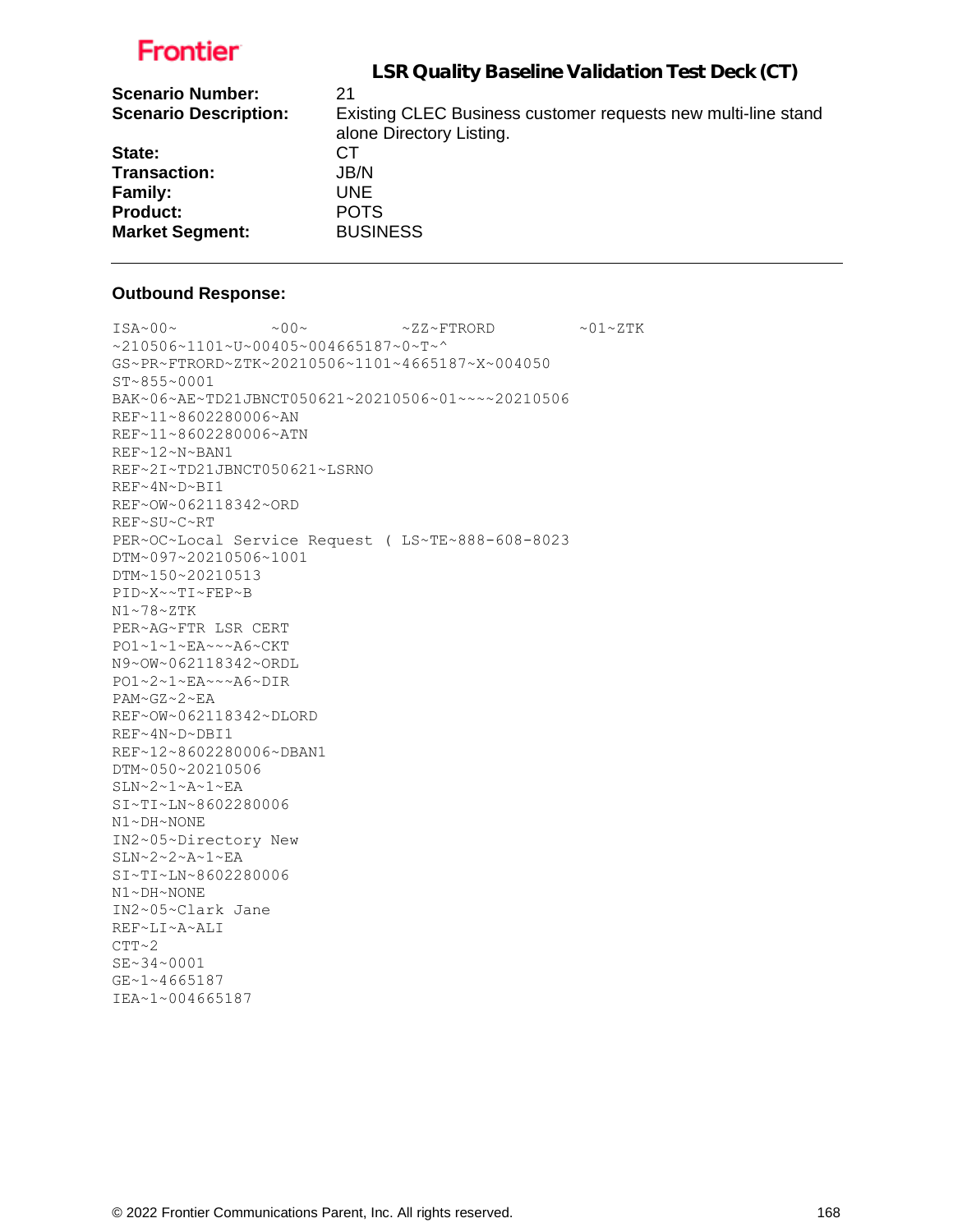**Frontier**

## LSR Quality Baseline Validation Test Deck (CT)

**Scenario Number:** 21
**Scenario Description:** Existing CLEC Business customer requests new multi-line stand alone Directory Listing.
**State:** CT
**Transaction:** JB/N
**Family:** UNE
**Product:** POTS
**Market Segment:** BUSINESS

---

**Outbound Response:**

```
ISA~00~          ~00~          ~ZZ~FTRORD         ~01~ZTK
~210506~1101~U~00405~004665187~0~T~^
GS~PR~FTRORD~ZTK~20210506~1101~4665187~X~004050
ST~855~0001
BAK~06~AE~TD21JBNCT050621~20210506~01~~~~20210506
REF~11~8602280006~AN
REF~11~8602280006~ATN
REF~12~N~BAN1
REF~2I~TD21JBNCT050621~LSRNO
REF~4N~D~BI1
REF~OW~062118342~ORD
REF~SU~C~RT
PER~OC~Local Service Request ( LS~TE~888-608-8023
DTM~097~20210506~1001
DTM~150~20210513
PID~X~~TI~FEP~B
N1~78~ZTK
PER~AG~FTR LSR CERT
PO1~1~1~EA~~~A6~CKT
N9~OW~062118342~ORDL
PO1~2~1~EA~~~A6~DIR
PAM~GZ~2~EA
REF~OW~062118342~DLORD
REF~4N~D~DBI1
REF~12~8602280006~DBAN1
DTM~050~20210506
SLN~2~1~A~1~EA
SI~TI~LN~8602280006
N1~DH~NONE
IN2~05~Directory New
SLN~2~2~A~1~EA
SI~TI~LN~8602280006
N1~DH~NONE
IN2~05~Clark Jane
REF~LI~A~ALI
CTT~2
SE~34~0001
GE~1~4665187
IEA~1~004665187
```

© 2022 Frontier Communications Parent, Inc. All rights reserved.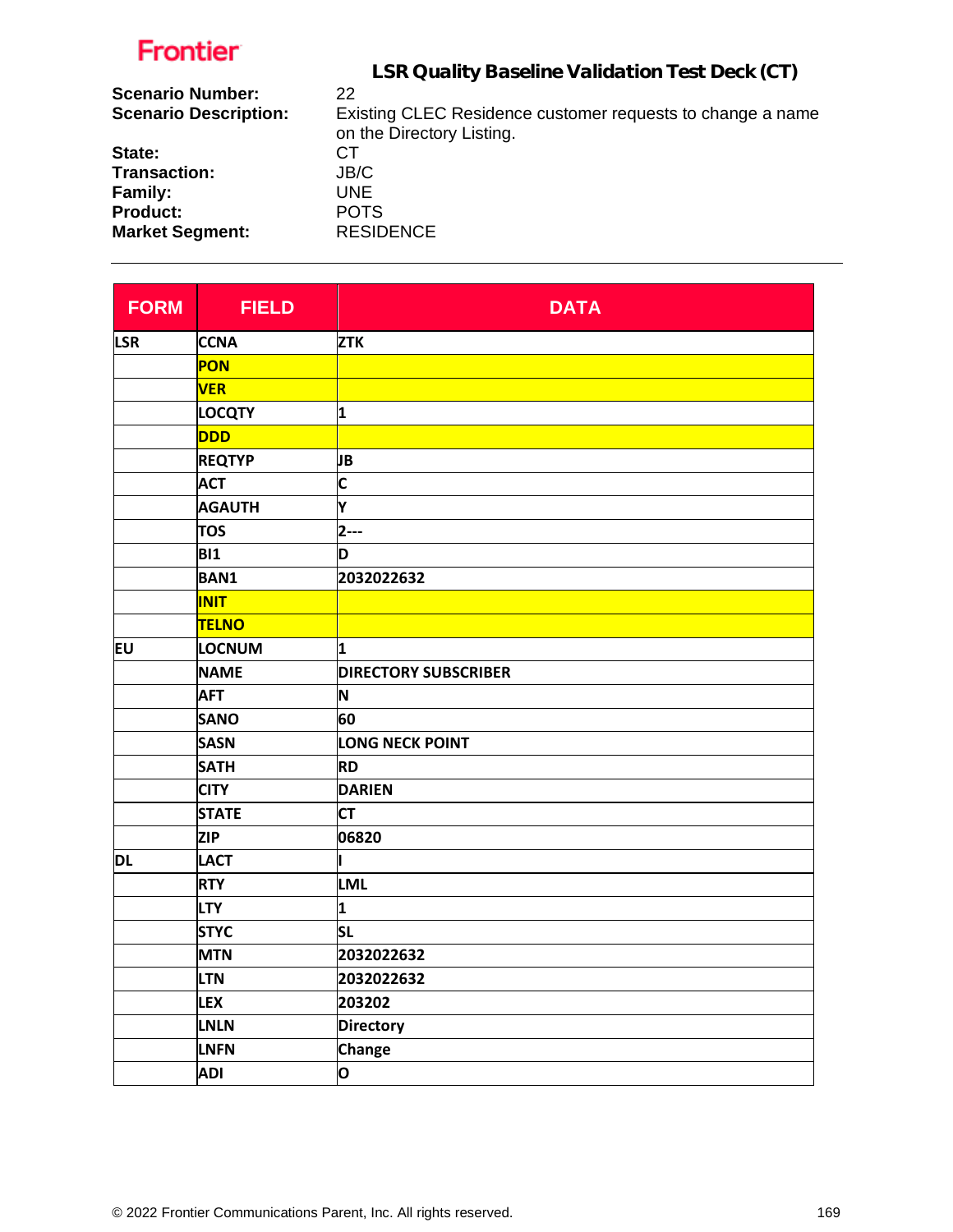Frontier

## LSR Quality Baseline Validation Test Deck (CT)

**Scenario Number:** 22
**Scenario Description:** Existing CLEC Residence customer requests to change a name on the Directory Listing.
**State:** CT
**Transaction:** JB/C
**Family:** UNE
**Product:** POTS
**Market Segment:** RESIDENCE

| FORM | FIELD | DATA |
|---|---|---|
| LSR | CCNA | ZTK |
| | PON | |
| | VER | |
| | LOCQTY | 1 |
| | DDD | |
| | REQTYP | JB |
| | ACT | C |
| | AGAUTH | Y |
| | TOS | 2--- |
| | BI1 | D |
| | BAN1 | 2032022632 |
| | INIT | |
| | TELNO | |
| EU | LOCNUM | 1 |
| | NAME | DIRECTORY SUBSCRIBER |
| | AFT | N |
| | SANO | 60 |
| | SASN | LONG NECK POINT |
| | SATH | RD |
| | CITY | DARIEN |
| | STATE | CT |
| | ZIP | 06820 |
| DL | LACT | I |
| | RTY | LML |
| | LTY | 1 |
| | STYC | SL |
| | MTN | 2032022632 |
| | LTN | 2032022632 |
| | LEX | 203202 |
| | LNLN | Directory |
| | LNFN | Change |
| | ADI | O |

© 2022 Frontier Communications Parent, Inc. All rights reserved.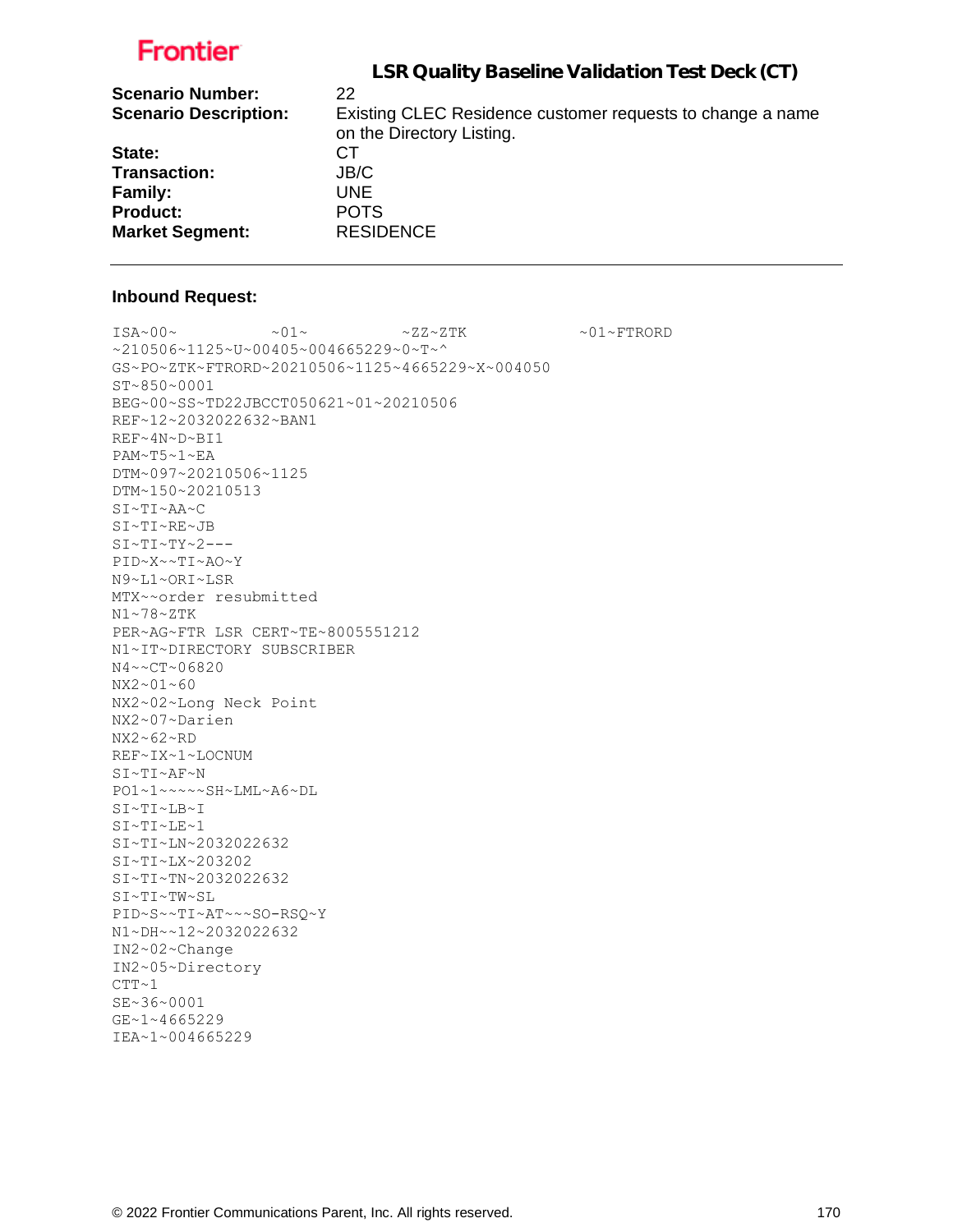# LSR Quality Baseline Validation Test Deck (CT)

| | |
|---|---|
| **Scenario Number:** | 22 |
| **Scenario Description:** | Existing CLEC Residence customer requests to change a name on the Directory Listing. |
| **State:** | CT |
| **Transaction:** | JB/C |
| **Family:** | UNE |
| **Product:** | POTS |
| **Market Segment:** | RESIDENCE |

---

**Inbound Request:**

```
ISA~00~          ~01~          ~ZZ~ZTK            ~01~FTRORD
~210506~1125~U~00405~004665229~0~T~^
GS~PO~ZTK~FTRORD~20210506~1125~4665229~X~004050
ST~850~0001
BEG~00~SS~TD22JBCCT050621~01~20210506
REF~12~2032022632~BAN1
REF~4N~D~BI1
PAM~T5~1~EA
DTM~097~20210506~1125
DTM~150~20210513
SI~TI~AA~C
SI~TI~RE~JB
SI~TI~TY~2---
PID~X~~TI~AO~Y
N9~L1~ORI~LSR
MTX~~order resubmitted
N1~78~ZTK
PER~AG~FTR LSR CERT~TE~8005551212
N1~IT~DIRECTORY SUBSCRIBER
N4~~CT~06820
NX2~01~60
NX2~02~Long Neck Point
NX2~07~Darien
NX2~62~RD
REF~IX~1~LOCNUM
SI~TI~AF~N
PO1~1~~~~~SH~LML~A6~DL
SI~TI~LB~I
SI~TI~LE~1
SI~TI~LN~2032022632
SI~TI~LX~203202
SI~TI~TN~2032022632
SI~TI~TW~SL
PID~S~~TI~AT~~~SO-RSQ~Y
N1~DH~~12~2032022632
IN2~02~Change
IN2~05~Directory
CTT~1
SE~36~0001
GE~1~4665229
IEA~1~004665229
```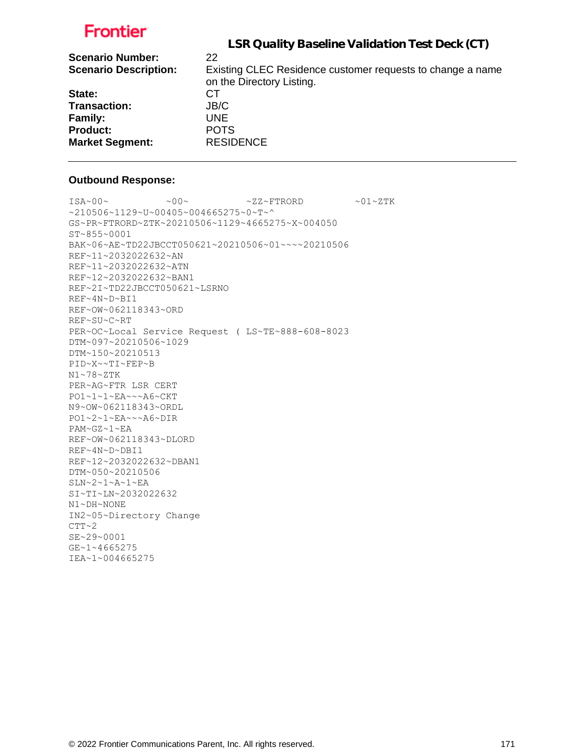Frontier

## LSR Quality Baseline Validation Test Deck (CT)

**Scenario Number:** 22
**Scenario Description:** Existing CLEC Residence customer requests to change a name on the Directory Listing.
**State:** CT
**Transaction:** JB/C
**Family:** UNE
**Product:** POTS
**Market Segment:** RESIDENCE

---

**Outbound Response:**

```
ISA~00~          ~00~          ~ZZ~FTRORD         ~01~ZTK
~210506~1129~U~00405~004665275~0~T~^
GS~PR~FTRORD~ZTK~20210506~1129~4665275~X~004050
ST~855~0001
BAK~06~AE~TD22JBCCT050621~20210506~01~~~~20210506
REF~11~2032022632~AN
REF~11~2032022632~ATN
REF~12~2032022632~BAN1
REF~2I~TD22JBCCT050621~LSRNO
REF~4N~D~BI1
REF~OW~062118343~ORD
REF~SU~C~RT
PER~OC~Local Service Request ( LS~TE~888-608-8023
DTM~097~20210506~1029
DTM~150~20210513
PID~X~~TI~FEP~B
N1~78~ZTK
PER~AG~FTR LSR CERT
PO1~1~1~EA~~~A6~CKT
N9~OW~062118343~ORDL
PO1~2~1~EA~~~A6~DIR
PAM~GZ~1~EA
REF~OW~062118343~DLORD
REF~4N~D~DBI1
REF~12~2032022632~DBAN1
DTM~050~20210506
SLN~2~1~A~1~EA
SI~TI~LN~2032022632
N1~DH~NONE
IN2~05~Directory Change
CTT~2
SE~29~0001
GE~1~4665275
IEA~1~004665275
```

© 2022 Frontier Communications Parent, Inc. All rights reserved.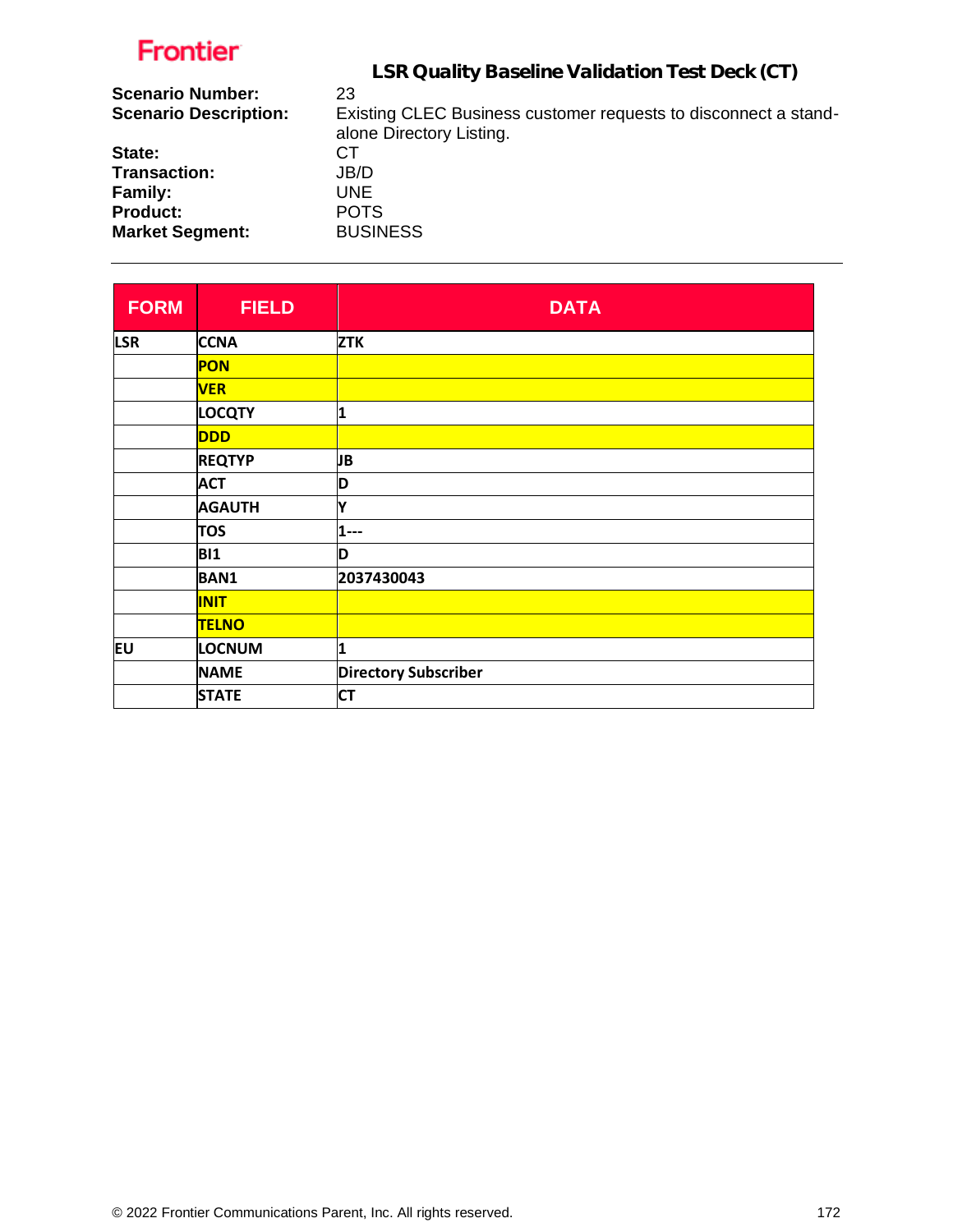**Frontier**

## LSR Quality Baseline Validation Test Deck (CT)

**Scenario Number:** 23
**Scenario Description:** Existing CLEC Business customer requests to disconnect a stand-alone Directory Listing.
**State:** CT
**Transaction:** JB/D
**Family:** UNE
**Product:** POTS
**Market Segment:** BUSINESS

| FORM | FIELD | DATA |
|---|---|---|
| LSR | CCNA | ZTK |
| | PON | |
| | VER | |
| | LOCQTY | 1 |
| | DDD | |
| | REQTYP | JB |
| | ACT | D |
| | AGAUTH | Y |
| | TOS | 1--- |
| | BI1 | D |
| | BAN1 | 2037430043 |
| | INIT | |
| | TELNO | |
| EU | LOCNUM | 1 |
| | NAME | Directory Subscriber |
| | STATE | CT |

© 2022 Frontier Communications Parent, Inc. All rights reserved.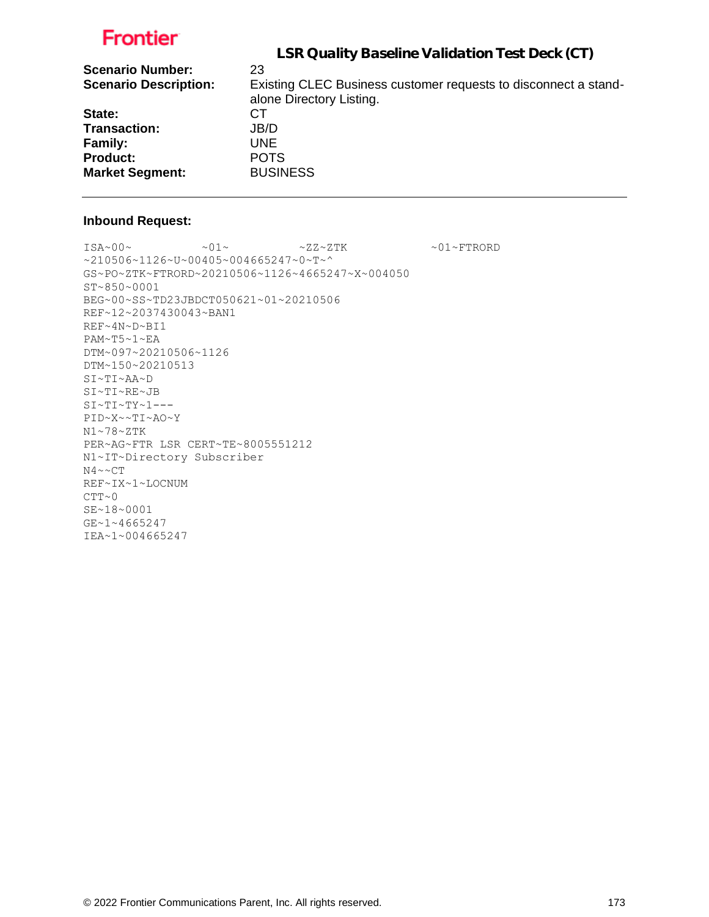Frontier

## LSR Quality Baseline Validation Test Deck (CT)

**Scenario Number:** 23
**Scenario Description:** Existing CLEC Business customer requests to disconnect a stand-alone Directory Listing.
**State:** CT
**Transaction:** JB/D
**Family:** UNE
**Product:** POTS
**Market Segment:** BUSINESS

---

### Inbound Request:

```
ISA~00~          ~01~          ~ZZ~ZTK            ~01~FTRORD
~210506~1126~U~00405~004665247~0~T~^
GS~PO~ZTK~FTRORD~20210506~1126~4665247~X~004050
ST~850~0001
BEG~00~SS~TD23JBDCT050621~01~20210506
REF~12~2037430043~BAN1
REF~4N~D~BI1
PAM~T5~1~EA
DTM~097~20210506~1126
DTM~150~20210513
SI~TI~AA~D
SI~TI~RE~JB
SI~TI~TY~1---
PID~X~~TI~AO~Y
N1~78~ZTK
PER~AG~FTR LSR CERT~TE~8005551212
N1~IT~Directory Subscriber
N4~~CT
REF~IX~1~LOCNUM
CTT~0
SE~18~0001
GE~1~4665247
IEA~1~004665247
```

© 2022 Frontier Communications Parent, Inc. All rights reserved.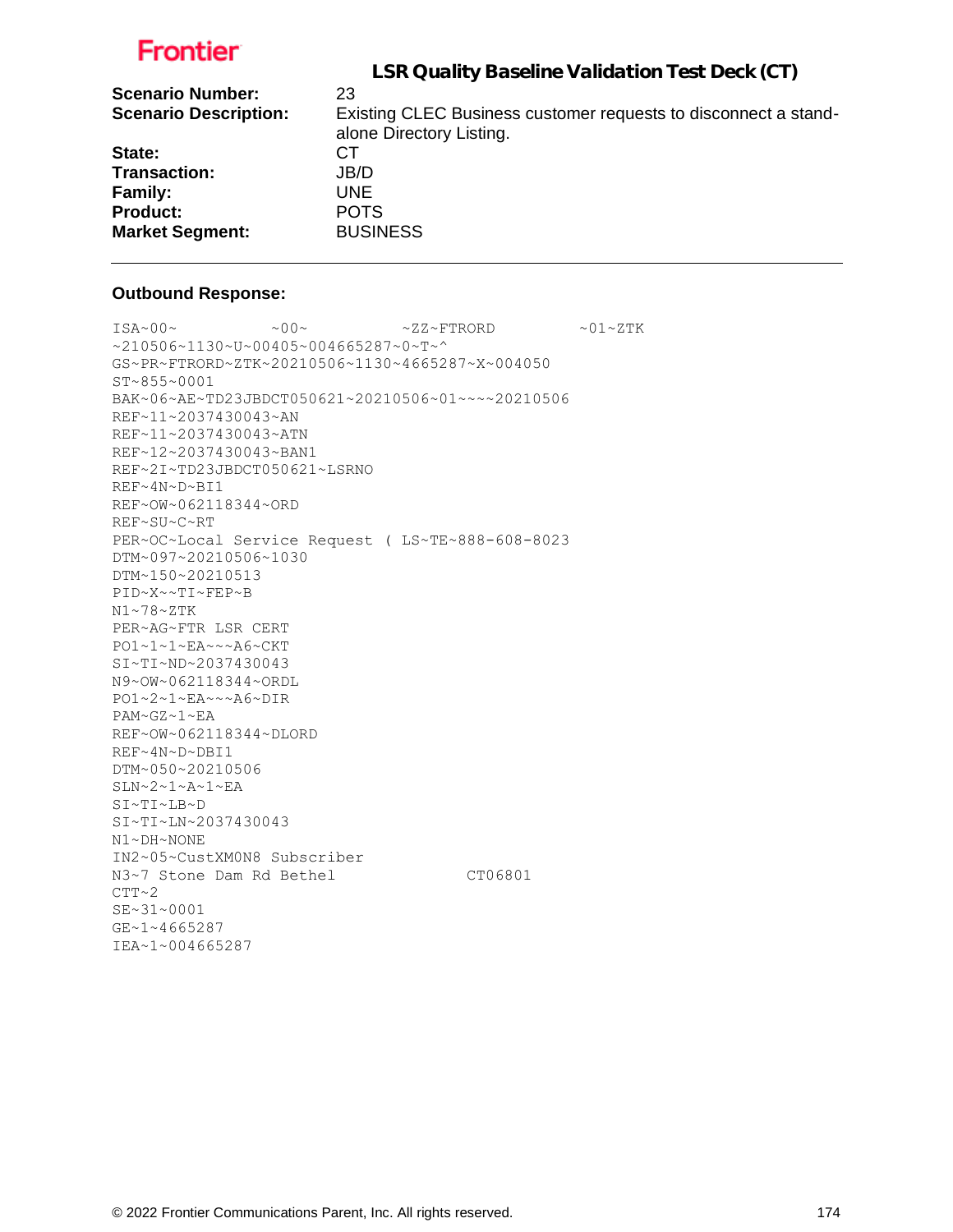Frontier

## LSR Quality Baseline Validation Test Deck (CT)

**Scenario Number:** 23
**Scenario Description:** Existing CLEC Business customer requests to disconnect a stand-alone Directory Listing.
**State:** CT
**Transaction:** JB/D
**Family:** UNE
**Product:** POTS
**Market Segment:** BUSINESS

---

**Outbound Response:**

```
ISA~00~          ~00~          ~ZZ~FTRORD         ~01~ZTK
~210506~1130~U~00405~004665287~0~T~^
GS~PR~FTRORD~ZTK~20210506~1130~4665287~X~004050
ST~855~0001
BAK~06~AE~TD23JBDCT050621~20210506~01~~~~20210506
REF~11~2037430043~AN
REF~11~2037430043~ATN
REF~12~2037430043~BAN1
REF~2I~TD23JBDCT050621~LSRNO
REF~4N~D~BI1
REF~OW~062118344~ORD
REF~SU~C~RT
PER~OC~Local Service Request ( LS~TE~888-608-8023
DTM~097~20210506~1030
DTM~150~20210513
PID~X~~TI~FEP~B
N1~78~ZTK
PER~AG~FTR LSR CERT
PO1~1~1~EA~~~A6~CKT
SI~TI~ND~2037430043
N9~OW~062118344~ORDL
PO1~2~1~EA~~~A6~DIR
PAM~GZ~1~EA
REF~OW~062118344~DLORD
REF~4N~D~DBI1
DTM~050~20210506
SLN~2~1~A~1~EA
SI~TI~LB~D
SI~TI~LN~2037430043
N1~DH~NONE
IN2~05~CustXM0N8 Subscriber
N3~7 Stone Dam Rd Bethel              CT06801
CTT~2
SE~31~0001
GE~1~4665287
IEA~1~004665287
```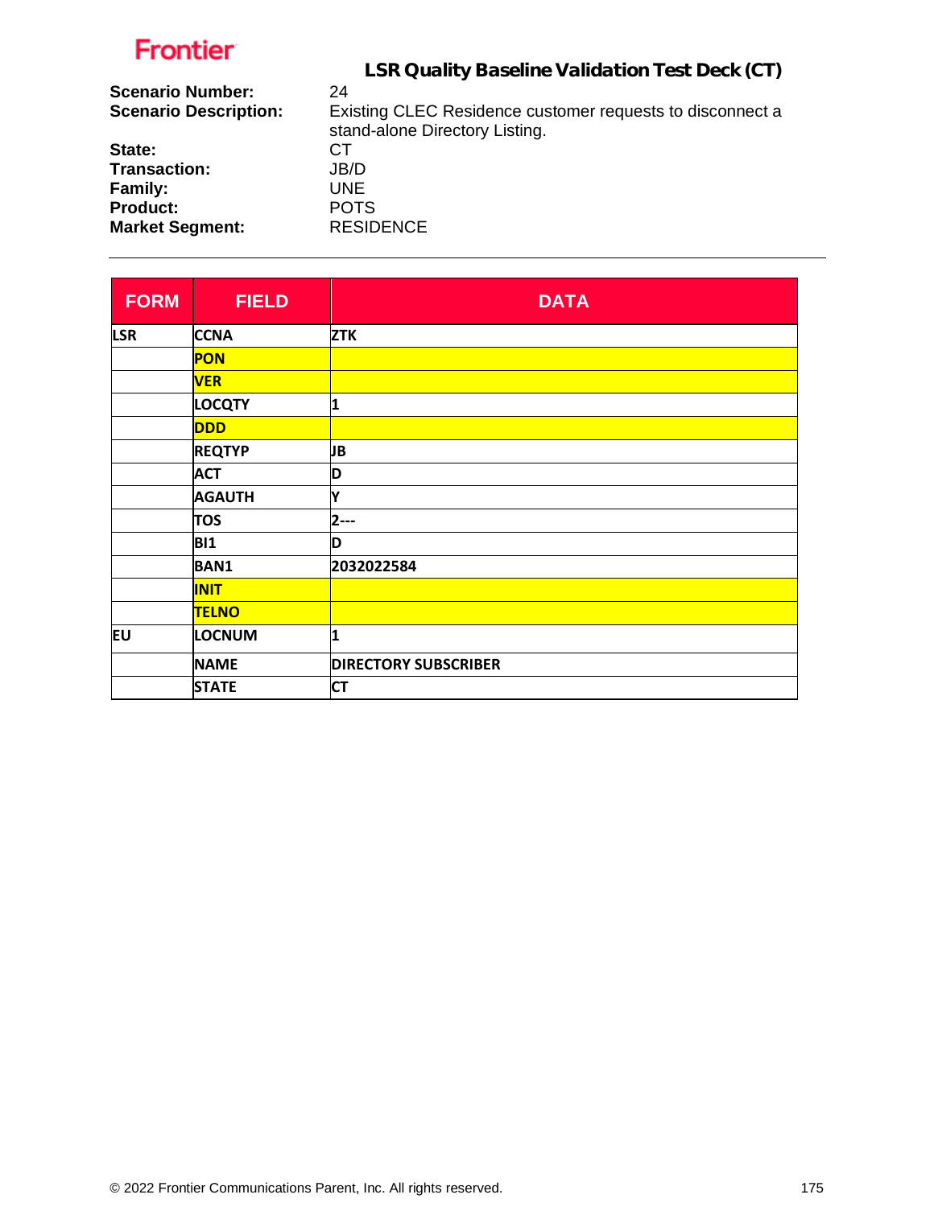Frontier

# LSR Quality Baseline Validation Test Deck (CT)

**Scenario Number:** 24
**Scenario Description:** Existing CLEC Residence customer requests to disconnect a stand-alone Directory Listing.
**State:** CT
**Transaction:** JB/D
**Family:** UNE
**Product:** POTS
**Market Segment:** RESIDENCE

---

| FORM | FIELD | DATA |
|---|---|---|
| LSR | CCNA | ZTK |
| | PON | |
| | VER | |
| | LOCQTY | 1 |
| | DDD | |
| | REQTYP | JB |
| | ACT | D |
| | AGAUTH | Y |
| | TOS | 2--- |
| | BI1 | D |
| | BAN1 | 2032022584 |
| | INIT | |
| | TELNO | |
| EU | LOCNUM | 1 |
| | NAME | DIRECTORY SUBSCRIBER |
| | STATE | CT |

© 2022 Frontier Communications Parent, Inc. All rights reserved.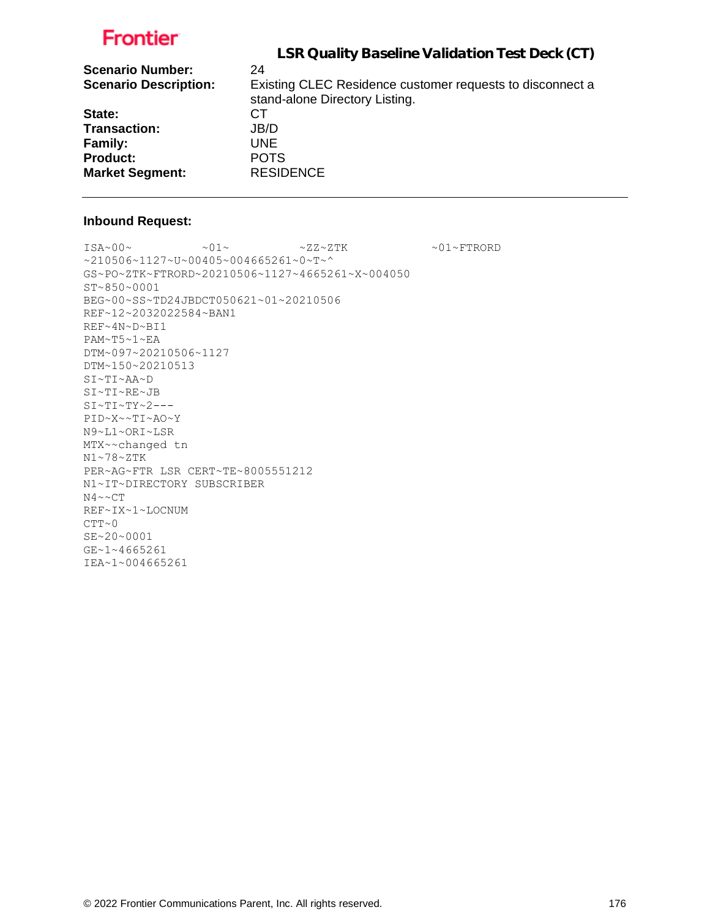Frontier

## LSR Quality Baseline Validation Test Deck (CT)

**Scenario Number:** 24
**Scenario Description:** Existing CLEC Residence customer requests to disconnect a stand-alone Directory Listing.
**State:** CT
**Transaction:** JB/D
**Family:** UNE
**Product:** POTS
**Market Segment:** RESIDENCE

---

**Inbound Request:**

```
ISA~00~          ~01~          ~ZZ~ZTK            ~01~FTRORD
~210506~1127~U~00405~004665261~0~T~^
GS~PO~ZTK~FTRORD~20210506~1127~4665261~X~004050
ST~850~0001
BEG~00~SS~TD24JBDCT050621~01~20210506
REF~12~2032022584~BAN1
REF~4N~D~BI1
PAM~T5~1~EA
DTM~097~20210506~1127
DTM~150~20210513
SI~TI~AA~D
SI~TI~RE~JB
SI~TI~TY~2---
PID~X~~TI~AO~Y
N9~L1~ORI~LSR
MTX~~changed tn
N1~78~ZTK
PER~AG~FTR LSR CERT~TE~8005551212
N1~IT~DIRECTORY SUBSCRIBER
N4~~CT
REF~IX~1~LOCNUM
CTT~0
SE~20~0001
GE~1~4665261
IEA~1~004665261
```

© 2022 Frontier Communications Parent, Inc. All rights reserved.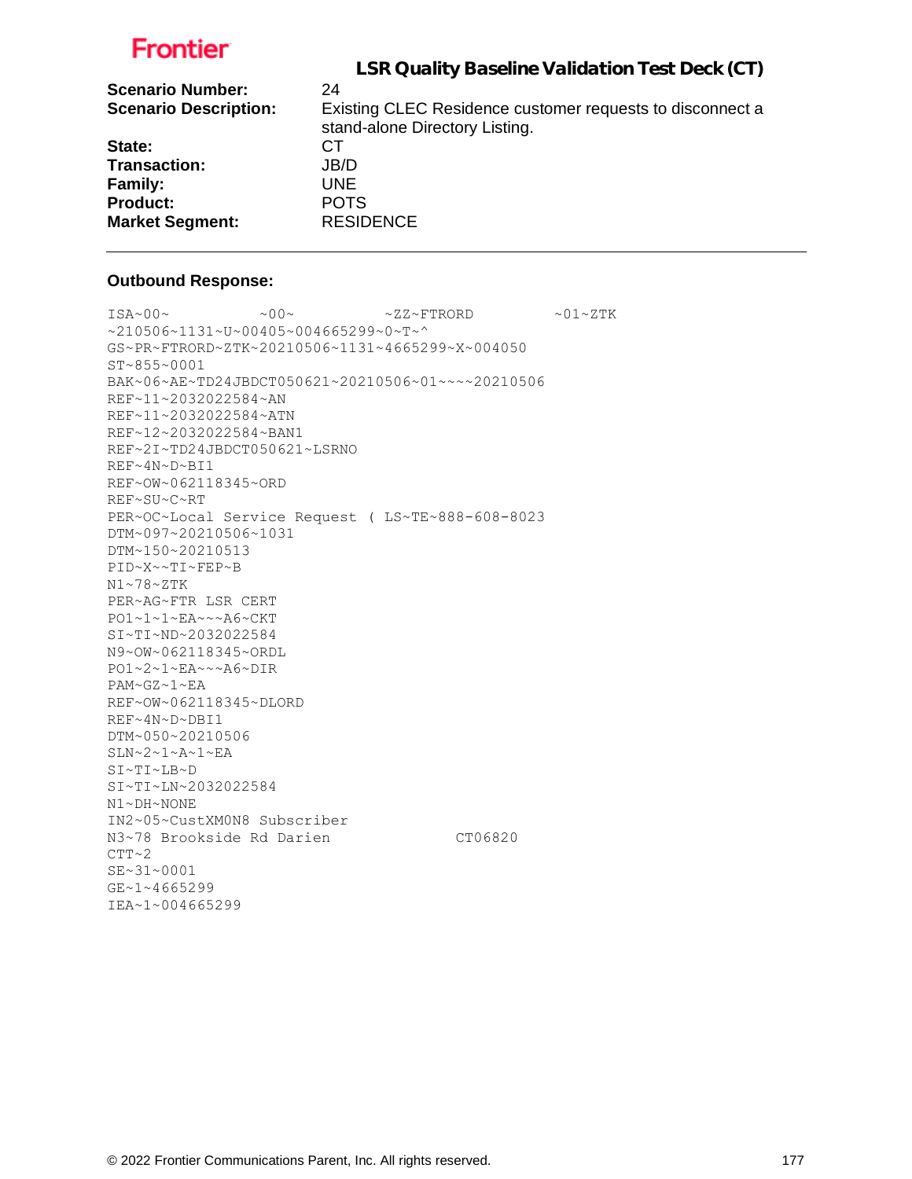Frontier

## LSR Quality Baseline Validation Test Deck (CT)

| | |
|---|---|
| **Scenario Number:** | 24 |
| **Scenario Description:** | Existing CLEC Residence customer requests to disconnect a stand-alone Directory Listing. |
| **State:** | CT |
| **Transaction:** | JB/D |
| **Family:** | UNE |
| **Product:** | POTS |
| **Market Segment:** | RESIDENCE |

---

**Outbound Response:**

```
ISA~00~          ~00~          ~ZZ~FTRORD         ~01~ZTK
~210506~1131~U~00405~004665299~0~T~^
GS~PR~FTRORD~ZTK~20210506~1131~4665299~X~004050
ST~855~0001
BAK~06~AE~TD24JBDCT050621~20210506~01~~~~20210506
REF~11~2032022584~AN
REF~11~2032022584~ATN
REF~12~2032022584~BAN1
REF~2I~TD24JBDCT050621~LSRNO
REF~4N~D~BI1
REF~OW~062118345~ORD
REF~SU~C~RT
PER~OC~Local Service Request ( LS~TE~888-608-8023
DTM~097~20210506~1031
DTM~150~20210513
PID~X~~TI~FEP~B
N1~78~ZTK
PER~AG~FTR LSR CERT
PO1~1~1~EA~~~A6~CKT
SI~TI~ND~2032022584
N9~OW~062118345~ORDL
PO1~2~1~EA~~~A6~DIR
PAM~GZ~1~EA
REF~OW~062118345~DLORD
REF~4N~D~DBI1
DTM~050~20210506
SLN~2~1~A~1~EA
SI~TI~LB~D
SI~TI~LN~2032022584
N1~DH~NONE
IN2~05~CustXM0N8 Subscriber
N3~78 Brookside Rd Darien              CT06820
CTT~2
SE~31~0001
GE~1~4665299
IEA~1~004665299
```

© 2022 Frontier Communications Parent, Inc. All rights reserved.